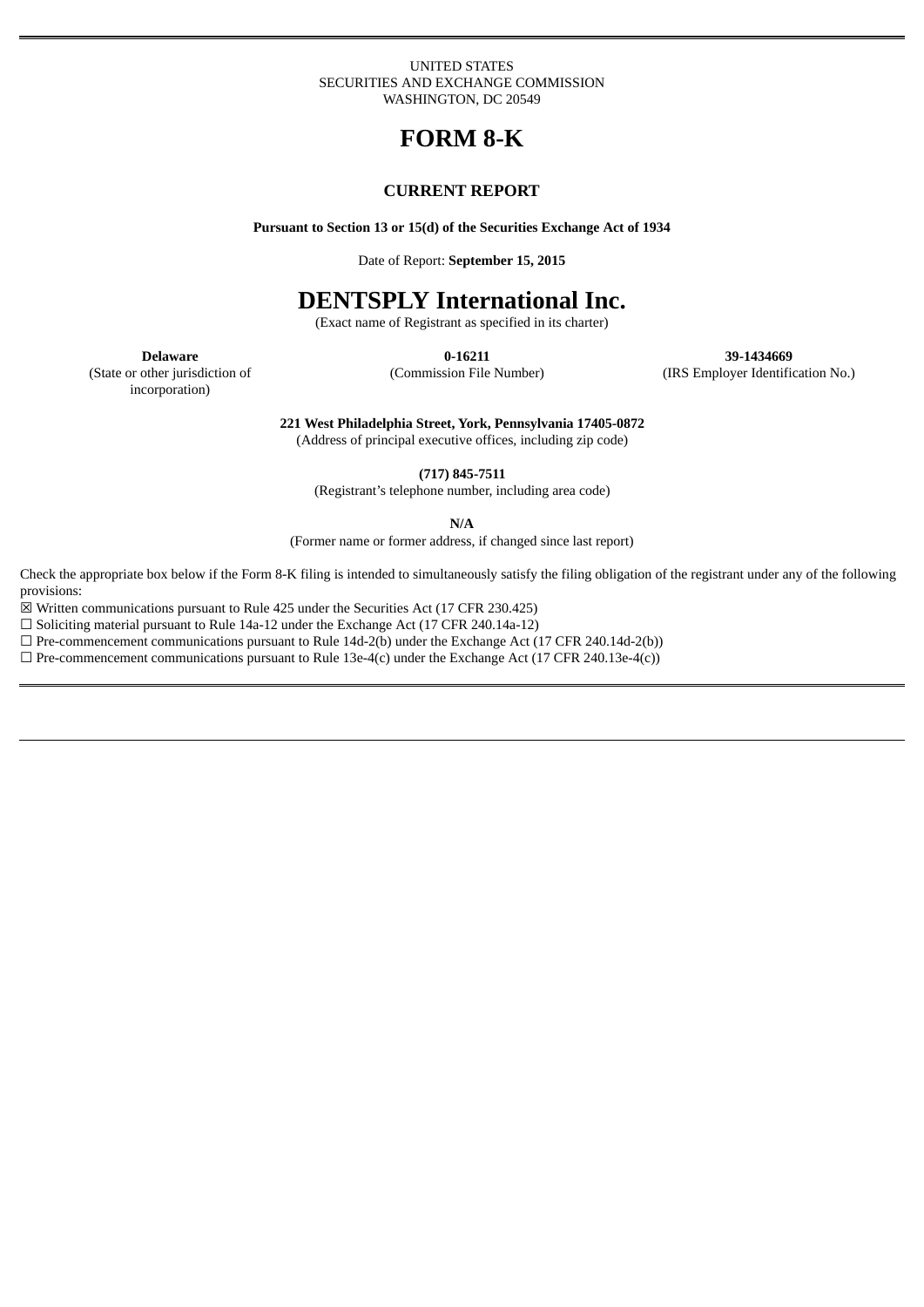UNITED STATES
SECURITIES AND EXCHANGE COMMISSION
WASHINGTON, DC 20549

# FORM 8-K

## CURRENT REPORT

**Pursuant to Section 13 or 15(d) of the Securities Exchange Act of 1934**

Date of Report: **September 15, 2015**

# DENTSPLY International Inc.

(Exact name of Registrant as specified in its charter)

| | | |
|---|---|---|
| **Delaware** | **0-16211** | **39-1434669** |
| (State or other jurisdiction of incorporation) | (Commission File Number) | (IRS Employer Identification No.) |

**221 West Philadelphia Street, York, Pennsylvania 17405-0872**
(Address of principal executive offices, including zip code)

**(717) 845-7511**
(Registrant's telephone number, including area code)

**N/A**
(Former name or former address, if changed since last report)

Check the appropriate box below if the Form 8-K filing is intended to simultaneously satisfy the filing obligation of the registrant under any of the following provisions:

☒ Written communications pursuant to Rule 425 under the Securities Act (17 CFR 230.425)
☐ Soliciting material pursuant to Rule 14a-12 under the Exchange Act (17 CFR 240.14a-12)
☐ Pre-commencement communications pursuant to Rule 14d-2(b) under the Exchange Act (17 CFR 240.14d-2(b))
☐ Pre-commencement communications pursuant to Rule 13e-4(c) under the Exchange Act (17 CFR 240.13e-4(c))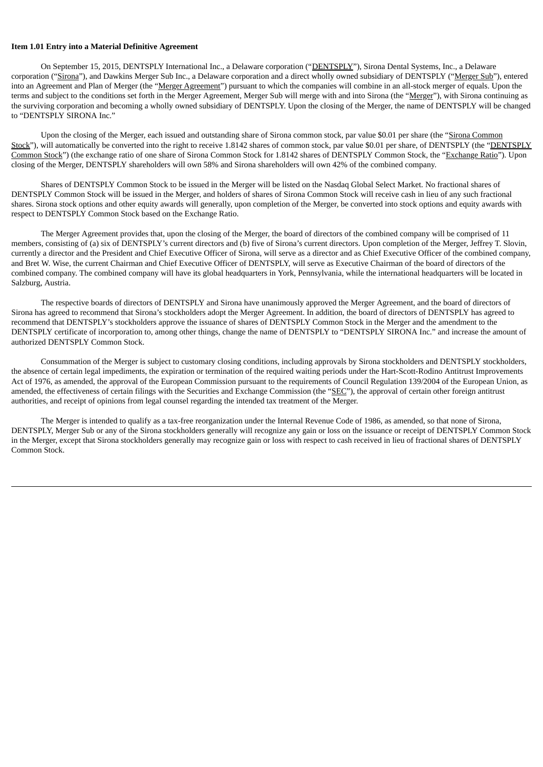**Item 1.01 Entry into a Material Definitive Agreement**

On September 15, 2015, DENTSPLY International Inc., a Delaware corporation ("DENTSPLY"), Sirona Dental Systems, Inc., a Delaware corporation ("Sirona"), and Dawkins Merger Sub Inc., a Delaware corporation and a direct wholly owned subsidiary of DENTSPLY ("Merger Sub"), entered into an Agreement and Plan of Merger (the "Merger Agreement") pursuant to which the companies will combine in an all-stock merger of equals. Upon the terms and subject to the conditions set forth in the Merger Agreement, Merger Sub will merge with and into Sirona (the "Merger"), with Sirona continuing as the surviving corporation and becoming a wholly owned subsidiary of DENTSPLY. Upon the closing of the Merger, the name of DENTSPLY will be changed to "DENTSPLY SIRONA Inc."

Upon the closing of the Merger, each issued and outstanding share of Sirona common stock, par value $0.01 per share (the "Sirona Common Stock"), will automatically be converted into the right to receive 1.8142 shares of common stock, par value $0.01 per share, of DENTSPLY (the "DENTSPLY Common Stock") (the exchange ratio of one share of Sirona Common Stock for 1.8142 shares of DENTSPLY Common Stock, the "Exchange Ratio"). Upon closing of the Merger, DENTSPLY shareholders will own 58% and Sirona shareholders will own 42% of the combined company.

Shares of DENTSPLY Common Stock to be issued in the Merger will be listed on the Nasdaq Global Select Market. No fractional shares of DENTSPLY Common Stock will be issued in the Merger, and holders of shares of Sirona Common Stock will receive cash in lieu of any such fractional shares. Sirona stock options and other equity awards will generally, upon completion of the Merger, be converted into stock options and equity awards with respect to DENTSPLY Common Stock based on the Exchange Ratio.

The Merger Agreement provides that, upon the closing of the Merger, the board of directors of the combined company will be comprised of 11 members, consisting of (a) six of DENTSPLY's current directors and (b) five of Sirona's current directors. Upon completion of the Merger, Jeffrey T. Slovin, currently a director and the President and Chief Executive Officer of Sirona, will serve as a director and as Chief Executive Officer of the combined company, and Bret W. Wise, the current Chairman and Chief Executive Officer of DENTSPLY, will serve as Executive Chairman of the board of directors of the combined company. The combined company will have its global headquarters in York, Pennsylvania, while the international headquarters will be located in Salzburg, Austria.

The respective boards of directors of DENTSPLY and Sirona have unanimously approved the Merger Agreement, and the board of directors of Sirona has agreed to recommend that Sirona's stockholders adopt the Merger Agreement. In addition, the board of directors of DENTSPLY has agreed to recommend that DENTSPLY's stockholders approve the issuance of shares of DENTSPLY Common Stock in the Merger and the amendment to the DENTSPLY certificate of incorporation to, among other things, change the name of DENTSPLY to "DENTSPLY SIRONA Inc." and increase the amount of authorized DENTSPLY Common Stock.

Consummation of the Merger is subject to customary closing conditions, including approvals by Sirona stockholders and DENTSPLY stockholders, the absence of certain legal impediments, the expiration or termination of the required waiting periods under the Hart-Scott-Rodino Antitrust Improvements Act of 1976, as amended, the approval of the European Commission pursuant to the requirements of Council Regulation 139/2004 of the European Union, as amended, the effectiveness of certain filings with the Securities and Exchange Commission (the "SEC"), the approval of certain other foreign antitrust authorities, and receipt of opinions from legal counsel regarding the intended tax treatment of the Merger.

The Merger is intended to qualify as a tax-free reorganization under the Internal Revenue Code of 1986, as amended, so that none of Sirona, DENTSPLY, Merger Sub or any of the Sirona stockholders generally will recognize any gain or loss on the issuance or receipt of DENTSPLY Common Stock in the Merger, except that Sirona stockholders generally may recognize gain or loss with respect to cash received in lieu of fractional shares of DENTSPLY Common Stock.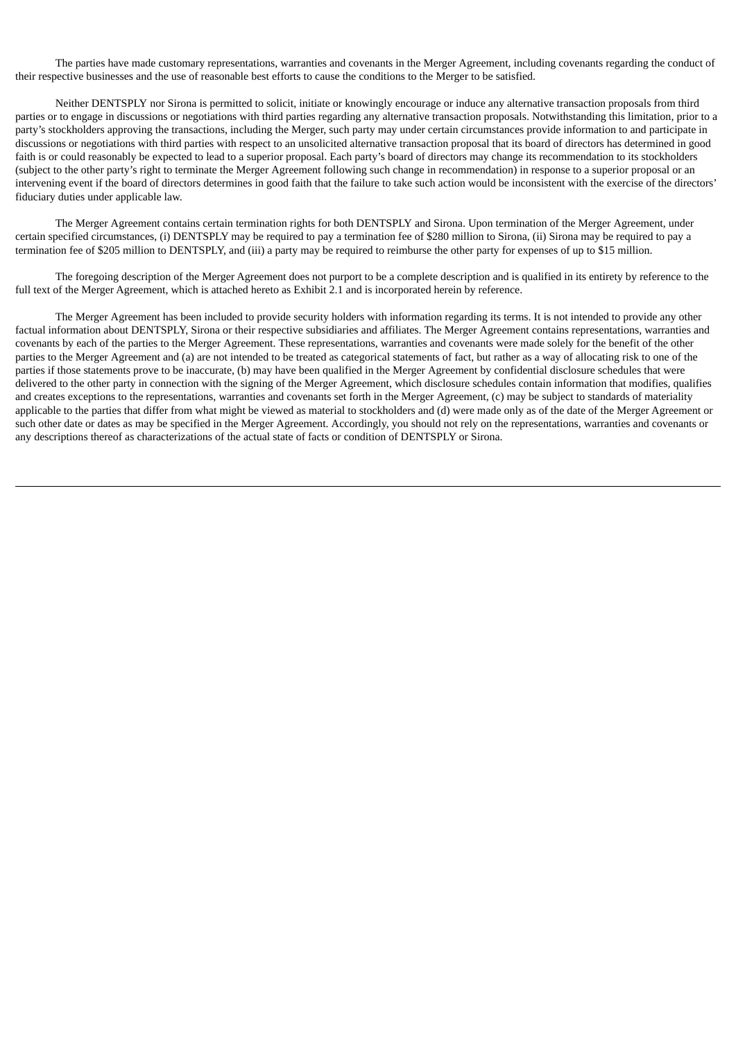The parties have made customary representations, warranties and covenants in the Merger Agreement, including covenants regarding the conduct of their respective businesses and the use of reasonable best efforts to cause the conditions to the Merger to be satisfied.

Neither DENTSPLY nor Sirona is permitted to solicit, initiate or knowingly encourage or induce any alternative transaction proposals from third parties or to engage in discussions or negotiations with third parties regarding any alternative transaction proposals. Notwithstanding this limitation, prior to a party's stockholders approving the transactions, including the Merger, such party may under certain circumstances provide information to and participate in discussions or negotiations with third parties with respect to an unsolicited alternative transaction proposal that its board of directors has determined in good faith is or could reasonably be expected to lead to a superior proposal. Each party's board of directors may change its recommendation to its stockholders (subject to the other party's right to terminate the Merger Agreement following such change in recommendation) in response to a superior proposal or an intervening event if the board of directors determines in good faith that the failure to take such action would be inconsistent with the exercise of the directors' fiduciary duties under applicable law.

The Merger Agreement contains certain termination rights for both DENTSPLY and Sirona. Upon termination of the Merger Agreement, under certain specified circumstances, (i) DENTSPLY may be required to pay a termination fee of $280 million to Sirona, (ii) Sirona may be required to pay a termination fee of $205 million to DENTSPLY, and (iii) a party may be required to reimburse the other party for expenses of up to $15 million.

The foregoing description of the Merger Agreement does not purport to be a complete description and is qualified in its entirety by reference to the full text of the Merger Agreement, which is attached hereto as Exhibit 2.1 and is incorporated herein by reference.

The Merger Agreement has been included to provide security holders with information regarding its terms. It is not intended to provide any other factual information about DENTSPLY, Sirona or their respective subsidiaries and affiliates. The Merger Agreement contains representations, warranties and covenants by each of the parties to the Merger Agreement. These representations, warranties and covenants were made solely for the benefit of the other parties to the Merger Agreement and (a) are not intended to be treated as categorical statements of fact, but rather as a way of allocating risk to one of the parties if those statements prove to be inaccurate, (b) may have been qualified in the Merger Agreement by confidential disclosure schedules that were delivered to the other party in connection with the signing of the Merger Agreement, which disclosure schedules contain information that modifies, qualifies and creates exceptions to the representations, warranties and covenants set forth in the Merger Agreement, (c) may be subject to standards of materiality applicable to the parties that differ from what might be viewed as material to stockholders and (d) were made only as of the date of the Merger Agreement or such other date or dates as may be specified in the Merger Agreement. Accordingly, you should not rely on the representations, warranties and covenants or any descriptions thereof as characterizations of the actual state of facts or condition of DENTSPLY or Sirona.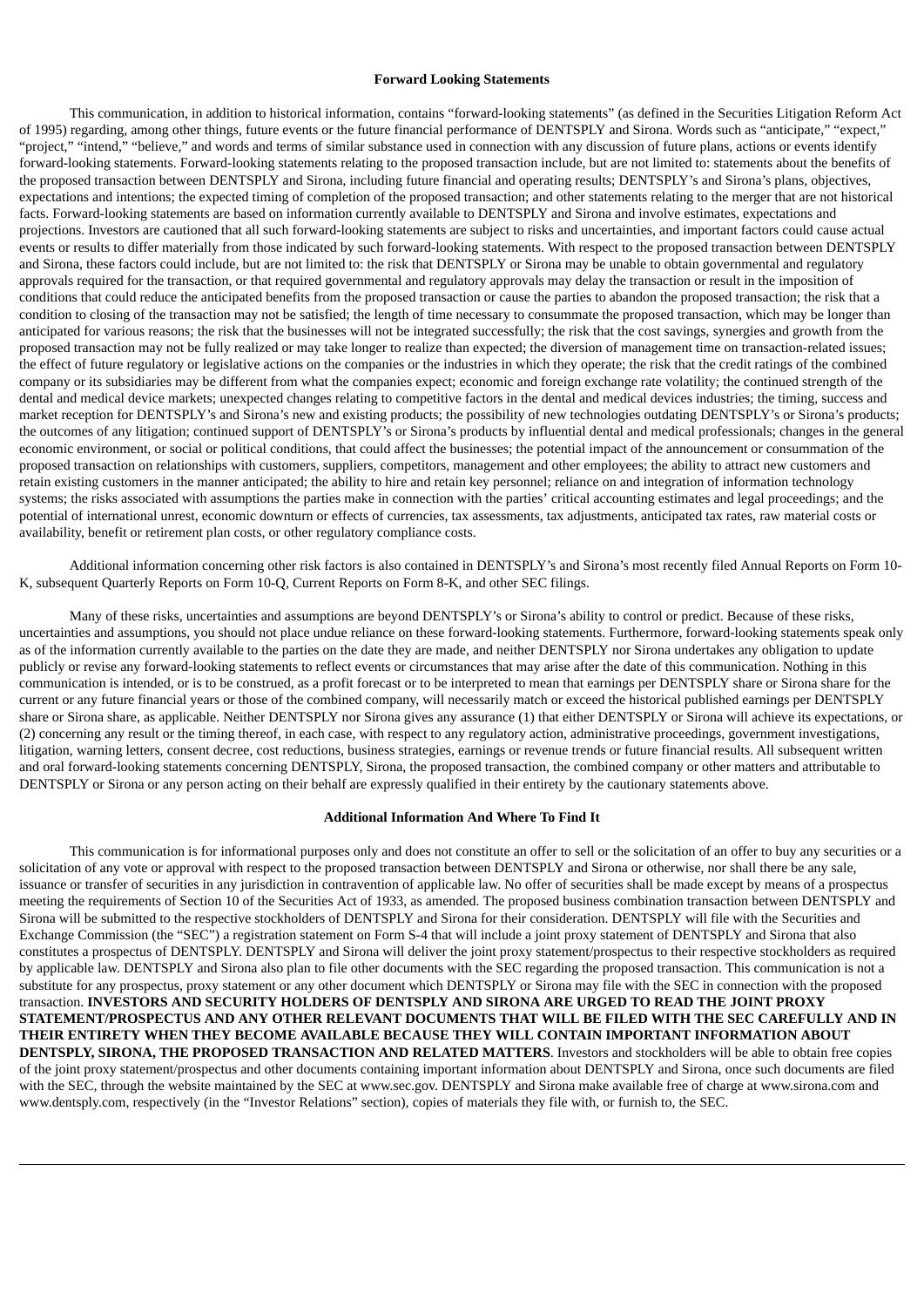**Forward Looking Statements**

This communication, in addition to historical information, contains "forward-looking statements" (as defined in the Securities Litigation Reform Act of 1995) regarding, among other things, future events or the future financial performance of DENTSPLY and Sirona. Words such as "anticipate," "expect," "project," "intend," "believe," and words and terms of similar substance used in connection with any discussion of future plans, actions or events identify forward-looking statements. Forward-looking statements relating to the proposed transaction include, but are not limited to: statements about the benefits of the proposed transaction between DENTSPLY and Sirona, including future financial and operating results; DENTSPLY's and Sirona's plans, objectives, expectations and intentions; the expected timing of completion of the proposed transaction; and other statements relating to the merger that are not historical facts. Forward-looking statements are based on information currently available to DENTSPLY and Sirona and involve estimates, expectations and projections. Investors are cautioned that all such forward-looking statements are subject to risks and uncertainties, and important factors could cause actual events or results to differ materially from those indicated by such forward-looking statements. With respect to the proposed transaction between DENTSPLY and Sirona, these factors could include, but are not limited to: the risk that DENTSPLY or Sirona may be unable to obtain governmental and regulatory approvals required for the transaction, or that required governmental and regulatory approvals may delay the transaction or result in the imposition of conditions that could reduce the anticipated benefits from the proposed transaction or cause the parties to abandon the proposed transaction; the risk that a condition to closing of the transaction may not be satisfied; the length of time necessary to consummate the proposed transaction, which may be longer than anticipated for various reasons; the risk that the businesses will not be integrated successfully; the risk that the cost savings, synergies and growth from the proposed transaction may not be fully realized or may take longer to realize than expected; the diversion of management time on transaction-related issues; the effect of future regulatory or legislative actions on the companies or the industries in which they operate; the risk that the credit ratings of the combined company or its subsidiaries may be different from what the companies expect; economic and foreign exchange rate volatility; the continued strength of the dental and medical device markets; unexpected changes relating to competitive factors in the dental and medical devices industries; the timing, success and market reception for DENTSPLY's and Sirona's new and existing products; the possibility of new technologies outdating DENTSPLY's or Sirona's products; the outcomes of any litigation; continued support of DENTSPLY's or Sirona's products by influential dental and medical professionals; changes in the general economic environment, or social or political conditions, that could affect the businesses; the potential impact of the announcement or consummation of the proposed transaction on relationships with customers, suppliers, competitors, management and other employees; the ability to attract new customers and retain existing customers in the manner anticipated; the ability to hire and retain key personnel; reliance on and integration of information technology systems; the risks associated with assumptions the parties make in connection with the parties' critical accounting estimates and legal proceedings; and the potential of international unrest, economic downturn or effects of currencies, tax assessments, tax adjustments, anticipated tax rates, raw material costs or availability, benefit or retirement plan costs, or other regulatory compliance costs.

Additional information concerning other risk factors is also contained in DENTSPLY's and Sirona's most recently filed Annual Reports on Form 10-K, subsequent Quarterly Reports on Form 10-Q, Current Reports on Form 8-K, and other SEC filings.

Many of these risks, uncertainties and assumptions are beyond DENTSPLY's or Sirona's ability to control or predict. Because of these risks, uncertainties and assumptions, you should not place undue reliance on these forward-looking statements. Furthermore, forward-looking statements speak only as of the information currently available to the parties on the date they are made, and neither DENTSPLY nor Sirona undertakes any obligation to update publicly or revise any forward-looking statements to reflect events or circumstances that may arise after the date of this communication. Nothing in this communication is intended, or is to be construed, as a profit forecast or to be interpreted to mean that earnings per DENTSPLY share or Sirona share for the current or any future financial years or those of the combined company, will necessarily match or exceed the historical published earnings per DENTSPLY share or Sirona share, as applicable. Neither DENTSPLY nor Sirona gives any assurance (1) that either DENTSPLY or Sirona will achieve its expectations, or (2) concerning any result or the timing thereof, in each case, with respect to any regulatory action, administrative proceedings, government investigations, litigation, warning letters, consent decree, cost reductions, business strategies, earnings or revenue trends or future financial results. All subsequent written and oral forward-looking statements concerning DENTSPLY, Sirona, the proposed transaction, the combined company or other matters and attributable to DENTSPLY or Sirona or any person acting on their behalf are expressly qualified in their entirety by the cautionary statements above.

**Additional Information And Where To Find It**

This communication is for informational purposes only and does not constitute an offer to sell or the solicitation of an offer to buy any securities or a solicitation of any vote or approval with respect to the proposed transaction between DENTSPLY and Sirona or otherwise, nor shall there be any sale, issuance or transfer of securities in any jurisdiction in contravention of applicable law. No offer of securities shall be made except by means of a prospectus meeting the requirements of Section 10 of the Securities Act of 1933, as amended. The proposed business combination transaction between DENTSPLY and Sirona will be submitted to the respective stockholders of DENTSPLY and Sirona for their consideration. DENTSPLY will file with the Securities and Exchange Commission (the "SEC") a registration statement on Form S-4 that will include a joint proxy statement of DENTSPLY and Sirona that also constitutes a prospectus of DENTSPLY. DENTSPLY and Sirona will deliver the joint proxy statement/prospectus to their respective stockholders as required by applicable law. DENTSPLY and Sirona also plan to file other documents with the SEC regarding the proposed transaction. This communication is not a substitute for any prospectus, proxy statement or any other document which DENTSPLY or Sirona may file with the SEC in connection with the proposed transaction. **INVESTORS AND SECURITY HOLDERS OF DENTSPLY AND SIRONA ARE URGED TO READ THE JOINT PROXY STATEMENT/PROSPECTUS AND ANY OTHER RELEVANT DOCUMENTS THAT WILL BE FILED WITH THE SEC CAREFULLY AND IN THEIR ENTIRETY WHEN THEY BECOME AVAILABLE BECAUSE THEY WILL CONTAIN IMPORTANT INFORMATION ABOUT DENTSPLY, SIRONA, THE PROPOSED TRANSACTION AND RELATED MATTERS**. Investors and stockholders will be able to obtain free copies of the joint proxy statement/prospectus and other documents containing important information about DENTSPLY and Sirona, once such documents are filed with the SEC, through the website maintained by the SEC at www.sec.gov. DENTSPLY and Sirona make available free of charge at www.sirona.com and www.dentsply.com, respectively (in the "Investor Relations" section), copies of materials they file with, or furnish to, the SEC.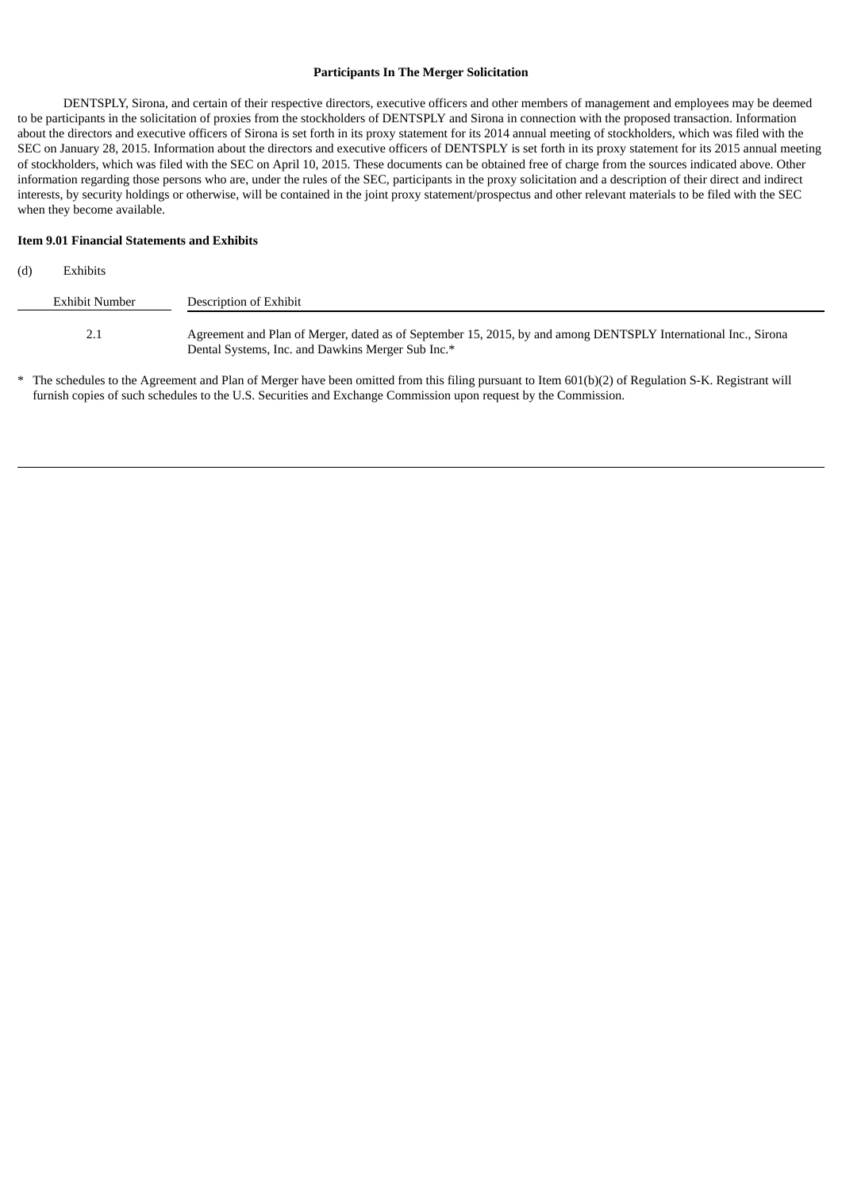**Participants In The Merger Solicitation**

DENTSPLY, Sirona, and certain of their respective directors, executive officers and other members of management and employees may be deemed to be participants in the solicitation of proxies from the stockholders of DENTSPLY and Sirona in connection with the proposed transaction. Information about the directors and executive officers of Sirona is set forth in its proxy statement for its 2014 annual meeting of stockholders, which was filed with the SEC on January 28, 2015. Information about the directors and executive officers of DENTSPLY is set forth in its proxy statement for its 2015 annual meeting of stockholders, which was filed with the SEC on April 10, 2015. These documents can be obtained free of charge from the sources indicated above. Other information regarding those persons who are, under the rules of the SEC, participants in the proxy solicitation and a description of their direct and indirect interests, by security holdings or otherwise, will be contained in the joint proxy statement/prospectus and other relevant materials to be filed with the SEC when they become available.

**Item 9.01 Financial Statements and Exhibits**

(d) Exhibits

| Exhibit Number | Description of Exhibit |
|---|---|
| 2.1 | Agreement and Plan of Merger, dated as of September 15, 2015, by and among DENTSPLY International Inc., Sirona Dental Systems, Inc. and Dawkins Merger Sub Inc.* |

* The schedules to the Agreement and Plan of Merger have been omitted from this filing pursuant to Item 601(b)(2) of Regulation S-K. Registrant will furnish copies of such schedules to the U.S. Securities and Exchange Commission upon request by the Commission.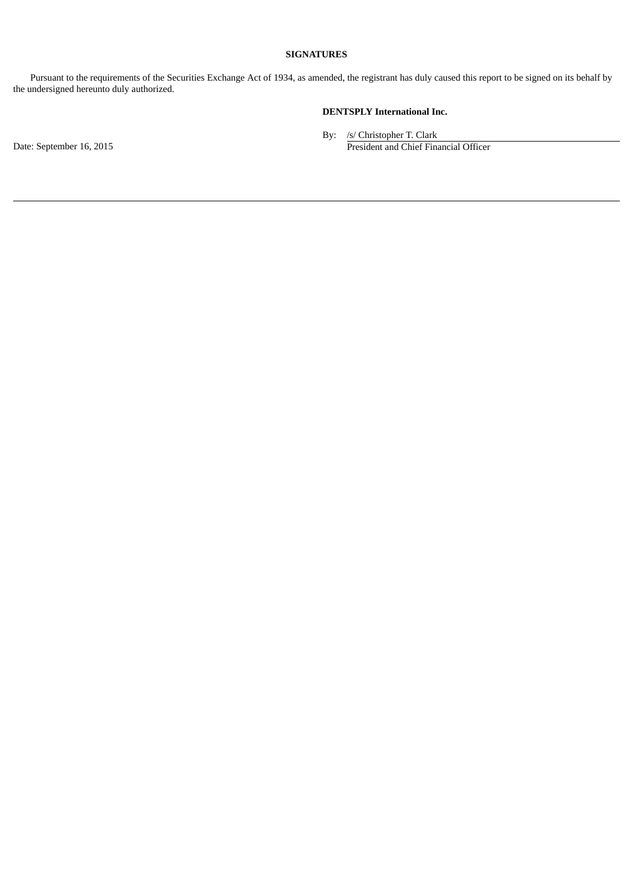## SIGNATURES

Pursuant to the requirements of the Securities Exchange Act of 1934, as amended, the registrant has duly caused this report to be signed on its behalf by the undersigned hereunto duly authorized.

**DENTSPLY International Inc.**

Date: September 16, 2015

By: /s/ Christopher T. Clark
President and Chief Financial Officer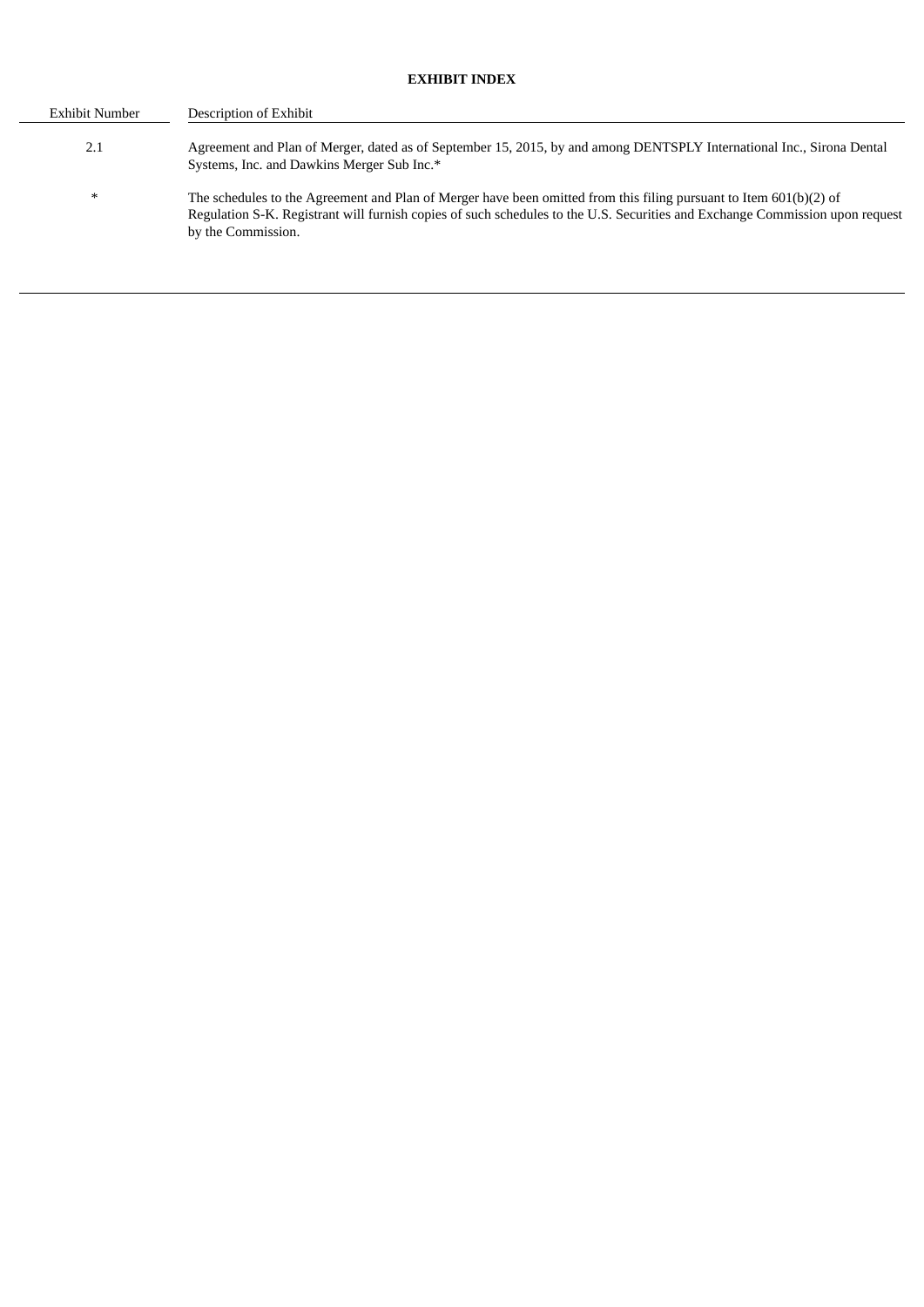**EXHIBIT INDEX**

| Exhibit Number | Description of Exhibit |
| --- | --- |
| 2.1 | Agreement and Plan of Merger, dated as of September 15, 2015, by and among DENTSPLY International Inc., Sirona Dental Systems, Inc. and Dawkins Merger Sub Inc.* |
| * | The schedules to the Agreement and Plan of Merger have been omitted from this filing pursuant to Item 601(b)(2) of Regulation S-K. Registrant will furnish copies of such schedules to the U.S. Securities and Exchange Commission upon request by the Commission. |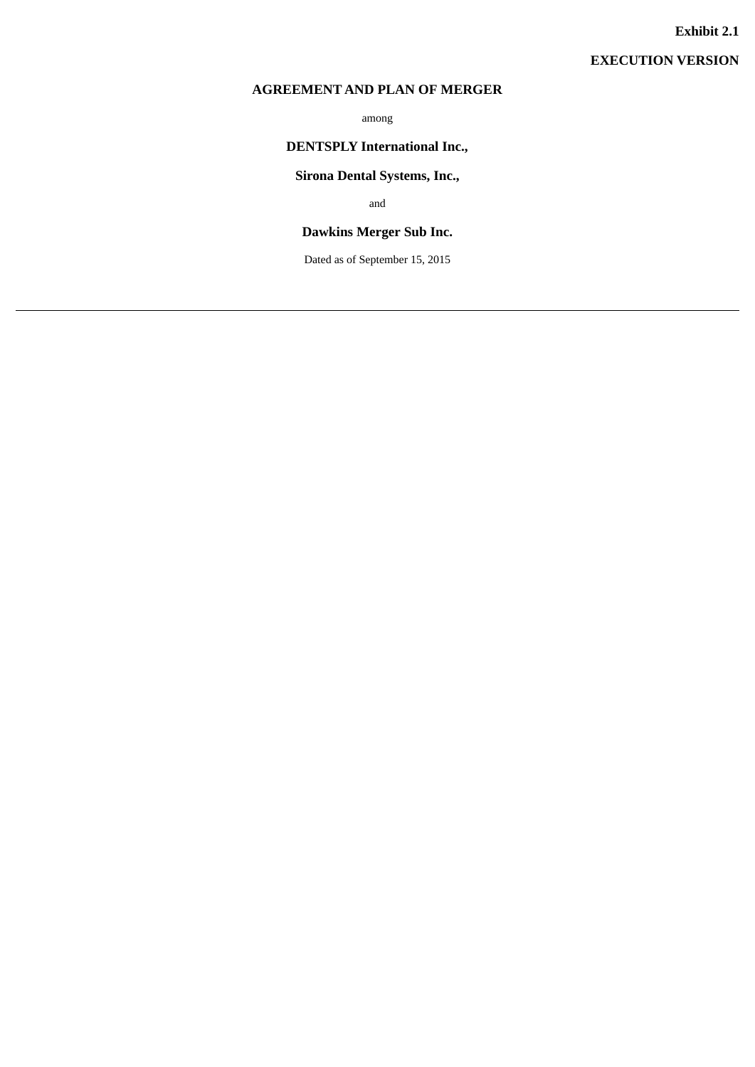**Exhibit 2.1**

**EXECUTION VERSION**

# AGREEMENT AND PLAN OF MERGER

among

**DENTSPLY International Inc.,**

**Sirona Dental Systems, Inc.,**

and

**Dawkins Merger Sub Inc.**

Dated as of September 15, 2015

---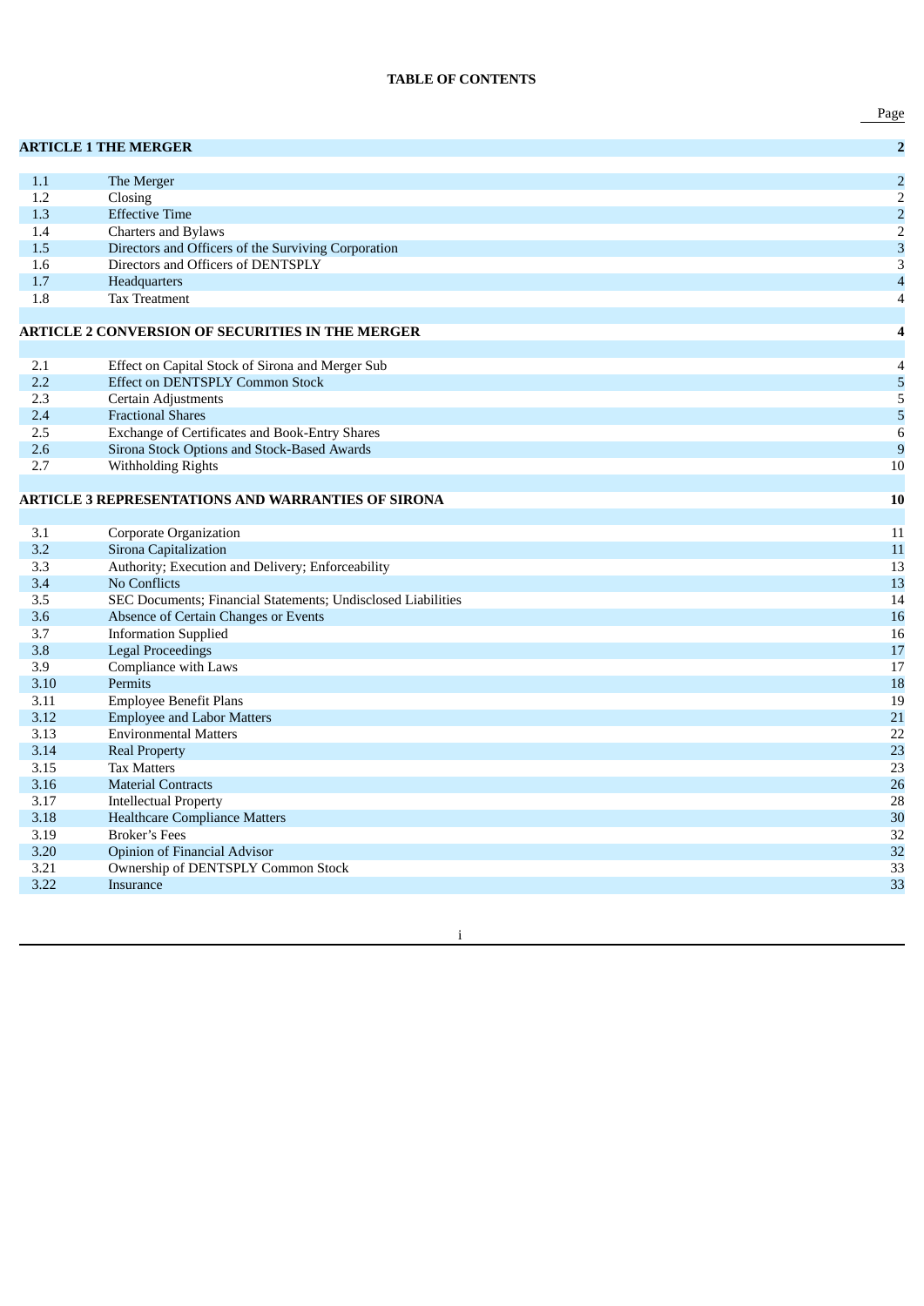# TABLE OF CONTENTS

| | | Page |
|---|---|---|
| **ARTICLE 1 THE MERGER** | | **2** |
| 1.1 | The Merger | 2 |
| 1.2 | Closing | 2 |
| 1.3 | Effective Time | 2 |
| 1.4 | Charters and Bylaws | 2 |
| 1.5 | Directors and Officers of the Surviving Corporation | 3 |
| 1.6 | Directors and Officers of DENTSPLY | 3 |
| 1.7 | Headquarters | 4 |
| 1.8 | Tax Treatment | 4 |
| **ARTICLE 2 CONVERSION OF SECURITIES IN THE MERGER** | | **4** |
| 2.1 | Effect on Capital Stock of Sirona and Merger Sub | 4 |
| 2.2 | Effect on DENTSPLY Common Stock | 5 |
| 2.3 | Certain Adjustments | 5 |
| 2.4 | Fractional Shares | 5 |
| 2.5 | Exchange of Certificates and Book-Entry Shares | 6 |
| 2.6 | Sirona Stock Options and Stock-Based Awards | 9 |
| 2.7 | Withholding Rights | 10 |
| **ARTICLE 3 REPRESENTATIONS AND WARRANTIES OF SIRONA** | | **10** |
| 3.1 | Corporate Organization | 11 |
| 3.2 | Sirona Capitalization | 11 |
| 3.3 | Authority; Execution and Delivery; Enforceability | 13 |
| 3.4 | No Conflicts | 13 |
| 3.5 | SEC Documents; Financial Statements; Undisclosed Liabilities | 14 |
| 3.6 | Absence of Certain Changes or Events | 16 |
| 3.7 | Information Supplied | 16 |
| 3.8 | Legal Proceedings | 17 |
| 3.9 | Compliance with Laws | 17 |
| 3.10 | Permits | 18 |
| 3.11 | Employee Benefit Plans | 19 |
| 3.12 | Employee and Labor Matters | 21 |
| 3.13 | Environmental Matters | 22 |
| 3.14 | Real Property | 23 |
| 3.15 | Tax Matters | 23 |
| 3.16 | Material Contracts | 26 |
| 3.17 | Intellectual Property | 28 |
| 3.18 | Healthcare Compliance Matters | 30 |
| 3.19 | Broker's Fees | 32 |
| 3.20 | Opinion of Financial Advisor | 32 |
| 3.21 | Ownership of DENTSPLY Common Stock | 33 |
| 3.22 | Insurance | 33 |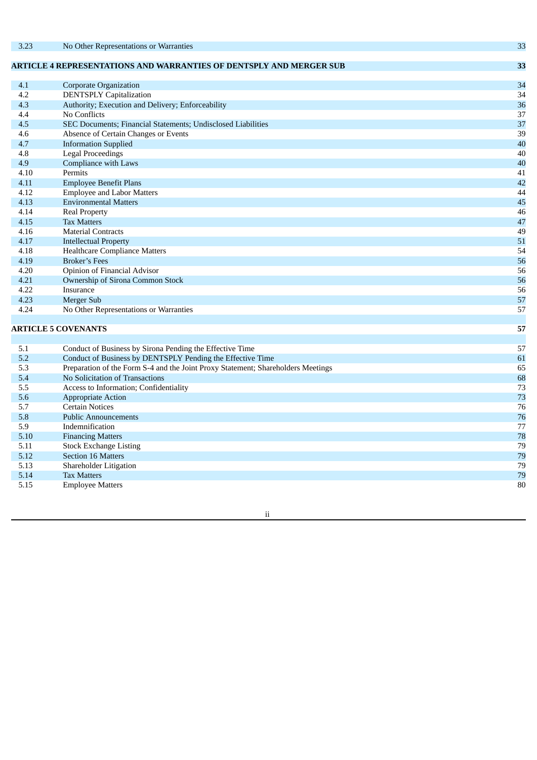| | | |
|---|---|---|
| 3.23 | No Other Representations or Warranties | 33 |
| **ARTICLE 4 REPRESENTATIONS AND WARRANTIES OF DENTSPLY AND MERGER SUB** | | **33** |
| 4.1 | Corporate Organization | 34 |
| 4.2 | DENTSPLY Capitalization | 34 |
| 4.3 | Authority; Execution and Delivery; Enforceability | 36 |
| 4.4 | No Conflicts | 37 |
| 4.5 | SEC Documents; Financial Statements; Undisclosed Liabilities | 37 |
| 4.6 | Absence of Certain Changes or Events | 39 |
| 4.7 | Information Supplied | 40 |
| 4.8 | Legal Proceedings | 40 |
| 4.9 | Compliance with Laws | 40 |
| 4.10 | Permits | 41 |
| 4.11 | Employee Benefit Plans | 42 |
| 4.12 | Employee and Labor Matters | 44 |
| 4.13 | Environmental Matters | 45 |
| 4.14 | Real Property | 46 |
| 4.15 | Tax Matters | 47 |
| 4.16 | Material Contracts | 49 |
| 4.17 | Intellectual Property | 51 |
| 4.18 | Healthcare Compliance Matters | 54 |
| 4.19 | Broker's Fees | 56 |
| 4.20 | Opinion of Financial Advisor | 56 |
| 4.21 | Ownership of Sirona Common Stock | 56 |
| 4.22 | Insurance | 56 |
| 4.23 | Merger Sub | 57 |
| 4.24 | No Other Representations or Warranties | 57 |
| **ARTICLE 5 COVENANTS** | | **57** |
| 5.1 | Conduct of Business by Sirona Pending the Effective Time | 57 |
| 5.2 | Conduct of Business by DENTSPLY Pending the Effective Time | 61 |
| 5.3 | Preparation of the Form S-4 and the Joint Proxy Statement; Shareholders Meetings | 65 |
| 5.4 | No Solicitation of Transactions | 68 |
| 5.5 | Access to Information; Confidentiality | 73 |
| 5.6 | Appropriate Action | 73 |
| 5.7 | Certain Notices | 76 |
| 5.8 | Public Announcements | 76 |
| 5.9 | Indemnification | 77 |
| 5.10 | Financing Matters | 78 |
| 5.11 | Stock Exchange Listing | 79 |
| 5.12 | Section 16 Matters | 79 |
| 5.13 | Shareholder Litigation | 79 |
| 5.14 | Tax Matters | 79 |
| 5.15 | Employee Matters | 80 |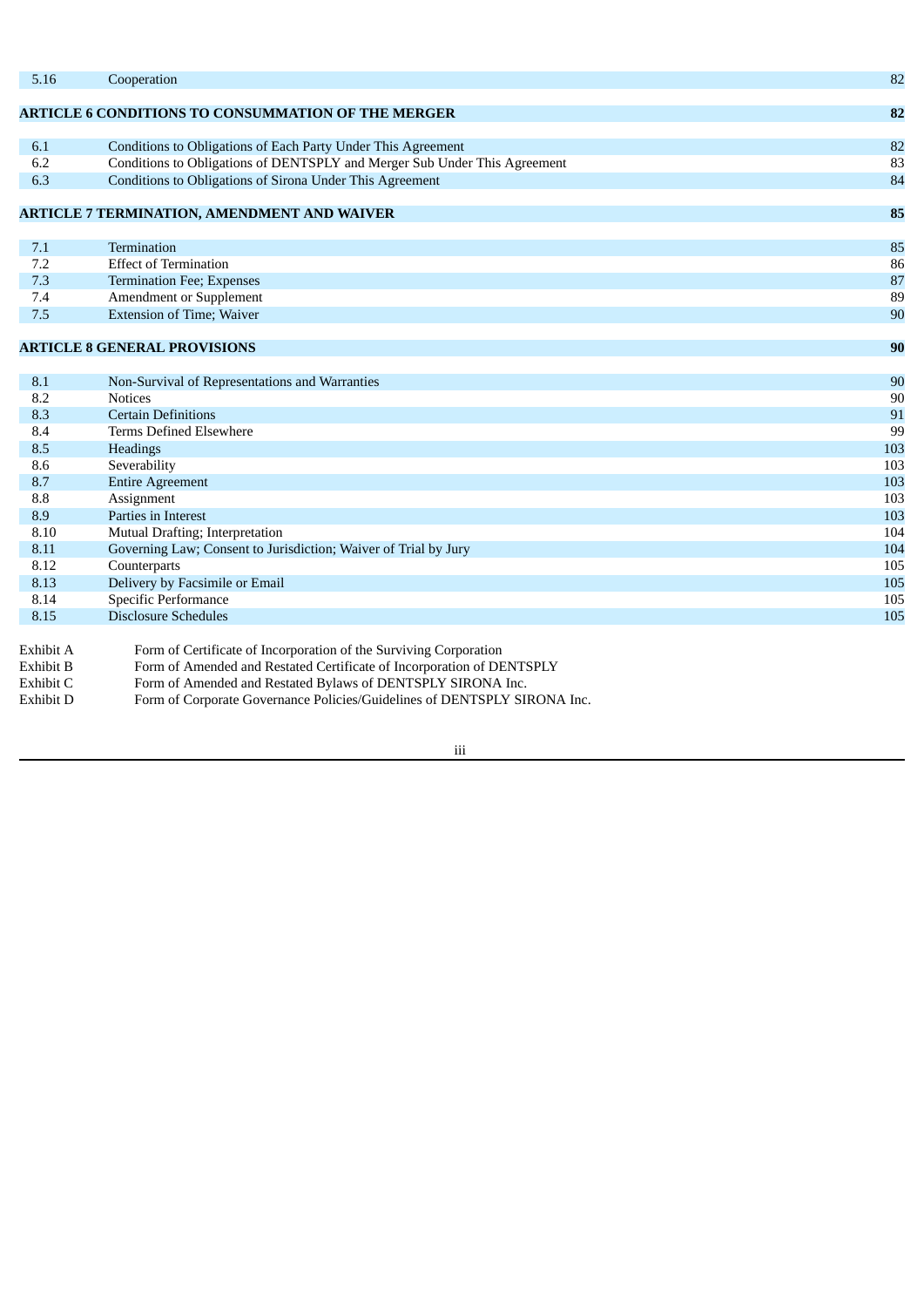| | | |
|---|---|---|
| 5.16 | Cooperation | 82 |
| **ARTICLE 6 CONDITIONS TO CONSUMMATION OF THE MERGER** | | **82** |
| 6.1 | Conditions to Obligations of Each Party Under This Agreement | 82 |
| 6.2 | Conditions to Obligations of DENTSPLY and Merger Sub Under This Agreement | 83 |
| 6.3 | Conditions to Obligations of Sirona Under This Agreement | 84 |
| **ARTICLE 7 TERMINATION, AMENDMENT AND WAIVER** | | **85** |
| 7.1 | Termination | 85 |
| 7.2 | Effect of Termination | 86 |
| 7.3 | Termination Fee; Expenses | 87 |
| 7.4 | Amendment or Supplement | 89 |
| 7.5 | Extension of Time; Waiver | 90 |
| **ARTICLE 8 GENERAL PROVISIONS** | | **90** |
| 8.1 | Non-Survival of Representations and Warranties | 90 |
| 8.2 | Notices | 90 |
| 8.3 | Certain Definitions | 91 |
| 8.4 | Terms Defined Elsewhere | 99 |
| 8.5 | Headings | 103 |
| 8.6 | Severability | 103 |
| 8.7 | Entire Agreement | 103 |
| 8.8 | Assignment | 103 |
| 8.9 | Parties in Interest | 103 |
| 8.10 | Mutual Drafting; Interpretation | 104 |
| 8.11 | Governing Law; Consent to Jurisdiction; Waiver of Trial by Jury | 104 |
| 8.12 | Counterparts | 105 |
| 8.13 | Delivery by Facsimile or Email | 105 |
| 8.14 | Specific Performance | 105 |
| 8.15 | Disclosure Schedules | 105 |

| | |
|---|---|
| Exhibit A | Form of Certificate of Incorporation of the Surviving Corporation |
| Exhibit B | Form of Amended and Restated Certificate of Incorporation of DENTSPLY |
| Exhibit C | Form of Amended and Restated Bylaws of DENTSPLY SIRONA Inc. |
| Exhibit D | Form of Corporate Governance Policies/Guidelines of DENTSPLY SIRONA Inc. |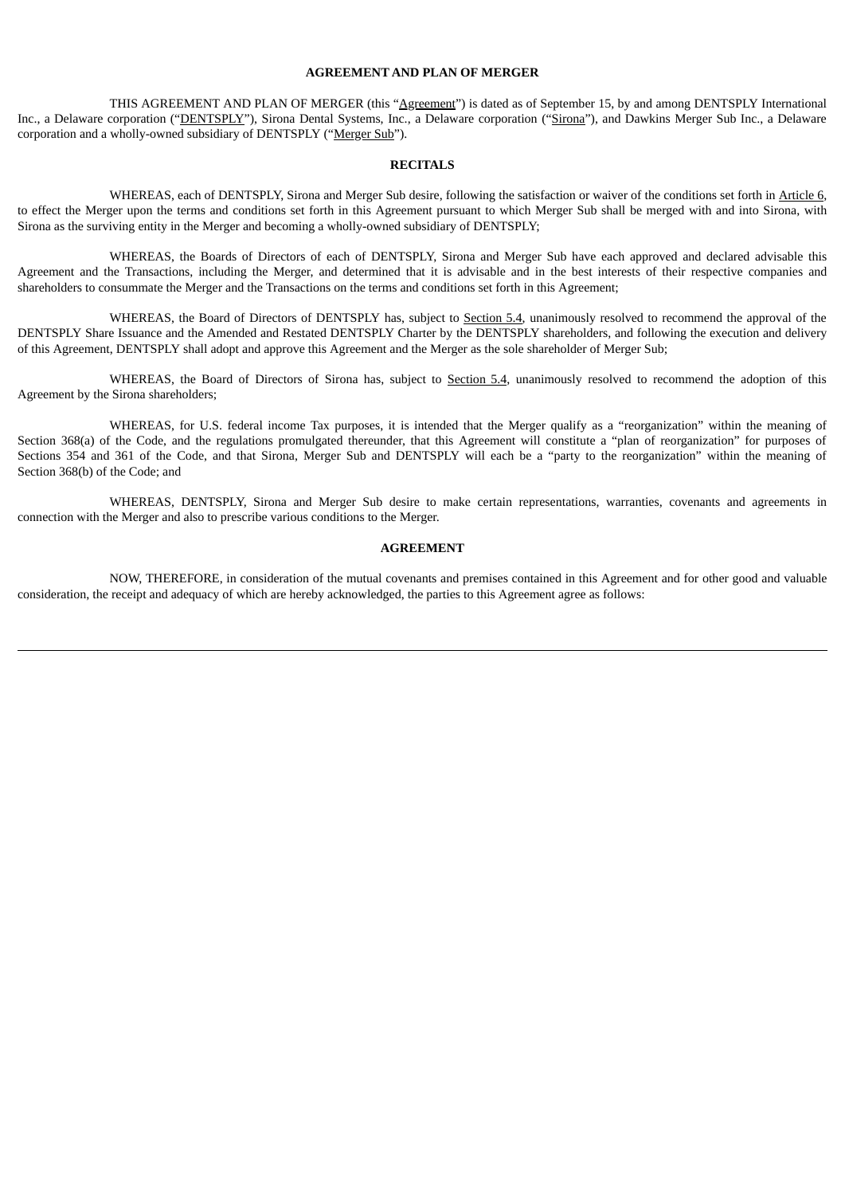**AGREEMENT AND PLAN OF MERGER**

THIS AGREEMENT AND PLAN OF MERGER (this "Agreement") is dated as of September 15, by and among DENTSPLY International Inc., a Delaware corporation ("DENTSPLY"), Sirona Dental Systems, Inc., a Delaware corporation ("Sirona"), and Dawkins Merger Sub Inc., a Delaware corporation and a wholly-owned subsidiary of DENTSPLY ("Merger Sub").

**RECITALS**

WHEREAS, each of DENTSPLY, Sirona and Merger Sub desire, following the satisfaction or waiver of the conditions set forth in Article 6, to effect the Merger upon the terms and conditions set forth in this Agreement pursuant to which Merger Sub shall be merged with and into Sirona, with Sirona as the surviving entity in the Merger and becoming a wholly-owned subsidiary of DENTSPLY;

WHEREAS, the Boards of Directors of each of DENTSPLY, Sirona and Merger Sub have each approved and declared advisable this Agreement and the Transactions, including the Merger, and determined that it is advisable and in the best interests of their respective companies and shareholders to consummate the Merger and the Transactions on the terms and conditions set forth in this Agreement;

WHEREAS, the Board of Directors of DENTSPLY has, subject to Section 5.4, unanimously resolved to recommend the approval of the DENTSPLY Share Issuance and the Amended and Restated DENTSPLY Charter by the DENTSPLY shareholders, and following the execution and delivery of this Agreement, DENTSPLY shall adopt and approve this Agreement and the Merger as the sole shareholder of Merger Sub;

WHEREAS, the Board of Directors of Sirona has, subject to Section 5.4, unanimously resolved to recommend the adoption of this Agreement by the Sirona shareholders;

WHEREAS, for U.S. federal income Tax purposes, it is intended that the Merger qualify as a "reorganization" within the meaning of Section 368(a) of the Code, and the regulations promulgated thereunder, that this Agreement will constitute a "plan of reorganization" for purposes of Sections 354 and 361 of the Code, and that Sirona, Merger Sub and DENTSPLY will each be a "party to the reorganization" within the meaning of Section 368(b) of the Code; and

WHEREAS, DENTSPLY, Sirona and Merger Sub desire to make certain representations, warranties, covenants and agreements in connection with the Merger and also to prescribe various conditions to the Merger.

**AGREEMENT**

NOW, THEREFORE, in consideration of the mutual covenants and premises contained in this Agreement and for other good and valuable consideration, the receipt and adequacy of which are hereby acknowledged, the parties to this Agreement agree as follows: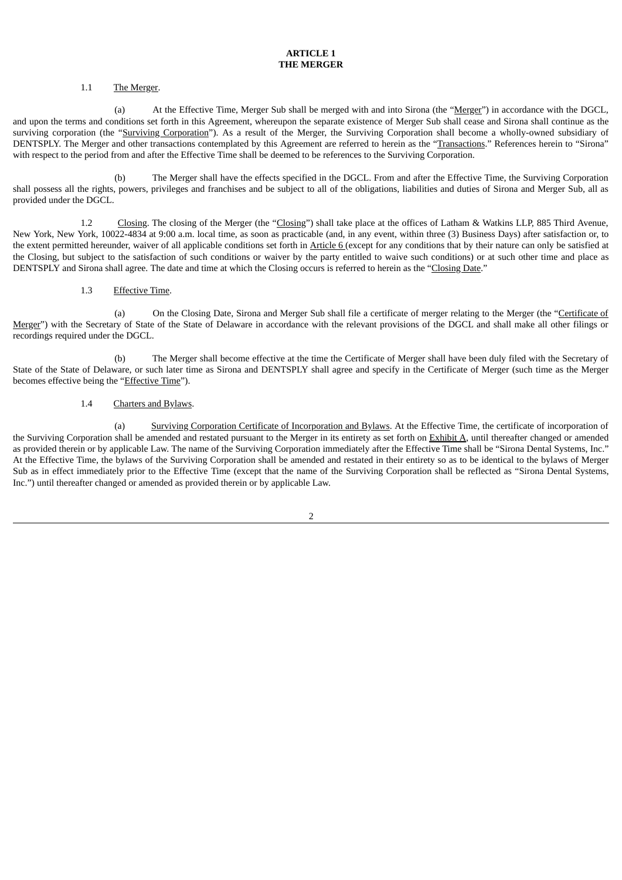# ARTICLE 1
# THE MERGER

1.1 The Merger.

(a) At the Effective Time, Merger Sub shall be merged with and into Sirona (the "Merger") in accordance with the DGCL, and upon the terms and conditions set forth in this Agreement, whereupon the separate existence of Merger Sub shall cease and Sirona shall continue as the surviving corporation (the "Surviving Corporation"). As a result of the Merger, the Surviving Corporation shall become a wholly-owned subsidiary of DENTSPLY. The Merger and other transactions contemplated by this Agreement are referred to herein as the "Transactions." References herein to "Sirona" with respect to the period from and after the Effective Time shall be deemed to be references to the Surviving Corporation.

(b) The Merger shall have the effects specified in the DGCL. From and after the Effective Time, the Surviving Corporation shall possess all the rights, powers, privileges and franchises and be subject to all of the obligations, liabilities and duties of Sirona and Merger Sub, all as provided under the DGCL.

1.2 Closing. The closing of the Merger (the "Closing") shall take place at the offices of Latham & Watkins LLP, 885 Third Avenue, New York, New York, 10022-4834 at 9:00 a.m. local time, as soon as practicable (and, in any event, within three (3) Business Days) after satisfaction or, to the extent permitted hereunder, waiver of all applicable conditions set forth in Article 6 (except for any conditions that by their nature can only be satisfied at the Closing, but subject to the satisfaction of such conditions or waiver by the party entitled to waive such conditions) or at such other time and place as DENTSPLY and Sirona shall agree. The date and time at which the Closing occurs is referred to herein as the "Closing Date."

1.3 Effective Time.

(a) On the Closing Date, Sirona and Merger Sub shall file a certificate of merger relating to the Merger (the "Certificate of Merger") with the Secretary of State of the State of Delaware in accordance with the relevant provisions of the DGCL and shall make all other filings or recordings required under the DGCL.

(b) The Merger shall become effective at the time the Certificate of Merger shall have been duly filed with the Secretary of State of the State of Delaware, or such later time as Sirona and DENTSPLY shall agree and specify in the Certificate of Merger (such time as the Merger becomes effective being the "Effective Time").

1.4 Charters and Bylaws.

(a) Surviving Corporation Certificate of Incorporation and Bylaws. At the Effective Time, the certificate of incorporation of the Surviving Corporation shall be amended and restated pursuant to the Merger in its entirety as set forth on Exhibit A, until thereafter changed or amended as provided therein or by applicable Law. The name of the Surviving Corporation immediately after the Effective Time shall be "Sirona Dental Systems, Inc." At the Effective Time, the bylaws of the Surviving Corporation shall be amended and restated in their entirety so as to be identical to the bylaws of Merger Sub as in effect immediately prior to the Effective Time (except that the name of the Surviving Corporation shall be reflected as "Sirona Dental Systems, Inc.") until thereafter changed or amended as provided therein or by applicable Law.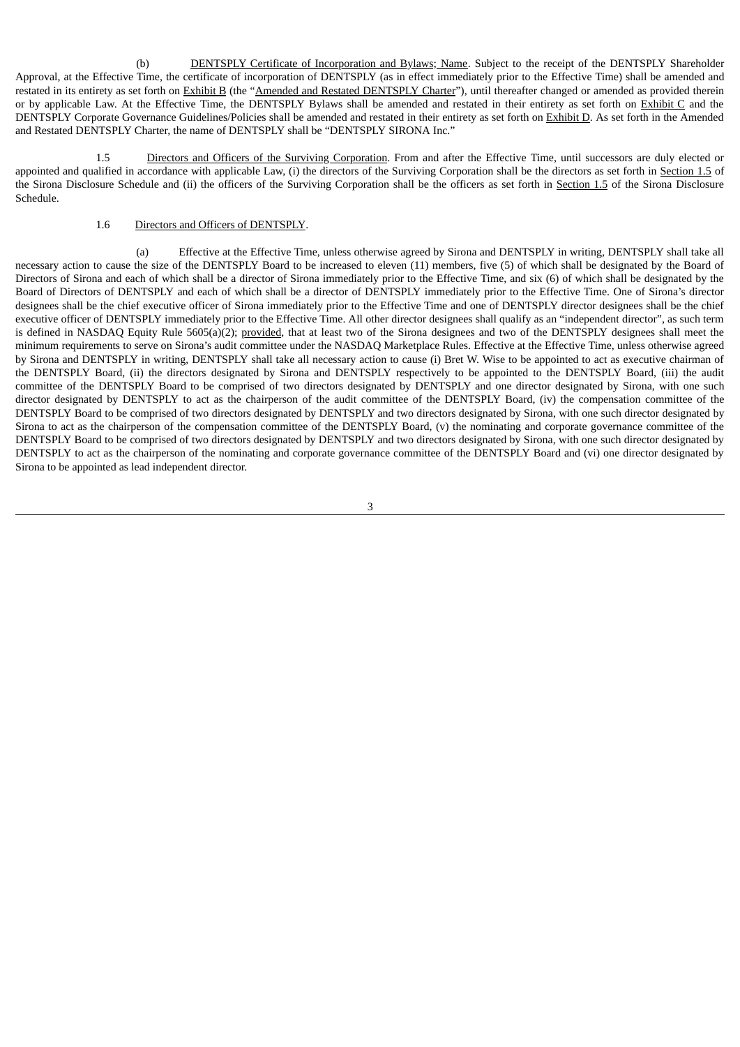(b) DENTSPLY Certificate of Incorporation and Bylaws; Name. Subject to the receipt of the DENTSPLY Shareholder Approval, at the Effective Time, the certificate of incorporation of DENTSPLY (as in effect immediately prior to the Effective Time) shall be amended and restated in its entirety as set forth on Exhibit B (the "Amended and Restated DENTSPLY Charter"), until thereafter changed or amended as provided therein or by applicable Law. At the Effective Time, the DENTSPLY Bylaws shall be amended and restated in their entirety as set forth on Exhibit C and the DENTSPLY Corporate Governance Guidelines/Policies shall be amended and restated in their entirety as set forth on Exhibit D. As set forth in the Amended and Restated DENTSPLY Charter, the name of DENTSPLY shall be "DENTSPLY SIRONA Inc."

1.5 Directors and Officers of the Surviving Corporation. From and after the Effective Time, until successors are duly elected or appointed and qualified in accordance with applicable Law, (i) the directors of the Surviving Corporation shall be the directors as set forth in Section 1.5 of the Sirona Disclosure Schedule and (ii) the officers of the Surviving Corporation shall be the officers as set forth in Section 1.5 of the Sirona Disclosure Schedule.

1.6 Directors and Officers of DENTSPLY.

(a) Effective at the Effective Time, unless otherwise agreed by Sirona and DENTSPLY in writing, DENTSPLY shall take all necessary action to cause the size of the DENTSPLY Board to be increased to eleven (11) members, five (5) of which shall be designated by the Board of Directors of Sirona and each of which shall be a director of Sirona immediately prior to the Effective Time, and six (6) of which shall be designated by the Board of Directors of DENTSPLY and each of which shall be a director of DENTSPLY immediately prior to the Effective Time. One of Sirona's director designees shall be the chief executive officer of Sirona immediately prior to the Effective Time and one of DENTSPLY director designees shall be the chief executive officer of DENTSPLY immediately prior to the Effective Time. All other director designees shall qualify as an "independent director", as such term is defined in NASDAQ Equity Rule 5605(a)(2); provided, that at least two of the Sirona designees and two of the DENTSPLY designees shall meet the minimum requirements to serve on Sirona's audit committee under the NASDAQ Marketplace Rules. Effective at the Effective Time, unless otherwise agreed by Sirona and DENTSPLY in writing, DENTSPLY shall take all necessary action to cause (i) Bret W. Wise to be appointed to act as executive chairman of the DENTSPLY Board, (ii) the directors designated by Sirona and DENTSPLY respectively to be appointed to the DENTSPLY Board, (iii) the audit committee of the DENTSPLY Board to be comprised of two directors designated by DENTSPLY and one director designated by Sirona, with one such director designated by DENTSPLY to act as the chairperson of the audit committee of the DENTSPLY Board, (iv) the compensation committee of the DENTSPLY Board to be comprised of two directors designated by DENTSPLY and two directors designated by Sirona, with one such director designated by Sirona to act as the chairperson of the compensation committee of the DENTSPLY Board, (v) the nominating and corporate governance committee of the DENTSPLY Board to be comprised of two directors designated by DENTSPLY and two directors designated by Sirona, with one such director designated by DENTSPLY to act as the chairperson of the nominating and corporate governance committee of the DENTSPLY Board and (vi) one director designated by Sirona to be appointed as lead independent director.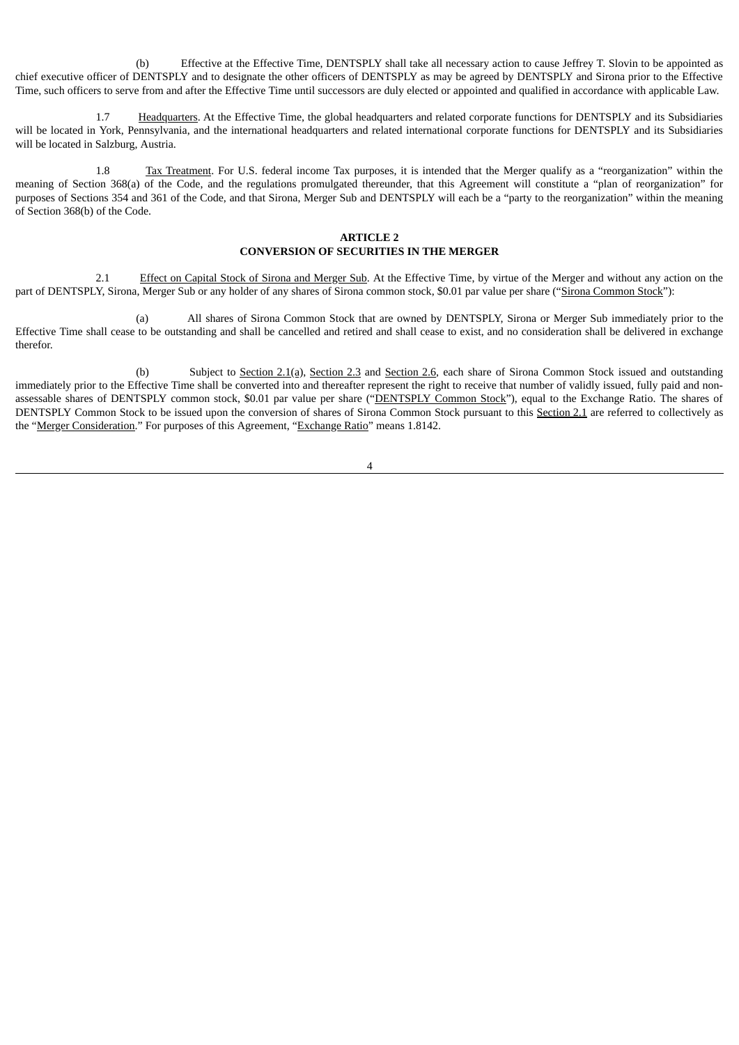(b) Effective at the Effective Time, DENTSPLY shall take all necessary action to cause Jeffrey T. Slovin to be appointed as chief executive officer of DENTSPLY and to designate the other officers of DENTSPLY as may be agreed by DENTSPLY and Sirona prior to the Effective Time, such officers to serve from and after the Effective Time until successors are duly elected or appointed and qualified in accordance with applicable Law.

1.7 Headquarters. At the Effective Time, the global headquarters and related corporate functions for DENTSPLY and its Subsidiaries will be located in York, Pennsylvania, and the international headquarters and related international corporate functions for DENTSPLY and its Subsidiaries will be located in Salzburg, Austria.

1.8 Tax Treatment. For U.S. federal income Tax purposes, it is intended that the Merger qualify as a "reorganization" within the meaning of Section 368(a) of the Code, and the regulations promulgated thereunder, that this Agreement will constitute a "plan of reorganization" for purposes of Sections 354 and 361 of the Code, and that Sirona, Merger Sub and DENTSPLY will each be a "party to the reorganization" within the meaning of Section 368(b) of the Code.

## ARTICLE 2
## CONVERSION OF SECURITIES IN THE MERGER

2.1 Effect on Capital Stock of Sirona and Merger Sub. At the Effective Time, by virtue of the Merger and without any action on the part of DENTSPLY, Sirona, Merger Sub or any holder of any shares of Sirona common stock, $0.01 par value per share ("Sirona Common Stock"):

(a) All shares of Sirona Common Stock that are owned by DENTSPLY, Sirona or Merger Sub immediately prior to the Effective Time shall cease to be outstanding and shall be cancelled and retired and shall cease to exist, and no consideration shall be delivered in exchange therefor.

(b) Subject to Section 2.1(a), Section 2.3 and Section 2.6, each share of Sirona Common Stock issued and outstanding immediately prior to the Effective Time shall be converted into and thereafter represent the right to receive that number of validly issued, fully paid and non-assessable shares of DENTSPLY common stock, $0.01 par value per share ("DENTSPLY Common Stock"), equal to the Exchange Ratio. The shares of DENTSPLY Common Stock to be issued upon the conversion of shares of Sirona Common Stock pursuant to this Section 2.1 are referred to collectively as the "Merger Consideration." For purposes of this Agreement, "Exchange Ratio" means 1.8142.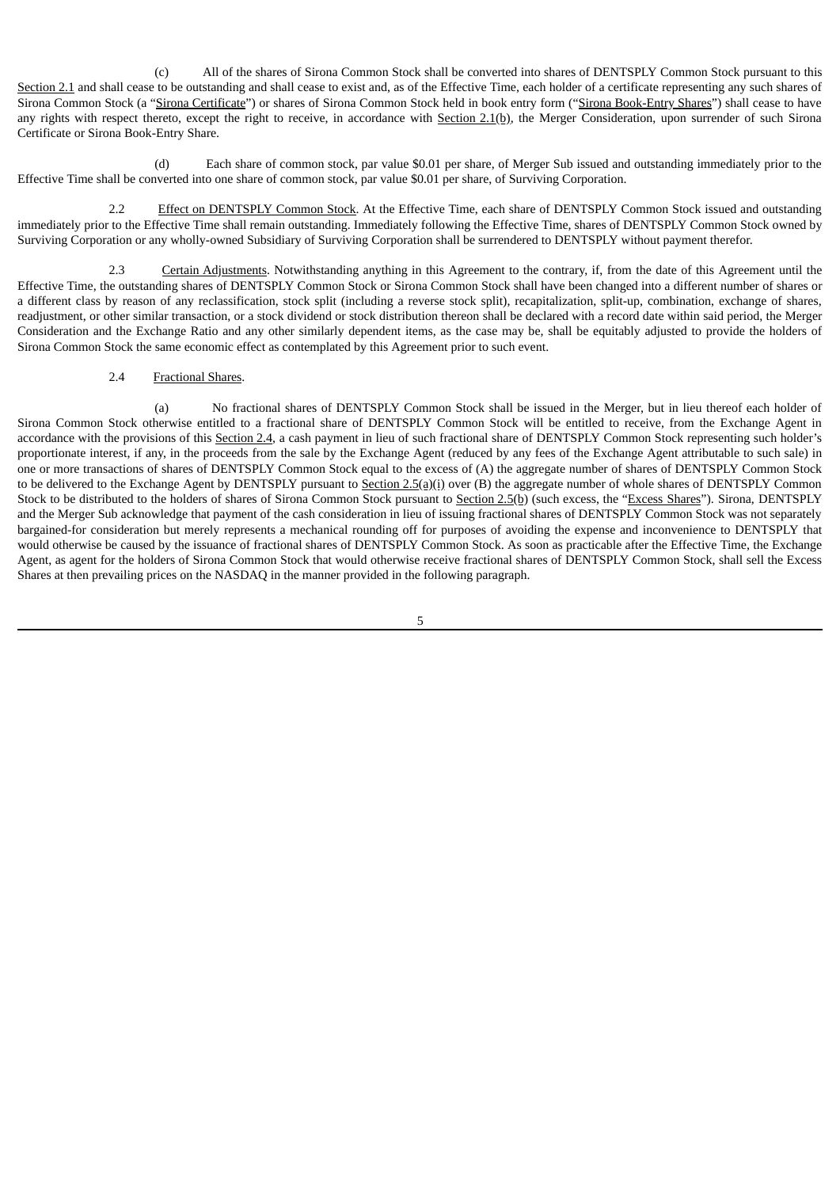(c) All of the shares of Sirona Common Stock shall be converted into shares of DENTSPLY Common Stock pursuant to this Section 2.1 and shall cease to be outstanding and shall cease to exist and, as of the Effective Time, each holder of a certificate representing any such shares of Sirona Common Stock (a "Sirona Certificate") or shares of Sirona Common Stock held in book entry form ("Sirona Book-Entry Shares") shall cease to have any rights with respect thereto, except the right to receive, in accordance with Section 2.1(b), the Merger Consideration, upon surrender of such Sirona Certificate or Sirona Book-Entry Share.

(d) Each share of common stock, par value $0.01 per share, of Merger Sub issued and outstanding immediately prior to the Effective Time shall be converted into one share of common stock, par value $0.01 per share, of Surviving Corporation.

2.2 Effect on DENTSPLY Common Stock. At the Effective Time, each share of DENTSPLY Common Stock issued and outstanding immediately prior to the Effective Time shall remain outstanding. Immediately following the Effective Time, shares of DENTSPLY Common Stock owned by Surviving Corporation or any wholly-owned Subsidiary of Surviving Corporation shall be surrendered to DENTSPLY without payment therefor.

2.3 Certain Adjustments. Notwithstanding anything in this Agreement to the contrary, if, from the date of this Agreement until the Effective Time, the outstanding shares of DENTSPLY Common Stock or Sirona Common Stock shall have been changed into a different number of shares or a different class by reason of any reclassification, stock split (including a reverse stock split), recapitalization, split-up, combination, exchange of shares, readjustment, or other similar transaction, or a stock dividend or stock distribution thereon shall be declared with a record date within said period, the Merger Consideration and the Exchange Ratio and any other similarly dependent items, as the case may be, shall be equitably adjusted to provide the holders of Sirona Common Stock the same economic effect as contemplated by this Agreement prior to such event.

2.4 Fractional Shares.

(a) No fractional shares of DENTSPLY Common Stock shall be issued in the Merger, but in lieu thereof each holder of Sirona Common Stock otherwise entitled to a fractional share of DENTSPLY Common Stock will be entitled to receive, from the Exchange Agent in accordance with the provisions of this Section 2.4, a cash payment in lieu of such fractional share of DENTSPLY Common Stock representing such holder's proportionate interest, if any, in the proceeds from the sale by the Exchange Agent (reduced by any fees of the Exchange Agent attributable to such sale) in one or more transactions of shares of DENTSPLY Common Stock equal to the excess of (A) the aggregate number of shares of DENTSPLY Common Stock to be delivered to the Exchange Agent by DENTSPLY pursuant to Section 2.5(a)(i) over (B) the aggregate number of whole shares of DENTSPLY Common Stock to be distributed to the holders of shares of Sirona Common Stock pursuant to Section 2.5(b) (such excess, the "Excess Shares"). Sirona, DENTSPLY and the Merger Sub acknowledge that payment of the cash consideration in lieu of issuing fractional shares of DENTSPLY Common Stock was not separately bargained-for consideration but merely represents a mechanical rounding off for purposes of avoiding the expense and inconvenience to DENTSPLY that would otherwise be caused by the issuance of fractional shares of DENTSPLY Common Stock. As soon as practicable after the Effective Time, the Exchange Agent, as agent for the holders of Sirona Common Stock that would otherwise receive fractional shares of DENTSPLY Common Stock, shall sell the Excess Shares at then prevailing prices on the NASDAQ in the manner provided in the following paragraph.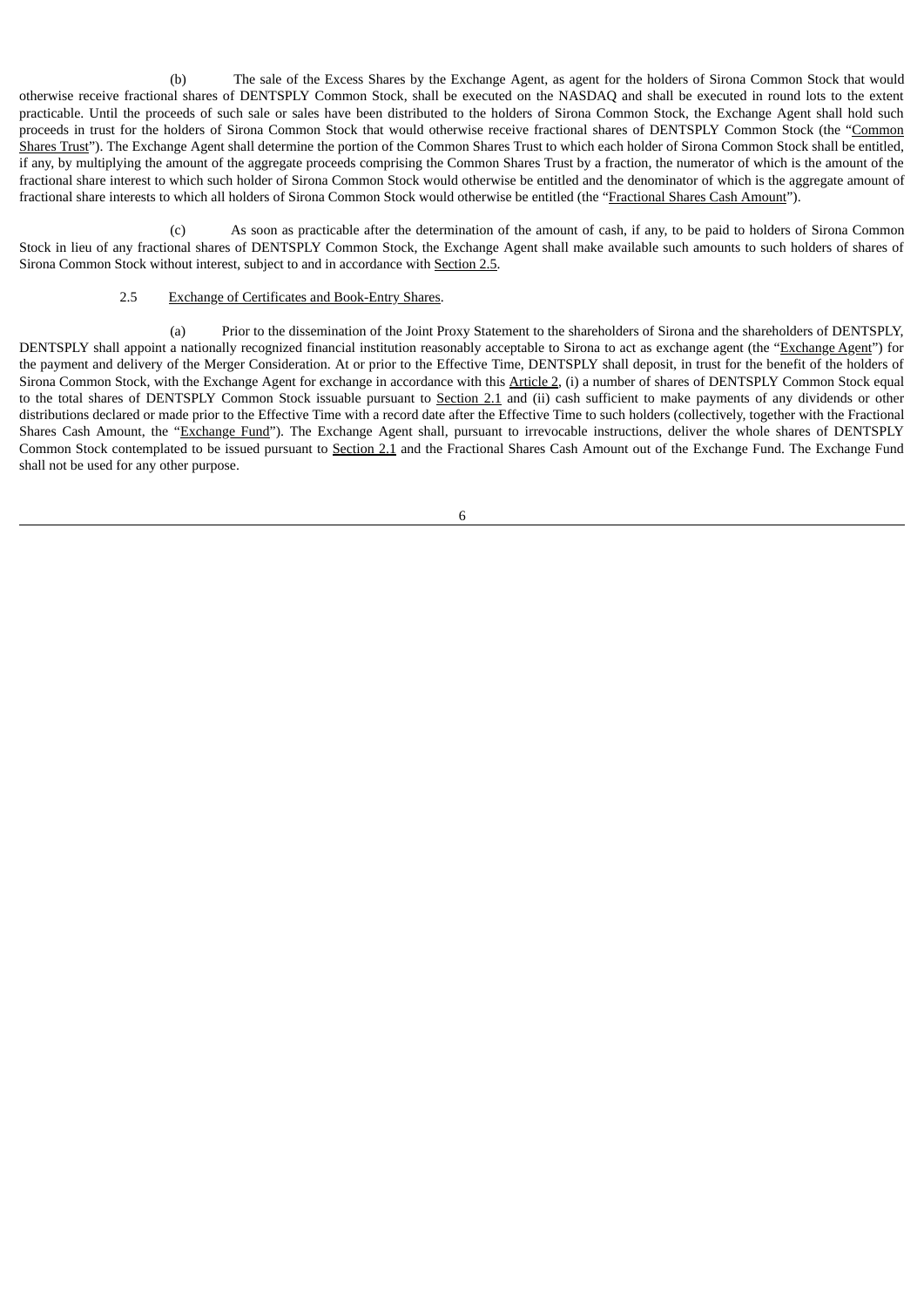(b) The sale of the Excess Shares by the Exchange Agent, as agent for the holders of Sirona Common Stock that would otherwise receive fractional shares of DENTSPLY Common Stock, shall be executed on the NASDAQ and shall be executed in round lots to the extent practicable. Until the proceeds of such sale or sales have been distributed to the holders of Sirona Common Stock, the Exchange Agent shall hold such proceeds in trust for the holders of Sirona Common Stock that would otherwise receive fractional shares of DENTSPLY Common Stock (the "Common Shares Trust"). The Exchange Agent shall determine the portion of the Common Shares Trust to which each holder of Sirona Common Stock shall be entitled, if any, by multiplying the amount of the aggregate proceeds comprising the Common Shares Trust by a fraction, the numerator of which is the amount of the fractional share interest to which such holder of Sirona Common Stock would otherwise be entitled and the denominator of which is the aggregate amount of fractional share interests to which all holders of Sirona Common Stock would otherwise be entitled (the "Fractional Shares Cash Amount").

(c) As soon as practicable after the determination of the amount of cash, if any, to be paid to holders of Sirona Common Stock in lieu of any fractional shares of DENTSPLY Common Stock, the Exchange Agent shall make available such amounts to such holders of shares of Sirona Common Stock without interest, subject to and in accordance with Section 2.5.

2.5 Exchange of Certificates and Book-Entry Shares.

(a) Prior to the dissemination of the Joint Proxy Statement to the shareholders of Sirona and the shareholders of DENTSPLY, DENTSPLY shall appoint a nationally recognized financial institution reasonably acceptable to Sirona to act as exchange agent (the "Exchange Agent") for the payment and delivery of the Merger Consideration. At or prior to the Effective Time, DENTSPLY shall deposit, in trust for the benefit of the holders of Sirona Common Stock, with the Exchange Agent for exchange in accordance with this Article 2, (i) a number of shares of DENTSPLY Common Stock equal to the total shares of DENTSPLY Common Stock issuable pursuant to Section 2.1 and (ii) cash sufficient to make payments of any dividends or other distributions declared or made prior to the Effective Time with a record date after the Effective Time to such holders (collectively, together with the Fractional Shares Cash Amount, the "Exchange Fund"). The Exchange Agent shall, pursuant to irrevocable instructions, deliver the whole shares of DENTSPLY Common Stock contemplated to be issued pursuant to Section 2.1 and the Fractional Shares Cash Amount out of the Exchange Fund. The Exchange Fund shall not be used for any other purpose.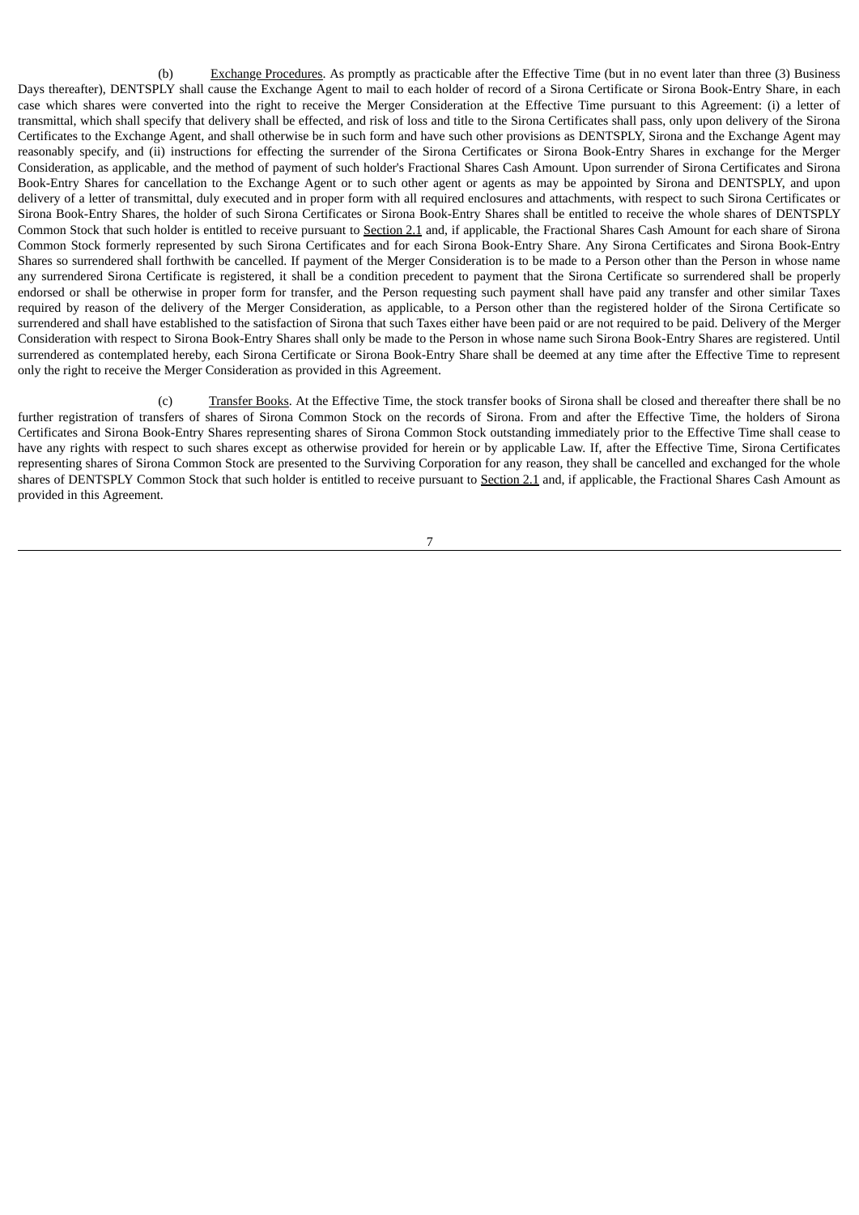(b) Exchange Procedures. As promptly as practicable after the Effective Time (but in no event later than three (3) Business Days thereafter), DENTSPLY shall cause the Exchange Agent to mail to each holder of record of a Sirona Certificate or Sirona Book-Entry Share, in each case which shares were converted into the right to receive the Merger Consideration at the Effective Time pursuant to this Agreement: (i) a letter of transmittal, which shall specify that delivery shall be effected, and risk of loss and title to the Sirona Certificates shall pass, only upon delivery of the Sirona Certificates to the Exchange Agent, and shall otherwise be in such form and have such other provisions as DENTSPLY, Sirona and the Exchange Agent may reasonably specify, and (ii) instructions for effecting the surrender of the Sirona Certificates or Sirona Book-Entry Shares in exchange for the Merger Consideration, as applicable, and the method of payment of such holder's Fractional Shares Cash Amount. Upon surrender of Sirona Certificates and Sirona Book-Entry Shares for cancellation to the Exchange Agent or to such other agent or agents as may be appointed by Sirona and DENTSPLY, and upon delivery of a letter of transmittal, duly executed and in proper form with all required enclosures and attachments, with respect to such Sirona Certificates or Sirona Book-Entry Shares, the holder of such Sirona Certificates or Sirona Book-Entry Shares shall be entitled to receive the whole shares of DENTSPLY Common Stock that such holder is entitled to receive pursuant to Section 2.1 and, if applicable, the Fractional Shares Cash Amount for each share of Sirona Common Stock formerly represented by such Sirona Certificates and for each Sirona Book-Entry Share. Any Sirona Certificates and Sirona Book-Entry Shares so surrendered shall forthwith be cancelled. If payment of the Merger Consideration is to be made to a Person other than the Person in whose name any surrendered Sirona Certificate is registered, it shall be a condition precedent to payment that the Sirona Certificate so surrendered shall be properly endorsed or shall be otherwise in proper form for transfer, and the Person requesting such payment shall have paid any transfer and other similar Taxes required by reason of the delivery of the Merger Consideration, as applicable, to a Person other than the registered holder of the Sirona Certificate so surrendered and shall have established to the satisfaction of Sirona that such Taxes either have been paid or are not required to be paid. Delivery of the Merger Consideration with respect to Sirona Book-Entry Shares shall only be made to the Person in whose name such Sirona Book-Entry Shares are registered. Until surrendered as contemplated hereby, each Sirona Certificate or Sirona Book-Entry Share shall be deemed at any time after the Effective Time to represent only the right to receive the Merger Consideration as provided in this Agreement.

(c) Transfer Books. At the Effective Time, the stock transfer books of Sirona shall be closed and thereafter there shall be no further registration of transfers of shares of Sirona Common Stock on the records of Sirona. From and after the Effective Time, the holders of Sirona Certificates and Sirona Book-Entry Shares representing shares of Sirona Common Stock outstanding immediately prior to the Effective Time shall cease to have any rights with respect to such shares except as otherwise provided for herein or by applicable Law. If, after the Effective Time, Sirona Certificates representing shares of Sirona Common Stock are presented to the Surviving Corporation for any reason, they shall be cancelled and exchanged for the whole shares of DENTSPLY Common Stock that such holder is entitled to receive pursuant to Section 2.1 and, if applicable, the Fractional Shares Cash Amount as provided in this Agreement.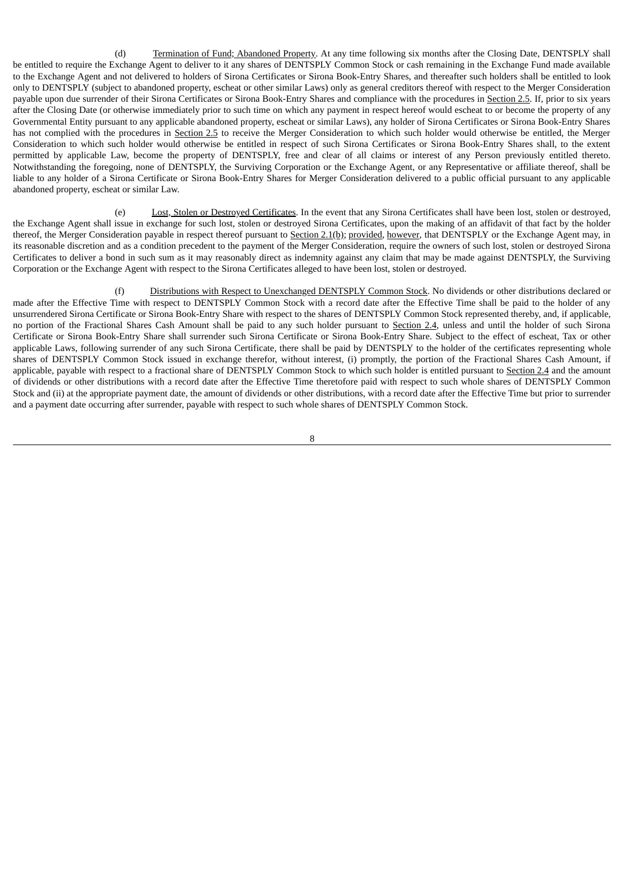(d) Termination of Fund; Abandoned Property. At any time following six months after the Closing Date, DENTSPLY shall be entitled to require the Exchange Agent to deliver to it any shares of DENTSPLY Common Stock or cash remaining in the Exchange Fund made available to the Exchange Agent and not delivered to holders of Sirona Certificates or Sirona Book-Entry Shares, and thereafter such holders shall be entitled to look only to DENTSPLY (subject to abandoned property, escheat or other similar Laws) only as general creditors thereof with respect to the Merger Consideration payable upon due surrender of their Sirona Certificates or Sirona Book-Entry Shares and compliance with the procedures in Section 2.5. If, prior to six years after the Closing Date (or otherwise immediately prior to such time on which any payment in respect hereof would escheat to or become the property of any Governmental Entity pursuant to any applicable abandoned property, escheat or similar Laws), any holder of Sirona Certificates or Sirona Book-Entry Shares has not complied with the procedures in Section 2.5 to receive the Merger Consideration to which such holder would otherwise be entitled, the Merger Consideration to which such holder would otherwise be entitled in respect of such Sirona Certificates or Sirona Book-Entry Shares shall, to the extent permitted by applicable Law, become the property of DENTSPLY, free and clear of all claims or interest of any Person previously entitled thereto. Notwithstanding the foregoing, none of DENTSPLY, the Surviving Corporation or the Exchange Agent, or any Representative or affiliate thereof, shall be liable to any holder of a Sirona Certificate or Sirona Book-Entry Shares for Merger Consideration delivered to a public official pursuant to any applicable abandoned property, escheat or similar Law.

(e) Lost, Stolen or Destroyed Certificates. In the event that any Sirona Certificates shall have been lost, stolen or destroyed, the Exchange Agent shall issue in exchange for such lost, stolen or destroyed Sirona Certificates, upon the making of an affidavit of that fact by the holder thereof, the Merger Consideration payable in respect thereof pursuant to Section 2.1(b); provided, however, that DENTSPLY or the Exchange Agent may, in its reasonable discretion and as a condition precedent to the payment of the Merger Consideration, require the owners of such lost, stolen or destroyed Sirona Certificates to deliver a bond in such sum as it may reasonably direct as indemnity against any claim that may be made against DENTSPLY, the Surviving Corporation or the Exchange Agent with respect to the Sirona Certificates alleged to have been lost, stolen or destroyed.

(f) Distributions with Respect to Unexchanged DENTSPLY Common Stock. No dividends or other distributions declared or made after the Effective Time with respect to DENTSPLY Common Stock with a record date after the Effective Time shall be paid to the holder of any unsurrendered Sirona Certificate or Sirona Book-Entry Share with respect to the shares of DENTSPLY Common Stock represented thereby, and, if applicable, no portion of the Fractional Shares Cash Amount shall be paid to any such holder pursuant to Section 2.4, unless and until the holder of such Sirona Certificate or Sirona Book-Entry Share shall surrender such Sirona Certificate or Sirona Book-Entry Share. Subject to the effect of escheat, Tax or other applicable Laws, following surrender of any such Sirona Certificate, there shall be paid by DENTSPLY to the holder of the certificates representing whole shares of DENTSPLY Common Stock issued in exchange therefor, without interest, (i) promptly, the portion of the Fractional Shares Cash Amount, if applicable, payable with respect to a fractional share of DENTSPLY Common Stock to which such holder is entitled pursuant to Section 2.4 and the amount of dividends or other distributions with a record date after the Effective Time theretofore paid with respect to such whole shares of DENTSPLY Common Stock and (ii) at the appropriate payment date, the amount of dividends or other distributions, with a record date after the Effective Time but prior to surrender and a payment date occurring after surrender, payable with respect to such whole shares of DENTSPLY Common Stock.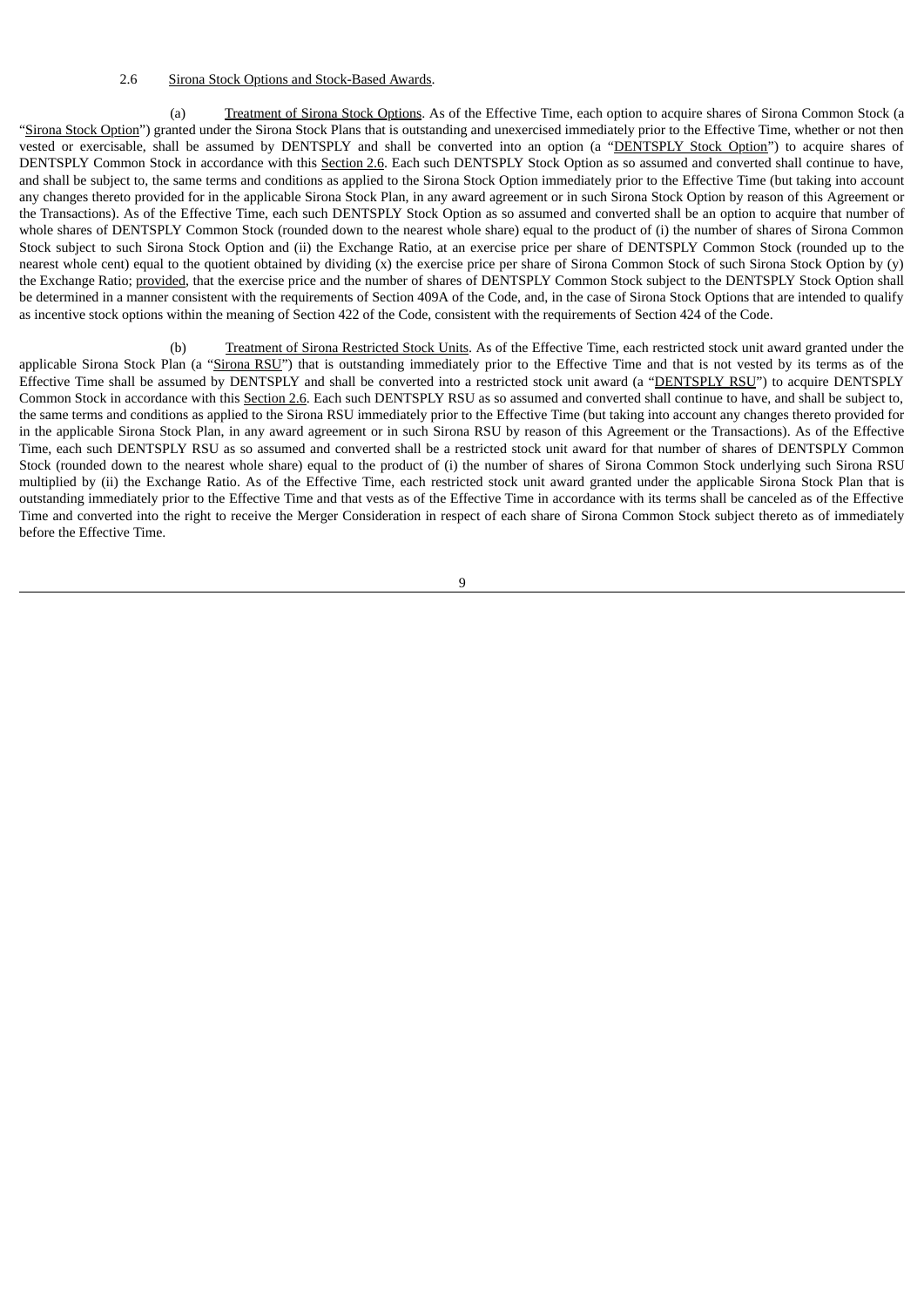2.6 Sirona Stock Options and Stock-Based Awards.

(a) Treatment of Sirona Stock Options. As of the Effective Time, each option to acquire shares of Sirona Common Stock (a "Sirona Stock Option") granted under the Sirona Stock Plans that is outstanding and unexercised immediately prior to the Effective Time, whether or not then vested or exercisable, shall be assumed by DENTSPLY and shall be converted into an option (a "DENTSPLY Stock Option") to acquire shares of DENTSPLY Common Stock in accordance with this Section 2.6. Each such DENTSPLY Stock Option as so assumed and converted shall continue to have, and shall be subject to, the same terms and conditions as applied to the Sirona Stock Option immediately prior to the Effective Time (but taking into account any changes thereto provided for in the applicable Sirona Stock Plan, in any award agreement or in such Sirona Stock Option by reason of this Agreement or the Transactions). As of the Effective Time, each such DENTSPLY Stock Option as so assumed and converted shall be an option to acquire that number of whole shares of DENTSPLY Common Stock (rounded down to the nearest whole share) equal to the product of (i) the number of shares of Sirona Common Stock subject to such Sirona Stock Option and (ii) the Exchange Ratio, at an exercise price per share of DENTSPLY Common Stock (rounded up to the nearest whole cent) equal to the quotient obtained by dividing (x) the exercise price per share of Sirona Common Stock of such Sirona Stock Option by (y) the Exchange Ratio; provided, that the exercise price and the number of shares of DENTSPLY Common Stock subject to the DENTSPLY Stock Option shall be determined in a manner consistent with the requirements of Section 409A of the Code, and, in the case of Sirona Stock Options that are intended to qualify as incentive stock options within the meaning of Section 422 of the Code, consistent with the requirements of Section 424 of the Code.

(b) Treatment of Sirona Restricted Stock Units. As of the Effective Time, each restricted stock unit award granted under the applicable Sirona Stock Plan (a "Sirona RSU") that is outstanding immediately prior to the Effective Time and that is not vested by its terms as of the Effective Time shall be assumed by DENTSPLY and shall be converted into a restricted stock unit award (a "DENTSPLY RSU") to acquire DENTSPLY Common Stock in accordance with this Section 2.6. Each such DENTSPLY RSU as so assumed and converted shall continue to have, and shall be subject to, the same terms and conditions as applied to the Sirona RSU immediately prior to the Effective Time (but taking into account any changes thereto provided for in the applicable Sirona Stock Plan, in any award agreement or in such Sirona RSU by reason of this Agreement or the Transactions). As of the Effective Time, each such DENTSPLY RSU as so assumed and converted shall be a restricted stock unit award for that number of shares of DENTSPLY Common Stock (rounded down to the nearest whole share) equal to the product of (i) the number of shares of Sirona Common Stock underlying such Sirona RSU multiplied by (ii) the Exchange Ratio. As of the Effective Time, each restricted stock unit award granted under the applicable Sirona Stock Plan that is outstanding immediately prior to the Effective Time and that vests as of the Effective Time in accordance with its terms shall be canceled as of the Effective Time and converted into the right to receive the Merger Consideration in respect of each share of Sirona Common Stock subject thereto as of immediately before the Effective Time.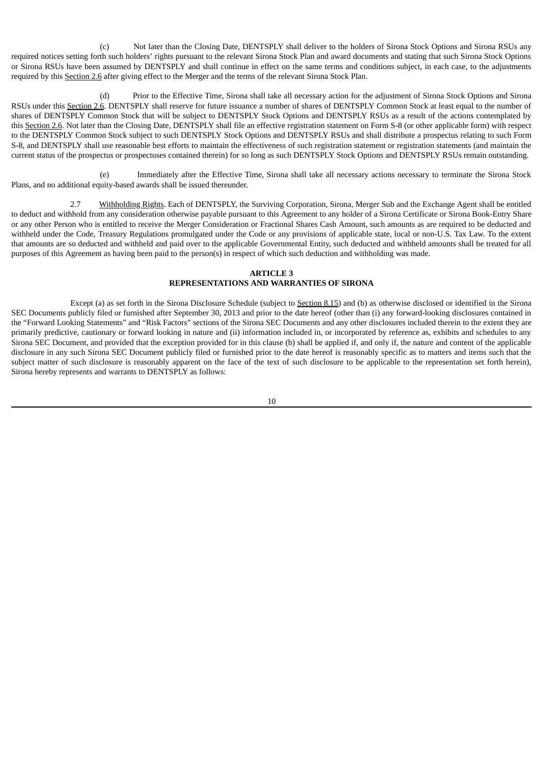(c) Not later than the Closing Date, DENTSPLY shall deliver to the holders of Sirona Stock Options and Sirona RSUs any required notices setting forth such holders' rights pursuant to the relevant Sirona Stock Plan and award documents and stating that such Sirona Stock Options or Sirona RSUs have been assumed by DENTSPLY and shall continue in effect on the same terms and conditions subject, in each case, to the adjustments required by this Section 2.6 after giving effect to the Merger and the terms of the relevant Sirona Stock Plan.

(d) Prior to the Effective Time, Sirona shall take all necessary action for the adjustment of Sirona Stock Options and Sirona RSUs under this Section 2.6. DENTSPLY shall reserve for future issuance a number of shares of DENTSPLY Common Stock at least equal to the number of shares of DENTSPLY Common Stock that will be subject to DENTSPLY Stock Options and DENTSPLY RSUs as a result of the actions contemplated by this Section 2.6. Not later than the Closing Date, DENTSPLY shall file an effective registration statement on Form S-8 (or other applicable form) with respect to the DENTSPLY Common Stock subject to such DENTSPLY Stock Options and DENTSPLY RSUs and shall distribute a prospectus relating to such Form S-8, and DENTSPLY shall use reasonable best efforts to maintain the effectiveness of such registration statement or registration statements (and maintain the current status of the prospectus or prospectuses contained therein) for so long as such DENTSPLY Stock Options and DENTSPLY RSUs remain outstanding.

(e) Immediately after the Effective Time, Sirona shall take all necessary actions necessary to terminate the Sirona Stock Plans, and no additional equity-based awards shall be issued thereunder.

2.7 Withholding Rights. Each of DENTSPLY, the Surviving Corporation, Sirona, Merger Sub and the Exchange Agent shall be entitled to deduct and withhold from any consideration otherwise payable pursuant to this Agreement to any holder of a Sirona Certificate or Sirona Book-Entry Share or any other Person who is entitled to receive the Merger Consideration or Fractional Shares Cash Amount, such amounts as are required to be deducted and withheld under the Code, Treasury Regulations promulgated under the Code or any provisions of applicable state, local or non-U.S. Tax Law. To the extent that amounts are so deducted and withheld and paid over to the applicable Governmental Entity, such deducted and withheld amounts shall be treated for all purposes of this Agreement as having been paid to the person(s) in respect of which such deduction and withholding was made.

## ARTICLE 3
## REPRESENTATIONS AND WARRANTIES OF SIRONA

Except (a) as set forth in the Sirona Disclosure Schedule (subject to Section 8.15) and (b) as otherwise disclosed or identified in the Sirona SEC Documents publicly filed or furnished after September 30, 2013 and prior to the date hereof (other than (i) any forward-looking disclosures contained in the "Forward Looking Statements" and "Risk Factors" sections of the Sirona SEC Documents and any other disclosures included therein to the extent they are primarily predictive, cautionary or forward looking in nature and (ii) information included in, or incorporated by reference as, exhibits and schedules to any Sirona SEC Document, and provided that the exception provided for in this clause (b) shall be applied if, and only if, the nature and content of the applicable disclosure in any such Sirona SEC Document publicly filed or furnished prior to the date hereof is reasonably specific as to matters and items such that the subject matter of such disclosure is reasonably apparent on the face of the text of such disclosure to be applicable to the representation set forth herein), Sirona hereby represents and warrants to DENTSPLY as follows: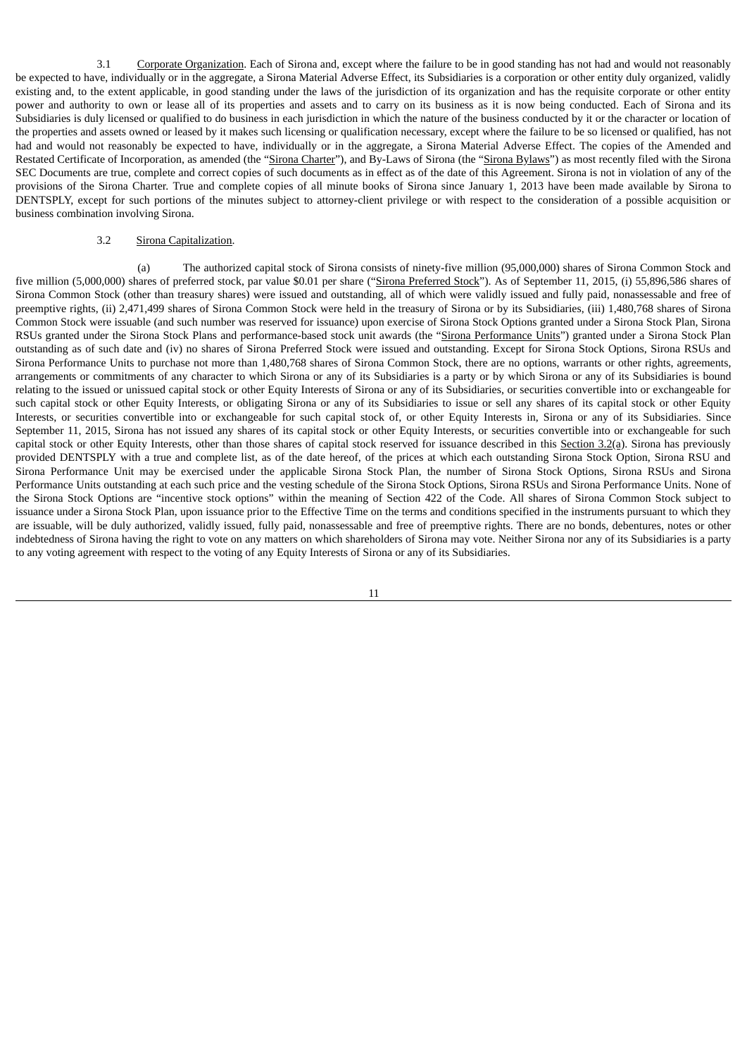3.1 Corporate Organization. Each of Sirona and, except where the failure to be in good standing has not had and would not reasonably be expected to have, individually or in the aggregate, a Sirona Material Adverse Effect, its Subsidiaries is a corporation or other entity duly organized, validly existing and, to the extent applicable, in good standing under the laws of the jurisdiction of its organization and has the requisite corporate or other entity power and authority to own or lease all of its properties and assets and to carry on its business as it is now being conducted. Each of Sirona and its Subsidiaries is duly licensed or qualified to do business in each jurisdiction in which the nature of the business conducted by it or the character or location of the properties and assets owned or leased by it makes such licensing or qualification necessary, except where the failure to be so licensed or qualified, has not had and would not reasonably be expected to have, individually or in the aggregate, a Sirona Material Adverse Effect. The copies of the Amended and Restated Certificate of Incorporation, as amended (the "Sirona Charter"), and By-Laws of Sirona (the "Sirona Bylaws") as most recently filed with the Sirona SEC Documents are true, complete and correct copies of such documents as in effect as of the date of this Agreement. Sirona is not in violation of any of the provisions of the Sirona Charter. True and complete copies of all minute books of Sirona since January 1, 2013 have been made available by Sirona to DENTSPLY, except for such portions of the minutes subject to attorney-client privilege or with respect to the consideration of a possible acquisition or business combination involving Sirona.

3.2 Sirona Capitalization.

(a) The authorized capital stock of Sirona consists of ninety-five million (95,000,000) shares of Sirona Common Stock and five million (5,000,000) shares of preferred stock, par value $0.01 per share ("Sirona Preferred Stock"). As of September 11, 2015, (i) 55,896,586 shares of Sirona Common Stock (other than treasury shares) were issued and outstanding, all of which were validly issued and fully paid, nonassessable and free of preemptive rights, (ii) 2,471,499 shares of Sirona Common Stock were held in the treasury of Sirona or by its Subsidiaries, (iii) 1,480,768 shares of Sirona Common Stock were issuable (and such number was reserved for issuance) upon exercise of Sirona Stock Options granted under a Sirona Stock Plan, Sirona RSUs granted under the Sirona Stock Plans and performance-based stock unit awards (the "Sirona Performance Units") granted under a Sirona Stock Plan outstanding as of such date and (iv) no shares of Sirona Preferred Stock were issued and outstanding. Except for Sirona Stock Options, Sirona RSUs and Sirona Performance Units to purchase not more than 1,480,768 shares of Sirona Common Stock, there are no options, warrants or other rights, agreements, arrangements or commitments of any character to which Sirona or any of its Subsidiaries is a party or by which Sirona or any of its Subsidiaries is bound relating to the issued or unissued capital stock or other Equity Interests of Sirona or any of its Subsidiaries, or securities convertible into or exchangeable for such capital stock or other Equity Interests, or obligating Sirona or any of its Subsidiaries to issue or sell any shares of its capital stock or other Equity Interests, or securities convertible into or exchangeable for such capital stock of, or other Equity Interests in, Sirona or any of its Subsidiaries. Since September 11, 2015, Sirona has not issued any shares of its capital stock or other Equity Interests, or securities convertible into or exchangeable for such capital stock or other Equity Interests, other than those shares of capital stock reserved for issuance described in this Section 3.2(a). Sirona has previously provided DENTSPLY with a true and complete list, as of the date hereof, of the prices at which each outstanding Sirona Stock Option, Sirona RSU and Sirona Performance Unit may be exercised under the applicable Sirona Stock Plan, the number of Sirona Stock Options, Sirona RSUs and Sirona Performance Units outstanding at each such price and the vesting schedule of the Sirona Stock Options, Sirona RSUs and Sirona Performance Units. None of the Sirona Stock Options are "incentive stock options" within the meaning of Section 422 of the Code. All shares of Sirona Common Stock subject to issuance under a Sirona Stock Plan, upon issuance prior to the Effective Time on the terms and conditions specified in the instruments pursuant to which they are issuable, will be duly authorized, validly issued, fully paid, nonassessable and free of preemptive rights. There are no bonds, debentures, notes or other indebtedness of Sirona having the right to vote on any matters on which shareholders of Sirona may vote. Neither Sirona nor any of its Subsidiaries is a party to any voting agreement with respect to the voting of any Equity Interests of Sirona or any of its Subsidiaries.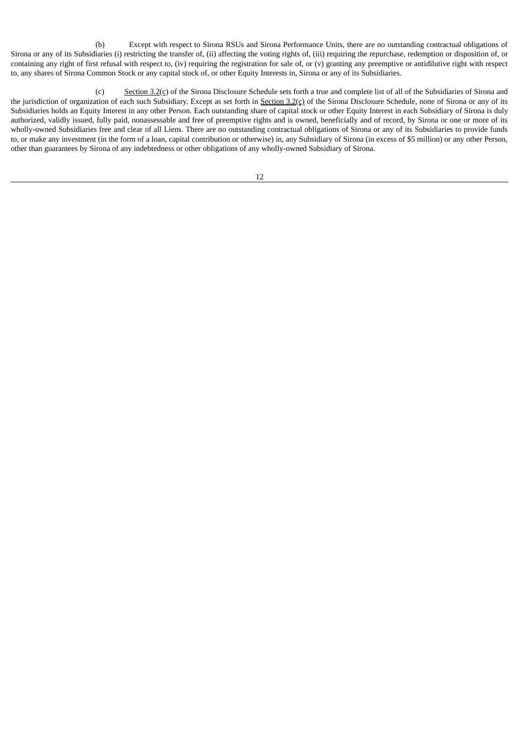(b) Except with respect to Sirona RSUs and Sirona Performance Units, there are no outstanding contractual obligations of Sirona or any of its Subsidiaries (i) restricting the transfer of, (ii) affecting the voting rights of, (iii) requiring the repurchase, redemption or disposition of, or containing any right of first refusal with respect to, (iv) requiring the registration for sale of, or (v) granting any preemptive or antidilutive right with respect to, any shares of Sirona Common Stock or any capital stock of, or other Equity Interests in, Sirona or any of its Subsidiaries.

(c) Section 3.2(c) of the Sirona Disclosure Schedule sets forth a true and complete list of all of the Subsidiaries of Sirona and the jurisdiction of organization of each such Subsidiary. Except as set forth in Section 3.2(c) of the Sirona Disclosure Schedule, none of Sirona or any of its Subsidiaries holds an Equity Interest in any other Person. Each outstanding share of capital stock or other Equity Interest in each Subsidiary of Sirona is duly authorized, validly issued, fully paid, nonassessable and free of preemptive rights and is owned, beneficially and of record, by Sirona or one or more of its wholly-owned Subsidiaries free and clear of all Liens. There are no outstanding contractual obligations of Sirona or any of its Subsidiaries to provide funds to, or make any investment (in the form of a loan, capital contribution or otherwise) in, any Subsidiary of Sirona (in excess of $5 million) or any other Person, other than guarantees by Sirona of any indebtedness or other obligations of any wholly-owned Subsidiary of Sirona.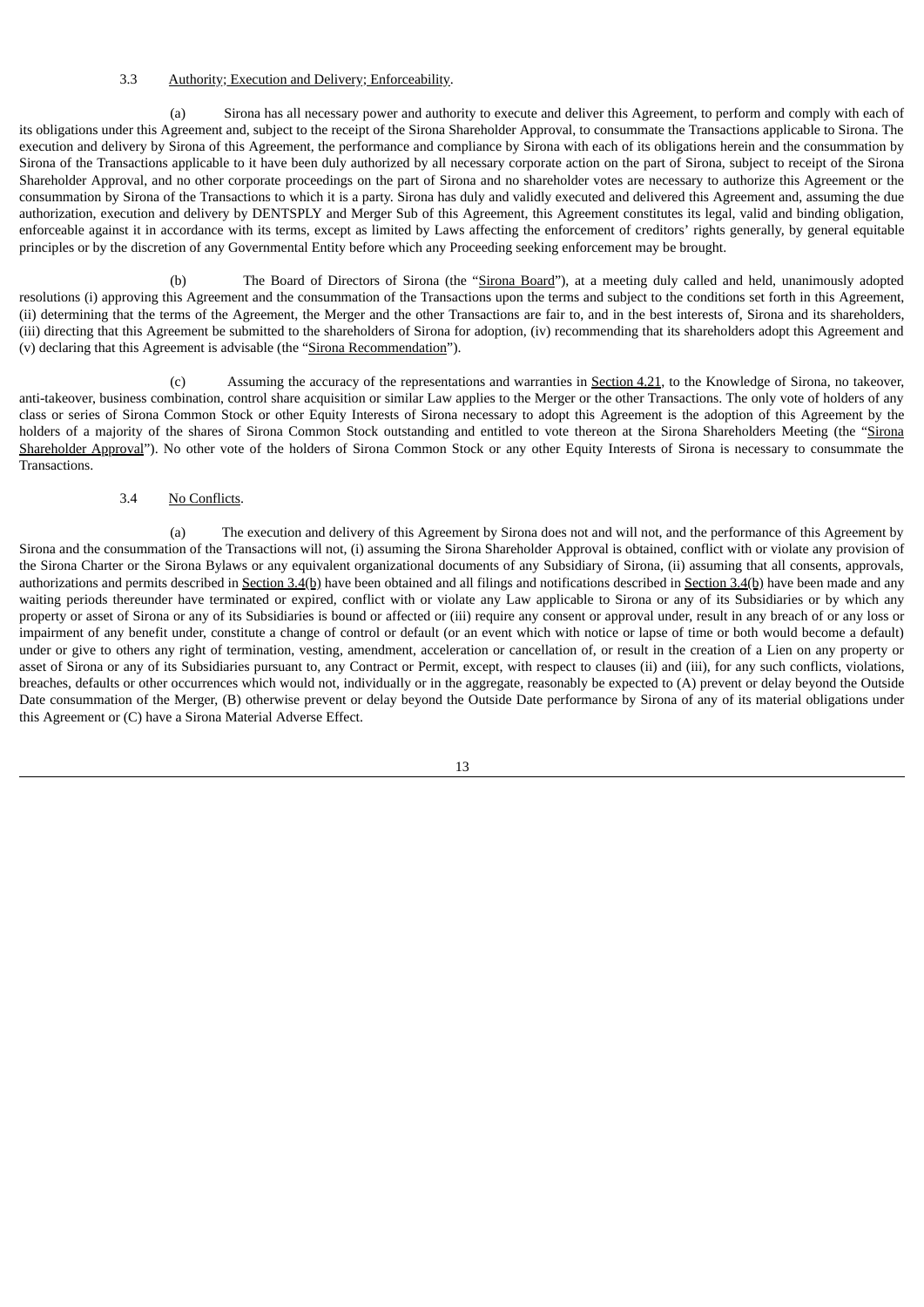3.3 Authority; Execution and Delivery; Enforceability.

(a) Sirona has all necessary power and authority to execute and deliver this Agreement, to perform and comply with each of its obligations under this Agreement and, subject to the receipt of the Sirona Shareholder Approval, to consummate the Transactions applicable to Sirona. The execution and delivery by Sirona of this Agreement, the performance and compliance by Sirona with each of its obligations herein and the consummation by Sirona of the Transactions applicable to it have been duly authorized by all necessary corporate action on the part of Sirona, subject to receipt of the Sirona Shareholder Approval, and no other corporate proceedings on the part of Sirona and no shareholder votes are necessary to authorize this Agreement or the consummation by Sirona of the Transactions to which it is a party. Sirona has duly and validly executed and delivered this Agreement and, assuming the due authorization, execution and delivery by DENTSPLY and Merger Sub of this Agreement, this Agreement constitutes its legal, valid and binding obligation, enforceable against it in accordance with its terms, except as limited by Laws affecting the enforcement of creditors' rights generally, by general equitable principles or by the discretion of any Governmental Entity before which any Proceeding seeking enforcement may be brought.

(b) The Board of Directors of Sirona (the "Sirona Board"), at a meeting duly called and held, unanimously adopted resolutions (i) approving this Agreement and the consummation of the Transactions upon the terms and subject to the conditions set forth in this Agreement, (ii) determining that the terms of the Agreement, the Merger and the other Transactions are fair to, and in the best interests of, Sirona and its shareholders, (iii) directing that this Agreement be submitted to the shareholders of Sirona for adoption, (iv) recommending that its shareholders adopt this Agreement and (v) declaring that this Agreement is advisable (the "Sirona Recommendation").

(c) Assuming the accuracy of the representations and warranties in Section 4.21, to the Knowledge of Sirona, no takeover, anti-takeover, business combination, control share acquisition or similar Law applies to the Merger or the other Transactions. The only vote of holders of any class or series of Sirona Common Stock or other Equity Interests of Sirona necessary to adopt this Agreement is the adoption of this Agreement by the holders of a majority of the shares of Sirona Common Stock outstanding and entitled to vote thereon at the Sirona Shareholders Meeting (the "Sirona Shareholder Approval"). No other vote of the holders of Sirona Common Stock or any other Equity Interests of Sirona is necessary to consummate the Transactions.

3.4 No Conflicts.

(a) The execution and delivery of this Agreement by Sirona does not and will not, and the performance of this Agreement by Sirona and the consummation of the Transactions will not, (i) assuming the Sirona Shareholder Approval is obtained, conflict with or violate any provision of the Sirona Charter or the Sirona Bylaws or any equivalent organizational documents of any Subsidiary of Sirona, (ii) assuming that all consents, approvals, authorizations and permits described in Section 3.4(b) have been obtained and all filings and notifications described in Section 3.4(b) have been made and any waiting periods thereunder have terminated or expired, conflict with or violate any Law applicable to Sirona or any of its Subsidiaries or by which any property or asset of Sirona or any of its Subsidiaries is bound or affected or (iii) require any consent or approval under, result in any breach of or any loss or impairment of any benefit under, constitute a change of control or default (or an event which with notice or lapse of time or both would become a default) under or give to others any right of termination, vesting, amendment, acceleration or cancellation of, or result in the creation of a Lien on any property or asset of Sirona or any of its Subsidiaries pursuant to, any Contract or Permit, except, with respect to clauses (ii) and (iii), for any such conflicts, violations, breaches, defaults or other occurrences which would not, individually or in the aggregate, reasonably be expected to (A) prevent or delay beyond the Outside Date consummation of the Merger, (B) otherwise prevent or delay beyond the Outside Date performance by Sirona of any of its material obligations under this Agreement or (C) have a Sirona Material Adverse Effect.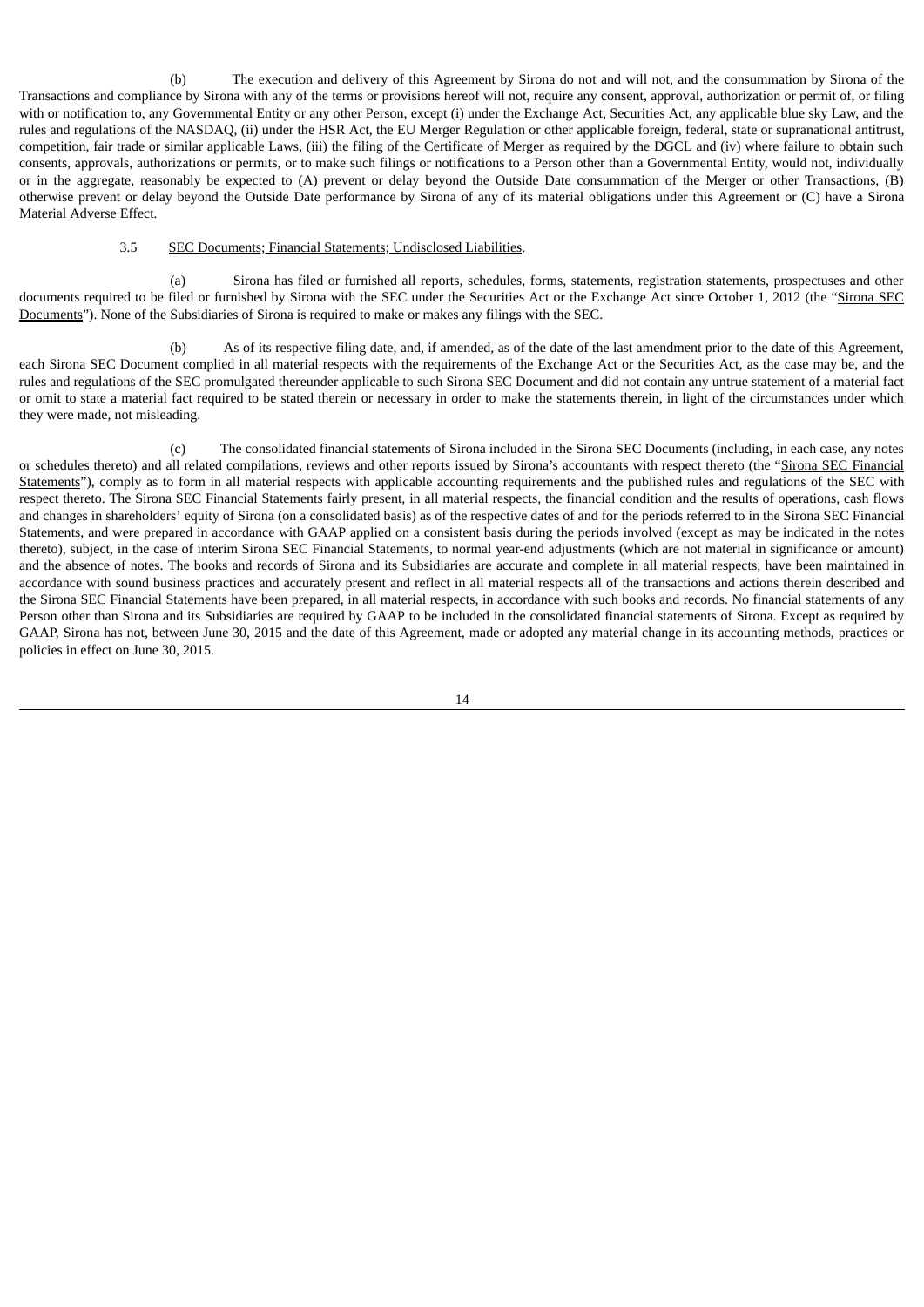(b) The execution and delivery of this Agreement by Sirona do not and will not, and the consummation by Sirona of the Transactions and compliance by Sirona with any of the terms or provisions hereof will not, require any consent, approval, authorization or permit of, or filing with or notification to, any Governmental Entity or any other Person, except (i) under the Exchange Act, Securities Act, any applicable blue sky Law, and the rules and regulations of the NASDAQ, (ii) under the HSR Act, the EU Merger Regulation or other applicable foreign, federal, state or supranational antitrust, competition, fair trade or similar applicable Laws, (iii) the filing of the Certificate of Merger as required by the DGCL and (iv) where failure to obtain such consents, approvals, authorizations or permits, or to make such filings or notifications to a Person other than a Governmental Entity, would not, individually or in the aggregate, reasonably be expected to (A) prevent or delay beyond the Outside Date consummation of the Merger or other Transactions, (B) otherwise prevent or delay beyond the Outside Date performance by Sirona of any of its material obligations under this Agreement or (C) have a Sirona Material Adverse Effect.

3.5 SEC Documents; Financial Statements; Undisclosed Liabilities.

(a) Sirona has filed or furnished all reports, schedules, forms, statements, registration statements, prospectuses and other documents required to be filed or furnished by Sirona with the SEC under the Securities Act or the Exchange Act since October 1, 2012 (the "Sirona SEC Documents"). None of the Subsidiaries of Sirona is required to make or makes any filings with the SEC.

(b) As of its respective filing date, and, if amended, as of the date of the last amendment prior to the date of this Agreement, each Sirona SEC Document complied in all material respects with the requirements of the Exchange Act or the Securities Act, as the case may be, and the rules and regulations of the SEC promulgated thereunder applicable to such Sirona SEC Document and did not contain any untrue statement of a material fact or omit to state a material fact required to be stated therein or necessary in order to make the statements therein, in light of the circumstances under which they were made, not misleading.

(c) The consolidated financial statements of Sirona included in the Sirona SEC Documents (including, in each case, any notes or schedules thereto) and all related compilations, reviews and other reports issued by Sirona's accountants with respect thereto (the "Sirona SEC Financial Statements"), comply as to form in all material respects with applicable accounting requirements and the published rules and regulations of the SEC with respect thereto. The Sirona SEC Financial Statements fairly present, in all material respects, the financial condition and the results of operations, cash flows and changes in shareholders' equity of Sirona (on a consolidated basis) as of the respective dates of and for the periods referred to in the Sirona SEC Financial Statements, and were prepared in accordance with GAAP applied on a consistent basis during the periods involved (except as may be indicated in the notes thereto), subject, in the case of interim Sirona SEC Financial Statements, to normal year-end adjustments (which are not material in significance or amount) and the absence of notes. The books and records of Sirona and its Subsidiaries are accurate and complete in all material respects, have been maintained in accordance with sound business practices and accurately present and reflect in all material respects all of the transactions and actions therein described and the Sirona SEC Financial Statements have been prepared, in all material respects, in accordance with such books and records. No financial statements of any Person other than Sirona and its Subsidiaries are required by GAAP to be included in the consolidated financial statements of Sirona. Except as required by GAAP, Sirona has not, between June 30, 2015 and the date of this Agreement, made or adopted any material change in its accounting methods, practices or policies in effect on June 30, 2015.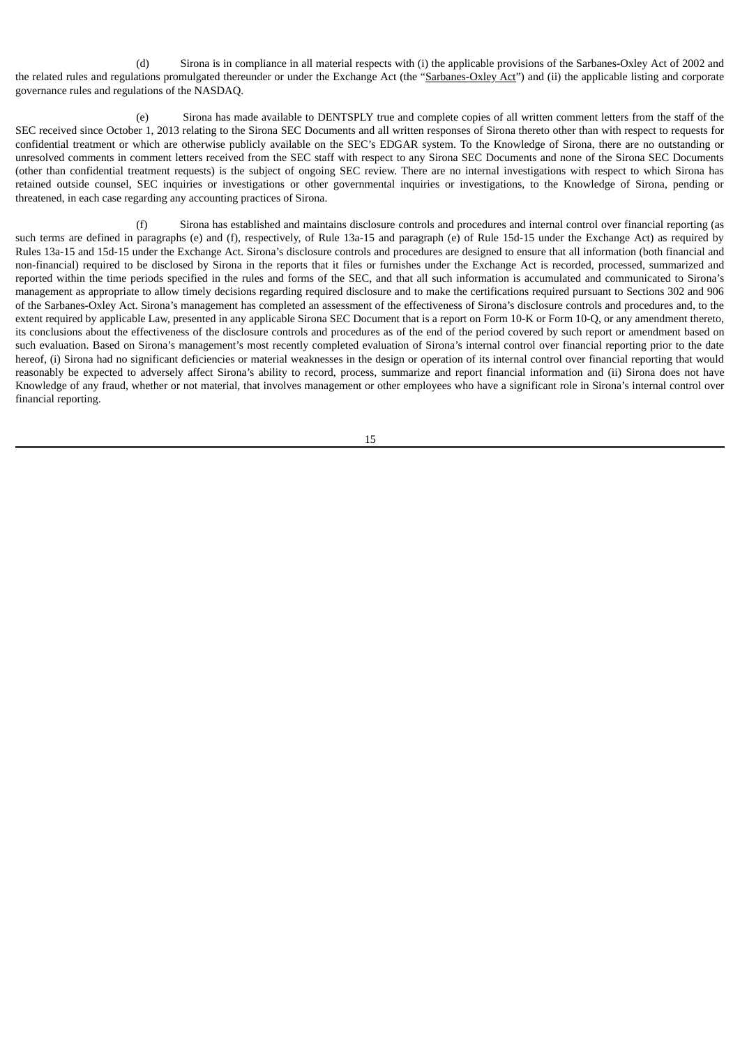(d) Sirona is in compliance in all material respects with (i) the applicable provisions of the Sarbanes-Oxley Act of 2002 and the related rules and regulations promulgated thereunder or under the Exchange Act (the "Sarbanes-Oxley Act") and (ii) the applicable listing and corporate governance rules and regulations of the NASDAQ.

(e) Sirona has made available to DENTSPLY true and complete copies of all written comment letters from the staff of the SEC received since October 1, 2013 relating to the Sirona SEC Documents and all written responses of Sirona thereto other than with respect to requests for confidential treatment or which are otherwise publicly available on the SEC's EDGAR system. To the Knowledge of Sirona, there are no outstanding or unresolved comments in comment letters received from the SEC staff with respect to any Sirona SEC Documents and none of the Sirona SEC Documents (other than confidential treatment requests) is the subject of ongoing SEC review. There are no internal investigations with respect to which Sirona has retained outside counsel, SEC inquiries or investigations or other governmental inquiries or investigations, to the Knowledge of Sirona, pending or threatened, in each case regarding any accounting practices of Sirona.

(f) Sirona has established and maintains disclosure controls and procedures and internal control over financial reporting (as such terms are defined in paragraphs (e) and (f), respectively, of Rule 13a-15 and paragraph (e) of Rule 15d-15 under the Exchange Act) as required by Rules 13a-15 and 15d-15 under the Exchange Act. Sirona's disclosure controls and procedures are designed to ensure that all information (both financial and non-financial) required to be disclosed by Sirona in the reports that it files or furnishes under the Exchange Act is recorded, processed, summarized and reported within the time periods specified in the rules and forms of the SEC, and that all such information is accumulated and communicated to Sirona's management as appropriate to allow timely decisions regarding required disclosure and to make the certifications required pursuant to Sections 302 and 906 of the Sarbanes-Oxley Act. Sirona's management has completed an assessment of the effectiveness of Sirona's disclosure controls and procedures and, to the extent required by applicable Law, presented in any applicable Sirona SEC Document that is a report on Form 10-K or Form 10-Q, or any amendment thereto, its conclusions about the effectiveness of the disclosure controls and procedures as of the end of the period covered by such report or amendment based on such evaluation. Based on Sirona's management's most recently completed evaluation of Sirona's internal control over financial reporting prior to the date hereof, (i) Sirona had no significant deficiencies or material weaknesses in the design or operation of its internal control over financial reporting that would reasonably be expected to adversely affect Sirona's ability to record, process, summarize and report financial information and (ii) Sirona does not have Knowledge of any fraud, whether or not material, that involves management or other employees who have a significant role in Sirona's internal control over financial reporting.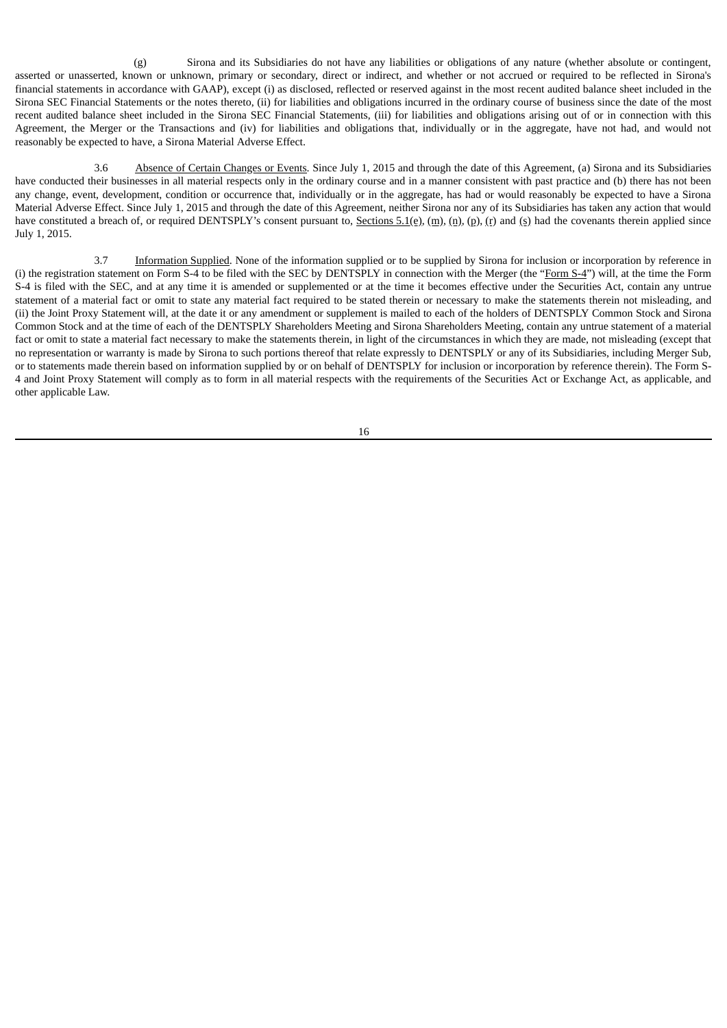(g) Sirona and its Subsidiaries do not have any liabilities or obligations of any nature (whether absolute or contingent, asserted or unasserted, known or unknown, primary or secondary, direct or indirect, and whether or not accrued or required to be reflected in Sirona's financial statements in accordance with GAAP), except (i) as disclosed, reflected or reserved against in the most recent audited balance sheet included in the Sirona SEC Financial Statements or the notes thereto, (ii) for liabilities and obligations incurred in the ordinary course of business since the date of the most recent audited balance sheet included in the Sirona SEC Financial Statements, (iii) for liabilities and obligations arising out of or in connection with this Agreement, the Merger or the Transactions and (iv) for liabilities and obligations that, individually or in the aggregate, have not had, and would not reasonably be expected to have, a Sirona Material Adverse Effect.

3.6 Absence of Certain Changes or Events. Since July 1, 2015 and through the date of this Agreement, (a) Sirona and its Subsidiaries have conducted their businesses in all material respects only in the ordinary course and in a manner consistent with past practice and (b) there has not been any change, event, development, condition or occurrence that, individually or in the aggregate, has had or would reasonably be expected to have a Sirona Material Adverse Effect. Since July 1, 2015 and through the date of this Agreement, neither Sirona nor any of its Subsidiaries has taken any action that would have constituted a breach of, or required DENTSPLY's consent pursuant to, Sections 5.1(e), (m), (n), (p), (r) and (s) had the covenants therein applied since July 1, 2015.

3.7 Information Supplied. None of the information supplied or to be supplied by Sirona for inclusion or incorporation by reference in (i) the registration statement on Form S-4 to be filed with the SEC by DENTSPLY in connection with the Merger (the "Form S-4") will, at the time the Form S-4 is filed with the SEC, and at any time it is amended or supplemented or at the time it becomes effective under the Securities Act, contain any untrue statement of a material fact or omit to state any material fact required to be stated therein or necessary to make the statements therein not misleading, and (ii) the Joint Proxy Statement will, at the date it or any amendment or supplement is mailed to each of the holders of DENTSPLY Common Stock and Sirona Common Stock and at the time of each of the DENTSPLY Shareholders Meeting and Sirona Shareholders Meeting, contain any untrue statement of a material fact or omit to state a material fact necessary to make the statements therein, in light of the circumstances in which they are made, not misleading (except that no representation or warranty is made by Sirona to such portions thereof that relate expressly to DENTSPLY or any of its Subsidiaries, including Merger Sub, or to statements made therein based on information supplied by or on behalf of DENTSPLY for inclusion or incorporation by reference therein). The Form S-4 and Joint Proxy Statement will comply as to form in all material respects with the requirements of the Securities Act or Exchange Act, as applicable, and other applicable Law.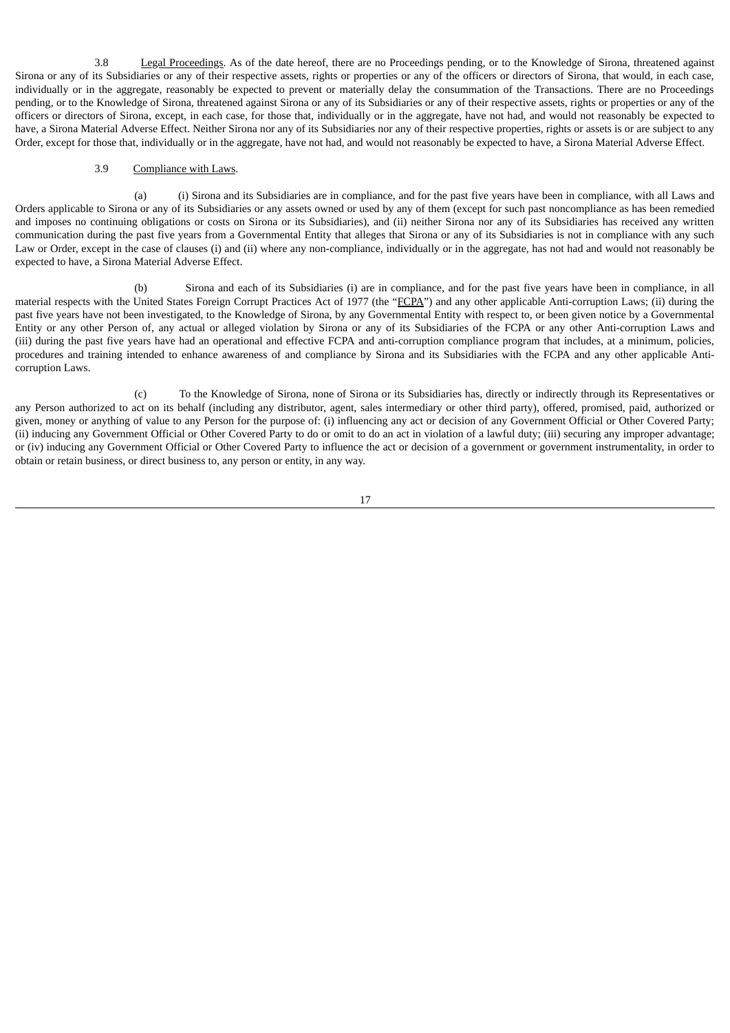3.8 Legal Proceedings. As of the date hereof, there are no Proceedings pending, or to the Knowledge of Sirona, threatened against Sirona or any of its Subsidiaries or any of their respective assets, rights or properties or any of the officers or directors of Sirona, that would, in each case, individually or in the aggregate, reasonably be expected to prevent or materially delay the consummation of the Transactions. There are no Proceedings pending, or to the Knowledge of Sirona, threatened against Sirona or any of its Subsidiaries or any of their respective assets, rights or properties or any of the officers or directors of Sirona, except, in each case, for those that, individually or in the aggregate, have not had, and would not reasonably be expected to have, a Sirona Material Adverse Effect. Neither Sirona nor any of its Subsidiaries nor any of their respective properties, rights or assets is or are subject to any Order, except for those that, individually or in the aggregate, have not had, and would not reasonably be expected to have, a Sirona Material Adverse Effect.

3.9 Compliance with Laws.

(a) (i) Sirona and its Subsidiaries are in compliance, and for the past five years have been in compliance, with all Laws and Orders applicable to Sirona or any of its Subsidiaries or any assets owned or used by any of them (except for such past noncompliance as has been remedied and imposes no continuing obligations or costs on Sirona or its Subsidiaries), and (ii) neither Sirona nor any of its Subsidiaries has received any written communication during the past five years from a Governmental Entity that alleges that Sirona or any of its Subsidiaries is not in compliance with any such Law or Order, except in the case of clauses (i) and (ii) where any non-compliance, individually or in the aggregate, has not had and would not reasonably be expected to have, a Sirona Material Adverse Effect.

(b) Sirona and each of its Subsidiaries (i) are in compliance, and for the past five years have been in compliance, in all material respects with the United States Foreign Corrupt Practices Act of 1977 (the "FCPA") and any other applicable Anti-corruption Laws; (ii) during the past five years have not been investigated, to the Knowledge of Sirona, by any Governmental Entity with respect to, or been given notice by a Governmental Entity or any other Person of, any actual or alleged violation by Sirona or any of its Subsidiaries of the FCPA or any other Anti-corruption Laws and (iii) during the past five years have had an operational and effective FCPA and anti-corruption compliance program that includes, at a minimum, policies, procedures and training intended to enhance awareness of and compliance by Sirona and its Subsidiaries with the FCPA and any other applicable Anti-corruption Laws.

(c) To the Knowledge of Sirona, none of Sirona or its Subsidiaries has, directly or indirectly through its Representatives or any Person authorized to act on its behalf (including any distributor, agent, sales intermediary or other third party), offered, promised, paid, authorized or given, money or anything of value to any Person for the purpose of: (i) influencing any act or decision of any Government Official or Other Covered Party; (ii) inducing any Government Official or Other Covered Party to do or omit to do an act in violation of a lawful duty; (iii) securing any improper advantage; or (iv) inducing any Government Official or Other Covered Party to influence the act or decision of a government or government instrumentality, in order to obtain or retain business, or direct business to, any person or entity, in any way.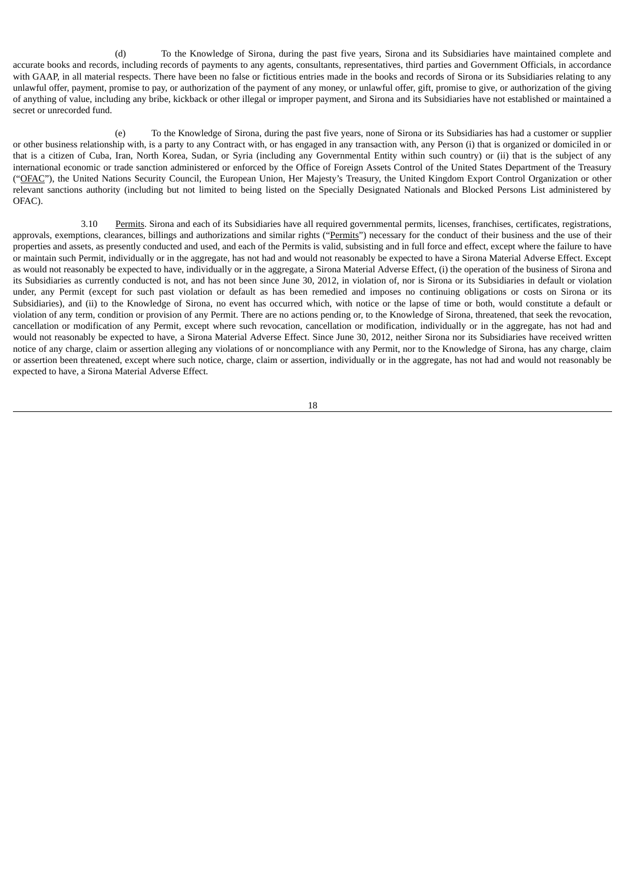(d) To the Knowledge of Sirona, during the past five years, Sirona and its Subsidiaries have maintained complete and accurate books and records, including records of payments to any agents, consultants, representatives, third parties and Government Officials, in accordance with GAAP, in all material respects. There have been no false or fictitious entries made in the books and records of Sirona or its Subsidiaries relating to any unlawful offer, payment, promise to pay, or authorization of the payment of any money, or unlawful offer, gift, promise to give, or authorization of the giving of anything of value, including any bribe, kickback or other illegal or improper payment, and Sirona and its Subsidiaries have not established or maintained a secret or unrecorded fund.

(e) To the Knowledge of Sirona, during the past five years, none of Sirona or its Subsidiaries has had a customer or supplier or other business relationship with, is a party to any Contract with, or has engaged in any transaction with, any Person (i) that is organized or domiciled in or that is a citizen of Cuba, Iran, North Korea, Sudan, or Syria (including any Governmental Entity within such country) or (ii) that is the subject of any international economic or trade sanction administered or enforced by the Office of Foreign Assets Control of the United States Department of the Treasury ("OFAC"), the United Nations Security Council, the European Union, Her Majesty's Treasury, the United Kingdom Export Control Organization or other relevant sanctions authority (including but not limited to being listed on the Specially Designated Nationals and Blocked Persons List administered by OFAC).

3.10 Permits. Sirona and each of its Subsidiaries have all required governmental permits, licenses, franchises, certificates, registrations, approvals, exemptions, clearances, billings and authorizations and similar rights ("Permits") necessary for the conduct of their business and the use of their properties and assets, as presently conducted and used, and each of the Permits is valid, subsisting and in full force and effect, except where the failure to have or maintain such Permit, individually or in the aggregate, has not had and would not reasonably be expected to have a Sirona Material Adverse Effect. Except as would not reasonably be expected to have, individually or in the aggregate, a Sirona Material Adverse Effect, (i) the operation of the business of Sirona and its Subsidiaries as currently conducted is not, and has not been since June 30, 2012, in violation of, nor is Sirona or its Subsidiaries in default or violation under, any Permit (except for such past violation or default as has been remedied and imposes no continuing obligations or costs on Sirona or its Subsidiaries), and (ii) to the Knowledge of Sirona, no event has occurred which, with notice or the lapse of time or both, would constitute a default or violation of any term, condition or provision of any Permit. There are no actions pending or, to the Knowledge of Sirona, threatened, that seek the revocation, cancellation or modification of any Permit, except where such revocation, cancellation or modification, individually or in the aggregate, has not had and would not reasonably be expected to have, a Sirona Material Adverse Effect. Since June 30, 2012, neither Sirona nor its Subsidiaries have received written notice of any charge, claim or assertion alleging any violations of or noncompliance with any Permit, nor to the Knowledge of Sirona, has any charge, claim or assertion been threatened, except where such notice, charge, claim or assertion, individually or in the aggregate, has not had and would not reasonably be expected to have, a Sirona Material Adverse Effect.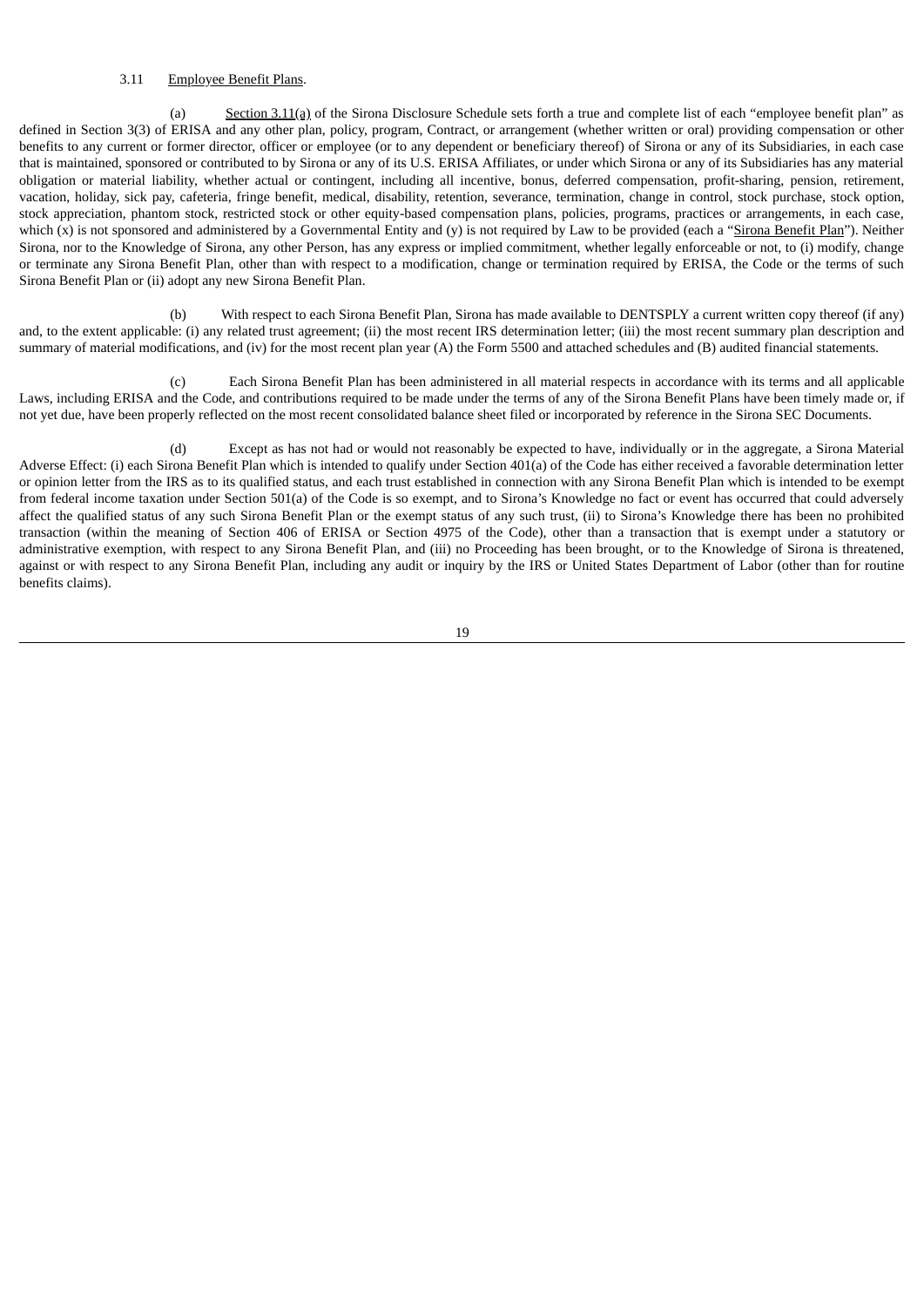3.11 Employee Benefit Plans.

(a) Section 3.11(a) of the Sirona Disclosure Schedule sets forth a true and complete list of each "employee benefit plan" as defined in Section 3(3) of ERISA and any other plan, policy, program, Contract, or arrangement (whether written or oral) providing compensation or other benefits to any current or former director, officer or employee (or to any dependent or beneficiary thereof) of Sirona or any of its Subsidiaries, in each case that is maintained, sponsored or contributed to by Sirona or any of its U.S. ERISA Affiliates, or under which Sirona or any of its Subsidiaries has any material obligation or material liability, whether actual or contingent, including all incentive, bonus, deferred compensation, profit-sharing, pension, retirement, vacation, holiday, sick pay, cafeteria, fringe benefit, medical, disability, retention, severance, termination, change in control, stock purchase, stock option, stock appreciation, phantom stock, restricted stock or other equity-based compensation plans, policies, programs, practices or arrangements, in each case, which (x) is not sponsored and administered by a Governmental Entity and (y) is not required by Law to be provided (each a "Sirona Benefit Plan"). Neither Sirona, nor to the Knowledge of Sirona, any other Person, has any express or implied commitment, whether legally enforceable or not, to (i) modify, change or terminate any Sirona Benefit Plan, other than with respect to a modification, change or termination required by ERISA, the Code or the terms of such Sirona Benefit Plan or (ii) adopt any new Sirona Benefit Plan.

(b) With respect to each Sirona Benefit Plan, Sirona has made available to DENTSPLY a current written copy thereof (if any) and, to the extent applicable: (i) any related trust agreement; (ii) the most recent IRS determination letter; (iii) the most recent summary plan description and summary of material modifications, and (iv) for the most recent plan year (A) the Form 5500 and attached schedules and (B) audited financial statements.

(c) Each Sirona Benefit Plan has been administered in all material respects in accordance with its terms and all applicable Laws, including ERISA and the Code, and contributions required to be made under the terms of any of the Sirona Benefit Plans have been timely made or, if not yet due, have been properly reflected on the most recent consolidated balance sheet filed or incorporated by reference in the Sirona SEC Documents.

(d) Except as has not had or would not reasonably be expected to have, individually or in the aggregate, a Sirona Material Adverse Effect: (i) each Sirona Benefit Plan which is intended to qualify under Section 401(a) of the Code has either received a favorable determination letter or opinion letter from the IRS as to its qualified status, and each trust established in connection with any Sirona Benefit Plan which is intended to be exempt from federal income taxation under Section 501(a) of the Code is so exempt, and to Sirona's Knowledge no fact or event has occurred that could adversely affect the qualified status of any such Sirona Benefit Plan or the exempt status of any such trust, (ii) to Sirona's Knowledge there has been no prohibited transaction (within the meaning of Section 406 of ERISA or Section 4975 of the Code), other than a transaction that is exempt under a statutory or administrative exemption, with respect to any Sirona Benefit Plan, and (iii) no Proceeding has been brought, or to the Knowledge of Sirona is threatened, against or with respect to any Sirona Benefit Plan, including any audit or inquiry by the IRS or United States Department of Labor (other than for routine benefits claims).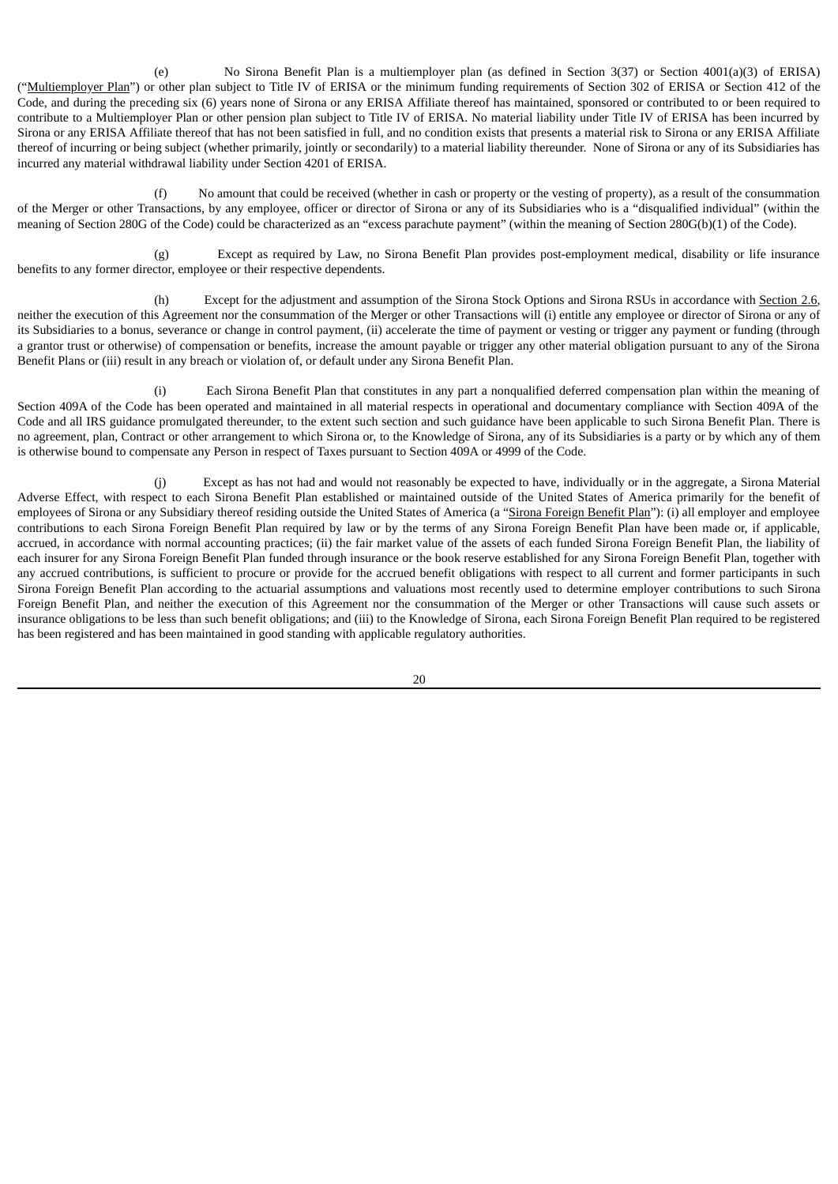(e) No Sirona Benefit Plan is a multiemployer plan (as defined in Section 3(37) or Section 4001(a)(3) of ERISA) ("Multiemployer Plan") or other plan subject to Title IV of ERISA or the minimum funding requirements of Section 302 of ERISA or Section 412 of the Code, and during the preceding six (6) years none of Sirona or any ERISA Affiliate thereof has maintained, sponsored or contributed to or been required to contribute to a Multiemployer Plan or other pension plan subject to Title IV of ERISA. No material liability under Title IV of ERISA has been incurred by Sirona or any ERISA Affiliate thereof that has not been satisfied in full, and no condition exists that presents a material risk to Sirona or any ERISA Affiliate thereof of incurring or being subject (whether primarily, jointly or secondarily) to a material liability thereunder. None of Sirona or any of its Subsidiaries has incurred any material withdrawal liability under Section 4201 of ERISA.

(f) No amount that could be received (whether in cash or property or the vesting of property), as a result of the consummation of the Merger or other Transactions, by any employee, officer or director of Sirona or any of its Subsidiaries who is a "disqualified individual" (within the meaning of Section 280G of the Code) could be characterized as an "excess parachute payment" (within the meaning of Section 280G(b)(1) of the Code).

(g) Except as required by Law, no Sirona Benefit Plan provides post-employment medical, disability or life insurance benefits to any former director, employee or their respective dependents.

(h) Except for the adjustment and assumption of the Sirona Stock Options and Sirona RSUs in accordance with Section 2.6, neither the execution of this Agreement nor the consummation of the Merger or other Transactions will (i) entitle any employee or director of Sirona or any of its Subsidiaries to a bonus, severance or change in control payment, (ii) accelerate the time of payment or vesting or trigger any payment or funding (through a grantor trust or otherwise) of compensation or benefits, increase the amount payable or trigger any other material obligation pursuant to any of the Sirona Benefit Plans or (iii) result in any breach or violation of, or default under any Sirona Benefit Plan.

(i) Each Sirona Benefit Plan that constitutes in any part a nonqualified deferred compensation plan within the meaning of Section 409A of the Code has been operated and maintained in all material respects in operational and documentary compliance with Section 409A of the Code and all IRS guidance promulgated thereunder, to the extent such section and such guidance have been applicable to such Sirona Benefit Plan. There is no agreement, plan, Contract or other arrangement to which Sirona or, to the Knowledge of Sirona, any of its Subsidiaries is a party or by which any of them is otherwise bound to compensate any Person in respect of Taxes pursuant to Section 409A or 4999 of the Code.

(j) Except as has not had and would not reasonably be expected to have, individually or in the aggregate, a Sirona Material Adverse Effect, with respect to each Sirona Benefit Plan established or maintained outside of the United States of America primarily for the benefit of employees of Sirona or any Subsidiary thereof residing outside the United States of America (a "Sirona Foreign Benefit Plan"): (i) all employer and employee contributions to each Sirona Foreign Benefit Plan required by law or by the terms of any Sirona Foreign Benefit Plan have been made or, if applicable, accrued, in accordance with normal accounting practices; (ii) the fair market value of the assets of each funded Sirona Foreign Benefit Plan, the liability of each insurer for any Sirona Foreign Benefit Plan funded through insurance or the book reserve established for any Sirona Foreign Benefit Plan, together with any accrued contributions, is sufficient to procure or provide for the accrued benefit obligations with respect to all current and former participants in such Sirona Foreign Benefit Plan according to the actuarial assumptions and valuations most recently used to determine employer contributions to such Sirona Foreign Benefit Plan, and neither the execution of this Agreement nor the consummation of the Merger or other Transactions will cause such assets or insurance obligations to be less than such benefit obligations; and (iii) to the Knowledge of Sirona, each Sirona Foreign Benefit Plan required to be registered has been registered and has been maintained in good standing with applicable regulatory authorities.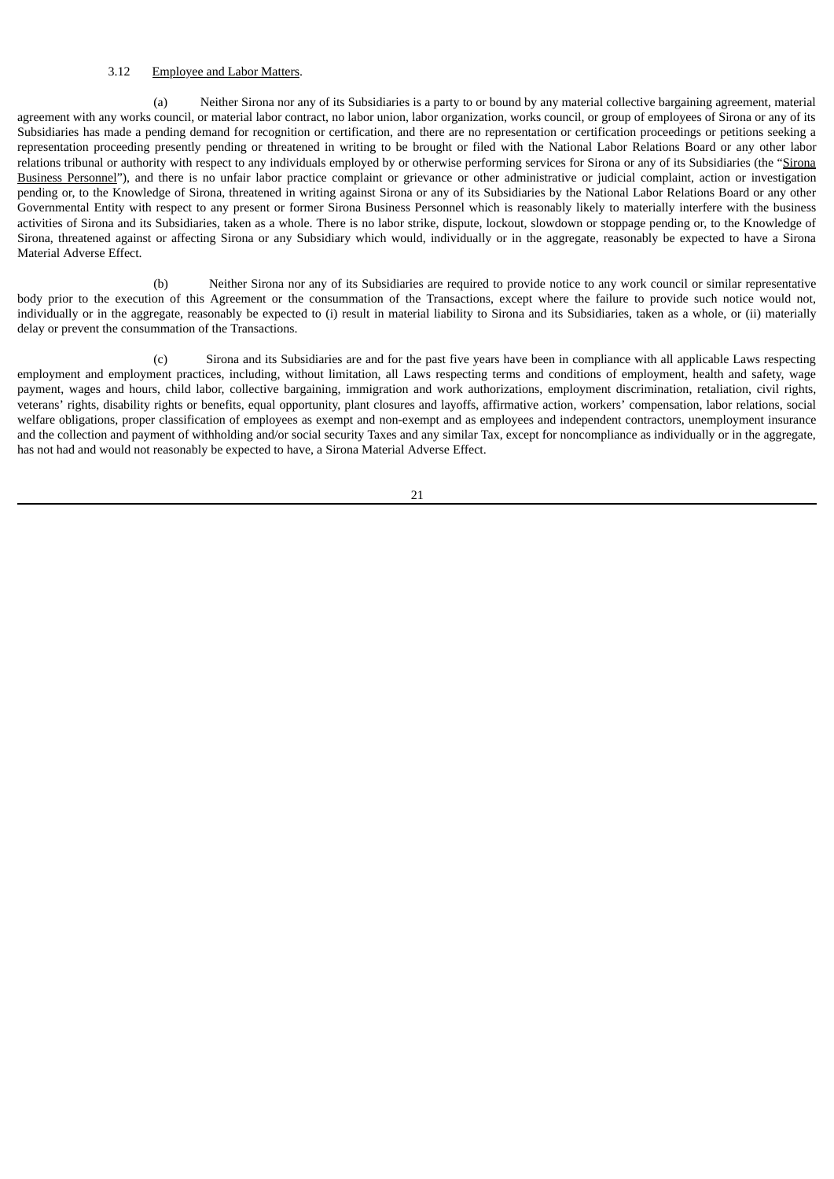3.12 Employee and Labor Matters.

(a) Neither Sirona nor any of its Subsidiaries is a party to or bound by any material collective bargaining agreement, material agreement with any works council, or material labor contract, no labor union, labor organization, works council, or group of employees of Sirona or any of its Subsidiaries has made a pending demand for recognition or certification, and there are no representation or certification proceedings or petitions seeking a representation proceeding presently pending or threatened in writing to be brought or filed with the National Labor Relations Board or any other labor relations tribunal or authority with respect to any individuals employed by or otherwise performing services for Sirona or any of its Subsidiaries (the "Sirona Business Personnel"), and there is no unfair labor practice complaint or grievance or other administrative or judicial complaint, action or investigation pending or, to the Knowledge of Sirona, threatened in writing against Sirona or any of its Subsidiaries by the National Labor Relations Board or any other Governmental Entity with respect to any present or former Sirona Business Personnel which is reasonably likely to materially interfere with the business activities of Sirona and its Subsidiaries, taken as a whole. There is no labor strike, dispute, lockout, slowdown or stoppage pending or, to the Knowledge of Sirona, threatened against or affecting Sirona or any Subsidiary which would, individually or in the aggregate, reasonably be expected to have a Sirona Material Adverse Effect.

(b) Neither Sirona nor any of its Subsidiaries are required to provide notice to any work council or similar representative body prior to the execution of this Agreement or the consummation of the Transactions, except where the failure to provide such notice would not, individually or in the aggregate, reasonably be expected to (i) result in material liability to Sirona and its Subsidiaries, taken as a whole, or (ii) materially delay or prevent the consummation of the Transactions.

(c) Sirona and its Subsidiaries are and for the past five years have been in compliance with all applicable Laws respecting employment and employment practices, including, without limitation, all Laws respecting terms and conditions of employment, health and safety, wage payment, wages and hours, child labor, collective bargaining, immigration and work authorizations, employment discrimination, retaliation, civil rights, veterans' rights, disability rights or benefits, equal opportunity, plant closures and layoffs, affirmative action, workers' compensation, labor relations, social welfare obligations, proper classification of employees as exempt and non-exempt and as employees and independent contractors, unemployment insurance and the collection and payment of withholding and/or social security Taxes and any similar Tax, except for noncompliance as individually or in the aggregate, has not had and would not reasonably be expected to have, a Sirona Material Adverse Effect.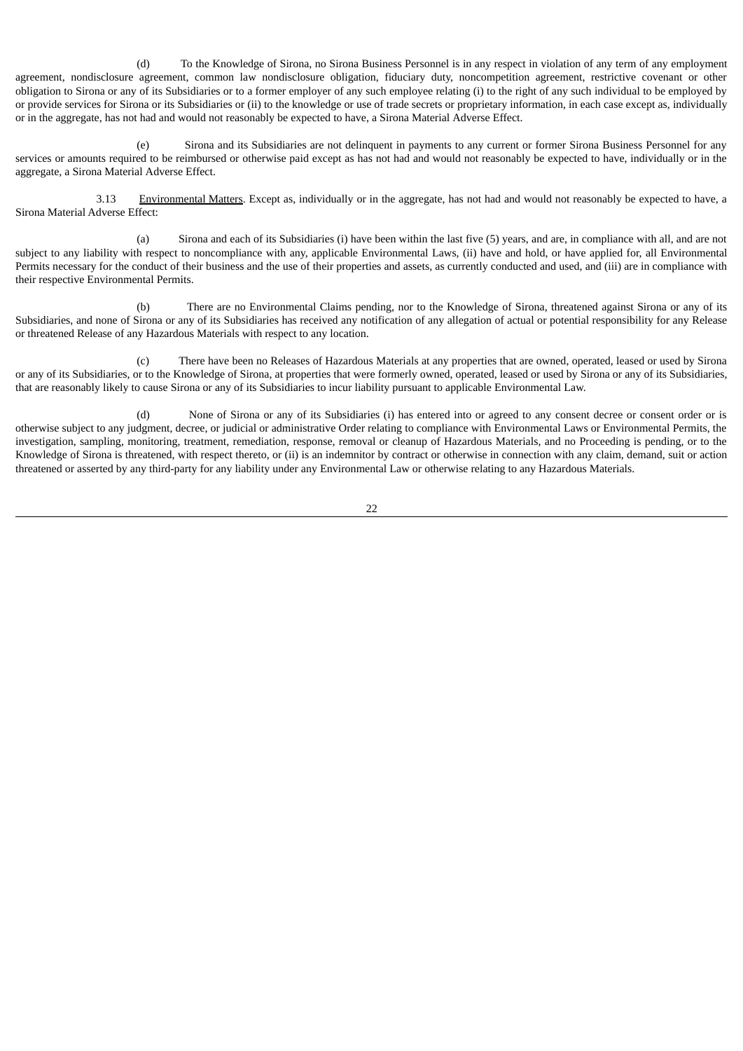(d) To the Knowledge of Sirona, no Sirona Business Personnel is in any respect in violation of any term of any employment agreement, nondisclosure agreement, common law nondisclosure obligation, fiduciary duty, noncompetition agreement, restrictive covenant or other obligation to Sirona or any of its Subsidiaries or to a former employer of any such employee relating (i) to the right of any such individual to be employed by or provide services for Sirona or its Subsidiaries or (ii) to the knowledge or use of trade secrets or proprietary information, in each case except as, individually or in the aggregate, has not had and would not reasonably be expected to have, a Sirona Material Adverse Effect.

(e) Sirona and its Subsidiaries are not delinquent in payments to any current or former Sirona Business Personnel for any services or amounts required to be reimbursed or otherwise paid except as has not had and would not reasonably be expected to have, individually or in the aggregate, a Sirona Material Adverse Effect.

3.13 Environmental Matters. Except as, individually or in the aggregate, has not had and would not reasonably be expected to have, a Sirona Material Adverse Effect:

(a) Sirona and each of its Subsidiaries (i) have been within the last five (5) years, and are, in compliance with all, and are not subject to any liability with respect to noncompliance with any, applicable Environmental Laws, (ii) have and hold, or have applied for, all Environmental Permits necessary for the conduct of their business and the use of their properties and assets, as currently conducted and used, and (iii) are in compliance with their respective Environmental Permits.

(b) There are no Environmental Claims pending, nor to the Knowledge of Sirona, threatened against Sirona or any of its Subsidiaries, and none of Sirona or any of its Subsidiaries has received any notification of any allegation of actual or potential responsibility for any Release or threatened Release of any Hazardous Materials with respect to any location.

(c) There have been no Releases of Hazardous Materials at any properties that are owned, operated, leased or used by Sirona or any of its Subsidiaries, or to the Knowledge of Sirona, at properties that were formerly owned, operated, leased or used by Sirona or any of its Subsidiaries, that are reasonably likely to cause Sirona or any of its Subsidiaries to incur liability pursuant to applicable Environmental Law.

(d) None of Sirona or any of its Subsidiaries (i) has entered into or agreed to any consent decree or consent order or is otherwise subject to any judgment, decree, or judicial or administrative Order relating to compliance with Environmental Laws or Environmental Permits, the investigation, sampling, monitoring, treatment, remediation, response, removal or cleanup of Hazardous Materials, and no Proceeding is pending, or to the Knowledge of Sirona is threatened, with respect thereto, or (ii) is an indemnitor by contract or otherwise in connection with any claim, demand, suit or action threatened or asserted by any third-party for any liability under any Environmental Law or otherwise relating to any Hazardous Materials.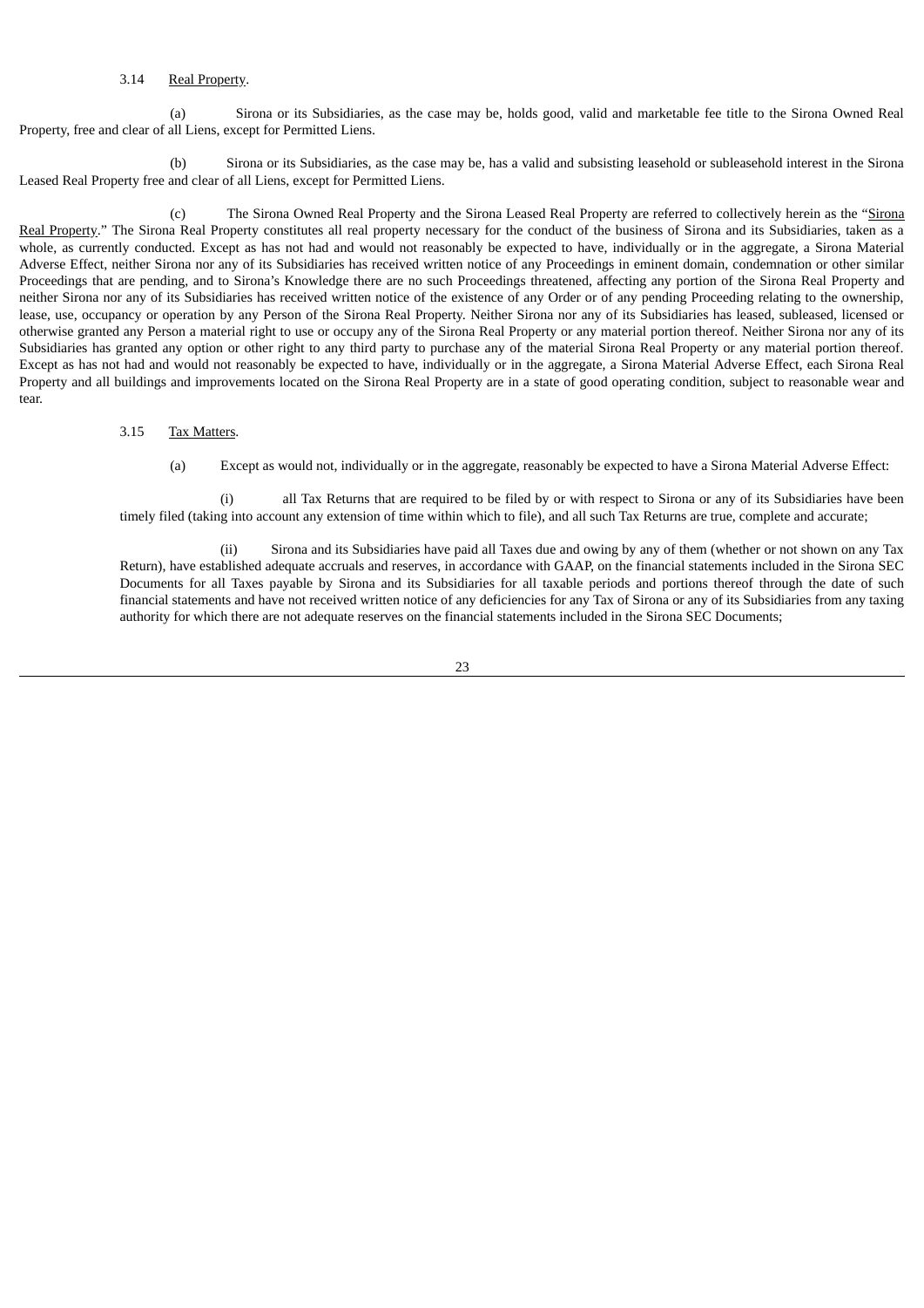3.14 Real Property.

(a) Sirona or its Subsidiaries, as the case may be, holds good, valid and marketable fee title to the Sirona Owned Real Property, free and clear of all Liens, except for Permitted Liens.

(b) Sirona or its Subsidiaries, as the case may be, has a valid and subsisting leasehold or subleasehold interest in the Sirona Leased Real Property free and clear of all Liens, except for Permitted Liens.

(c) The Sirona Owned Real Property and the Sirona Leased Real Property are referred to collectively herein as the "Sirona Real Property." The Sirona Real Property constitutes all real property necessary for the conduct of the business of Sirona and its Subsidiaries, taken as a whole, as currently conducted. Except as has not had and would not reasonably be expected to have, individually or in the aggregate, a Sirona Material Adverse Effect, neither Sirona nor any of its Subsidiaries has received written notice of any Proceedings in eminent domain, condemnation or other similar Proceedings that are pending, and to Sirona's Knowledge there are no such Proceedings threatened, affecting any portion of the Sirona Real Property and neither Sirona nor any of its Subsidiaries has received written notice of the existence of any Order or of any pending Proceeding relating to the ownership, lease, use, occupancy or operation by any Person of the Sirona Real Property. Neither Sirona nor any of its Subsidiaries has leased, subleased, licensed or otherwise granted any Person a material right to use or occupy any of the Sirona Real Property or any material portion thereof. Neither Sirona nor any of its Subsidiaries has granted any option or other right to any third party to purchase any of the material Sirona Real Property or any material portion thereof. Except as has not had and would not reasonably be expected to have, individually or in the aggregate, a Sirona Material Adverse Effect, each Sirona Real Property and all buildings and improvements located on the Sirona Real Property are in a state of good operating condition, subject to reasonable wear and tear.

3.15 Tax Matters.

(a) Except as would not, individually or in the aggregate, reasonably be expected to have a Sirona Material Adverse Effect:

(i) all Tax Returns that are required to be filed by or with respect to Sirona or any of its Subsidiaries have been timely filed (taking into account any extension of time within which to file), and all such Tax Returns are true, complete and accurate;

(ii) Sirona and its Subsidiaries have paid all Taxes due and owing by any of them (whether or not shown on any Tax Return), have established adequate accruals and reserves, in accordance with GAAP, on the financial statements included in the Sirona SEC Documents for all Taxes payable by Sirona and its Subsidiaries for all taxable periods and portions thereof through the date of such financial statements and have not received written notice of any deficiencies for any Tax of Sirona or any of its Subsidiaries from any taxing authority for which there are not adequate reserves on the financial statements included in the Sirona SEC Documents;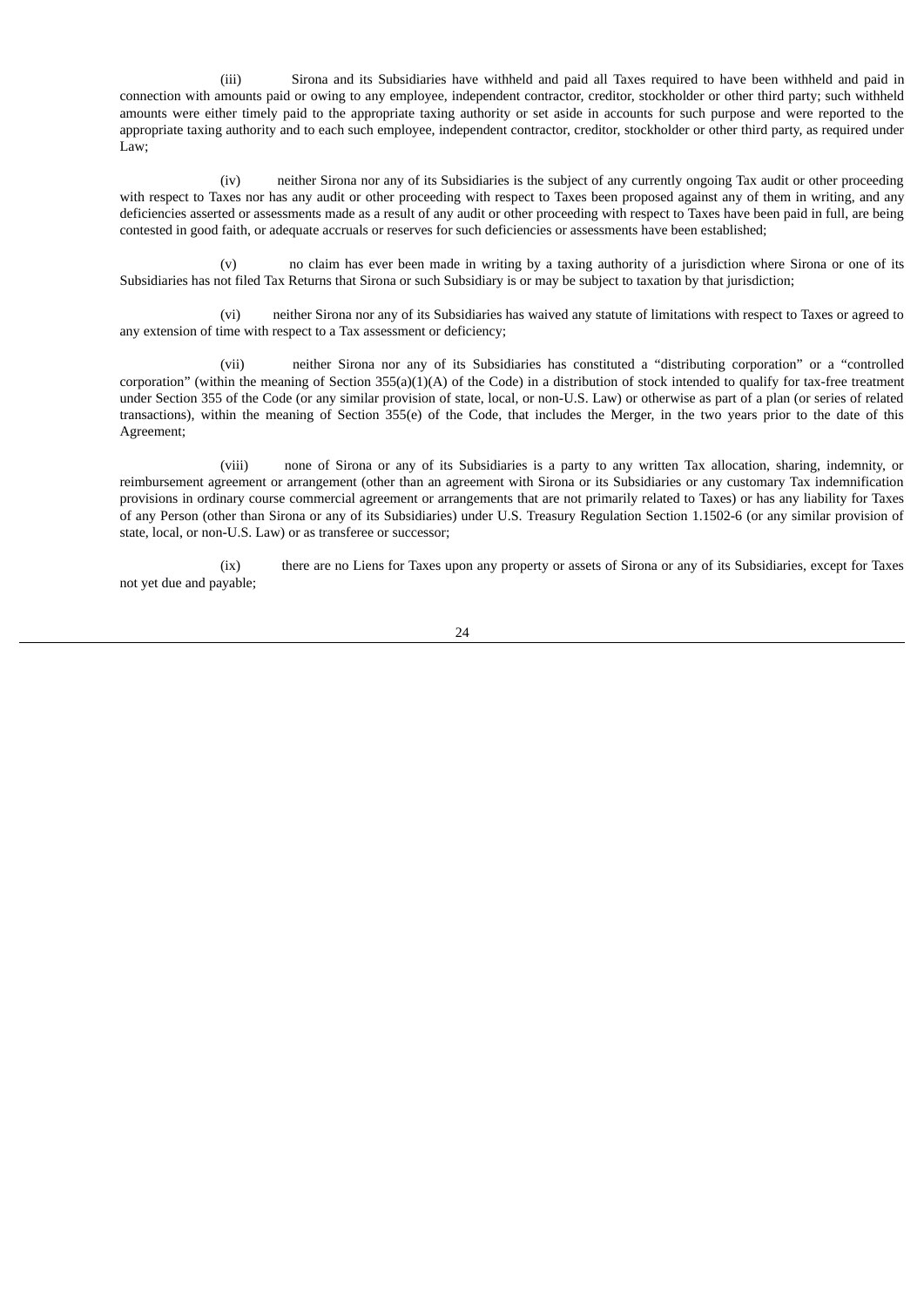(iii) Sirona and its Subsidiaries have withheld and paid all Taxes required to have been withheld and paid in connection with amounts paid or owing to any employee, independent contractor, creditor, stockholder or other third party; such withheld amounts were either timely paid to the appropriate taxing authority or set aside in accounts for such purpose and were reported to the appropriate taxing authority and to each such employee, independent contractor, creditor, stockholder or other third party, as required under Law;

(iv) neither Sirona nor any of its Subsidiaries is the subject of any currently ongoing Tax audit or other proceeding with respect to Taxes nor has any audit or other proceeding with respect to Taxes been proposed against any of them in writing, and any deficiencies asserted or assessments made as a result of any audit or other proceeding with respect to Taxes have been paid in full, are being contested in good faith, or adequate accruals or reserves for such deficiencies or assessments have been established;

(v) no claim has ever been made in writing by a taxing authority of a jurisdiction where Sirona or one of its Subsidiaries has not filed Tax Returns that Sirona or such Subsidiary is or may be subject to taxation by that jurisdiction;

(vi) neither Sirona nor any of its Subsidiaries has waived any statute of limitations with respect to Taxes or agreed to any extension of time with respect to a Tax assessment or deficiency;

(vii) neither Sirona nor any of its Subsidiaries has constituted a "distributing corporation" or a "controlled corporation" (within the meaning of Section 355(a)(1)(A) of the Code) in a distribution of stock intended to qualify for tax-free treatment under Section 355 of the Code (or any similar provision of state, local, or non-U.S. Law) or otherwise as part of a plan (or series of related transactions), within the meaning of Section 355(e) of the Code, that includes the Merger, in the two years prior to the date of this Agreement;

(viii) none of Sirona or any of its Subsidiaries is a party to any written Tax allocation, sharing, indemnity, or reimbursement agreement or arrangement (other than an agreement with Sirona or its Subsidiaries or any customary Tax indemnification provisions in ordinary course commercial agreement or arrangements that are not primarily related to Taxes) or has any liability for Taxes of any Person (other than Sirona or any of its Subsidiaries) under U.S. Treasury Regulation Section 1.1502-6 (or any similar provision of state, local, or non-U.S. Law) or as transferee or successor;

(ix) there are no Liens for Taxes upon any property or assets of Sirona or any of its Subsidiaries, except for Taxes not yet due and payable;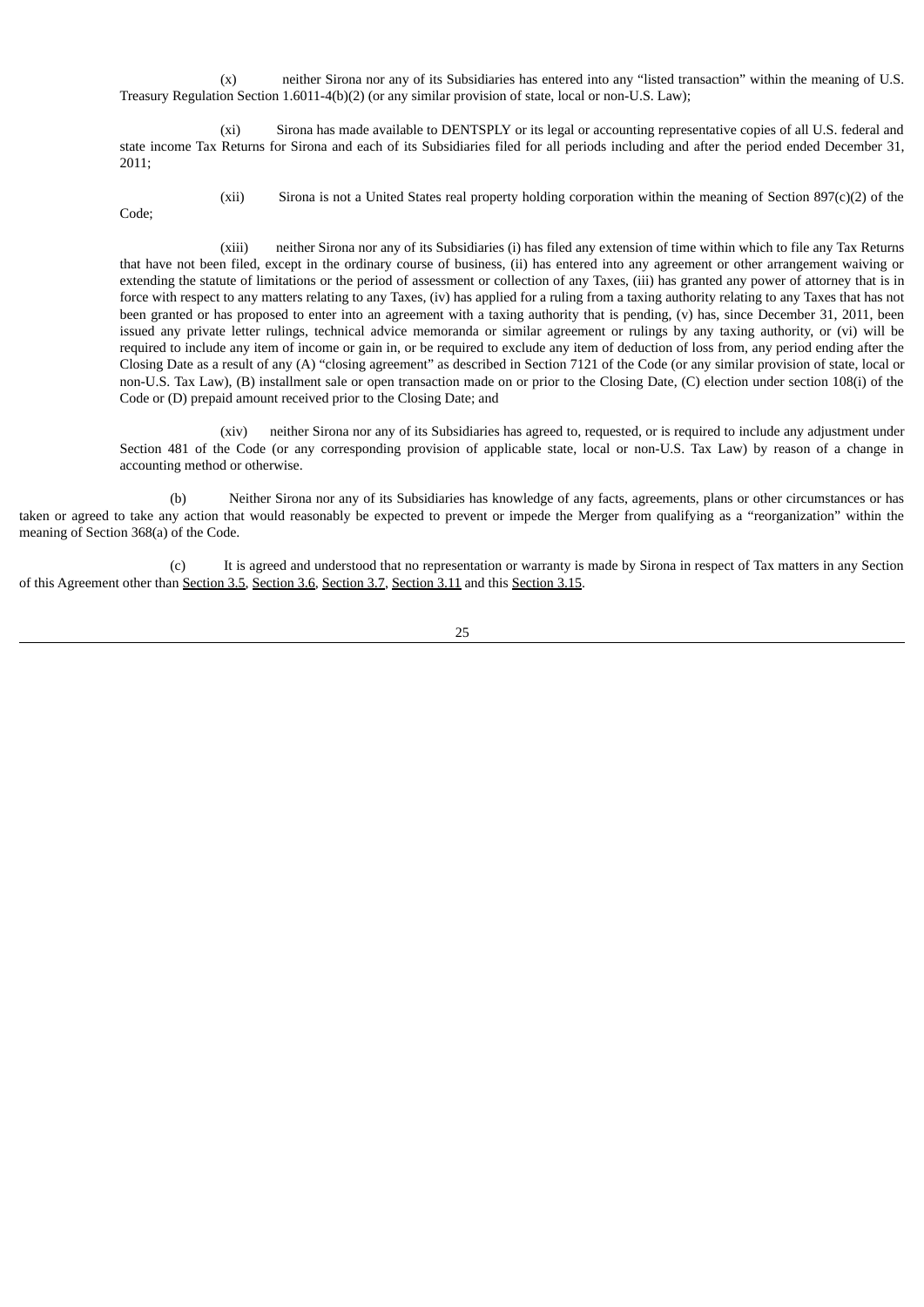(x) neither Sirona nor any of its Subsidiaries has entered into any "listed transaction" within the meaning of U.S. Treasury Regulation Section 1.6011-4(b)(2) (or any similar provision of state, local or non-U.S. Law);

(xi) Sirona has made available to DENTSPLY or its legal or accounting representative copies of all U.S. federal and state income Tax Returns for Sirona and each of its Subsidiaries filed for all periods including and after the period ended December 31, 2011;

(xii) Sirona is not a United States real property holding corporation within the meaning of Section 897(c)(2) of the Code;

(xiii) neither Sirona nor any of its Subsidiaries (i) has filed any extension of time within which to file any Tax Returns that have not been filed, except in the ordinary course of business, (ii) has entered into any agreement or other arrangement waiving or extending the statute of limitations or the period of assessment or collection of any Taxes, (iii) has granted any power of attorney that is in force with respect to any matters relating to any Taxes, (iv) has applied for a ruling from a taxing authority relating to any Taxes that has not been granted or has proposed to enter into an agreement with a taxing authority that is pending, (v) has, since December 31, 2011, been issued any private letter rulings, technical advice memoranda or similar agreement or rulings by any taxing authority, or (vi) will be required to include any item of income or gain in, or be required to exclude any item of deduction of loss from, any period ending after the Closing Date as a result of any (A) "closing agreement" as described in Section 7121 of the Code (or any similar provision of state, local or non-U.S. Tax Law), (B) installment sale or open transaction made on or prior to the Closing Date, (C) election under section 108(i) of the Code or (D) prepaid amount received prior to the Closing Date; and

(xiv) neither Sirona nor any of its Subsidiaries has agreed to, requested, or is required to include any adjustment under Section 481 of the Code (or any corresponding provision of applicable state, local or non-U.S. Tax Law) by reason of a change in accounting method or otherwise.

(b) Neither Sirona nor any of its Subsidiaries has knowledge of any facts, agreements, plans or other circumstances or has taken or agreed to take any action that would reasonably be expected to prevent or impede the Merger from qualifying as a "reorganization" within the meaning of Section 368(a) of the Code.

(c) It is agreed and understood that no representation or warranty is made by Sirona in respect of Tax matters in any Section of this Agreement other than Section 3.5, Section 3.6, Section 3.7, Section 3.11 and this Section 3.15.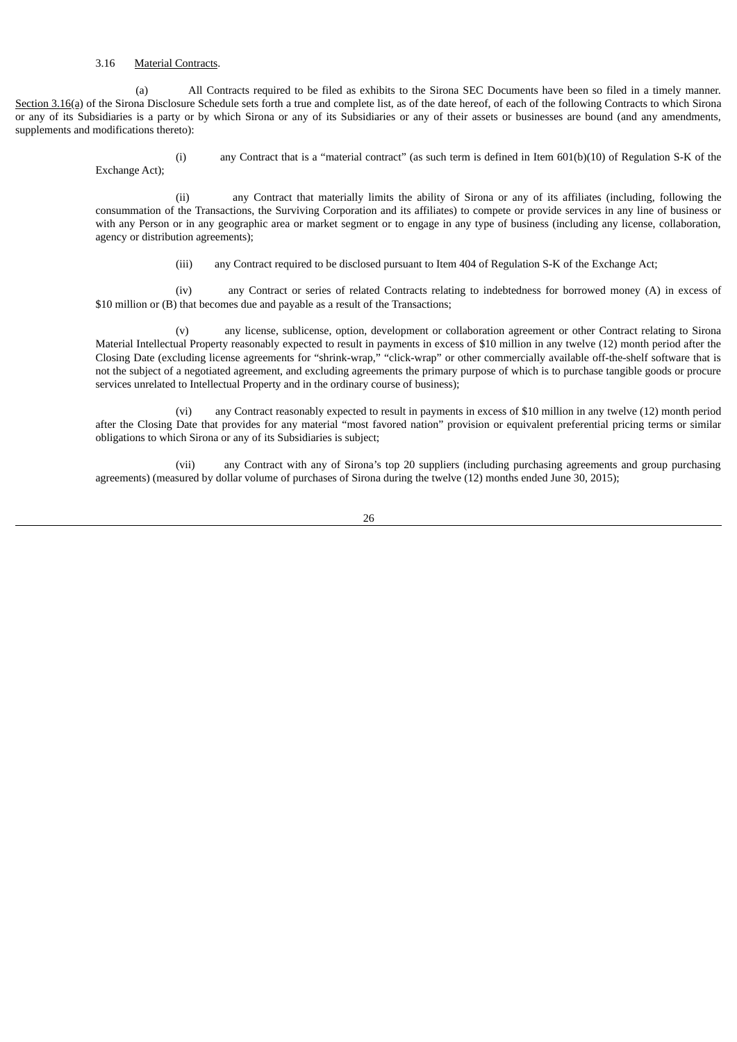3.16 Material Contracts.

(a) All Contracts required to be filed as exhibits to the Sirona SEC Documents have been so filed in a timely manner. Section 3.16(a) of the Sirona Disclosure Schedule sets forth a true and complete list, as of the date hereof, of each of the following Contracts to which Sirona or any of its Subsidiaries is a party or by which Sirona or any of its Subsidiaries or any of their assets or businesses are bound (and any amendments, supplements and modifications thereto):

(i) any Contract that is a "material contract" (as such term is defined in Item 601(b)(10) of Regulation S-K of the Exchange Act);

(ii) any Contract that materially limits the ability of Sirona or any of its affiliates (including, following the consummation of the Transactions, the Surviving Corporation and its affiliates) to compete or provide services in any line of business or with any Person or in any geographic area or market segment or to engage in any type of business (including any license, collaboration, agency or distribution agreements);

(iii) any Contract required to be disclosed pursuant to Item 404 of Regulation S-K of the Exchange Act;

(iv) any Contract or series of related Contracts relating to indebtedness for borrowed money (A) in excess of $10 million or (B) that becomes due and payable as a result of the Transactions;

(v) any license, sublicense, option, development or collaboration agreement or other Contract relating to Sirona Material Intellectual Property reasonably expected to result in payments in excess of $10 million in any twelve (12) month period after the Closing Date (excluding license agreements for "shrink-wrap," "click-wrap" or other commercially available off-the-shelf software that is not the subject of a negotiated agreement, and excluding agreements the primary purpose of which is to purchase tangible goods or procure services unrelated to Intellectual Property and in the ordinary course of business);

(vi) any Contract reasonably expected to result in payments in excess of $10 million in any twelve (12) month period after the Closing Date that provides for any material "most favored nation" provision or equivalent preferential pricing terms or similar obligations to which Sirona or any of its Subsidiaries is subject;

(vii) any Contract with any of Sirona's top 20 suppliers (including purchasing agreements and group purchasing agreements) (measured by dollar volume of purchases of Sirona during the twelve (12) months ended June 30, 2015);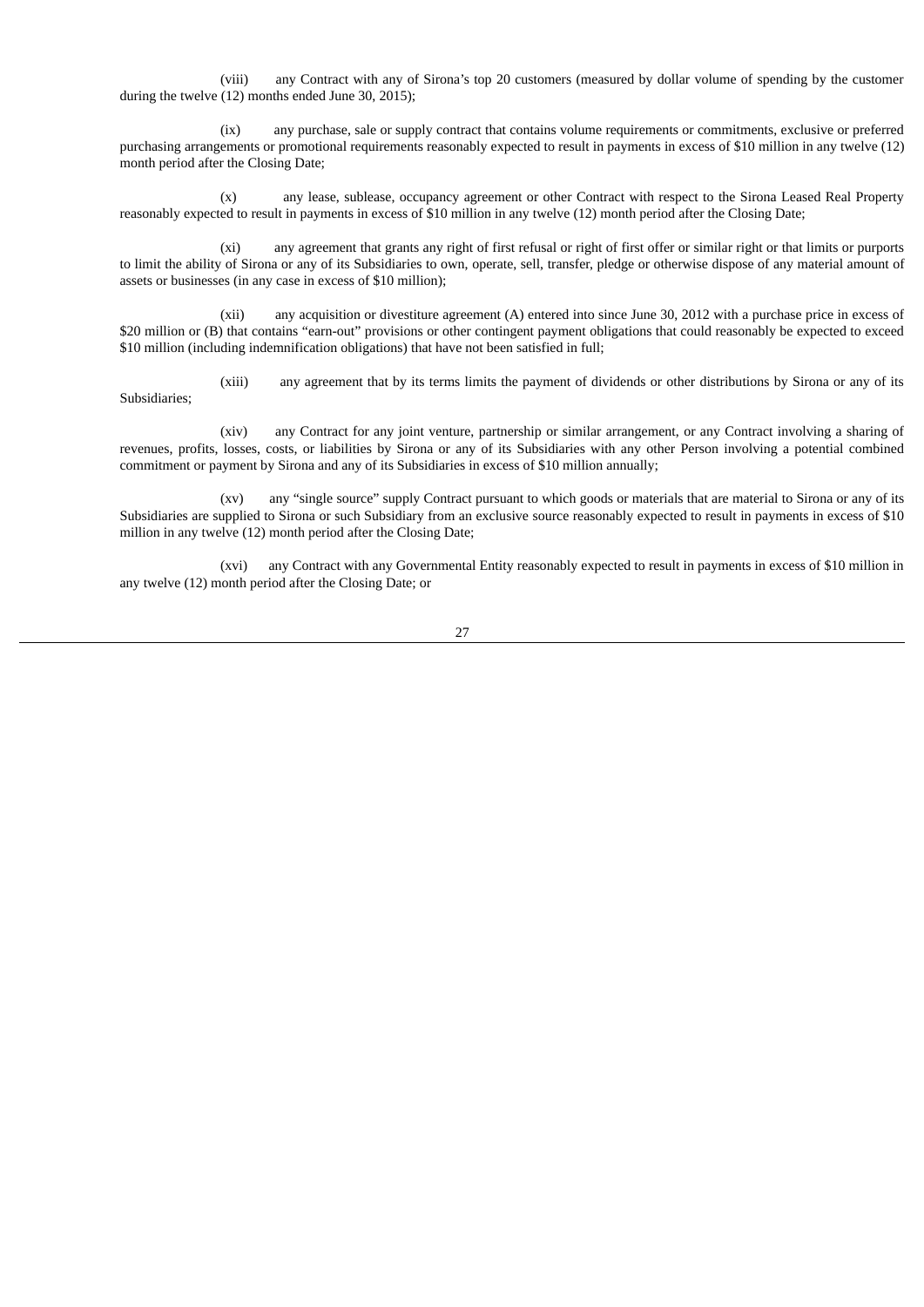(viii) any Contract with any of Sirona's top 20 customers (measured by dollar volume of spending by the customer during the twelve (12) months ended June 30, 2015);

(ix) any purchase, sale or supply contract that contains volume requirements or commitments, exclusive or preferred purchasing arrangements or promotional requirements reasonably expected to result in payments in excess of $10 million in any twelve (12) month period after the Closing Date;

(x) any lease, sublease, occupancy agreement or other Contract with respect to the Sirona Leased Real Property reasonably expected to result in payments in excess of $10 million in any twelve (12) month period after the Closing Date;

(xi) any agreement that grants any right of first refusal or right of first offer or similar right or that limits or purports to limit the ability of Sirona or any of its Subsidiaries to own, operate, sell, transfer, pledge or otherwise dispose of any material amount of assets or businesses (in any case in excess of $10 million);

(xii) any acquisition or divestiture agreement (A) entered into since June 30, 2012 with a purchase price in excess of $20 million or (B) that contains "earn-out" provisions or other contingent payment obligations that could reasonably be expected to exceed $10 million (including indemnification obligations) that have not been satisfied in full;

(xiii) any agreement that by its terms limits the payment of dividends or other distributions by Sirona or any of its Subsidiaries;

(xiv) any Contract for any joint venture, partnership or similar arrangement, or any Contract involving a sharing of revenues, profits, losses, costs, or liabilities by Sirona or any of its Subsidiaries with any other Person involving a potential combined commitment or payment by Sirona and any of its Subsidiaries in excess of $10 million annually;

(xv) any "single source" supply Contract pursuant to which goods or materials that are material to Sirona or any of its Subsidiaries are supplied to Sirona or such Subsidiary from an exclusive source reasonably expected to result in payments in excess of $10 million in any twelve (12) month period after the Closing Date;

(xvi) any Contract with any Governmental Entity reasonably expected to result in payments in excess of $10 million in any twelve (12) month period after the Closing Date; or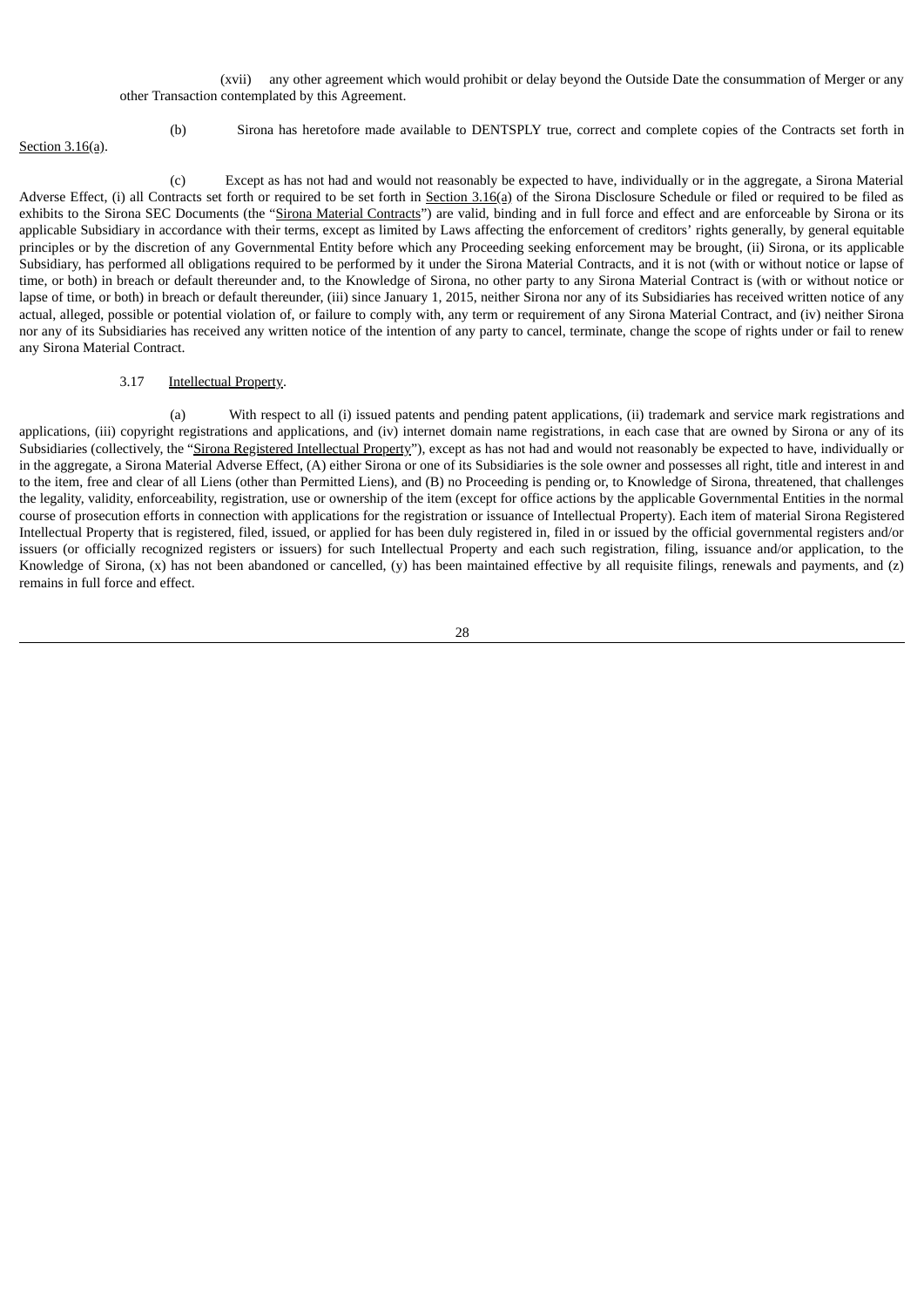(xvii) any other agreement which would prohibit or delay beyond the Outside Date the consummation of Merger or any other Transaction contemplated by this Agreement.

(b) Sirona has heretofore made available to DENTSPLY true, correct and complete copies of the Contracts set forth in Section 3.16(a).

(c) Except as has not had and would not reasonably be expected to have, individually or in the aggregate, a Sirona Material Adverse Effect, (i) all Contracts set forth or required to be set forth in Section 3.16(a) of the Sirona Disclosure Schedule or filed or required to be filed as exhibits to the Sirona SEC Documents (the "Sirona Material Contracts") are valid, binding and in full force and effect and are enforceable by Sirona or its applicable Subsidiary in accordance with their terms, except as limited by Laws affecting the enforcement of creditors' rights generally, by general equitable principles or by the discretion of any Governmental Entity before which any Proceeding seeking enforcement may be brought, (ii) Sirona, or its applicable Subsidiary, has performed all obligations required to be performed by it under the Sirona Material Contracts, and it is not (with or without notice or lapse of time, or both) in breach or default thereunder and, to the Knowledge of Sirona, no other party to any Sirona Material Contract is (with or without notice or lapse of time, or both) in breach or default thereunder, (iii) since January 1, 2015, neither Sirona nor any of its Subsidiaries has received written notice of any actual, alleged, possible or potential violation of, or failure to comply with, any term or requirement of any Sirona Material Contract, and (iv) neither Sirona nor any of its Subsidiaries has received any written notice of the intention of any party to cancel, terminate, change the scope of rights under or fail to renew any Sirona Material Contract.

3.17 Intellectual Property.

(a) With respect to all (i) issued patents and pending patent applications, (ii) trademark and service mark registrations and applications, (iii) copyright registrations and applications, and (iv) internet domain name registrations, in each case that are owned by Sirona or any of its Subsidiaries (collectively, the "Sirona Registered Intellectual Property"), except as has not had and would not reasonably be expected to have, individually or in the aggregate, a Sirona Material Adverse Effect, (A) either Sirona or one of its Subsidiaries is the sole owner and possesses all right, title and interest in and to the item, free and clear of all Liens (other than Permitted Liens), and (B) no Proceeding is pending or, to Knowledge of Sirona, threatened, that challenges the legality, validity, enforceability, registration, use or ownership of the item (except for office actions by the applicable Governmental Entities in the normal course of prosecution efforts in connection with applications for the registration or issuance of Intellectual Property). Each item of material Sirona Registered Intellectual Property that is registered, filed, issued, or applied for has been duly registered in, filed in or issued by the official governmental registers and/or issuers (or officially recognized registers or issuers) for such Intellectual Property and each such registration, filing, issuance and/or application, to the Knowledge of Sirona, (x) has not been abandoned or cancelled, (y) has been maintained effective by all requisite filings, renewals and payments, and (z) remains in full force and effect.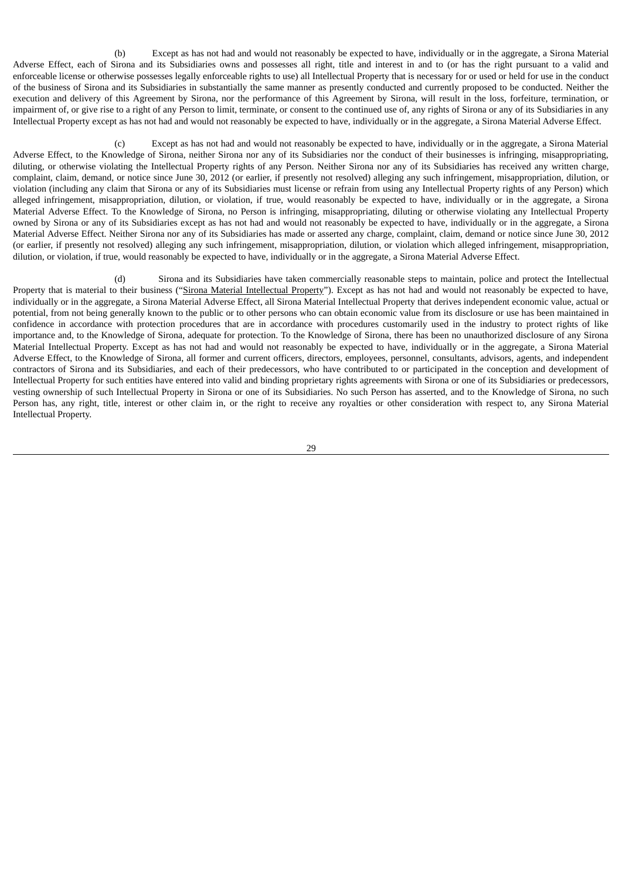(b) Except as has not had and would not reasonably be expected to have, individually or in the aggregate, a Sirona Material Adverse Effect, each of Sirona and its Subsidiaries owns and possesses all right, title and interest in and to (or has the right pursuant to a valid and enforceable license or otherwise possesses legally enforceable rights to use) all Intellectual Property that is necessary for or used or held for use in the conduct of the business of Sirona and its Subsidiaries in substantially the same manner as presently conducted and currently proposed to be conducted. Neither the execution and delivery of this Agreement by Sirona, nor the performance of this Agreement by Sirona, will result in the loss, forfeiture, termination, or impairment of, or give rise to a right of any Person to limit, terminate, or consent to the continued use of, any rights of Sirona or any of its Subsidiaries in any Intellectual Property except as has not had and would not reasonably be expected to have, individually or in the aggregate, a Sirona Material Adverse Effect.

(c) Except as has not had and would not reasonably be expected to have, individually or in the aggregate, a Sirona Material Adverse Effect, to the Knowledge of Sirona, neither Sirona nor any of its Subsidiaries nor the conduct of their businesses is infringing, misappropriating, diluting, or otherwise violating the Intellectual Property rights of any Person. Neither Sirona nor any of its Subsidiaries has received any written charge, complaint, claim, demand, or notice since June 30, 2012 (or earlier, if presently not resolved) alleging any such infringement, misappropriation, dilution, or violation (including any claim that Sirona or any of its Subsidiaries must license or refrain from using any Intellectual Property rights of any Person) which alleged infringement, misappropriation, dilution, or violation, if true, would reasonably be expected to have, individually or in the aggregate, a Sirona Material Adverse Effect. To the Knowledge of Sirona, no Person is infringing, misappropriating, diluting or otherwise violating any Intellectual Property owned by Sirona or any of its Subsidiaries except as has not had and would not reasonably be expected to have, individually or in the aggregate, a Sirona Material Adverse Effect. Neither Sirona nor any of its Subsidiaries has made or asserted any charge, complaint, claim, demand or notice since June 30, 2012 (or earlier, if presently not resolved) alleging any such infringement, misappropriation, dilution, or violation which alleged infringement, misappropriation, dilution, or violation, if true, would reasonably be expected to have, individually or in the aggregate, a Sirona Material Adverse Effect.

(d) Sirona and its Subsidiaries have taken commercially reasonable steps to maintain, police and protect the Intellectual Property that is material to their business ("Sirona Material Intellectual Property"). Except as has not had and would not reasonably be expected to have, individually or in the aggregate, a Sirona Material Adverse Effect, all Sirona Material Intellectual Property that derives independent economic value, actual or potential, from not being generally known to the public or to other persons who can obtain economic value from its disclosure or use has been maintained in confidence in accordance with protection procedures that are in accordance with procedures customarily used in the industry to protect rights of like importance and, to the Knowledge of Sirona, adequate for protection. To the Knowledge of Sirona, there has been no unauthorized disclosure of any Sirona Material Intellectual Property. Except as has not had and would not reasonably be expected to have, individually or in the aggregate, a Sirona Material Adverse Effect, to the Knowledge of Sirona, all former and current officers, directors, employees, personnel, consultants, advisors, agents, and independent contractors of Sirona and its Subsidiaries, and each of their predecessors, who have contributed to or participated in the conception and development of Intellectual Property for such entities have entered into valid and binding proprietary rights agreements with Sirona or one of its Subsidiaries or predecessors, vesting ownership of such Intellectual Property in Sirona or one of its Subsidiaries. No such Person has asserted, and to the Knowledge of Sirona, no such Person has, any right, title, interest or other claim in, or the right to receive any royalties or other consideration with respect to, any Sirona Material Intellectual Property.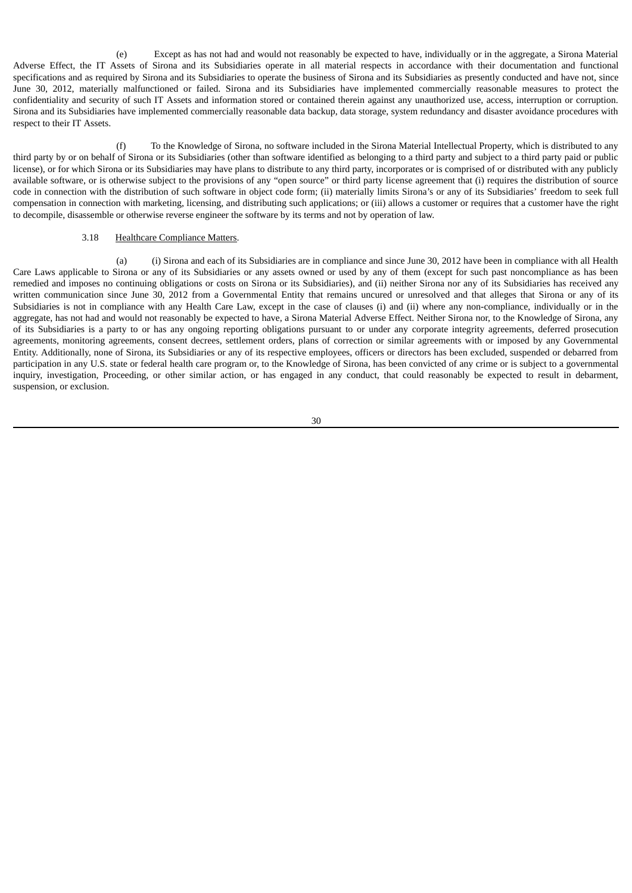(e) Except as has not had and would not reasonably be expected to have, individually or in the aggregate, a Sirona Material Adverse Effect, the IT Assets of Sirona and its Subsidiaries operate in all material respects in accordance with their documentation and functional specifications and as required by Sirona and its Subsidiaries to operate the business of Sirona and its Subsidiaries as presently conducted and have not, since June 30, 2012, materially malfunctioned or failed. Sirona and its Subsidiaries have implemented commercially reasonable measures to protect the confidentiality and security of such IT Assets and information stored or contained therein against any unauthorized use, access, interruption or corruption. Sirona and its Subsidiaries have implemented commercially reasonable data backup, data storage, system redundancy and disaster avoidance procedures with respect to their IT Assets.

(f) To the Knowledge of Sirona, no software included in the Sirona Material Intellectual Property, which is distributed to any third party by or on behalf of Sirona or its Subsidiaries (other than software identified as belonging to a third party and subject to a third party paid or public license), or for which Sirona or its Subsidiaries may have plans to distribute to any third party, incorporates or is comprised of or distributed with any publicly available software, or is otherwise subject to the provisions of any "open source" or third party license agreement that (i) requires the distribution of source code in connection with the distribution of such software in object code form; (ii) materially limits Sirona's or any of its Subsidiaries' freedom to seek full compensation in connection with marketing, licensing, and distributing such applications; or (iii) allows a customer or requires that a customer have the right to decompile, disassemble or otherwise reverse engineer the software by its terms and not by operation of law.

3.18 Healthcare Compliance Matters.

(a) (i) Sirona and each of its Subsidiaries are in compliance and since June 30, 2012 have been in compliance with all Health Care Laws applicable to Sirona or any of its Subsidiaries or any assets owned or used by any of them (except for such past noncompliance as has been remedied and imposes no continuing obligations or costs on Sirona or its Subsidiaries), and (ii) neither Sirona nor any of its Subsidiaries has received any written communication since June 30, 2012 from a Governmental Entity that remains uncured or unresolved and that alleges that Sirona or any of its Subsidiaries is not in compliance with any Health Care Law, except in the case of clauses (i) and (ii) where any non-compliance, individually or in the aggregate, has not had and would not reasonably be expected to have, a Sirona Material Adverse Effect. Neither Sirona nor, to the Knowledge of Sirona, any of its Subsidiaries is a party to or has any ongoing reporting obligations pursuant to or under any corporate integrity agreements, deferred prosecution agreements, monitoring agreements, consent decrees, settlement orders, plans of correction or similar agreements with or imposed by any Governmental Entity. Additionally, none of Sirona, its Subsidiaries or any of its respective employees, officers or directors has been excluded, suspended or debarred from participation in any U.S. state or federal health care program or, to the Knowledge of Sirona, has been convicted of any crime or is subject to a governmental inquiry, investigation, Proceeding, or other similar action, or has engaged in any conduct, that could reasonably be expected to result in debarment, suspension, or exclusion.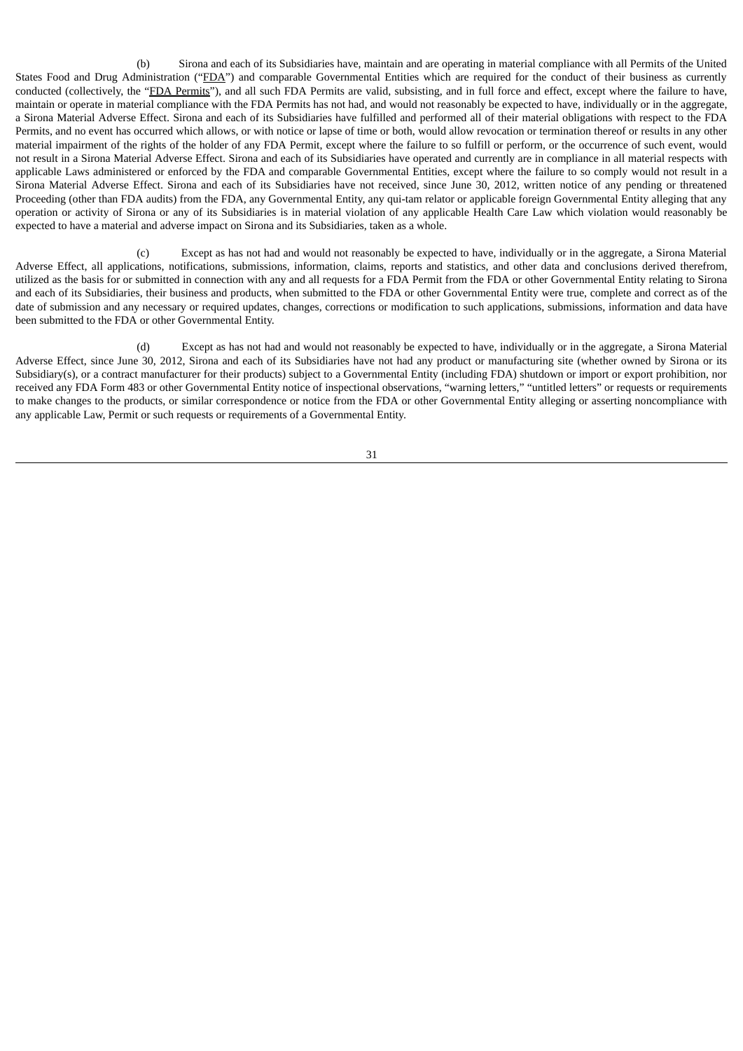(b) Sirona and each of its Subsidiaries have, maintain and are operating in material compliance with all Permits of the United States Food and Drug Administration ("FDA") and comparable Governmental Entities which are required for the conduct of their business as currently conducted (collectively, the "FDA Permits"), and all such FDA Permits are valid, subsisting, and in full force and effect, except where the failure to have, maintain or operate in material compliance with the FDA Permits has not had, and would not reasonably be expected to have, individually or in the aggregate, a Sirona Material Adverse Effect. Sirona and each of its Subsidiaries have fulfilled and performed all of their material obligations with respect to the FDA Permits, and no event has occurred which allows, or with notice or lapse of time or both, would allow revocation or termination thereof or results in any other material impairment of the rights of the holder of any FDA Permit, except where the failure to so fulfill or perform, or the occurrence of such event, would not result in a Sirona Material Adverse Effect. Sirona and each of its Subsidiaries have operated and currently are in compliance in all material respects with applicable Laws administered or enforced by the FDA and comparable Governmental Entities, except where the failure to so comply would not result in a Sirona Material Adverse Effect. Sirona and each of its Subsidiaries have not received, since June 30, 2012, written notice of any pending or threatened Proceeding (other than FDA audits) from the FDA, any Governmental Entity, any qui-tam relator or applicable foreign Governmental Entity alleging that any operation or activity of Sirona or any of its Subsidiaries is in material violation of any applicable Health Care Law which violation would reasonably be expected to have a material and adverse impact on Sirona and its Subsidiaries, taken as a whole.

(c) Except as has not had and would not reasonably be expected to have, individually or in the aggregate, a Sirona Material Adverse Effect, all applications, notifications, submissions, information, claims, reports and statistics, and other data and conclusions derived therefrom, utilized as the basis for or submitted in connection with any and all requests for a FDA Permit from the FDA or other Governmental Entity relating to Sirona and each of its Subsidiaries, their business and products, when submitted to the FDA or other Governmental Entity were true, complete and correct as of the date of submission and any necessary or required updates, changes, corrections or modification to such applications, submissions, information and data have been submitted to the FDA or other Governmental Entity.

(d) Except as has not had and would not reasonably be expected to have, individually or in the aggregate, a Sirona Material Adverse Effect, since June 30, 2012, Sirona and each of its Subsidiaries have not had any product or manufacturing site (whether owned by Sirona or its Subsidiary(s), or a contract manufacturer for their products) subject to a Governmental Entity (including FDA) shutdown or import or export prohibition, nor received any FDA Form 483 or other Governmental Entity notice of inspectional observations, "warning letters," "untitled letters" or requests or requirements to make changes to the products, or similar correspondence or notice from the FDA or other Governmental Entity alleging or asserting noncompliance with any applicable Law, Permit or such requests or requirements of a Governmental Entity.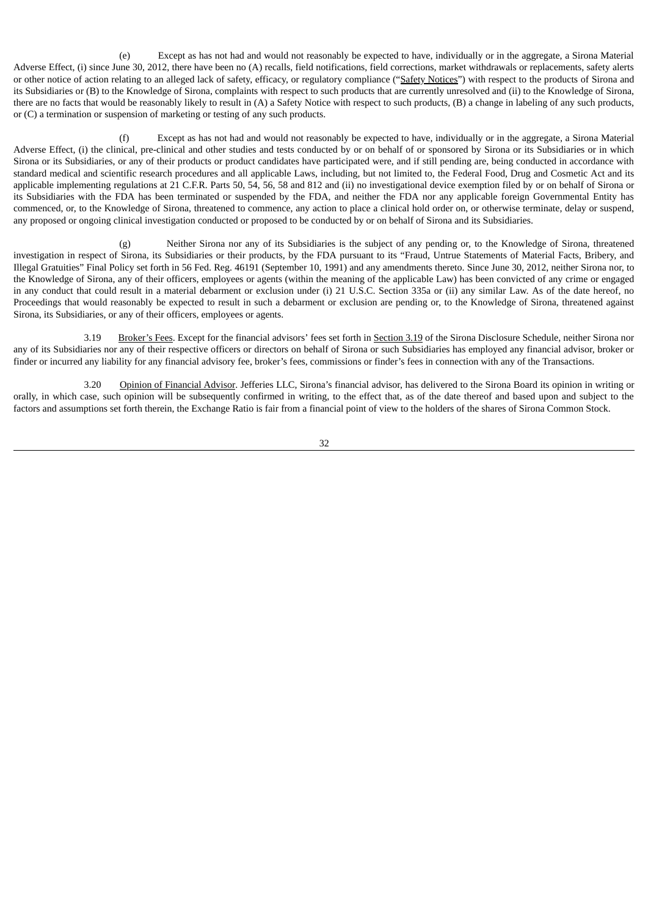(e) Except as has not had and would not reasonably be expected to have, individually or in the aggregate, a Sirona Material Adverse Effect, (i) since June 30, 2012, there have been no (A) recalls, field notifications, field corrections, market withdrawals or replacements, safety alerts or other notice of action relating to an alleged lack of safety, efficacy, or regulatory compliance ("Safety Notices") with respect to the products of Sirona and its Subsidiaries or (B) to the Knowledge of Sirona, complaints with respect to such products that are currently unresolved and (ii) to the Knowledge of Sirona, there are no facts that would be reasonably likely to result in (A) a Safety Notice with respect to such products, (B) a change in labeling of any such products, or (C) a termination or suspension of marketing or testing of any such products.

(f) Except as has not had and would not reasonably be expected to have, individually or in the aggregate, a Sirona Material Adverse Effect, (i) the clinical, pre-clinical and other studies and tests conducted by or on behalf of or sponsored by Sirona or its Subsidiaries or in which Sirona or its Subsidiaries, or any of their products or product candidates have participated were, and if still pending are, being conducted in accordance with standard medical and scientific research procedures and all applicable Laws, including, but not limited to, the Federal Food, Drug and Cosmetic Act and its applicable implementing regulations at 21 C.F.R. Parts 50, 54, 56, 58 and 812 and (ii) no investigational device exemption filed by or on behalf of Sirona or its Subsidiaries with the FDA has been terminated or suspended by the FDA, and neither the FDA nor any applicable foreign Governmental Entity has commenced, or, to the Knowledge of Sirona, threatened to commence, any action to place a clinical hold order on, or otherwise terminate, delay or suspend, any proposed or ongoing clinical investigation conducted or proposed to be conducted by or on behalf of Sirona and its Subsidiaries.

(g) Neither Sirona nor any of its Subsidiaries is the subject of any pending or, to the Knowledge of Sirona, threatened investigation in respect of Sirona, its Subsidiaries or their products, by the FDA pursuant to its "Fraud, Untrue Statements of Material Facts, Bribery, and Illegal Gratuities" Final Policy set forth in 56 Fed. Reg. 46191 (September 10, 1991) and any amendments thereto. Since June 30, 2012, neither Sirona nor, to the Knowledge of Sirona, any of their officers, employees or agents (within the meaning of the applicable Law) has been convicted of any crime or engaged in any conduct that could result in a material debarment or exclusion under (i) 21 U.S.C. Section 335a or (ii) any similar Law. As of the date hereof, no Proceedings that would reasonably be expected to result in such a debarment or exclusion are pending or, to the Knowledge of Sirona, threatened against Sirona, its Subsidiaries, or any of their officers, employees or agents.

3.19 Broker's Fees. Except for the financial advisors' fees set forth in Section 3.19 of the Sirona Disclosure Schedule, neither Sirona nor any of its Subsidiaries nor any of their respective officers or directors on behalf of Sirona or such Subsidiaries has employed any financial advisor, broker or finder or incurred any liability for any financial advisory fee, broker's fees, commissions or finder's fees in connection with any of the Transactions.

3.20 Opinion of Financial Advisor. Jefferies LLC, Sirona's financial advisor, has delivered to the Sirona Board its opinion in writing or orally, in which case, such opinion will be subsequently confirmed in writing, to the effect that, as of the date thereof and based upon and subject to the factors and assumptions set forth therein, the Exchange Ratio is fair from a financial point of view to the holders of the shares of Sirona Common Stock.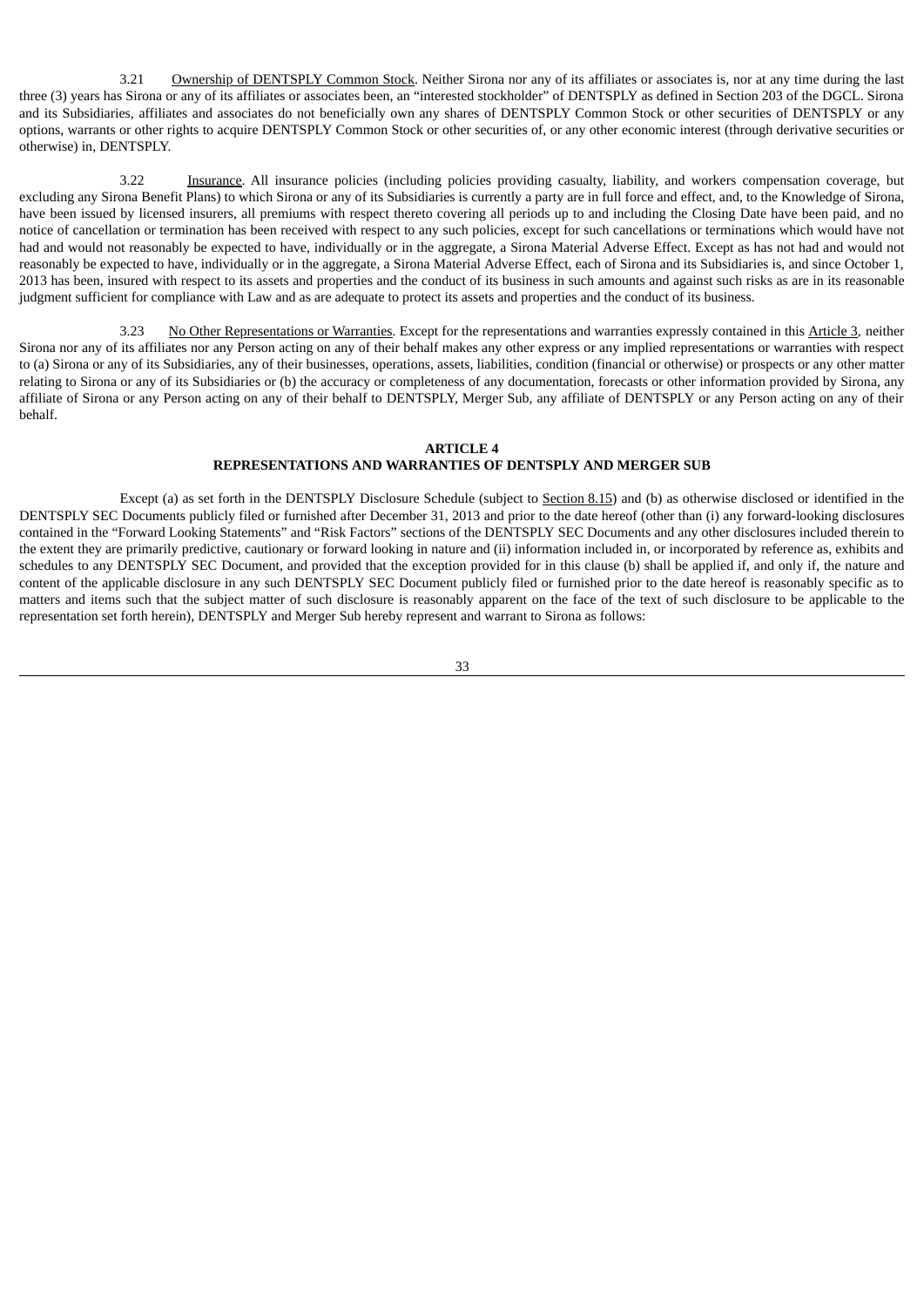3.21 Ownership of DENTSPLY Common Stock. Neither Sirona nor any of its affiliates or associates is, nor at any time during the last three (3) years has Sirona or any of its affiliates or associates been, an "interested stockholder" of DENTSPLY as defined in Section 203 of the DGCL. Sirona and its Subsidiaries, affiliates and associates do not beneficially own any shares of DENTSPLY Common Stock or other securities of DENTSPLY or any options, warrants or other rights to acquire DENTSPLY Common Stock or other securities of, or any other economic interest (through derivative securities or otherwise) in, DENTSPLY.

3.22 Insurance. All insurance policies (including policies providing casualty, liability, and workers compensation coverage, but excluding any Sirona Benefit Plans) to which Sirona or any of its Subsidiaries is currently a party are in full force and effect, and, to the Knowledge of Sirona, have been issued by licensed insurers, all premiums with respect thereto covering all periods up to and including the Closing Date have been paid, and no notice of cancellation or termination has been received with respect to any such policies, except for such cancellations or terminations which would have not had and would not reasonably be expected to have, individually or in the aggregate, a Sirona Material Adverse Effect. Except as has not had and would not reasonably be expected to have, individually or in the aggregate, a Sirona Material Adverse Effect, each of Sirona and its Subsidiaries is, and since October 1, 2013 has been, insured with respect to its assets and properties and the conduct of its business in such amounts and against such risks as are in its reasonable judgment sufficient for compliance with Law and as are adequate to protect its assets and properties and the conduct of its business.

3.23 No Other Representations or Warranties. Except for the representations and warranties expressly contained in this Article 3, neither Sirona nor any of its affiliates nor any Person acting on any of their behalf makes any other express or any implied representations or warranties with respect to (a) Sirona or any of its Subsidiaries, any of their businesses, operations, assets, liabilities, condition (financial or otherwise) or prospects or any other matter relating to Sirona or any of its Subsidiaries or (b) the accuracy or completeness of any documentation, forecasts or other information provided by Sirona, any affiliate of Sirona or any Person acting on any of their behalf to DENTSPLY, Merger Sub, any affiliate of DENTSPLY or any Person acting on any of their behalf.

## ARTICLE 4
## REPRESENTATIONS AND WARRANTIES OF DENTSPLY AND MERGER SUB

Except (a) as set forth in the DENTSPLY Disclosure Schedule (subject to Section 8.15) and (b) as otherwise disclosed or identified in the DENTSPLY SEC Documents publicly filed or furnished after December 31, 2013 and prior to the date hereof (other than (i) any forward-looking disclosures contained in the "Forward Looking Statements" and "Risk Factors" sections of the DENTSPLY SEC Documents and any other disclosures included therein to the extent they are primarily predictive, cautionary or forward looking in nature and (ii) information included in, or incorporated by reference as, exhibits and schedules to any DENTSPLY SEC Document, and provided that the exception provided for in this clause (b) shall be applied if, and only if, the nature and content of the applicable disclosure in any such DENTSPLY SEC Document publicly filed or furnished prior to the date hereof is reasonably specific as to matters and items such that the subject matter of such disclosure is reasonably apparent on the face of the text of such disclosure to be applicable to the representation set forth herein), DENTSPLY and Merger Sub hereby represent and warrant to Sirona as follows: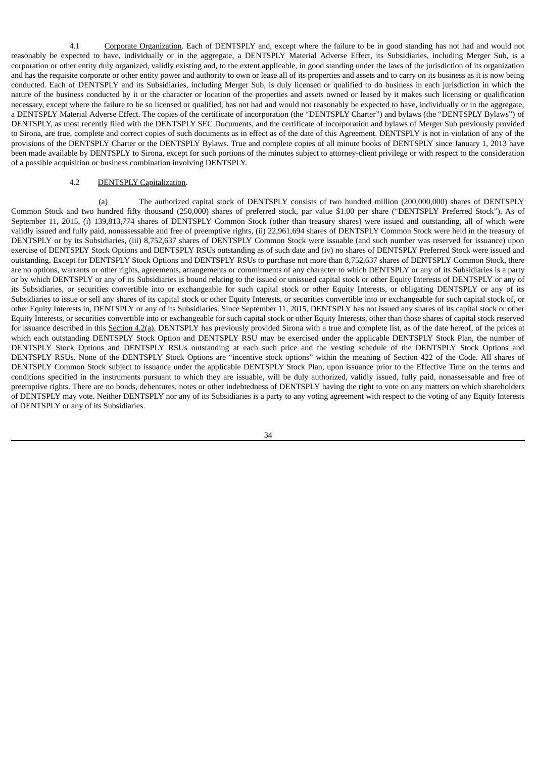4.1 Corporate Organization. Each of DENTSPLY and, except where the failure to be in good standing has not had and would not reasonably be expected to have, individually or in the aggregate, a DENTSPLY Material Adverse Effect, its Subsidiaries, including Merger Sub, is a corporation or other entity duly organized, validly existing and, to the extent applicable, in good standing under the laws of the jurisdiction of its organization and has the requisite corporate or other entity power and authority to own or lease all of its properties and assets and to carry on its business as it is now being conducted. Each of DENTSPLY and its Subsidiaries, including Merger Sub, is duly licensed or qualified to do business in each jurisdiction in which the nature of the business conducted by it or the character or location of the properties and assets owned or leased by it makes such licensing or qualification necessary, except where the failure to be so licensed or qualified, has not had and would not reasonably be expected to have, individually or in the aggregate, a DENTSPLY Material Adverse Effect. The copies of the certificate of incorporation (the "DENTSPLY Charter") and bylaws (the "DENTSPLY Bylaws") of DENTSPLY, as most recently filed with the DENTSPLY SEC Documents, and the certificate of incorporation and bylaws of Merger Sub previously provided to Sirona, are true, complete and correct copies of such documents as in effect as of the date of this Agreement. DENTSPLY is not in violation of any of the provisions of the DENTSPLY Charter or the DENTSPLY Bylaws. True and complete copies of all minute books of DENTSPLY since January 1, 2013 have been made available by DENTSPLY to Sirona, except for such portions of the minutes subject to attorney-client privilege or with respect to the consideration of a possible acquisition or business combination involving DENTSPLY.

4.2 DENTSPLY Capitalization.

(a) The authorized capital stock of DENTSPLY consists of two hundred million (200,000,000) shares of DENTSPLY Common Stock and two hundred fifty thousand (250,000) shares of preferred stock, par value $1.00 per share ("DENTSPLY Preferred Stock"). As of September 11, 2015, (i) 139,813,774 shares of DENTSPLY Common Stock (other than treasury shares) were issued and outstanding, all of which were validly issued and fully paid, nonassessable and free of preemptive rights, (ii) 22,961,694 shares of DENTSPLY Common Stock were held in the treasury of DENTSPLY or by its Subsidiaries, (iii) 8,752,637 shares of DENTSPLY Common Stock were issuable (and such number was reserved for issuance) upon exercise of DENTSPLY Stock Options and DENTSPLY RSUs outstanding as of such date and (iv) no shares of DENTSPLY Preferred Stock were issued and outstanding. Except for DENTSPLY Stock Options and DENTSPLY RSUs to purchase not more than 8,752,637 shares of DENTSPLY Common Stock, there are no options, warrants or other rights, agreements, arrangements or commitments of any character to which DENTSPLY or any of its Subsidiaries is a party or by which DENTSPLY or any of its Subsidiaries is bound relating to the issued or unissued capital stock or other Equity Interests of DENTSPLY or any of its Subsidiaries, or securities convertible into or exchangeable for such capital stock or other Equity Interests, or obligating DENTSPLY or any of its Subsidiaries to issue or sell any shares of its capital stock or other Equity Interests, or securities convertible into or exchangeable for such capital stock of, or other Equity Interests in, DENTSPLY or any of its Subsidiaries. Since September 11, 2015, DENTSPLY has not issued any shares of its capital stock or other Equity Interests, or securities convertible into or exchangeable for such capital stock or other Equity Interests, other than those shares of capital stock reserved for issuance described in this Section 4.2(a). DENTSPLY has previously provided Sirona with a true and complete list, as of the date hereof, of the prices at which each outstanding DENTSPLY Stock Option and DENTSPLY RSU may be exercised under the applicable DENTSPLY Stock Plan, the number of DENTSPLY Stock Options and DENTSPLY RSUs outstanding at each such price and the vesting schedule of the DENTSPLY Stock Options and DENTSPLY RSUs. None of the DENTSPLY Stock Options are "incentive stock options" within the meaning of Section 422 of the Code. All shares of DENTSPLY Common Stock subject to issuance under the applicable DENTSPLY Stock Plan, upon issuance prior to the Effective Time on the terms and conditions specified in the instruments pursuant to which they are issuable, will be duly authorized, validly issued, fully paid, nonassessable and free of preemptive rights. There are no bonds, debentures, notes or other indebtedness of DENTSPLY having the right to vote on any matters on which shareholders of DENTSPLY may vote. Neither DENTSPLY nor any of its Subsidiaries is a party to any voting agreement with respect to the voting of any Equity Interests of DENTSPLY or any of its Subsidiaries.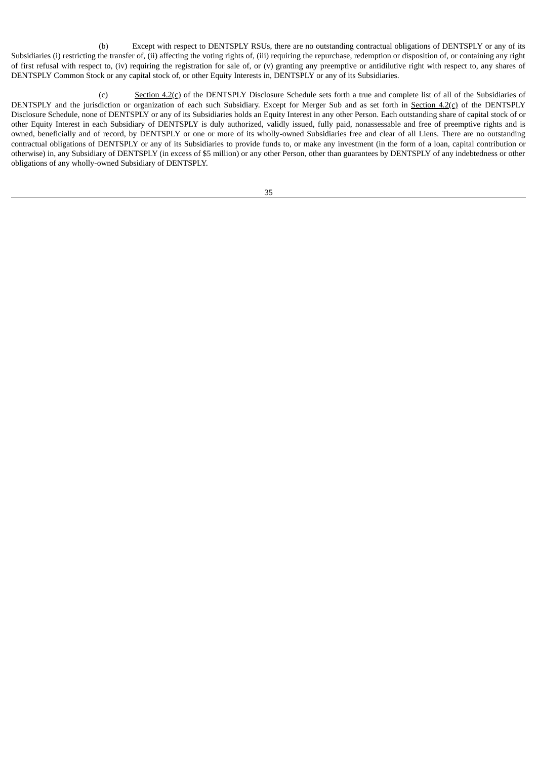(b) Except with respect to DENTSPLY RSUs, there are no outstanding contractual obligations of DENTSPLY or any of its Subsidiaries (i) restricting the transfer of, (ii) affecting the voting rights of, (iii) requiring the repurchase, redemption or disposition of, or containing any right of first refusal with respect to, (iv) requiring the registration for sale of, or (v) granting any preemptive or antidilutive right with respect to, any shares of DENTSPLY Common Stock or any capital stock of, or other Equity Interests in, DENTSPLY or any of its Subsidiaries.

(c) Section 4.2(c) of the DENTSPLY Disclosure Schedule sets forth a true and complete list of all of the Subsidiaries of DENTSPLY and the jurisdiction or organization of each such Subsidiary. Except for Merger Sub and as set forth in Section 4.2(c) of the DENTSPLY Disclosure Schedule, none of DENTSPLY or any of its Subsidiaries holds an Equity Interest in any other Person. Each outstanding share of capital stock of or other Equity Interest in each Subsidiary of DENTSPLY is duly authorized, validly issued, fully paid, nonassessable and free of preemptive rights and is owned, beneficially and of record, by DENTSPLY or one or more of its wholly-owned Subsidiaries free and clear of all Liens. There are no outstanding contractual obligations of DENTSPLY or any of its Subsidiaries to provide funds to, or make any investment (in the form of a loan, capital contribution or otherwise) in, any Subsidiary of DENTSPLY (in excess of $5 million) or any other Person, other than guarantees by DENTSPLY of any indebtedness or other obligations of any wholly-owned Subsidiary of DENTSPLY.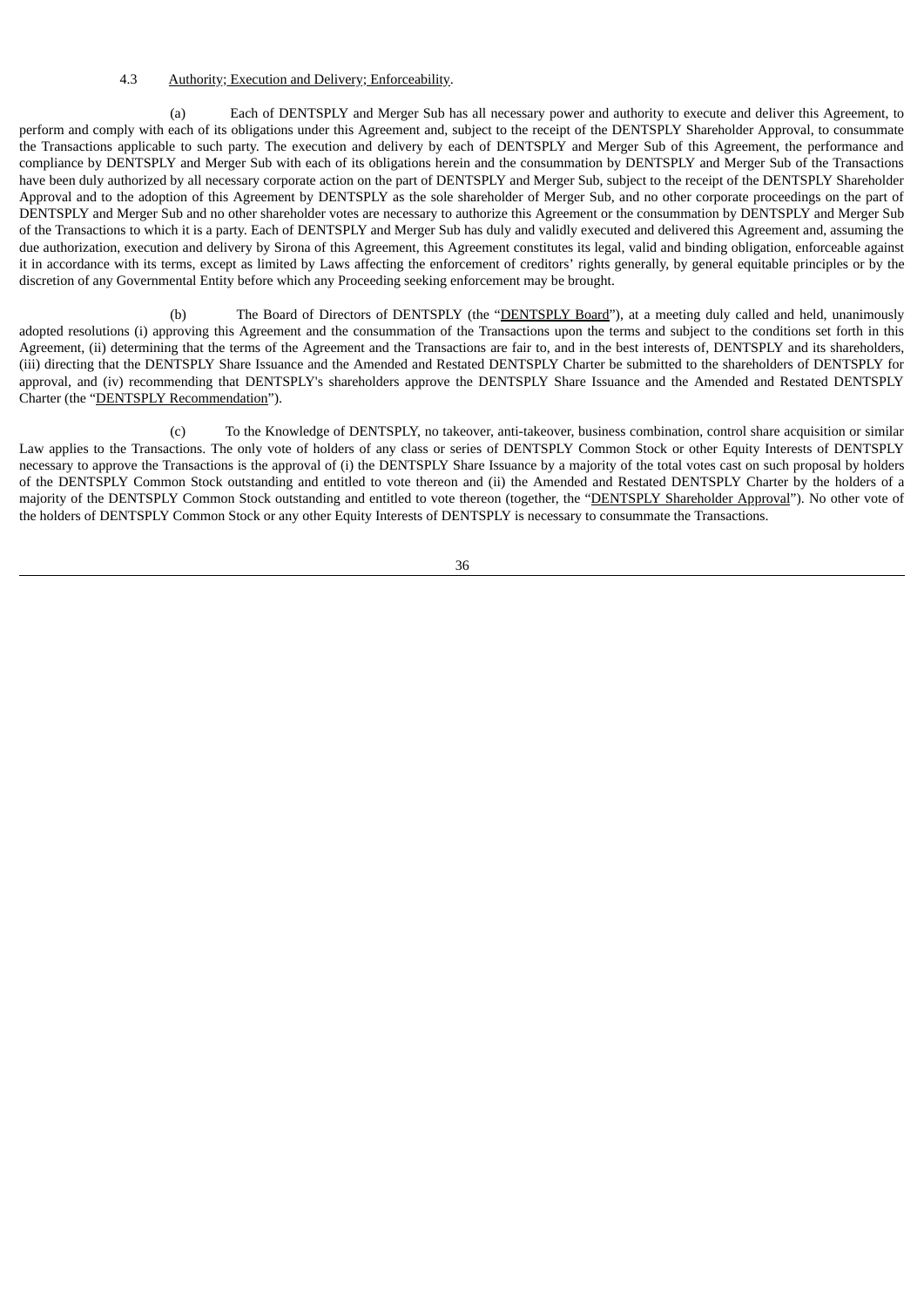4.3 Authority; Execution and Delivery; Enforceability.

(a) Each of DENTSPLY and Merger Sub has all necessary power and authority to execute and deliver this Agreement, to perform and comply with each of its obligations under this Agreement and, subject to the receipt of the DENTSPLY Shareholder Approval, to consummate the Transactions applicable to such party. The execution and delivery by each of DENTSPLY and Merger Sub of this Agreement, the performance and compliance by DENTSPLY and Merger Sub with each of its obligations herein and the consummation by DENTSPLY and Merger Sub of the Transactions have been duly authorized by all necessary corporate action on the part of DENTSPLY and Merger Sub, subject to the receipt of the DENTSPLY Shareholder Approval and to the adoption of this Agreement by DENTSPLY as the sole shareholder of Merger Sub, and no other corporate proceedings on the part of DENTSPLY and Merger Sub and no other shareholder votes are necessary to authorize this Agreement or the consummation by DENTSPLY and Merger Sub of the Transactions to which it is a party. Each of DENTSPLY and Merger Sub has duly and validly executed and delivered this Agreement and, assuming the due authorization, execution and delivery by Sirona of this Agreement, this Agreement constitutes its legal, valid and binding obligation, enforceable against it in accordance with its terms, except as limited by Laws affecting the enforcement of creditors' rights generally, by general equitable principles or by the discretion of any Governmental Entity before which any Proceeding seeking enforcement may be brought.

(b) The Board of Directors of DENTSPLY (the "DENTSPLY Board"), at a meeting duly called and held, unanimously adopted resolutions (i) approving this Agreement and the consummation of the Transactions upon the terms and subject to the conditions set forth in this Agreement, (ii) determining that the terms of the Agreement and the Transactions are fair to, and in the best interests of, DENTSPLY and its shareholders, (iii) directing that the DENTSPLY Share Issuance and the Amended and Restated DENTSPLY Charter be submitted to the shareholders of DENTSPLY for approval, and (iv) recommending that DENTSPLY's shareholders approve the DENTSPLY Share Issuance and the Amended and Restated DENTSPLY Charter (the "DENTSPLY Recommendation").

(c) To the Knowledge of DENTSPLY, no takeover, anti-takeover, business combination, control share acquisition or similar Law applies to the Transactions. The only vote of holders of any class or series of DENTSPLY Common Stock or other Equity Interests of DENTSPLY necessary to approve the Transactions is the approval of (i) the DENTSPLY Share Issuance by a majority of the total votes cast on such proposal by holders of the DENTSPLY Common Stock outstanding and entitled to vote thereon and (ii) the Amended and Restated DENTSPLY Charter by the holders of a majority of the DENTSPLY Common Stock outstanding and entitled to vote thereon (together, the "DENTSPLY Shareholder Approval"). No other vote of the holders of DENTSPLY Common Stock or any other Equity Interests of DENTSPLY is necessary to consummate the Transactions.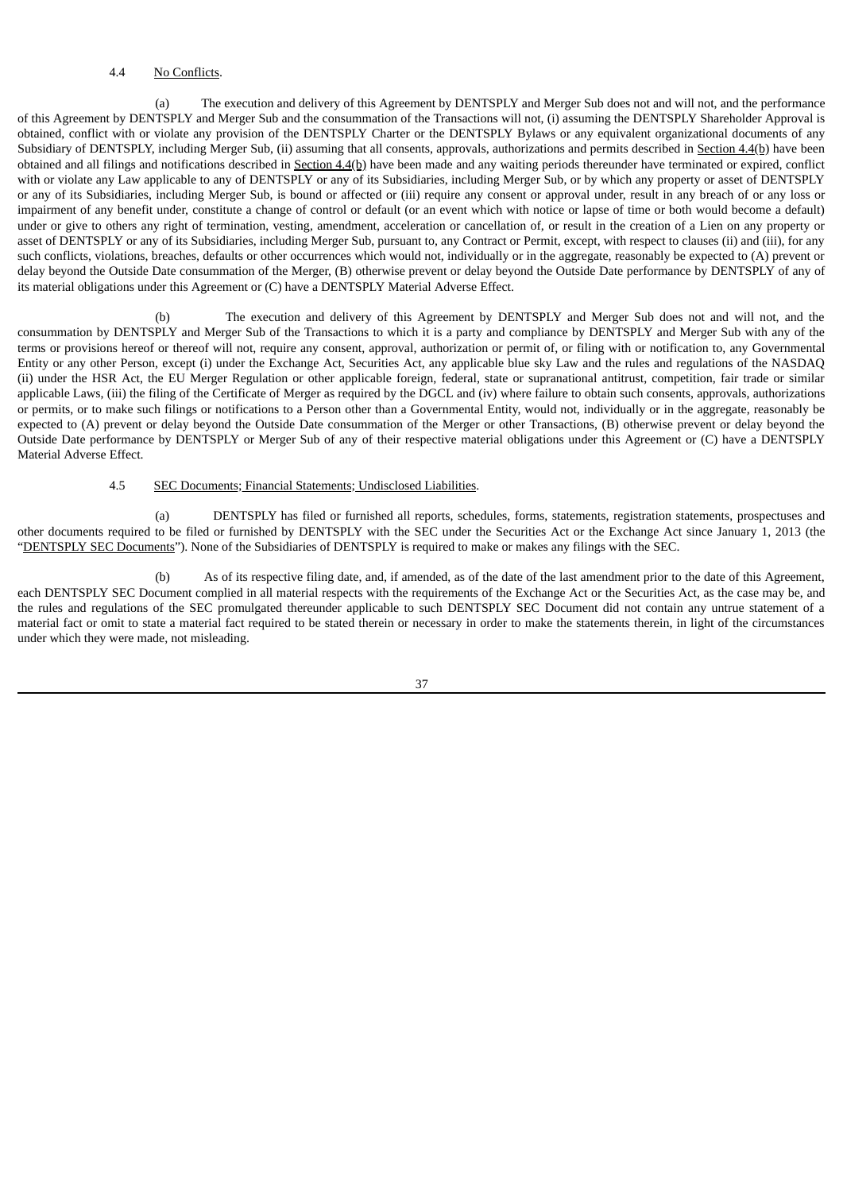4.4 No Conflicts.

(a) The execution and delivery of this Agreement by DENTSPLY and Merger Sub does not and will not, and the performance of this Agreement by DENTSPLY and Merger Sub and the consummation of the Transactions will not, (i) assuming the DENTSPLY Shareholder Approval is obtained, conflict with or violate any provision of the DENTSPLY Charter or the DENTSPLY Bylaws or any equivalent organizational documents of any Subsidiary of DENTSPLY, including Merger Sub, (ii) assuming that all consents, approvals, authorizations and permits described in Section 4.4(b) have been obtained and all filings and notifications described in Section 4.4(b) have been made and any waiting periods thereunder have terminated or expired, conflict with or violate any Law applicable to any of DENTSPLY or any of its Subsidiaries, including Merger Sub, or by which any property or asset of DENTSPLY or any of its Subsidiaries, including Merger Sub, is bound or affected or (iii) require any consent or approval under, result in any breach of or any loss or impairment of any benefit under, constitute a change of control or default (or an event which with notice or lapse of time or both would become a default) under or give to others any right of termination, vesting, amendment, acceleration or cancellation of, or result in the creation of a Lien on any property or asset of DENTSPLY or any of its Subsidiaries, including Merger Sub, pursuant to, any Contract or Permit, except, with respect to clauses (ii) and (iii), for any such conflicts, violations, breaches, defaults or other occurrences which would not, individually or in the aggregate, reasonably be expected to (A) prevent or delay beyond the Outside Date consummation of the Merger, (B) otherwise prevent or delay beyond the Outside Date performance by DENTSPLY of any of its material obligations under this Agreement or (C) have a DENTSPLY Material Adverse Effect.

(b) The execution and delivery of this Agreement by DENTSPLY and Merger Sub does not and will not, and the consummation by DENTSPLY and Merger Sub of the Transactions to which it is a party and compliance by DENTSPLY and Merger Sub with any of the terms or provisions hereof or thereof will not, require any consent, approval, authorization or permit of, or filing with or notification to, any Governmental Entity or any other Person, except (i) under the Exchange Act, Securities Act, any applicable blue sky Law and the rules and regulations of the NASDAQ (ii) under the HSR Act, the EU Merger Regulation or other applicable foreign, federal, state or supranational antitrust, competition, fair trade or similar applicable Laws, (iii) the filing of the Certificate of Merger as required by the DGCL and (iv) where failure to obtain such consents, approvals, authorizations or permits, or to make such filings or notifications to a Person other than a Governmental Entity, would not, individually or in the aggregate, reasonably be expected to (A) prevent or delay beyond the Outside Date consummation of the Merger or other Transactions, (B) otherwise prevent or delay beyond the Outside Date performance by DENTSPLY or Merger Sub of any of their respective material obligations under this Agreement or (C) have a DENTSPLY Material Adverse Effect.

4.5 SEC Documents; Financial Statements; Undisclosed Liabilities.

(a) DENTSPLY has filed or furnished all reports, schedules, forms, statements, registration statements, prospectuses and other documents required to be filed or furnished by DENTSPLY with the SEC under the Securities Act or the Exchange Act since January 1, 2013 (the "DENTSPLY SEC Documents"). None of the Subsidiaries of DENTSPLY is required to make or makes any filings with the SEC.

(b) As of its respective filing date, and, if amended, as of the date of the last amendment prior to the date of this Agreement, each DENTSPLY SEC Document complied in all material respects with the requirements of the Exchange Act or the Securities Act, as the case may be, and the rules and regulations of the SEC promulgated thereunder applicable to such DENTSPLY SEC Document did not contain any untrue statement of a material fact or omit to state a material fact required to be stated therein or necessary in order to make the statements therein, in light of the circumstances under which they were made, not misleading.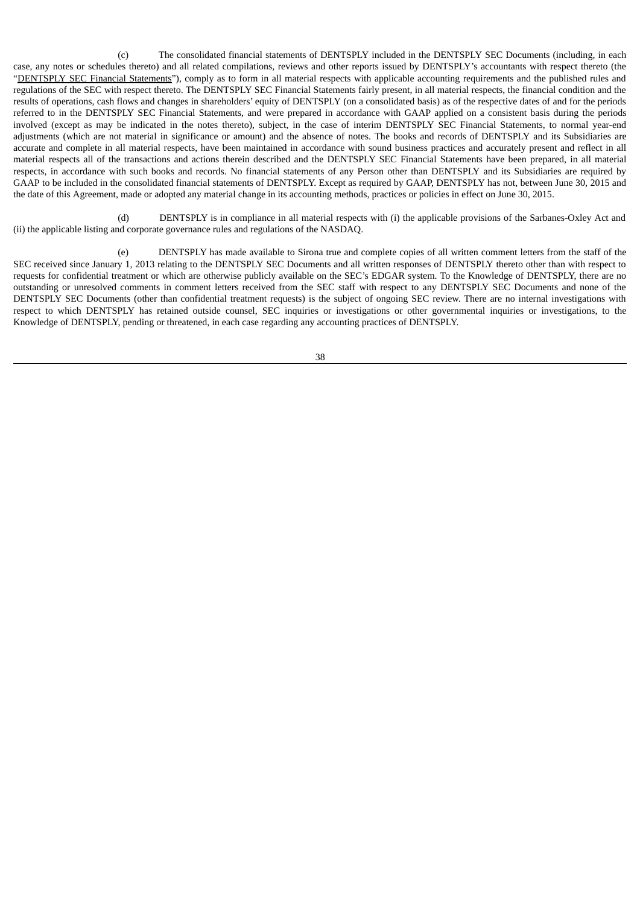(c) The consolidated financial statements of DENTSPLY included in the DENTSPLY SEC Documents (including, in each case, any notes or schedules thereto) and all related compilations, reviews and other reports issued by DENTSPLY's accountants with respect thereto (the "DENTSPLY SEC Financial Statements"), comply as to form in all material respects with applicable accounting requirements and the published rules and regulations of the SEC with respect thereto. The DENTSPLY SEC Financial Statements fairly present, in all material respects, the financial condition and the results of operations, cash flows and changes in shareholders' equity of DENTSPLY (on a consolidated basis) as of the respective dates of and for the periods referred to in the DENTSPLY SEC Financial Statements, and were prepared in accordance with GAAP applied on a consistent basis during the periods involved (except as may be indicated in the notes thereto), subject, in the case of interim DENTSPLY SEC Financial Statements, to normal year-end adjustments (which are not material in significance or amount) and the absence of notes. The books and records of DENTSPLY and its Subsidiaries are accurate and complete in all material respects, have been maintained in accordance with sound business practices and accurately present and reflect in all material respects all of the transactions and actions therein described and the DENTSPLY SEC Financial Statements have been prepared, in all material respects, in accordance with such books and records. No financial statements of any Person other than DENTSPLY and its Subsidiaries are required by GAAP to be included in the consolidated financial statements of DENTSPLY. Except as required by GAAP, DENTSPLY has not, between June 30, 2015 and the date of this Agreement, made or adopted any material change in its accounting methods, practices or policies in effect on June 30, 2015.

(d) DENTSPLY is in compliance in all material respects with (i) the applicable provisions of the Sarbanes-Oxley Act and (ii) the applicable listing and corporate governance rules and regulations of the NASDAQ.

(e) DENTSPLY has made available to Sirona true and complete copies of all written comment letters from the staff of the SEC received since January 1, 2013 relating to the DENTSPLY SEC Documents and all written responses of DENTSPLY thereto other than with respect to requests for confidential treatment or which are otherwise publicly available on the SEC's EDGAR system. To the Knowledge of DENTSPLY, there are no outstanding or unresolved comments in comment letters received from the SEC staff with respect to any DENTSPLY SEC Documents and none of the DENTSPLY SEC Documents (other than confidential treatment requests) is the subject of ongoing SEC review. There are no internal investigations with respect to which DENTSPLY has retained outside counsel, SEC inquiries or investigations or other governmental inquiries or investigations, to the Knowledge of DENTSPLY, pending or threatened, in each case regarding any accounting practices of DENTSPLY.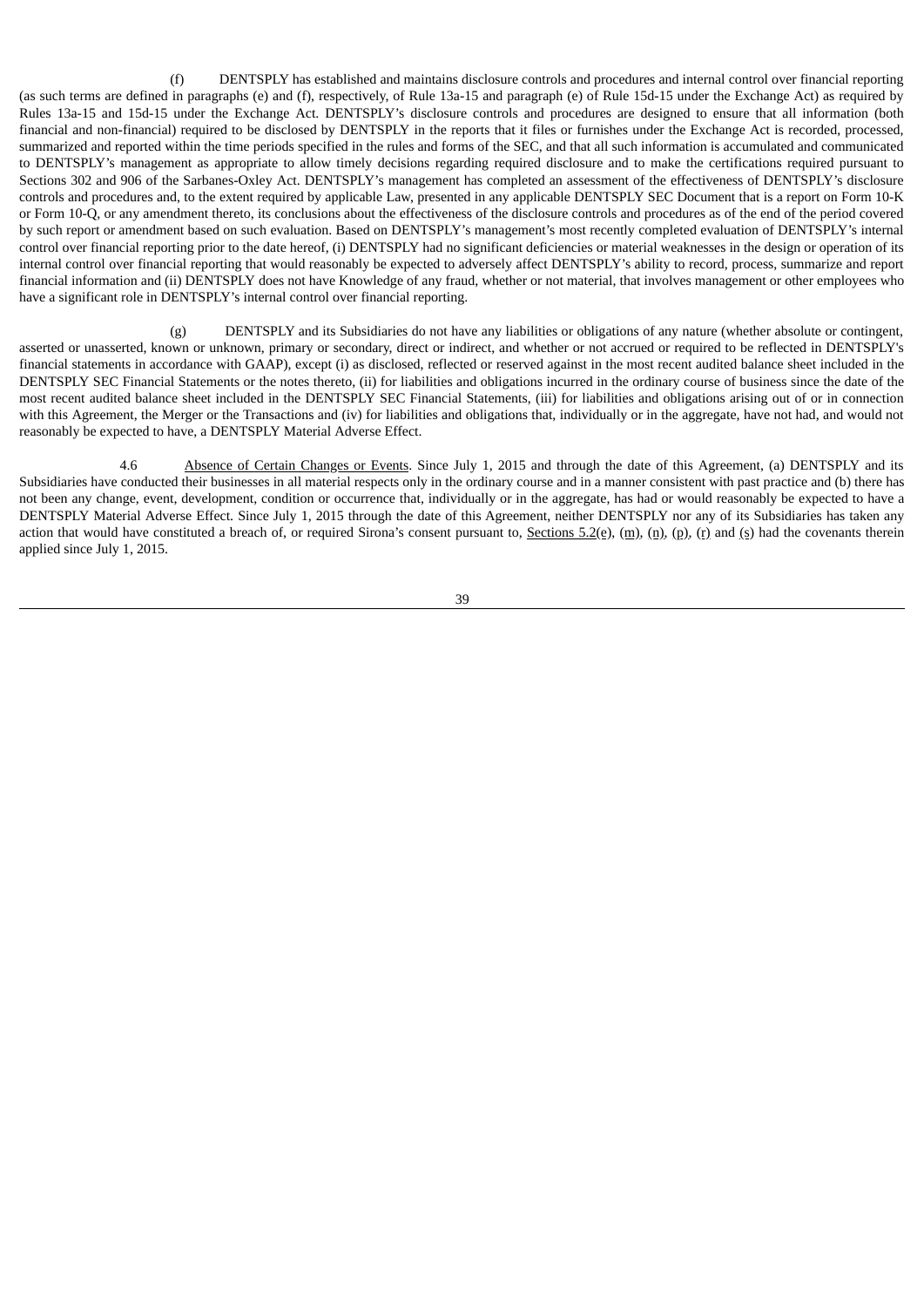(f) DENTSPLY has established and maintains disclosure controls and procedures and internal control over financial reporting (as such terms are defined in paragraphs (e) and (f), respectively, of Rule 13a-15 and paragraph (e) of Rule 15d-15 under the Exchange Act) as required by Rules 13a-15 and 15d-15 under the Exchange Act. DENTSPLY's disclosure controls and procedures are designed to ensure that all information (both financial and non-financial) required to be disclosed by DENTSPLY in the reports that it files or furnishes under the Exchange Act is recorded, processed, summarized and reported within the time periods specified in the rules and forms of the SEC, and that all such information is accumulated and communicated to DENTSPLY's management as appropriate to allow timely decisions regarding required disclosure and to make the certifications required pursuant to Sections 302 and 906 of the Sarbanes-Oxley Act. DENTSPLY's management has completed an assessment of the effectiveness of DENTSPLY's disclosure controls and procedures and, to the extent required by applicable Law, presented in any applicable DENTSPLY SEC Document that is a report on Form 10-K or Form 10-Q, or any amendment thereto, its conclusions about the effectiveness of the disclosure controls and procedures as of the end of the period covered by such report or amendment based on such evaluation. Based on DENTSPLY's management's most recently completed evaluation of DENTSPLY's internal control over financial reporting prior to the date hereof, (i) DENTSPLY had no significant deficiencies or material weaknesses in the design or operation of its internal control over financial reporting that would reasonably be expected to adversely affect DENTSPLY's ability to record, process, summarize and report financial information and (ii) DENTSPLY does not have Knowledge of any fraud, whether or not material, that involves management or other employees who have a significant role in DENTSPLY's internal control over financial reporting.

(g) DENTSPLY and its Subsidiaries do not have any liabilities or obligations of any nature (whether absolute or contingent, asserted or unasserted, known or unknown, primary or secondary, direct or indirect, and whether or not accrued or required to be reflected in DENTSPLY's financial statements in accordance with GAAP), except (i) as disclosed, reflected or reserved against in the most recent audited balance sheet included in the DENTSPLY SEC Financial Statements or the notes thereto, (ii) for liabilities and obligations incurred in the ordinary course of business since the date of the most recent audited balance sheet included in the DENTSPLY SEC Financial Statements, (iii) for liabilities and obligations arising out of or in connection with this Agreement, the Merger or the Transactions and (iv) for liabilities and obligations that, individually or in the aggregate, have not had, and would not reasonably be expected to have, a DENTSPLY Material Adverse Effect.

4.6 Absence of Certain Changes or Events. Since July 1, 2015 and through the date of this Agreement, (a) DENTSPLY and its Subsidiaries have conducted their businesses in all material respects only in the ordinary course and in a manner consistent with past practice and (b) there has not been any change, event, development, condition or occurrence that, individually or in the aggregate, has had or would reasonably be expected to have a DENTSPLY Material Adverse Effect. Since July 1, 2015 through the date of this Agreement, neither DENTSPLY nor any of its Subsidiaries has taken any action that would have constituted a breach of, or required Sirona's consent pursuant to, Sections 5.2(e), (m), (n), (p), (r) and (s) had the covenants therein applied since July 1, 2015.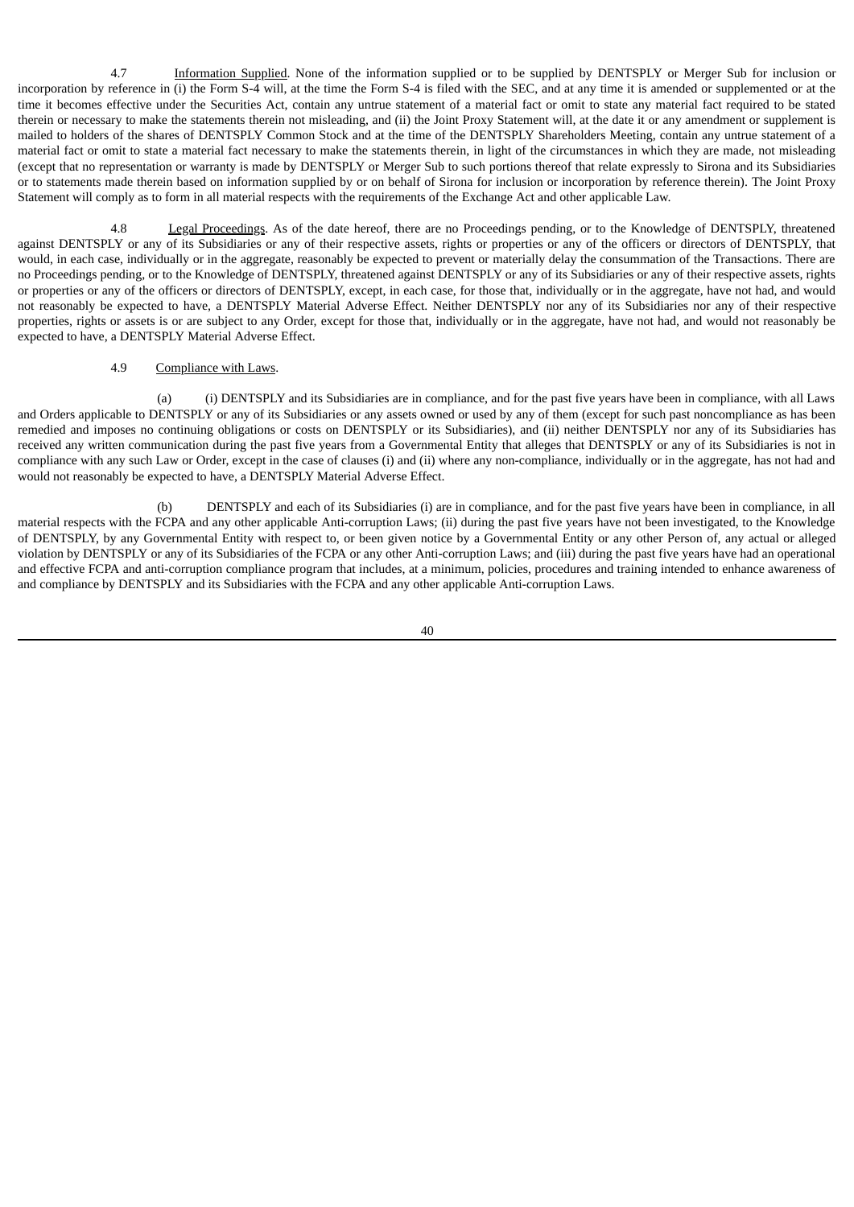4.7 Information Supplied. None of the information supplied or to be supplied by DENTSPLY or Merger Sub for inclusion or incorporation by reference in (i) the Form S-4 will, at the time the Form S-4 is filed with the SEC, and at any time it is amended or supplemented or at the time it becomes effective under the Securities Act, contain any untrue statement of a material fact or omit to state any material fact required to be stated therein or necessary to make the statements therein not misleading, and (ii) the Joint Proxy Statement will, at the date it or any amendment or supplement is mailed to holders of the shares of DENTSPLY Common Stock and at the time of the DENTSPLY Shareholders Meeting, contain any untrue statement of a material fact or omit to state a material fact necessary to make the statements therein, in light of the circumstances in which they are made, not misleading (except that no representation or warranty is made by DENTSPLY or Merger Sub to such portions thereof that relate expressly to Sirona and its Subsidiaries or to statements made therein based on information supplied by or on behalf of Sirona for inclusion or incorporation by reference therein). The Joint Proxy Statement will comply as to form in all material respects with the requirements of the Exchange Act and other applicable Law.

4.8 Legal Proceedings. As of the date hereof, there are no Proceedings pending, or to the Knowledge of DENTSPLY, threatened against DENTSPLY or any of its Subsidiaries or any of their respective assets, rights or properties or any of the officers or directors of DENTSPLY, that would, in each case, individually or in the aggregate, reasonably be expected to prevent or materially delay the consummation of the Transactions. There are no Proceedings pending, or to the Knowledge of DENTSPLY, threatened against DENTSPLY or any of its Subsidiaries or any of their respective assets, rights or properties or any of the officers or directors of DENTSPLY, except, in each case, for those that, individually or in the aggregate, have not had, and would not reasonably be expected to have, a DENTSPLY Material Adverse Effect. Neither DENTSPLY nor any of its Subsidiaries nor any of their respective properties, rights or assets is or are subject to any Order, except for those that, individually or in the aggregate, have not had, and would not reasonably be expected to have, a DENTSPLY Material Adverse Effect.

4.9 Compliance with Laws.

(a) (i) DENTSPLY and its Subsidiaries are in compliance, and for the past five years have been in compliance, with all Laws and Orders applicable to DENTSPLY or any of its Subsidiaries or any assets owned or used by any of them (except for such past noncompliance as has been remedied and imposes no continuing obligations or costs on DENTSPLY or its Subsidiaries), and (ii) neither DENTSPLY nor any of its Subsidiaries has received any written communication during the past five years from a Governmental Entity that alleges that DENTSPLY or any of its Subsidiaries is not in compliance with any such Law or Order, except in the case of clauses (i) and (ii) where any non-compliance, individually or in the aggregate, has not had and would not reasonably be expected to have, a DENTSPLY Material Adverse Effect.

(b) DENTSPLY and each of its Subsidiaries (i) are in compliance, and for the past five years have been in compliance, in all material respects with the FCPA and any other applicable Anti-corruption Laws; (ii) during the past five years have not been investigated, to the Knowledge of DENTSPLY, by any Governmental Entity with respect to, or been given notice by a Governmental Entity or any other Person of, any actual or alleged violation by DENTSPLY or any of its Subsidiaries of the FCPA or any other Anti-corruption Laws; and (iii) during the past five years have had an operational and effective FCPA and anti-corruption compliance program that includes, at a minimum, policies, procedures and training intended to enhance awareness of and compliance by DENTSPLY and its Subsidiaries with the FCPA and any other applicable Anti-corruption Laws.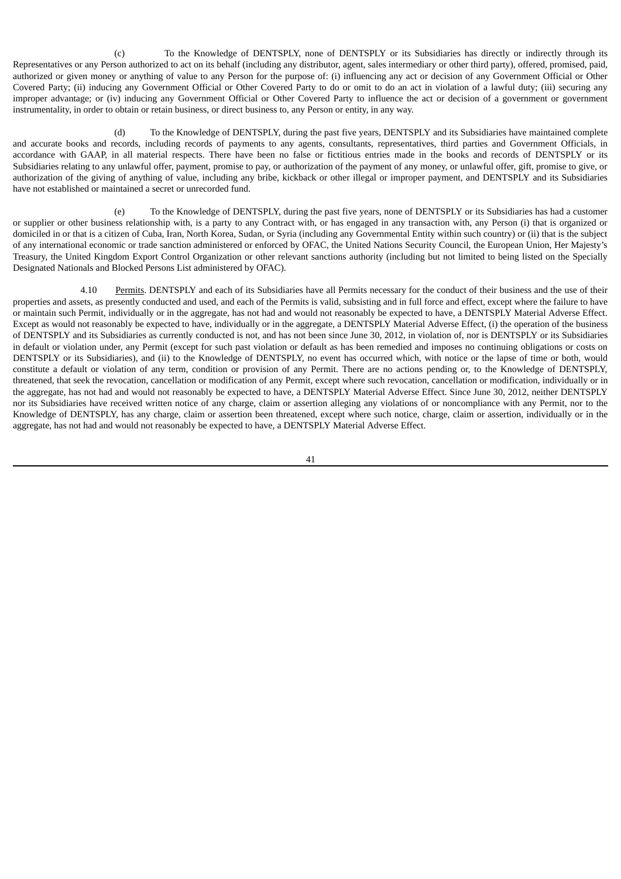(c) To the Knowledge of DENTSPLY, none of DENTSPLY or its Subsidiaries has directly or indirectly through its Representatives or any Person authorized to act on its behalf (including any distributor, agent, sales intermediary or other third party), offered, promised, paid, authorized or given money or anything of value to any Person for the purpose of: (i) influencing any act or decision of any Government Official or Other Covered Party; (ii) inducing any Government Official or Other Covered Party to do or omit to do an act in violation of a lawful duty; (iii) securing any improper advantage; or (iv) inducing any Government Official or Other Covered Party to influence the act or decision of a government or government instrumentality, in order to obtain or retain business, or direct business to, any Person or entity, in any way.

(d) To the Knowledge of DENTSPLY, during the past five years, DENTSPLY and its Subsidiaries have maintained complete and accurate books and records, including records of payments to any agents, consultants, representatives, third parties and Government Officials, in accordance with GAAP, in all material respects. There have been no false or fictitious entries made in the books and records of DENTSPLY or its Subsidiaries relating to any unlawful offer, payment, promise to pay, or authorization of the payment of any money, or unlawful offer, gift, promise to give, or authorization of the giving of anything of value, including any bribe, kickback or other illegal or improper payment, and DENTSPLY and its Subsidiaries have not established or maintained a secret or unrecorded fund.

(e) To the Knowledge of DENTSPLY, during the past five years, none of DENTSPLY or its Subsidiaries has had a customer or supplier or other business relationship with, is a party to any Contract with, or has engaged in any transaction with, any Person (i) that is organized or domiciled in or that is a citizen of Cuba, Iran, North Korea, Sudan, or Syria (including any Governmental Entity within such country) or (ii) that is the subject of any international economic or trade sanction administered or enforced by OFAC, the United Nations Security Council, the European Union, Her Majesty's Treasury, the United Kingdom Export Control Organization or other relevant sanctions authority (including but not limited to being listed on the Specially Designated Nationals and Blocked Persons List administered by OFAC).

4.10 Permits. DENTSPLY and each of its Subsidiaries have all Permits necessary for the conduct of their business and the use of their properties and assets, as presently conducted and used, and each of the Permits is valid, subsisting and in full force and effect, except where the failure to have or maintain such Permit, individually or in the aggregate, has not had and would not reasonably be expected to have, a DENTSPLY Material Adverse Effect. Except as would not reasonably be expected to have, individually or in the aggregate, a DENTSPLY Material Adverse Effect, (i) the operation of the business of DENTSPLY and its Subsidiaries as currently conducted is not, and has not been since June 30, 2012, in violation of, nor is DENTSPLY or its Subsidiaries in default or violation under, any Permit (except for such past violation or default as has been remedied and imposes no continuing obligations or costs on DENTSPLY or its Subsidiaries), and (ii) to the Knowledge of DENTSPLY, no event has occurred which, with notice or the lapse of time or both, would constitute a default or violation of any term, condition or provision of any Permit. There are no actions pending or, to the Knowledge of DENTSPLY, threatened, that seek the revocation, cancellation or modification of any Permit, except where such revocation, cancellation or modification, individually or in the aggregate, has not had and would not reasonably be expected to have, a DENTSPLY Material Adverse Effect. Since June 30, 2012, neither DENTSPLY nor its Subsidiaries have received written notice of any charge, claim or assertion alleging any violations of or noncompliance with any Permit, nor to the Knowledge of DENTSPLY, has any charge, claim or assertion been threatened, except where such notice, charge, claim or assertion, individually or in the aggregate, has not had and would not reasonably be expected to have, a DENTSPLY Material Adverse Effect.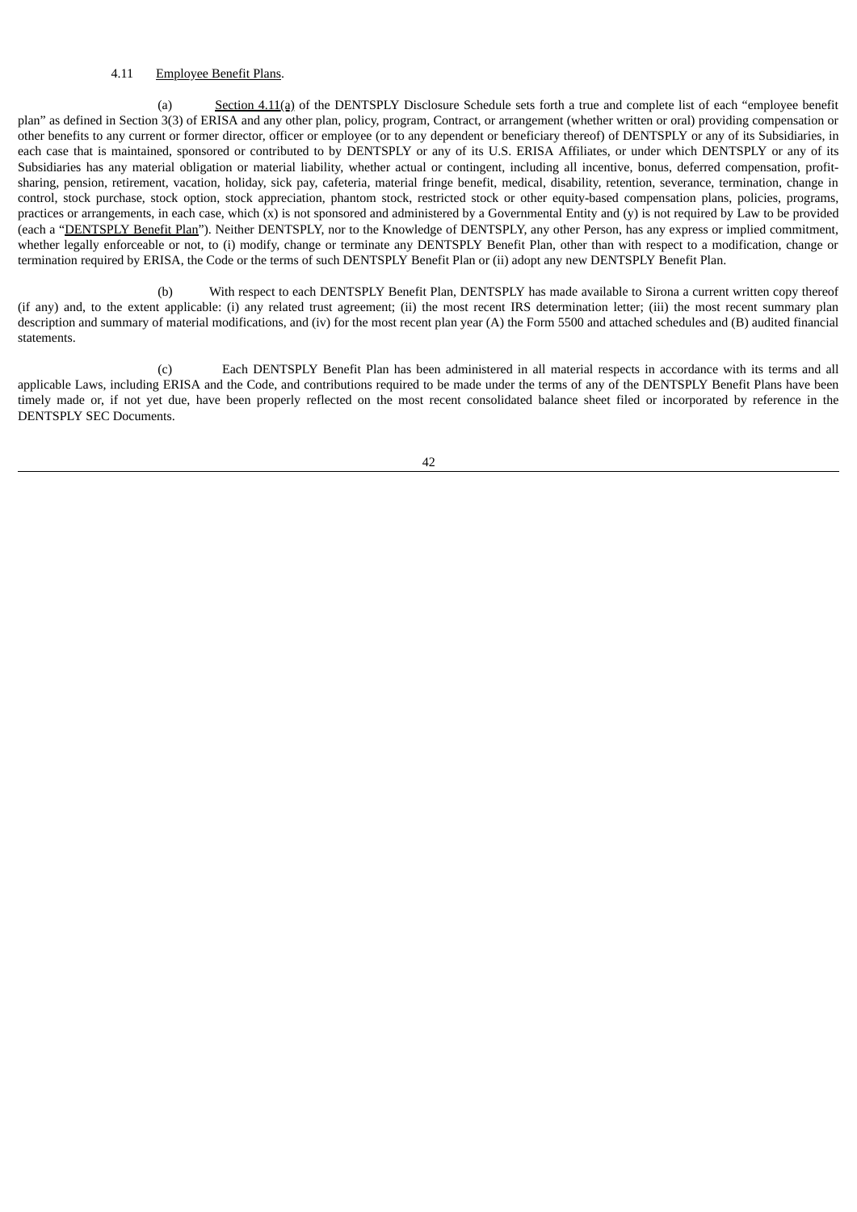4.11 Employee Benefit Plans.

(a) Section 4.11(a) of the DENTSPLY Disclosure Schedule sets forth a true and complete list of each "employee benefit plan" as defined in Section 3(3) of ERISA and any other plan, policy, program, Contract, or arrangement (whether written or oral) providing compensation or other benefits to any current or former director, officer or employee (or to any dependent or beneficiary thereof) of DENTSPLY or any of its Subsidiaries, in each case that is maintained, sponsored or contributed to by DENTSPLY or any of its U.S. ERISA Affiliates, or under which DENTSPLY or any of its Subsidiaries has any material obligation or material liability, whether actual or contingent, including all incentive, bonus, deferred compensation, profit-sharing, pension, retirement, vacation, holiday, sick pay, cafeteria, material fringe benefit, medical, disability, retention, severance, termination, change in control, stock purchase, stock option, stock appreciation, phantom stock, restricted stock or other equity-based compensation plans, policies, programs, practices or arrangements, in each case, which (x) is not sponsored and administered by a Governmental Entity and (y) is not required by Law to be provided (each a "DENTSPLY Benefit Plan"). Neither DENTSPLY, nor to the Knowledge of DENTSPLY, any other Person, has any express or implied commitment, whether legally enforceable or not, to (i) modify, change or terminate any DENTSPLY Benefit Plan, other than with respect to a modification, change or termination required by ERISA, the Code or the terms of such DENTSPLY Benefit Plan or (ii) adopt any new DENTSPLY Benefit Plan.

(b) With respect to each DENTSPLY Benefit Plan, DENTSPLY has made available to Sirona a current written copy thereof (if any) and, to the extent applicable: (i) any related trust agreement; (ii) the most recent IRS determination letter; (iii) the most recent summary plan description and summary of material modifications, and (iv) for the most recent plan year (A) the Form 5500 and attached schedules and (B) audited financial statements.

(c) Each DENTSPLY Benefit Plan has been administered in all material respects in accordance with its terms and all applicable Laws, including ERISA and the Code, and contributions required to be made under the terms of any of the DENTSPLY Benefit Plans have been timely made or, if not yet due, have been properly reflected on the most recent consolidated balance sheet filed or incorporated by reference in the DENTSPLY SEC Documents.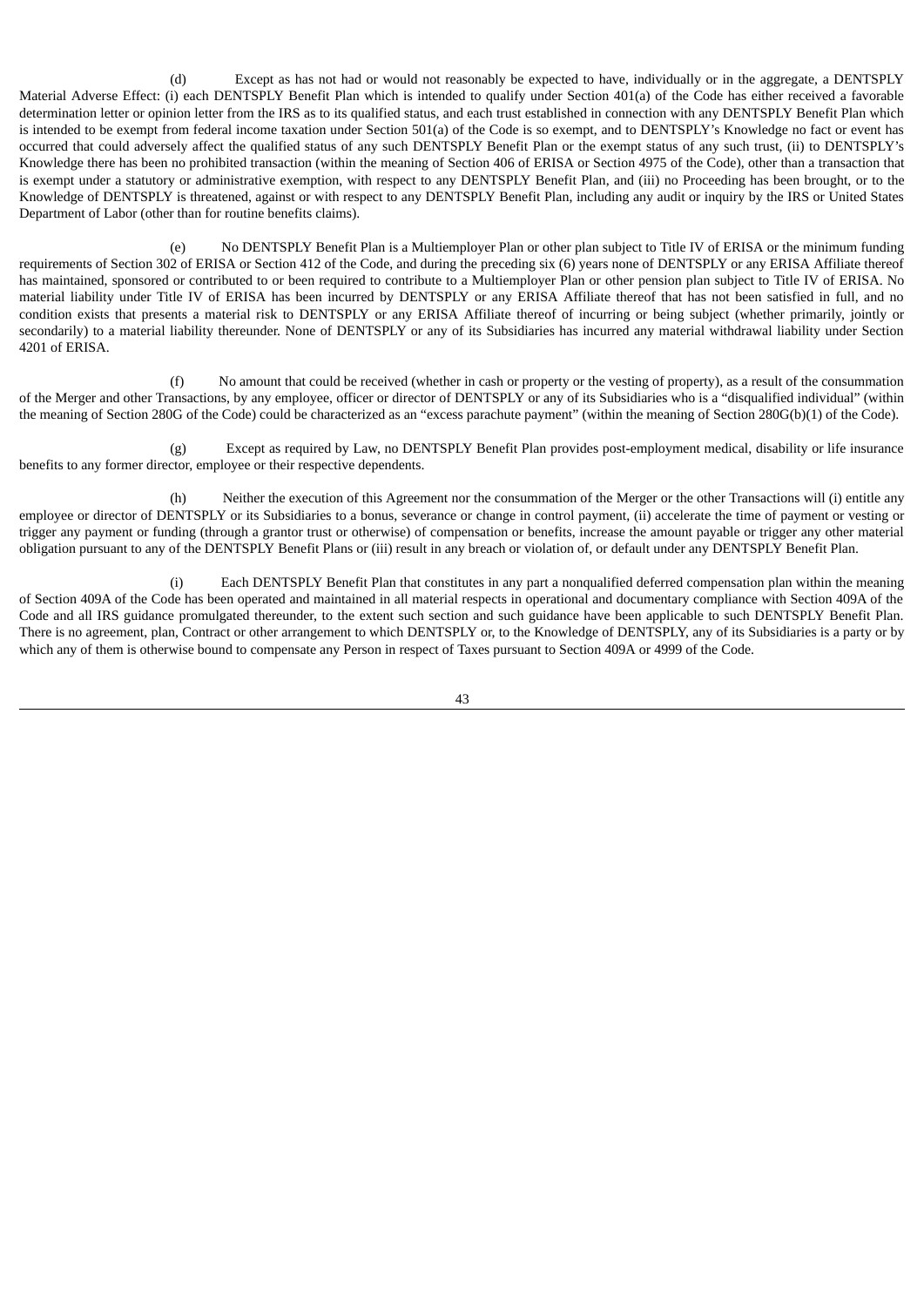(d) Except as has not had or would not reasonably be expected to have, individually or in the aggregate, a DENTSPLY Material Adverse Effect: (i) each DENTSPLY Benefit Plan which is intended to qualify under Section 401(a) of the Code has either received a favorable determination letter or opinion letter from the IRS as to its qualified status, and each trust established in connection with any DENTSPLY Benefit Plan which is intended to be exempt from federal income taxation under Section 501(a) of the Code is so exempt, and to DENTSPLY's Knowledge no fact or event has occurred that could adversely affect the qualified status of any such DENTSPLY Benefit Plan or the exempt status of any such trust, (ii) to DENTSPLY's Knowledge there has been no prohibited transaction (within the meaning of Section 406 of ERISA or Section 4975 of the Code), other than a transaction that is exempt under a statutory or administrative exemption, with respect to any DENTSPLY Benefit Plan, and (iii) no Proceeding has been brought, or to the Knowledge of DENTSPLY is threatened, against or with respect to any DENTSPLY Benefit Plan, including any audit or inquiry by the IRS or United States Department of Labor (other than for routine benefits claims).

(e) No DENTSPLY Benefit Plan is a Multiemployer Plan or other plan subject to Title IV of ERISA or the minimum funding requirements of Section 302 of ERISA or Section 412 of the Code, and during the preceding six (6) years none of DENTSPLY or any ERISA Affiliate thereof has maintained, sponsored or contributed to or been required to contribute to a Multiemployer Plan or other pension plan subject to Title IV of ERISA. No material liability under Title IV of ERISA has been incurred by DENTSPLY or any ERISA Affiliate thereof that has not been satisfied in full, and no condition exists that presents a material risk to DENTSPLY or any ERISA Affiliate thereof of incurring or being subject (whether primarily, jointly or secondarily) to a material liability thereunder. None of DENTSPLY or any of its Subsidiaries has incurred any material withdrawal liability under Section 4201 of ERISA.

(f) No amount that could be received (whether in cash or property or the vesting of property), as a result of the consummation of the Merger and other Transactions, by any employee, officer or director of DENTSPLY or any of its Subsidiaries who is a "disqualified individual" (within the meaning of Section 280G of the Code) could be characterized as an "excess parachute payment" (within the meaning of Section 280G(b)(1) of the Code).

(g) Except as required by Law, no DENTSPLY Benefit Plan provides post-employment medical, disability or life insurance benefits to any former director, employee or their respective dependents.

(h) Neither the execution of this Agreement nor the consummation of the Merger or the other Transactions will (i) entitle any employee or director of DENTSPLY or its Subsidiaries to a bonus, severance or change in control payment, (ii) accelerate the time of payment or vesting or trigger any payment or funding (through a grantor trust or otherwise) of compensation or benefits, increase the amount payable or trigger any other material obligation pursuant to any of the DENTSPLY Benefit Plans or (iii) result in any breach or violation of, or default under any DENTSPLY Benefit Plan.

(i) Each DENTSPLY Benefit Plan that constitutes in any part a nonqualified deferred compensation plan within the meaning of Section 409A of the Code has been operated and maintained in all material respects in operational and documentary compliance with Section 409A of the Code and all IRS guidance promulgated thereunder, to the extent such section and such guidance have been applicable to such DENTSPLY Benefit Plan. There is no agreement, plan, Contract or other arrangement to which DENTSPLY or, to the Knowledge of DENTSPLY, any of its Subsidiaries is a party or by which any of them is otherwise bound to compensate any Person in respect of Taxes pursuant to Section 409A or 4999 of the Code.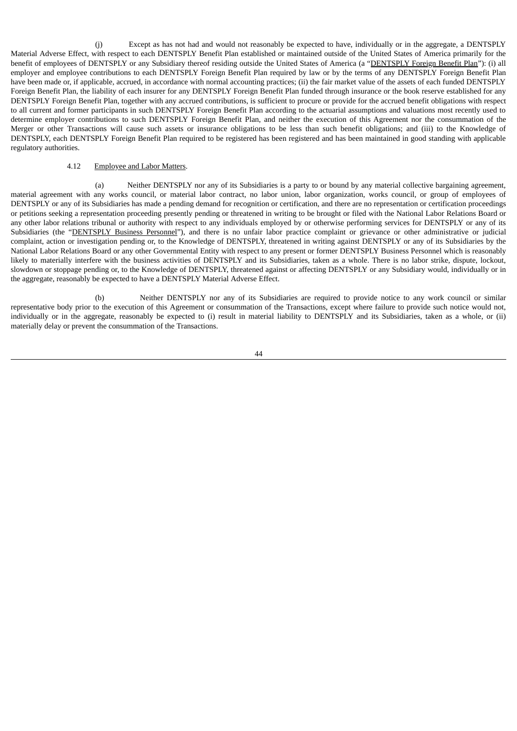(j) Except as has not had and would not reasonably be expected to have, individually or in the aggregate, a DENTSPLY Material Adverse Effect, with respect to each DENTSPLY Benefit Plan established or maintained outside of the United States of America primarily for the benefit of employees of DENTSPLY or any Subsidiary thereof residing outside the United States of America (a "DENTSPLY Foreign Benefit Plan"): (i) all employer and employee contributions to each DENTSPLY Foreign Benefit Plan required by law or by the terms of any DENTSPLY Foreign Benefit Plan have been made or, if applicable, accrued, in accordance with normal accounting practices; (ii) the fair market value of the assets of each funded DENTSPLY Foreign Benefit Plan, the liability of each insurer for any DENTSPLY Foreign Benefit Plan funded through insurance or the book reserve established for any DENTSPLY Foreign Benefit Plan, together with any accrued contributions, is sufficient to procure or provide for the accrued benefit obligations with respect to all current and former participants in such DENTSPLY Foreign Benefit Plan according to the actuarial assumptions and valuations most recently used to determine employer contributions to such DENTSPLY Foreign Benefit Plan, and neither the execution of this Agreement nor the consummation of the Merger or other Transactions will cause such assets or insurance obligations to be less than such benefit obligations; and (iii) to the Knowledge of DENTSPLY, each DENTSPLY Foreign Benefit Plan required to be registered has been registered and has been maintained in good standing with applicable regulatory authorities.

4.12 Employee and Labor Matters.

(a) Neither DENTSPLY nor any of its Subsidiaries is a party to or bound by any material collective bargaining agreement, material agreement with any works council, or material labor contract, no labor union, labor organization, works council, or group of employees of DENTSPLY or any of its Subsidiaries has made a pending demand for recognition or certification, and there are no representation or certification proceedings or petitions seeking a representation proceeding presently pending or threatened in writing to be brought or filed with the National Labor Relations Board or any other labor relations tribunal or authority with respect to any individuals employed by or otherwise performing services for DENTSPLY or any of its Subsidiaries (the "DENTSPLY Business Personnel"), and there is no unfair labor practice complaint or grievance or other administrative or judicial complaint, action or investigation pending or, to the Knowledge of DENTSPLY, threatened in writing against DENTSPLY or any of its Subsidiaries by the National Labor Relations Board or any other Governmental Entity with respect to any present or former DENTSPLY Business Personnel which is reasonably likely to materially interfere with the business activities of DENTSPLY and its Subsidiaries, taken as a whole. There is no labor strike, dispute, lockout, slowdown or stoppage pending or, to the Knowledge of DENTSPLY, threatened against or affecting DENTSPLY or any Subsidiary would, individually or in the aggregate, reasonably be expected to have a DENTSPLY Material Adverse Effect.

(b) Neither DENTSPLY nor any of its Subsidiaries are required to provide notice to any work council or similar representative body prior to the execution of this Agreement or consummation of the Transactions, except where failure to provide such notice would not, individually or in the aggregate, reasonably be expected to (i) result in material liability to DENTSPLY and its Subsidiaries, taken as a whole, or (ii) materially delay or prevent the consummation of the Transactions.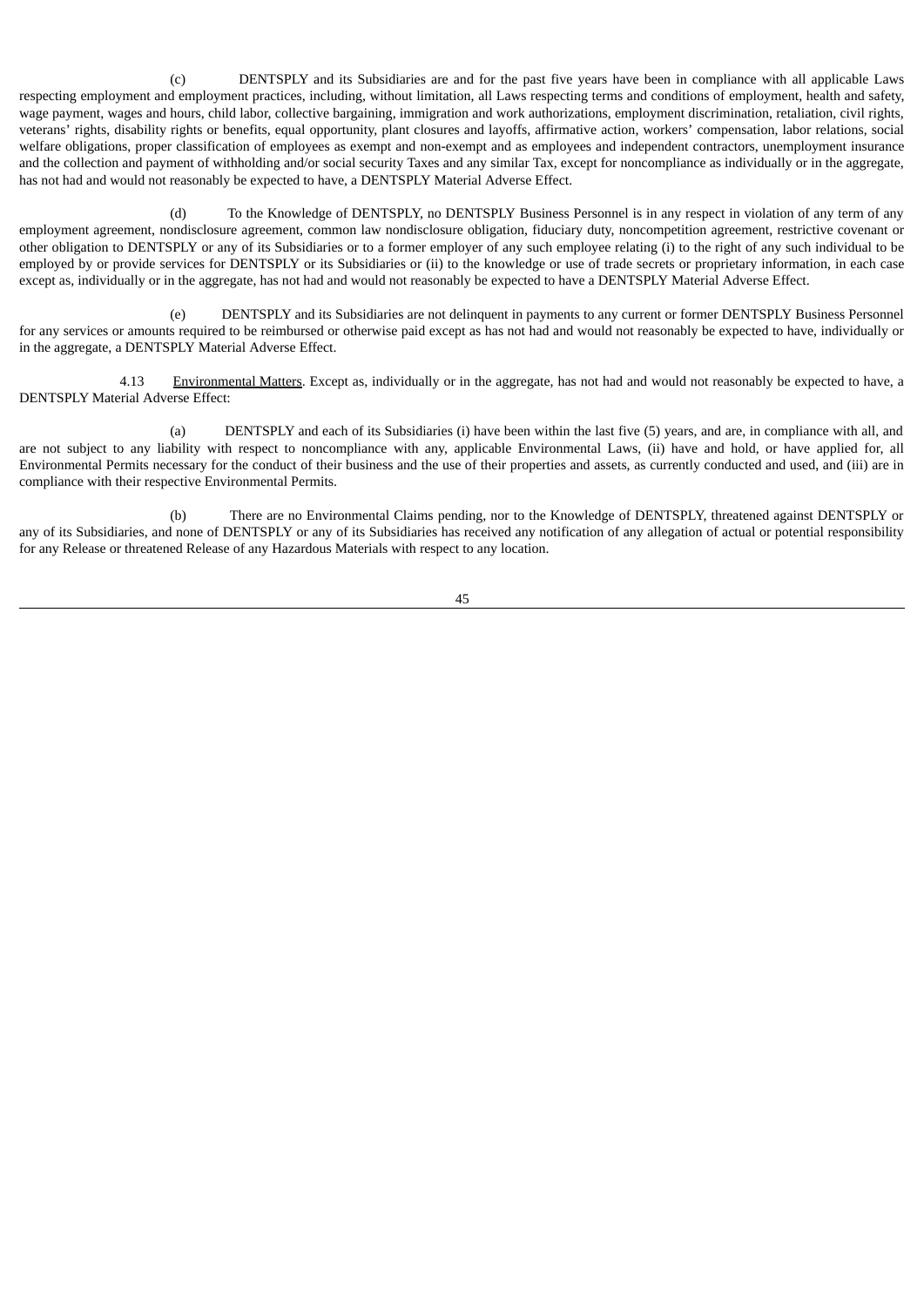(c) DENTSPLY and its Subsidiaries are and for the past five years have been in compliance with all applicable Laws respecting employment and employment practices, including, without limitation, all Laws respecting terms and conditions of employment, health and safety, wage payment, wages and hours, child labor, collective bargaining, immigration and work authorizations, employment discrimination, retaliation, civil rights, veterans' rights, disability rights or benefits, equal opportunity, plant closures and layoffs, affirmative action, workers' compensation, labor relations, social welfare obligations, proper classification of employees as exempt and non-exempt and as employees and independent contractors, unemployment insurance and the collection and payment of withholding and/or social security Taxes and any similar Tax, except for noncompliance as individually or in the aggregate, has not had and would not reasonably be expected to have, a DENTSPLY Material Adverse Effect.

(d) To the Knowledge of DENTSPLY, no DENTSPLY Business Personnel is in any respect in violation of any term of any employment agreement, nondisclosure agreement, common law nondisclosure obligation, fiduciary duty, noncompetition agreement, restrictive covenant or other obligation to DENTSPLY or any of its Subsidiaries or to a former employer of any such employee relating (i) to the right of any such individual to be employed by or provide services for DENTSPLY or its Subsidiaries or (ii) to the knowledge or use of trade secrets or proprietary information, in each case except as, individually or in the aggregate, has not had and would not reasonably be expected to have a DENTSPLY Material Adverse Effect.

(e) DENTSPLY and its Subsidiaries are not delinquent in payments to any current or former DENTSPLY Business Personnel for any services or amounts required to be reimbursed or otherwise paid except as has not had and would not reasonably be expected to have, individually or in the aggregate, a DENTSPLY Material Adverse Effect.

4.13 Environmental Matters. Except as, individually or in the aggregate, has not had and would not reasonably be expected to have, a DENTSPLY Material Adverse Effect:

(a) DENTSPLY and each of its Subsidiaries (i) have been within the last five (5) years, and are, in compliance with all, and are not subject to any liability with respect to noncompliance with any, applicable Environmental Laws, (ii) have and hold, or have applied for, all Environmental Permits necessary for the conduct of their business and the use of their properties and assets, as currently conducted and used, and (iii) are in compliance with their respective Environmental Permits.

(b) There are no Environmental Claims pending, nor to the Knowledge of DENTSPLY, threatened against DENTSPLY or any of its Subsidiaries, and none of DENTSPLY or any of its Subsidiaries has received any notification of any allegation of actual or potential responsibility for any Release or threatened Release of any Hazardous Materials with respect to any location.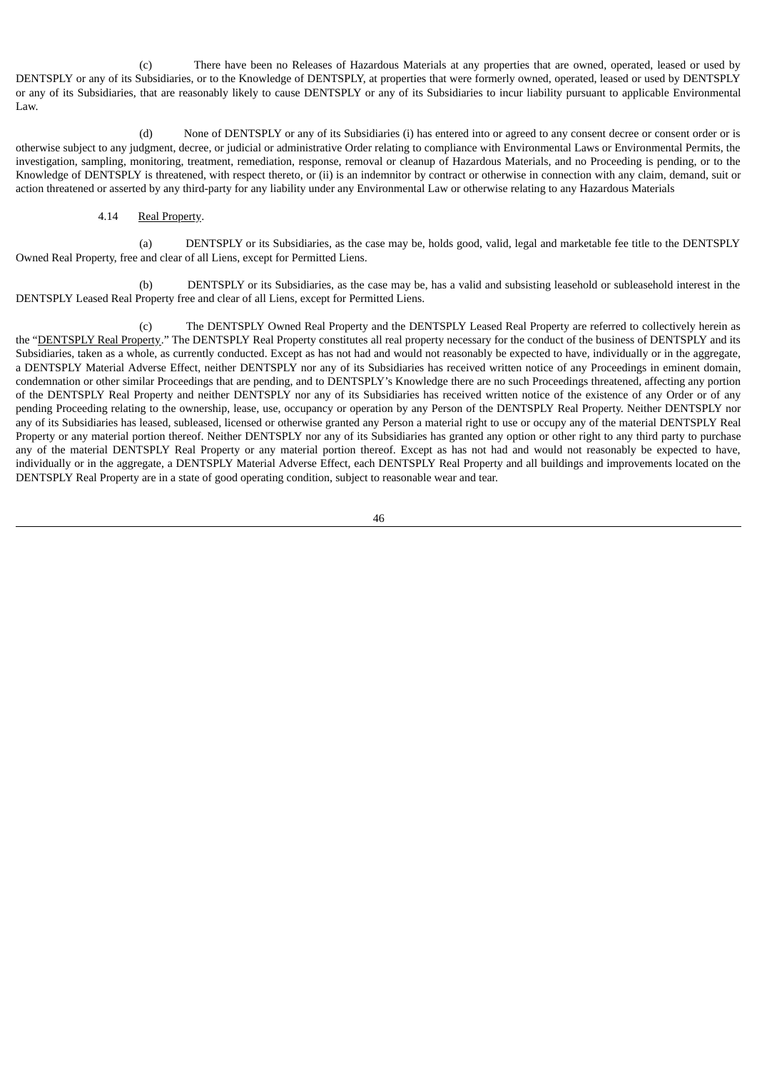(c) There have been no Releases of Hazardous Materials at any properties that are owned, operated, leased or used by DENTSPLY or any of its Subsidiaries, or to the Knowledge of DENTSPLY, at properties that were formerly owned, operated, leased or used by DENTSPLY or any of its Subsidiaries, that are reasonably likely to cause DENTSPLY or any of its Subsidiaries to incur liability pursuant to applicable Environmental Law.

(d) None of DENTSPLY or any of its Subsidiaries (i) has entered into or agreed to any consent decree or consent order or is otherwise subject to any judgment, decree, or judicial or administrative Order relating to compliance with Environmental Laws or Environmental Permits, the investigation, sampling, monitoring, treatment, remediation, response, removal or cleanup of Hazardous Materials, and no Proceeding is pending, or to the Knowledge of DENTSPLY is threatened, with respect thereto, or (ii) is an indemnitor by contract or otherwise in connection with any claim, demand, suit or action threatened or asserted by any third-party for any liability under any Environmental Law or otherwise relating to any Hazardous Materials

4.14 Real Property.

(a) DENTSPLY or its Subsidiaries, as the case may be, holds good, valid, legal and marketable fee title to the DENTSPLY Owned Real Property, free and clear of all Liens, except for Permitted Liens.

(b) DENTSPLY or its Subsidiaries, as the case may be, has a valid and subsisting leasehold or subleasehold interest in the DENTSPLY Leased Real Property free and clear of all Liens, except for Permitted Liens.

(c) The DENTSPLY Owned Real Property and the DENTSPLY Leased Real Property are referred to collectively herein as the "DENTSPLY Real Property." The DENTSPLY Real Property constitutes all real property necessary for the conduct of the business of DENTSPLY and its Subsidiaries, taken as a whole, as currently conducted. Except as has not had and would not reasonably be expected to have, individually or in the aggregate, a DENTSPLY Material Adverse Effect, neither DENTSPLY nor any of its Subsidiaries has received written notice of any Proceedings in eminent domain, condemnation or other similar Proceedings that are pending, and to DENTSPLY's Knowledge there are no such Proceedings threatened, affecting any portion of the DENTSPLY Real Property and neither DENTSPLY nor any of its Subsidiaries has received written notice of the existence of any Order or of any pending Proceeding relating to the ownership, lease, use, occupancy or operation by any Person of the DENTSPLY Real Property. Neither DENTSPLY nor any of its Subsidiaries has leased, subleased, licensed or otherwise granted any Person a material right to use or occupy any of the material DENTSPLY Real Property or any material portion thereof. Neither DENTSPLY nor any of its Subsidiaries has granted any option or other right to any third party to purchase any of the material DENTSPLY Real Property or any material portion thereof. Except as has not had and would not reasonably be expected to have, individually or in the aggregate, a DENTSPLY Material Adverse Effect, each DENTSPLY Real Property and all buildings and improvements located on the DENTSPLY Real Property are in a state of good operating condition, subject to reasonable wear and tear.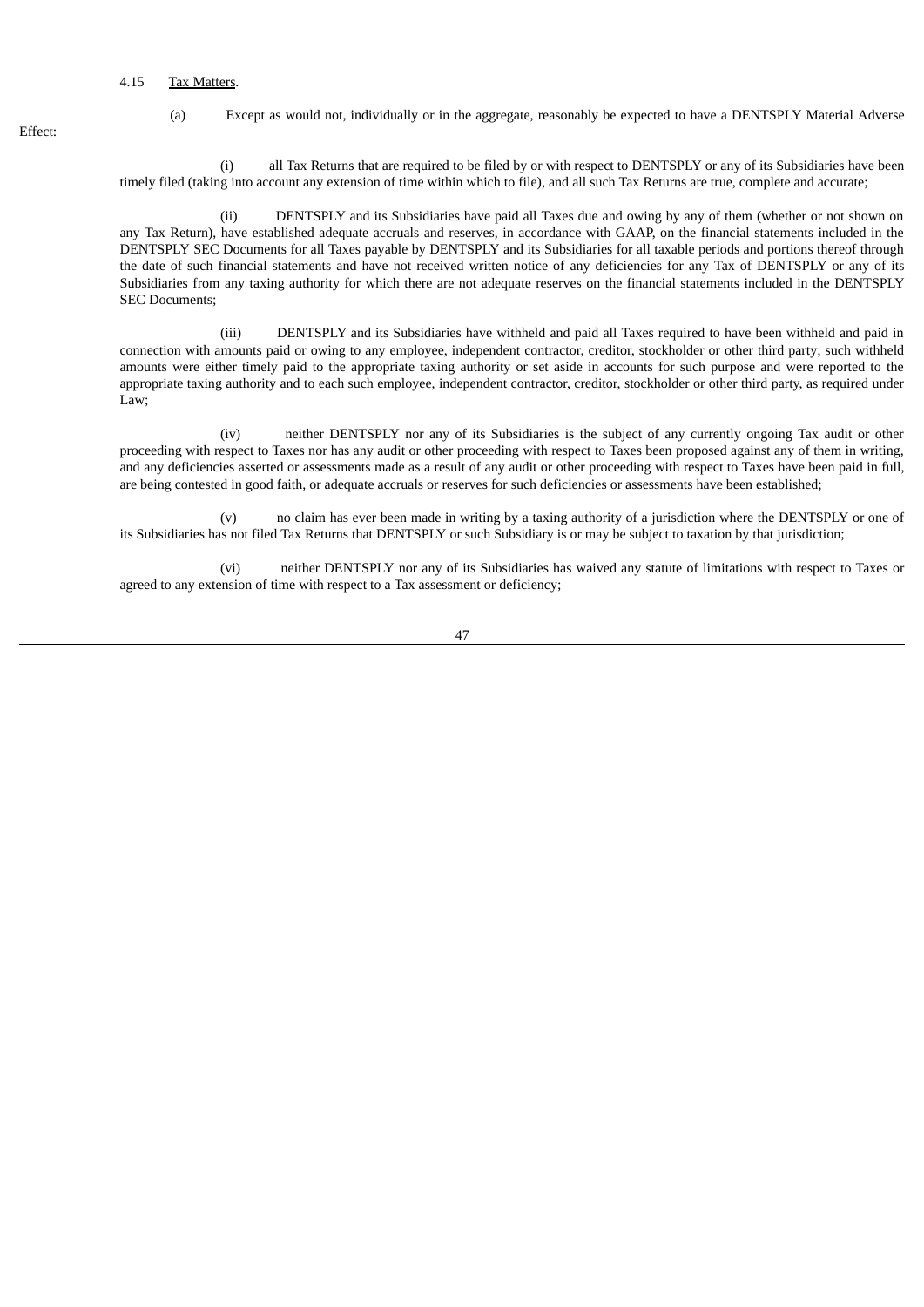4.15 Tax Matters.

(a) Except as would not, individually or in the aggregate, reasonably be expected to have a DENTSPLY Material Adverse Effect:

(i) all Tax Returns that are required to be filed by or with respect to DENTSPLY or any of its Subsidiaries have been timely filed (taking into account any extension of time within which to file), and all such Tax Returns are true, complete and accurate;

(ii) DENTSPLY and its Subsidiaries have paid all Taxes due and owing by any of them (whether or not shown on any Tax Return), have established adequate accruals and reserves, in accordance with GAAP, on the financial statements included in the DENTSPLY SEC Documents for all Taxes payable by DENTSPLY and its Subsidiaries for all taxable periods and portions thereof through the date of such financial statements and have not received written notice of any deficiencies for any Tax of DENTSPLY or any of its Subsidiaries from any taxing authority for which there are not adequate reserves on the financial statements included in the DENTSPLY SEC Documents;

(iii) DENTSPLY and its Subsidiaries have withheld and paid all Taxes required to have been withheld and paid in connection with amounts paid or owing to any employee, independent contractor, creditor, stockholder or other third party; such withheld amounts were either timely paid to the appropriate taxing authority or set aside in accounts for such purpose and were reported to the appropriate taxing authority and to each such employee, independent contractor, creditor, stockholder or other third party, as required under Law;

(iv) neither DENTSPLY nor any of its Subsidiaries is the subject of any currently ongoing Tax audit or other proceeding with respect to Taxes nor has any audit or other proceeding with respect to Taxes been proposed against any of them in writing, and any deficiencies asserted or assessments made as a result of any audit or other proceeding with respect to Taxes have been paid in full, are being contested in good faith, or adequate accruals or reserves for such deficiencies or assessments have been established;

(v) no claim has ever been made in writing by a taxing authority of a jurisdiction where the DENTSPLY or one of its Subsidiaries has not filed Tax Returns that DENTSPLY or such Subsidiary is or may be subject to taxation by that jurisdiction;

(vi) neither DENTSPLY nor any of its Subsidiaries has waived any statute of limitations with respect to Taxes or agreed to any extension of time with respect to a Tax assessment or deficiency;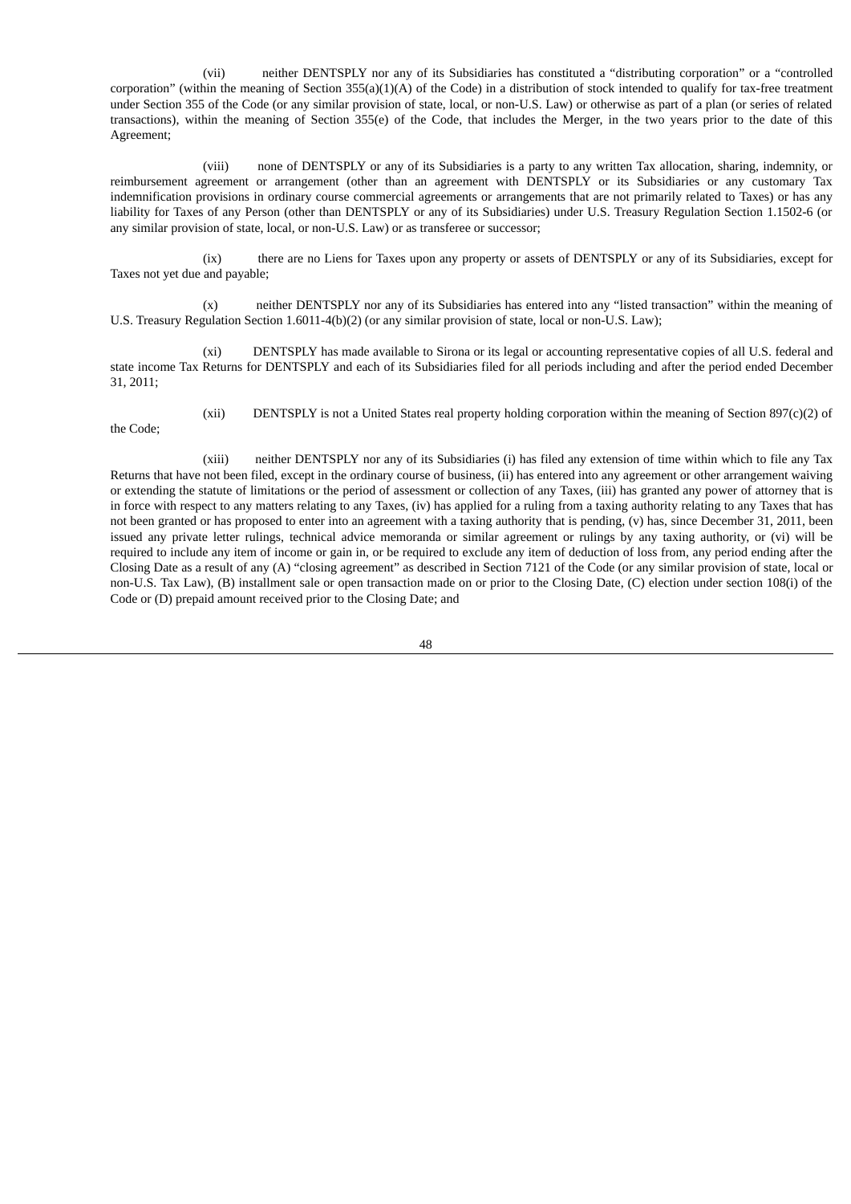(vii) neither DENTSPLY nor any of its Subsidiaries has constituted a “distributing corporation” or a “controlled corporation” (within the meaning of Section 355(a)(1)(A) of the Code) in a distribution of stock intended to qualify for tax-free treatment under Section 355 of the Code (or any similar provision of state, local, or non-U.S. Law) or otherwise as part of a plan (or series of related transactions), within the meaning of Section 355(e) of the Code, that includes the Merger, in the two years prior to the date of this Agreement;

(viii) none of DENTSPLY or any of its Subsidiaries is a party to any written Tax allocation, sharing, indemnity, or reimbursement agreement or arrangement (other than an agreement with DENTSPLY or its Subsidiaries or any customary Tax indemnification provisions in ordinary course commercial agreements or arrangements that are not primarily related to Taxes) or has any liability for Taxes of any Person (other than DENTSPLY or any of its Subsidiaries) under U.S. Treasury Regulation Section 1.1502-6 (or any similar provision of state, local, or non-U.S. Law) or as transferee or successor;

(ix) there are no Liens for Taxes upon any property or assets of DENTSPLY or any of its Subsidiaries, except for Taxes not yet due and payable;

(x) neither DENTSPLY nor any of its Subsidiaries has entered into any “listed transaction” within the meaning of U.S. Treasury Regulation Section 1.6011-4(b)(2) (or any similar provision of state, local or non-U.S. Law);

(xi) DENTSPLY has made available to Sirona or its legal or accounting representative copies of all U.S. federal and state income Tax Returns for DENTSPLY and each of its Subsidiaries filed for all periods including and after the period ended December 31, 2011;

(xii) DENTSPLY is not a United States real property holding corporation within the meaning of Section 897(c)(2) of the Code;

(xiii) neither DENTSPLY nor any of its Subsidiaries (i) has filed any extension of time within which to file any Tax Returns that have not been filed, except in the ordinary course of business, (ii) has entered into any agreement or other arrangement waiving or extending the statute of limitations or the period of assessment or collection of any Taxes, (iii) has granted any power of attorney that is in force with respect to any matters relating to any Taxes, (iv) has applied for a ruling from a taxing authority relating to any Taxes that has not been granted or has proposed to enter into an agreement with a taxing authority that is pending, (v) has, since December 31, 2011, been issued any private letter rulings, technical advice memoranda or similar agreement or rulings by any taxing authority, or (vi) will be required to include any item of income or gain in, or be required to exclude any item of deduction of loss from, any period ending after the Closing Date as a result of any (A) “closing agreement” as described in Section 7121 of the Code (or any similar provision of state, local or non-U.S. Tax Law), (B) installment sale or open transaction made on or prior to the Closing Date, (C) election under section 108(i) of the Code or (D) prepaid amount received prior to the Closing Date; and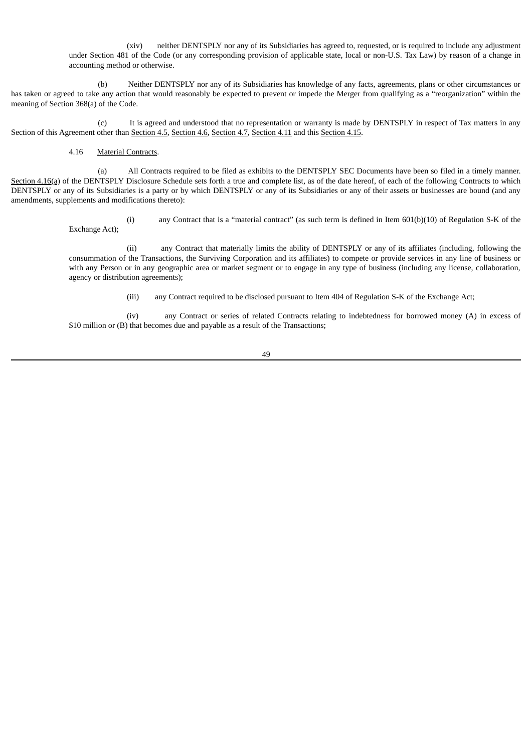(xiv) neither DENTSPLY nor any of its Subsidiaries has agreed to, requested, or is required to include any adjustment under Section 481 of the Code (or any corresponding provision of applicable state, local or non-U.S. Tax Law) by reason of a change in accounting method or otherwise.

(b) Neither DENTSPLY nor any of its Subsidiaries has knowledge of any facts, agreements, plans or other circumstances or has taken or agreed to take any action that would reasonably be expected to prevent or impede the Merger from qualifying as a "reorganization" within the meaning of Section 368(a) of the Code.

(c) It is agreed and understood that no representation or warranty is made by DENTSPLY in respect of Tax matters in any Section of this Agreement other than Section 4.5, Section 4.6, Section 4.7, Section 4.11 and this Section 4.15.

4.16 Material Contracts.

(a) All Contracts required to be filed as exhibits to the DENTSPLY SEC Documents have been so filed in a timely manner. Section 4.16(a) of the DENTSPLY Disclosure Schedule sets forth a true and complete list, as of the date hereof, of each of the following Contracts to which DENTSPLY or any of its Subsidiaries is a party or by which DENTSPLY or any of its Subsidiaries or any of their assets or businesses are bound (and any amendments, supplements and modifications thereto):

(i) any Contract that is a "material contract" (as such term is defined in Item 601(b)(10) of Regulation S-K of the Exchange Act);

(ii) any Contract that materially limits the ability of DENTSPLY or any of its affiliates (including, following the consummation of the Transactions, the Surviving Corporation and its affiliates) to compete or provide services in any line of business or with any Person or in any geographic area or market segment or to engage in any type of business (including any license, collaboration, agency or distribution agreements);

(iii) any Contract required to be disclosed pursuant to Item 404 of Regulation S-K of the Exchange Act;

(iv) any Contract or series of related Contracts relating to indebtedness for borrowed money (A) in excess of $10 million or (B) that becomes due and payable as a result of the Transactions;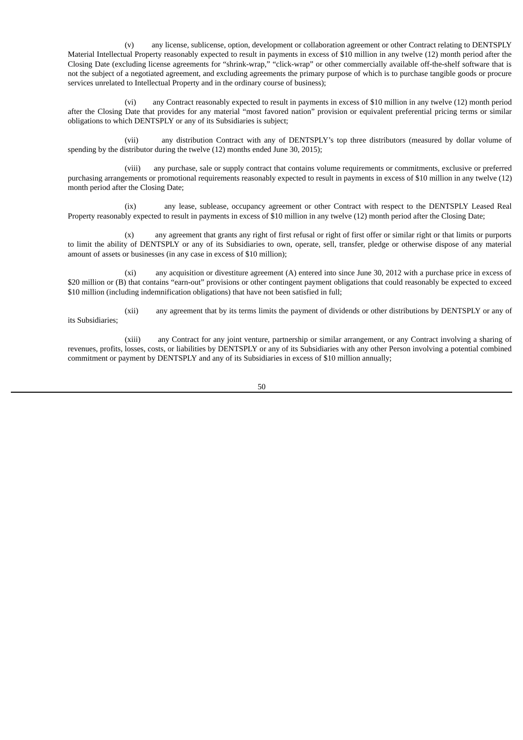(v) any license, sublicense, option, development or collaboration agreement or other Contract relating to DENTSPLY Material Intellectual Property reasonably expected to result in payments in excess of $10 million in any twelve (12) month period after the Closing Date (excluding license agreements for "shrink-wrap," "click-wrap" or other commercially available off-the-shelf software that is not the subject of a negotiated agreement, and excluding agreements the primary purpose of which is to purchase tangible goods or procure services unrelated to Intellectual Property and in the ordinary course of business);

(vi) any Contract reasonably expected to result in payments in excess of $10 million in any twelve (12) month period after the Closing Date that provides for any material "most favored nation" provision or equivalent preferential pricing terms or similar obligations to which DENTSPLY or any of its Subsidiaries is subject;

(vii) any distribution Contract with any of DENTSPLY's top three distributors (measured by dollar volume of spending by the distributor during the twelve (12) months ended June 30, 2015);

(viii) any purchase, sale or supply contract that contains volume requirements or commitments, exclusive or preferred purchasing arrangements or promotional requirements reasonably expected to result in payments in excess of $10 million in any twelve (12) month period after the Closing Date;

(ix) any lease, sublease, occupancy agreement or other Contract with respect to the DENTSPLY Leased Real Property reasonably expected to result in payments in excess of $10 million in any twelve (12) month period after the Closing Date;

(x) any agreement that grants any right of first refusal or right of first offer or similar right or that limits or purports to limit the ability of DENTSPLY or any of its Subsidiaries to own, operate, sell, transfer, pledge or otherwise dispose of any material amount of assets or businesses (in any case in excess of $10 million);

(xi) any acquisition or divestiture agreement (A) entered into since June 30, 2012 with a purchase price in excess of $20 million or (B) that contains "earn-out" provisions or other contingent payment obligations that could reasonably be expected to exceed $10 million (including indemnification obligations) that have not been satisfied in full;

(xii) any agreement that by its terms limits the payment of dividends or other distributions by DENTSPLY or any of its Subsidiaries;

(xiii) any Contract for any joint venture, partnership or similar arrangement, or any Contract involving a sharing of revenues, profits, losses, costs, or liabilities by DENTSPLY or any of its Subsidiaries with any other Person involving a potential combined commitment or payment by DENTSPLY and any of its Subsidiaries in excess of $10 million annually;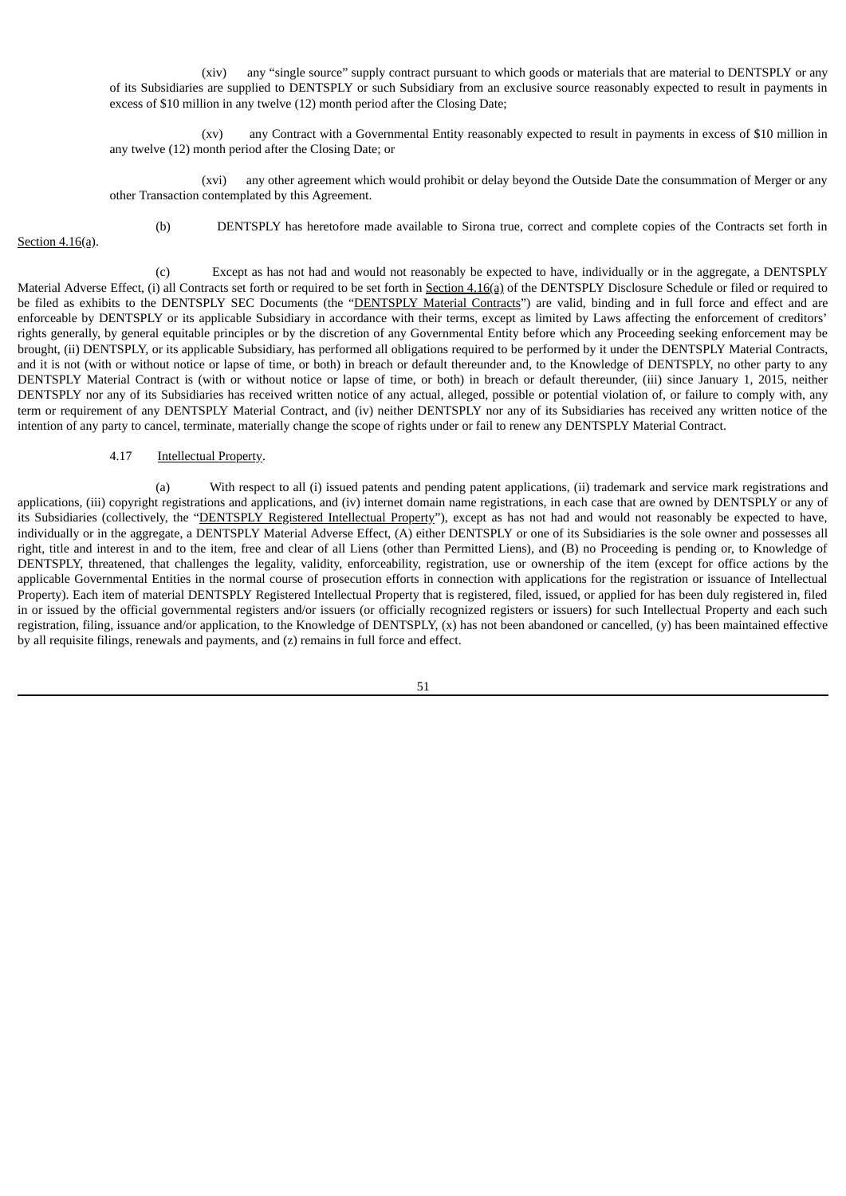(xiv) any "single source" supply contract pursuant to which goods or materials that are material to DENTSPLY or any of its Subsidiaries are supplied to DENTSPLY or such Subsidiary from an exclusive source reasonably expected to result in payments in excess of $10 million in any twelve (12) month period after the Closing Date;

(xv) any Contract with a Governmental Entity reasonably expected to result in payments in excess of $10 million in any twelve (12) month period after the Closing Date; or

(xvi) any other agreement which would prohibit or delay beyond the Outside Date the consummation of Merger or any other Transaction contemplated by this Agreement.

(b) DENTSPLY has heretofore made available to Sirona true, correct and complete copies of the Contracts set forth in Section 4.16(a).

(c) Except as has not had and would not reasonably be expected to have, individually or in the aggregate, a DENTSPLY Material Adverse Effect, (i) all Contracts set forth or required to be set forth in Section 4.16(a) of the DENTSPLY Disclosure Schedule or filed or required to be filed as exhibits to the DENTSPLY SEC Documents (the "DENTSPLY Material Contracts") are valid, binding and in full force and effect and are enforceable by DENTSPLY or its applicable Subsidiary in accordance with their terms, except as limited by Laws affecting the enforcement of creditors' rights generally, by general equitable principles or by the discretion of any Governmental Entity before which any Proceeding seeking enforcement may be brought, (ii) DENTSPLY, or its applicable Subsidiary, has performed all obligations required to be performed by it under the DENTSPLY Material Contracts, and it is not (with or without notice or lapse of time, or both) in breach or default thereunder and, to the Knowledge of DENTSPLY, no other party to any DENTSPLY Material Contract is (with or without notice or lapse of time, or both) in breach or default thereunder, (iii) since January 1, 2015, neither DENTSPLY nor any of its Subsidiaries has received written notice of any actual, alleged, possible or potential violation of, or failure to comply with, any term or requirement of any DENTSPLY Material Contract, and (iv) neither DENTSPLY nor any of its Subsidiaries has received any written notice of the intention of any party to cancel, terminate, materially change the scope of rights under or fail to renew any DENTSPLY Material Contract.

4.17 Intellectual Property.

(a) With respect to all (i) issued patents and pending patent applications, (ii) trademark and service mark registrations and applications, (iii) copyright registrations and applications, and (iv) internet domain name registrations, in each case that are owned by DENTSPLY or any of its Subsidiaries (collectively, the "DENTSPLY Registered Intellectual Property"), except as has not had and would not reasonably be expected to have, individually or in the aggregate, a DENTSPLY Material Adverse Effect, (A) either DENTSPLY or one of its Subsidiaries is the sole owner and possesses all right, title and interest in and to the item, free and clear of all Liens (other than Permitted Liens), and (B) no Proceeding is pending or, to Knowledge of DENTSPLY, threatened, that challenges the legality, validity, enforceability, registration, use or ownership of the item (except for office actions by the applicable Governmental Entities in the normal course of prosecution efforts in connection with applications for the registration or issuance of Intellectual Property). Each item of material DENTSPLY Registered Intellectual Property that is registered, filed, issued, or applied for has been duly registered in, filed in or issued by the official governmental registers and/or issuers (or officially recognized registers or issuers) for such Intellectual Property and each such registration, filing, issuance and/or application, to the Knowledge of DENTSPLY, (x) has not been abandoned or cancelled, (y) has been maintained effective by all requisite filings, renewals and payments, and (z) remains in full force and effect.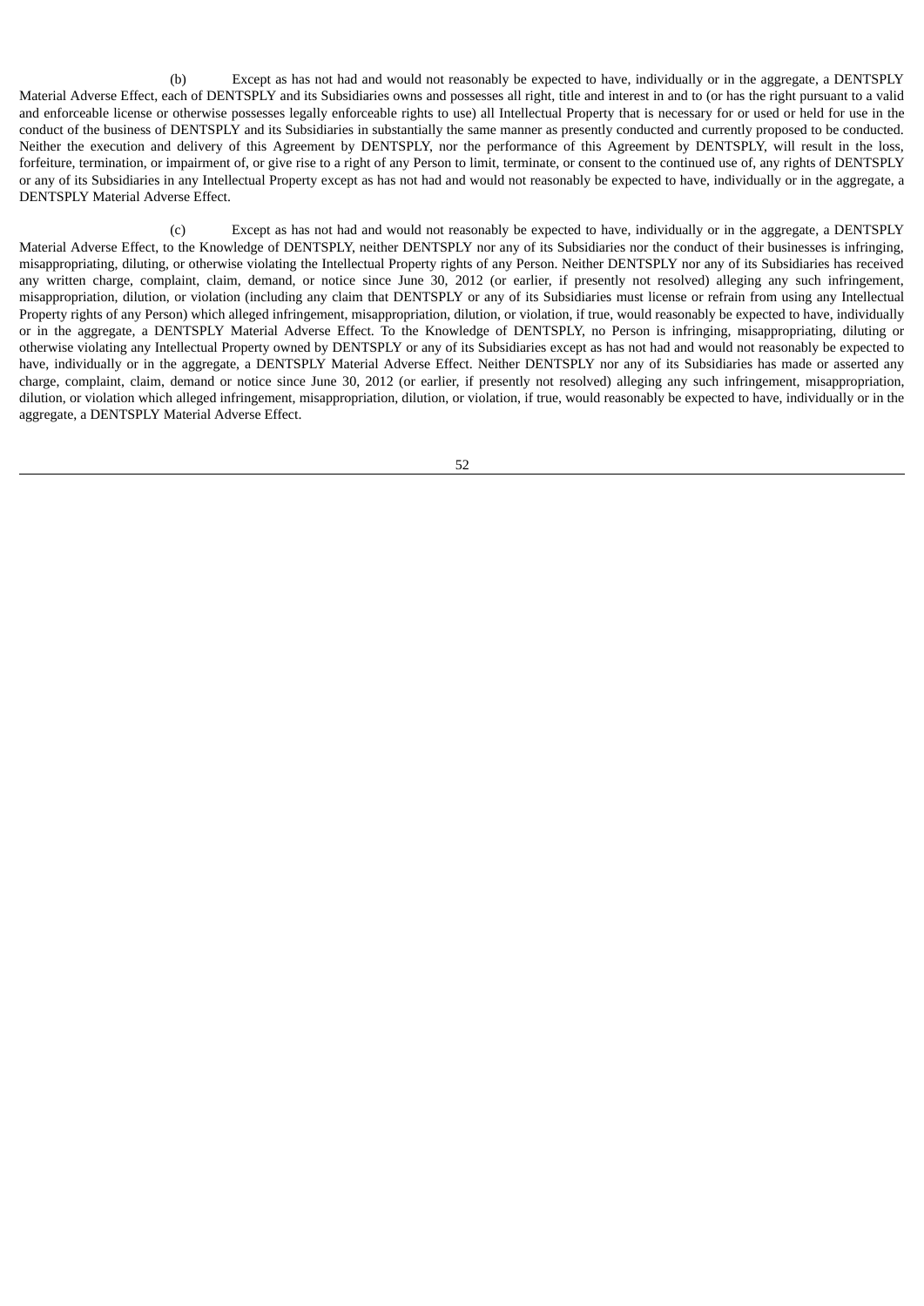(b) Except as has not had and would not reasonably be expected to have, individually or in the aggregate, a DENTSPLY Material Adverse Effect, each of DENTSPLY and its Subsidiaries owns and possesses all right, title and interest in and to (or has the right pursuant to a valid and enforceable license or otherwise possesses legally enforceable rights to use) all Intellectual Property that is necessary for or used or held for use in the conduct of the business of DENTSPLY and its Subsidiaries in substantially the same manner as presently conducted and currently proposed to be conducted. Neither the execution and delivery of this Agreement by DENTSPLY, nor the performance of this Agreement by DENTSPLY, will result in the loss, forfeiture, termination, or impairment of, or give rise to a right of any Person to limit, terminate, or consent to the continued use of, any rights of DENTSPLY or any of its Subsidiaries in any Intellectual Property except as has not had and would not reasonably be expected to have, individually or in the aggregate, a DENTSPLY Material Adverse Effect.

(c) Except as has not had and would not reasonably be expected to have, individually or in the aggregate, a DENTSPLY Material Adverse Effect, to the Knowledge of DENTSPLY, neither DENTSPLY nor any of its Subsidiaries nor the conduct of their businesses is infringing, misappropriating, diluting, or otherwise violating the Intellectual Property rights of any Person. Neither DENTSPLY nor any of its Subsidiaries has received any written charge, complaint, claim, demand, or notice since June 30, 2012 (or earlier, if presently not resolved) alleging any such infringement, misappropriation, dilution, or violation (including any claim that DENTSPLY or any of its Subsidiaries must license or refrain from using any Intellectual Property rights of any Person) which alleged infringement, misappropriation, dilution, or violation, if true, would reasonably be expected to have, individually or in the aggregate, a DENTSPLY Material Adverse Effect. To the Knowledge of DENTSPLY, no Person is infringing, misappropriating, diluting or otherwise violating any Intellectual Property owned by DENTSPLY or any of its Subsidiaries except as has not had and would not reasonably be expected to have, individually or in the aggregate, a DENTSPLY Material Adverse Effect. Neither DENTSPLY nor any of its Subsidiaries has made or asserted any charge, complaint, claim, demand or notice since June 30, 2012 (or earlier, if presently not resolved) alleging any such infringement, misappropriation, dilution, or violation which alleged infringement, misappropriation, dilution, or violation, if true, would reasonably be expected to have, individually or in the aggregate, a DENTSPLY Material Adverse Effect.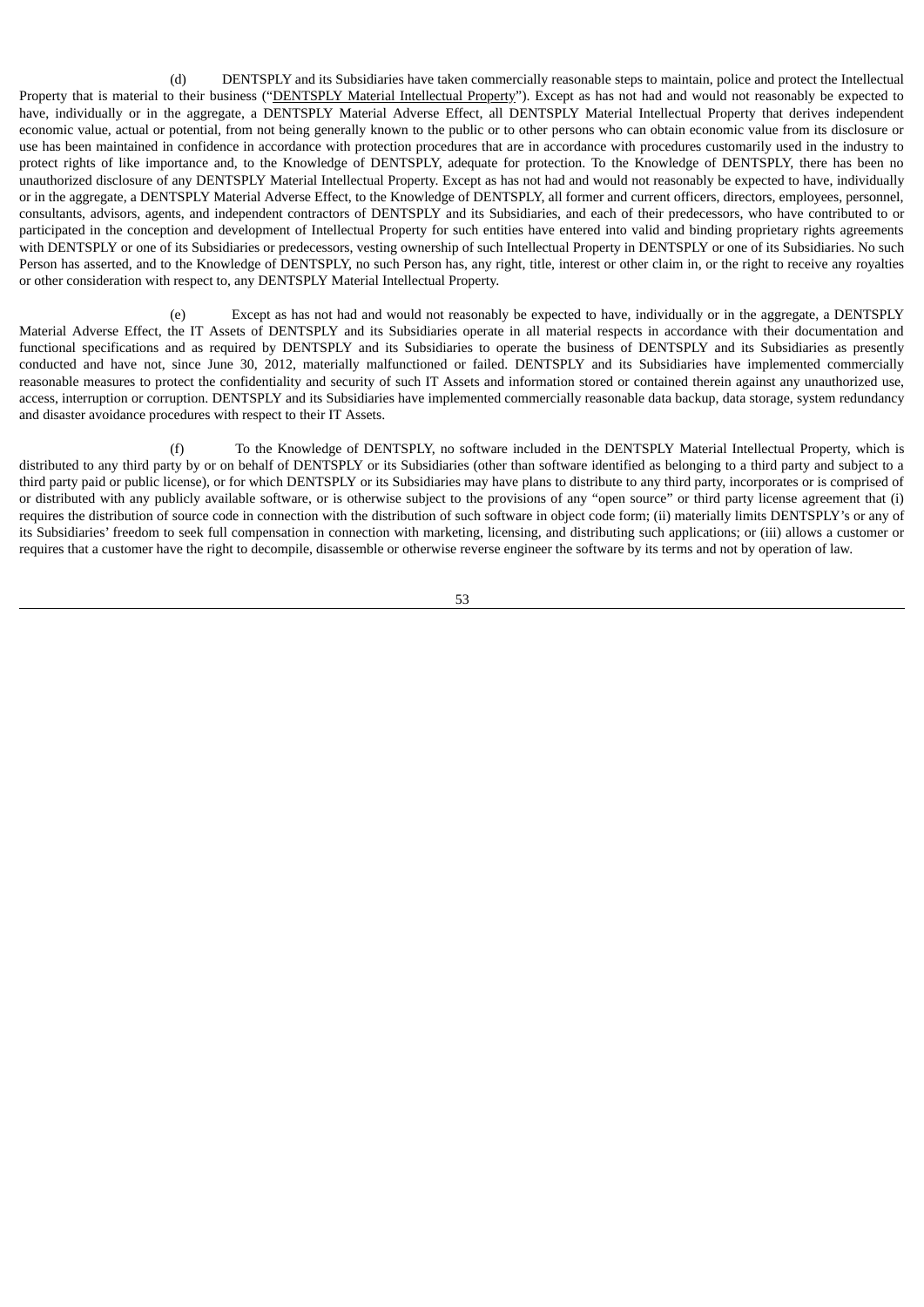(d) DENTSPLY and its Subsidiaries have taken commercially reasonable steps to maintain, police and protect the Intellectual Property that is material to their business ("DENTSPLY Material Intellectual Property"). Except as has not had and would not reasonably be expected to have, individually or in the aggregate, a DENTSPLY Material Adverse Effect, all DENTSPLY Material Intellectual Property that derives independent economic value, actual or potential, from not being generally known to the public or to other persons who can obtain economic value from its disclosure or use has been maintained in confidence in accordance with protection procedures that are in accordance with procedures customarily used in the industry to protect rights of like importance and, to the Knowledge of DENTSPLY, adequate for protection. To the Knowledge of DENTSPLY, there has been no unauthorized disclosure of any DENTSPLY Material Intellectual Property. Except as has not had and would not reasonably be expected to have, individually or in the aggregate, a DENTSPLY Material Adverse Effect, to the Knowledge of DENTSPLY, all former and current officers, directors, employees, personnel, consultants, advisors, agents, and independent contractors of DENTSPLY and its Subsidiaries, and each of their predecessors, who have contributed to or participated in the conception and development of Intellectual Property for such entities have entered into valid and binding proprietary rights agreements with DENTSPLY or one of its Subsidiaries or predecessors, vesting ownership of such Intellectual Property in DENTSPLY or one of its Subsidiaries. No such Person has asserted, and to the Knowledge of DENTSPLY, no such Person has, any right, title, interest or other claim in, or the right to receive any royalties or other consideration with respect to, any DENTSPLY Material Intellectual Property.

(e) Except as has not had and would not reasonably be expected to have, individually or in the aggregate, a DENTSPLY Material Adverse Effect, the IT Assets of DENTSPLY and its Subsidiaries operate in all material respects in accordance with their documentation and functional specifications and as required by DENTSPLY and its Subsidiaries to operate the business of DENTSPLY and its Subsidiaries as presently conducted and have not, since June 30, 2012, materially malfunctioned or failed. DENTSPLY and its Subsidiaries have implemented commercially reasonable measures to protect the confidentiality and security of such IT Assets and information stored or contained therein against any unauthorized use, access, interruption or corruption. DENTSPLY and its Subsidiaries have implemented commercially reasonable data backup, data storage, system redundancy and disaster avoidance procedures with respect to their IT Assets.

(f) To the Knowledge of DENTSPLY, no software included in the DENTSPLY Material Intellectual Property, which is distributed to any third party by or on behalf of DENTSPLY or its Subsidiaries (other than software identified as belonging to a third party and subject to a third party paid or public license), or for which DENTSPLY or its Subsidiaries may have plans to distribute to any third party, incorporates or is comprised of or distributed with any publicly available software, or is otherwise subject to the provisions of any "open source" or third party license agreement that (i) requires the distribution of source code in connection with the distribution of such software in object code form; (ii) materially limits DENTSPLY's or any of its Subsidiaries' freedom to seek full compensation in connection with marketing, licensing, and distributing such applications; or (iii) allows a customer or requires that a customer have the right to decompile, disassemble or otherwise reverse engineer the software by its terms and not by operation of law.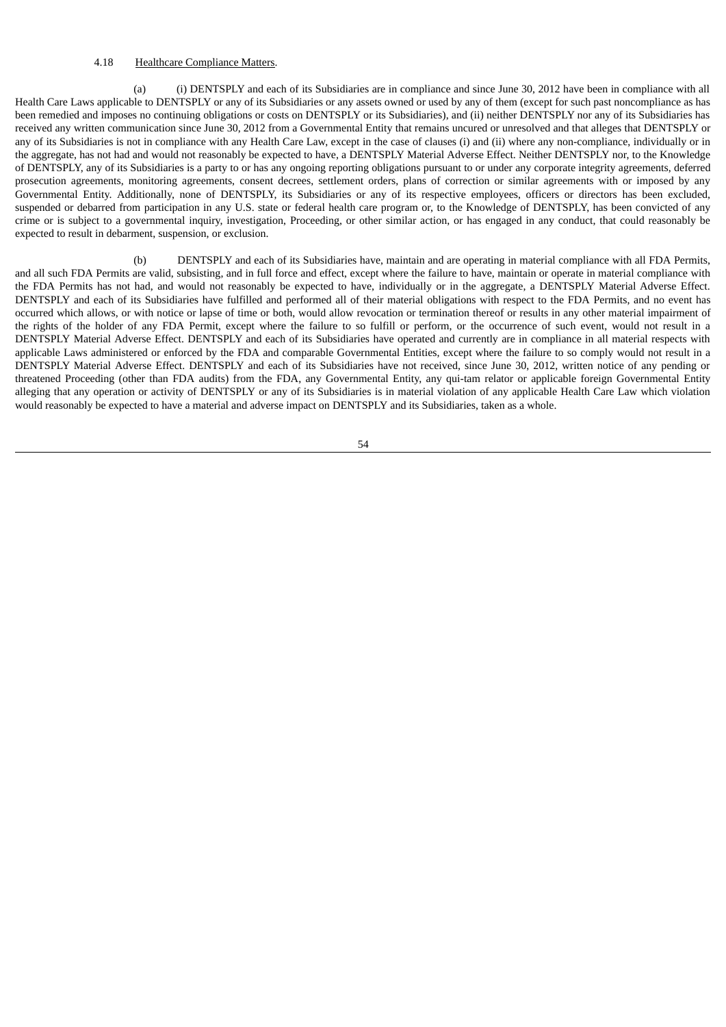4.18 Healthcare Compliance Matters.

(a) (i) DENTSPLY and each of its Subsidiaries are in compliance and since June 30, 2012 have been in compliance with all Health Care Laws applicable to DENTSPLY or any of its Subsidiaries or any assets owned or used by any of them (except for such past noncompliance as has been remedied and imposes no continuing obligations or costs on DENTSPLY or its Subsidiaries), and (ii) neither DENTSPLY nor any of its Subsidiaries has received any written communication since June 30, 2012 from a Governmental Entity that remains uncured or unresolved and that alleges that DENTSPLY or any of its Subsidiaries is not in compliance with any Health Care Law, except in the case of clauses (i) and (ii) where any non-compliance, individually or in the aggregate, has not had and would not reasonably be expected to have, a DENTSPLY Material Adverse Effect. Neither DENTSPLY nor, to the Knowledge of DENTSPLY, any of its Subsidiaries is a party to or has any ongoing reporting obligations pursuant to or under any corporate integrity agreements, deferred prosecution agreements, monitoring agreements, consent decrees, settlement orders, plans of correction or similar agreements with or imposed by any Governmental Entity. Additionally, none of DENTSPLY, its Subsidiaries or any of its respective employees, officers or directors has been excluded, suspended or debarred from participation in any U.S. state or federal health care program or, to the Knowledge of DENTSPLY, has been convicted of any crime or is subject to a governmental inquiry, investigation, Proceeding, or other similar action, or has engaged in any conduct, that could reasonably be expected to result in debarment, suspension, or exclusion.

(b) DENTSPLY and each of its Subsidiaries have, maintain and are operating in material compliance with all FDA Permits, and all such FDA Permits are valid, subsisting, and in full force and effect, except where the failure to have, maintain or operate in material compliance with the FDA Permits has not had, and would not reasonably be expected to have, individually or in the aggregate, a DENTSPLY Material Adverse Effect. DENTSPLY and each of its Subsidiaries have fulfilled and performed all of their material obligations with respect to the FDA Permits, and no event has occurred which allows, or with notice or lapse of time or both, would allow revocation or termination thereof or results in any other material impairment of the rights of the holder of any FDA Permit, except where the failure to so fulfill or perform, or the occurrence of such event, would not result in a DENTSPLY Material Adverse Effect. DENTSPLY and each of its Subsidiaries have operated and currently are in compliance in all material respects with applicable Laws administered or enforced by the FDA and comparable Governmental Entities, except where the failure to so comply would not result in a DENTSPLY Material Adverse Effect. DENTSPLY and each of its Subsidiaries have not received, since June 30, 2012, written notice of any pending or threatened Proceeding (other than FDA audits) from the FDA, any Governmental Entity, any qui-tam relator or applicable foreign Governmental Entity alleging that any operation or activity of DENTSPLY or any of its Subsidiaries is in material violation of any applicable Health Care Law which violation would reasonably be expected to have a material and adverse impact on DENTSPLY and its Subsidiaries, taken as a whole.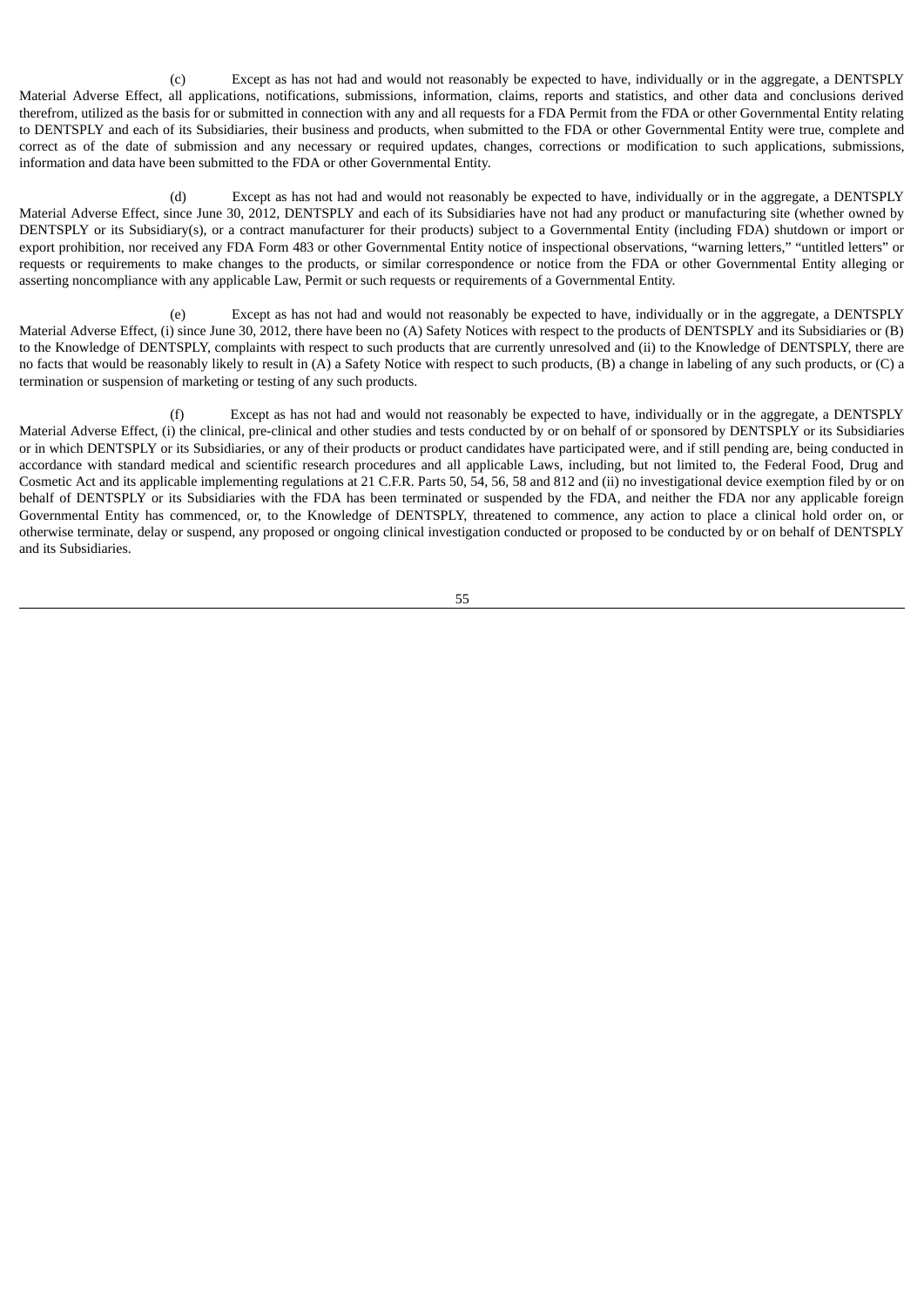(c) Except as has not had and would not reasonably be expected to have, individually or in the aggregate, a DENTSPLY Material Adverse Effect, all applications, notifications, submissions, information, claims, reports and statistics, and other data and conclusions derived therefrom, utilized as the basis for or submitted in connection with any and all requests for a FDA Permit from the FDA or other Governmental Entity relating to DENTSPLY and each of its Subsidiaries, their business and products, when submitted to the FDA or other Governmental Entity were true, complete and correct as of the date of submission and any necessary or required updates, changes, corrections or modification to such applications, submissions, information and data have been submitted to the FDA or other Governmental Entity.

(d) Except as has not had and would not reasonably be expected to have, individually or in the aggregate, a DENTSPLY Material Adverse Effect, since June 30, 2012, DENTSPLY and each of its Subsidiaries have not had any product or manufacturing site (whether owned by DENTSPLY or its Subsidiary(s), or a contract manufacturer for their products) subject to a Governmental Entity (including FDA) shutdown or import or export prohibition, nor received any FDA Form 483 or other Governmental Entity notice of inspectional observations, "warning letters," "untitled letters" or requests or requirements to make changes to the products, or similar correspondence or notice from the FDA or other Governmental Entity alleging or asserting noncompliance with any applicable Law, Permit or such requests or requirements of a Governmental Entity.

(e) Except as has not had and would not reasonably be expected to have, individually or in the aggregate, a DENTSPLY Material Adverse Effect, (i) since June 30, 2012, there have been no (A) Safety Notices with respect to the products of DENTSPLY and its Subsidiaries or (B) to the Knowledge of DENTSPLY, complaints with respect to such products that are currently unresolved and (ii) to the Knowledge of DENTSPLY, there are no facts that would be reasonably likely to result in (A) a Safety Notice with respect to such products, (B) a change in labeling of any such products, or (C) a termination or suspension of marketing or testing of any such products.

(f) Except as has not had and would not reasonably be expected to have, individually or in the aggregate, a DENTSPLY Material Adverse Effect, (i) the clinical, pre-clinical and other studies and tests conducted by or on behalf of or sponsored by DENTSPLY or its Subsidiaries or in which DENTSPLY or its Subsidiaries, or any of their products or product candidates have participated were, and if still pending are, being conducted in accordance with standard medical and scientific research procedures and all applicable Laws, including, but not limited to, the Federal Food, Drug and Cosmetic Act and its applicable implementing regulations at 21 C.F.R. Parts 50, 54, 56, 58 and 812 and (ii) no investigational device exemption filed by or on behalf of DENTSPLY or its Subsidiaries with the FDA has been terminated or suspended by the FDA, and neither the FDA nor any applicable foreign Governmental Entity has commenced, or, to the Knowledge of DENTSPLY, threatened to commence, any action to place a clinical hold order on, or otherwise terminate, delay or suspend, any proposed or ongoing clinical investigation conducted or proposed to be conducted by or on behalf of DENTSPLY and its Subsidiaries.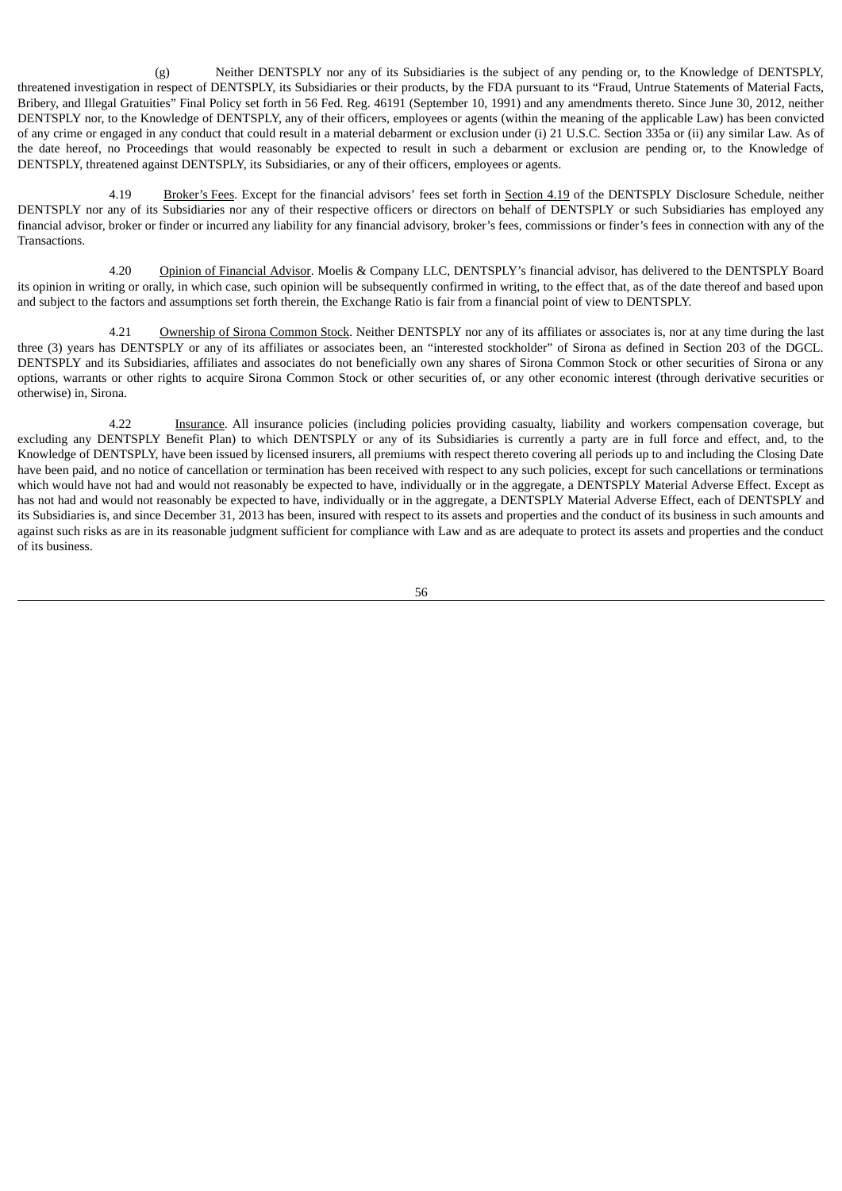(g) Neither DENTSPLY nor any of its Subsidiaries is the subject of any pending or, to the Knowledge of DENTSPLY, threatened investigation in respect of DENTSPLY, its Subsidiaries or their products, by the FDA pursuant to its "Fraud, Untrue Statements of Material Facts, Bribery, and Illegal Gratuities" Final Policy set forth in 56 Fed. Reg. 46191 (September 10, 1991) and any amendments thereto. Since June 30, 2012, neither DENTSPLY nor, to the Knowledge of DENTSPLY, any of their officers, employees or agents (within the meaning of the applicable Law) has been convicted of any crime or engaged in any conduct that could result in a material debarment or exclusion under (i) 21 U.S.C. Section 335a or (ii) any similar Law. As of the date hereof, no Proceedings that would reasonably be expected to result in such a debarment or exclusion are pending or, to the Knowledge of DENTSPLY, threatened against DENTSPLY, its Subsidiaries, or any of their officers, employees or agents.

4.19 Broker's Fees. Except for the financial advisors' fees set forth in Section 4.19 of the DENTSPLY Disclosure Schedule, neither DENTSPLY nor any of its Subsidiaries nor any of their respective officers or directors on behalf of DENTSPLY or such Subsidiaries has employed any financial advisor, broker or finder or incurred any liability for any financial advisory, broker's fees, commissions or finder's fees in connection with any of the Transactions.

4.20 Opinion of Financial Advisor. Moelis & Company LLC, DENTSPLY's financial advisor, has delivered to the DENTSPLY Board its opinion in writing or orally, in which case, such opinion will be subsequently confirmed in writing, to the effect that, as of the date thereof and based upon and subject to the factors and assumptions set forth therein, the Exchange Ratio is fair from a financial point of view to DENTSPLY.

4.21 Ownership of Sirona Common Stock. Neither DENTSPLY nor any of its affiliates or associates is, nor at any time during the last three (3) years has DENTSPLY or any of its affiliates or associates been, an "interested stockholder" of Sirona as defined in Section 203 of the DGCL. DENTSPLY and its Subsidiaries, affiliates and associates do not beneficially own any shares of Sirona Common Stock or other securities of Sirona or any options, warrants or other rights to acquire Sirona Common Stock or other securities of, or any other economic interest (through derivative securities or otherwise) in, Sirona.

4.22 Insurance. All insurance policies (including policies providing casualty, liability and workers compensation coverage, but excluding any DENTSPLY Benefit Plan) to which DENTSPLY or any of its Subsidiaries is currently a party are in full force and effect, and, to the Knowledge of DENTSPLY, have been issued by licensed insurers, all premiums with respect thereto covering all periods up to and including the Closing Date have been paid, and no notice of cancellation or termination has been received with respect to any such policies, except for such cancellations or terminations which would have not had and would not reasonably be expected to have, individually or in the aggregate, a DENTSPLY Material Adverse Effect. Except as has not had and would not reasonably be expected to have, individually or in the aggregate, a DENTSPLY Material Adverse Effect, each of DENTSPLY and its Subsidiaries is, and since December 31, 2013 has been, insured with respect to its assets and properties and the conduct of its business in such amounts and against such risks as are in its reasonable judgment sufficient for compliance with Law and as are adequate to protect its assets and properties and the conduct of its business.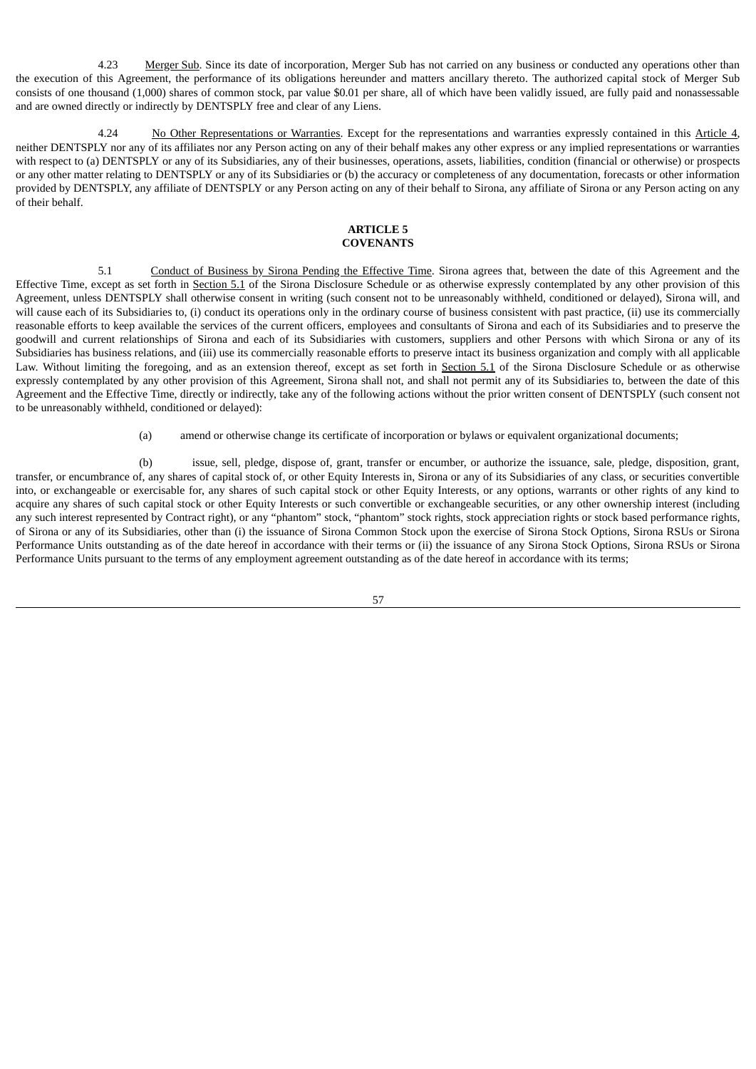4.23 Merger Sub. Since its date of incorporation, Merger Sub has not carried on any business or conducted any operations other than the execution of this Agreement, the performance of its obligations hereunder and matters ancillary thereto. The authorized capital stock of Merger Sub consists of one thousand (1,000) shares of common stock, par value $0.01 per share, all of which have been validly issued, are fully paid and nonassessable and are owned directly or indirectly by DENTSPLY free and clear of any Liens.

4.24 No Other Representations or Warranties. Except for the representations and warranties expressly contained in this Article 4, neither DENTSPLY nor any of its affiliates nor any Person acting on any of their behalf makes any other express or any implied representations or warranties with respect to (a) DENTSPLY or any of its Subsidiaries, any of their businesses, operations, assets, liabilities, condition (financial or otherwise) or prospects or any other matter relating to DENTSPLY or any of its Subsidiaries or (b) the accuracy or completeness of any documentation, forecasts or other information provided by DENTSPLY, any affiliate of DENTSPLY or any Person acting on any of their behalf to Sirona, any affiliate of Sirona or any Person acting on any of their behalf.

## ARTICLE 5
## COVENANTS

5.1 Conduct of Business by Sirona Pending the Effective Time. Sirona agrees that, between the date of this Agreement and the Effective Time, except as set forth in Section 5.1 of the Sirona Disclosure Schedule or as otherwise expressly contemplated by any other provision of this Agreement, unless DENTSPLY shall otherwise consent in writing (such consent not to be unreasonably withheld, conditioned or delayed), Sirona will, and will cause each of its Subsidiaries to, (i) conduct its operations only in the ordinary course of business consistent with past practice, (ii) use its commercially reasonable efforts to keep available the services of the current officers, employees and consultants of Sirona and each of its Subsidiaries and to preserve the goodwill and current relationships of Sirona and each of its Subsidiaries with customers, suppliers and other Persons with which Sirona or any of its Subsidiaries has business relations, and (iii) use its commercially reasonable efforts to preserve intact its business organization and comply with all applicable Law. Without limiting the foregoing, and as an extension thereof, except as set forth in Section 5.1 of the Sirona Disclosure Schedule or as otherwise expressly contemplated by any other provision of this Agreement, Sirona shall not, and shall not permit any of its Subsidiaries to, between the date of this Agreement and the Effective Time, directly or indirectly, take any of the following actions without the prior written consent of DENTSPLY (such consent not to be unreasonably withheld, conditioned or delayed):

(a) amend or otherwise change its certificate of incorporation or bylaws or equivalent organizational documents;

(b) issue, sell, pledge, dispose of, grant, transfer or encumber, or authorize the issuance, sale, pledge, disposition, grant, transfer, or encumbrance of, any shares of capital stock of, or other Equity Interests in, Sirona or any of its Subsidiaries of any class, or securities convertible into, or exchangeable or exercisable for, any shares of such capital stock or other Equity Interests, or any options, warrants or other rights of any kind to acquire any shares of such capital stock or other Equity Interests or such convertible or exchangeable securities, or any other ownership interest (including any such interest represented by Contract right), or any "phantom" stock, "phantom" stock rights, stock appreciation rights or stock based performance rights, of Sirona or any of its Subsidiaries, other than (i) the issuance of Sirona Common Stock upon the exercise of Sirona Stock Options, Sirona RSUs or Sirona Performance Units outstanding as of the date hereof in accordance with their terms or (ii) the issuance of any Sirona Stock Options, Sirona RSUs or Sirona Performance Units pursuant to the terms of any employment agreement outstanding as of the date hereof in accordance with its terms;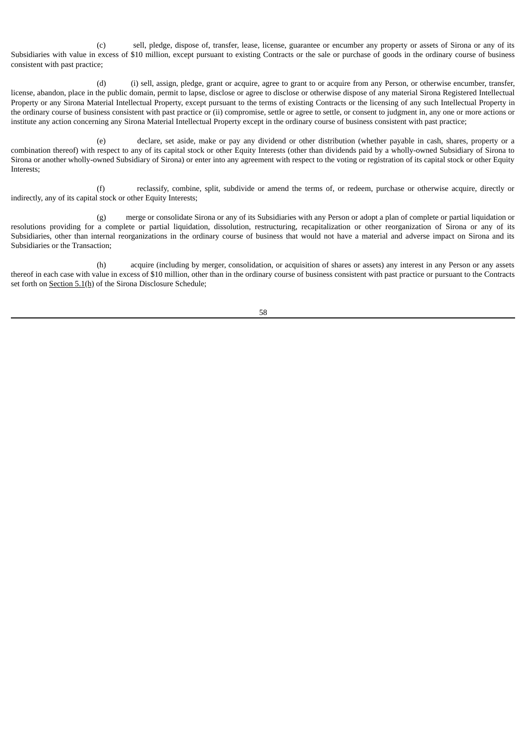(c) sell, pledge, dispose of, transfer, lease, license, guarantee or encumber any property or assets of Sirona or any of its Subsidiaries with value in excess of $10 million, except pursuant to existing Contracts or the sale or purchase of goods in the ordinary course of business consistent with past practice;

(d) (i) sell, assign, pledge, grant or acquire, agree to grant to or acquire from any Person, or otherwise encumber, transfer, license, abandon, place in the public domain, permit to lapse, disclose or agree to disclose or otherwise dispose of any material Sirona Registered Intellectual Property or any Sirona Material Intellectual Property, except pursuant to the terms of existing Contracts or the licensing of any such Intellectual Property in the ordinary course of business consistent with past practice or (ii) compromise, settle or agree to settle, or consent to judgment in, any one or more actions or institute any action concerning any Sirona Material Intellectual Property except in the ordinary course of business consistent with past practice;

(e) declare, set aside, make or pay any dividend or other distribution (whether payable in cash, shares, property or a combination thereof) with respect to any of its capital stock or other Equity Interests (other than dividends paid by a wholly-owned Subsidiary of Sirona to Sirona or another wholly-owned Subsidiary of Sirona) or enter into any agreement with respect to the voting or registration of its capital stock or other Equity Interests;

(f) reclassify, combine, split, subdivide or amend the terms of, or redeem, purchase or otherwise acquire, directly or indirectly, any of its capital stock or other Equity Interests;

(g) merge or consolidate Sirona or any of its Subsidiaries with any Person or adopt a plan of complete or partial liquidation or resolutions providing for a complete or partial liquidation, dissolution, restructuring, recapitalization or other reorganization of Sirona or any of its Subsidiaries, other than internal reorganizations in the ordinary course of business that would not have a material and adverse impact on Sirona and its Subsidiaries or the Transaction;

(h) acquire (including by merger, consolidation, or acquisition of shares or assets) any interest in any Person or any assets thereof in each case with value in excess of $10 million, other than in the ordinary course of business consistent with past practice or pursuant to the Contracts set forth on Section 5.1(h) of the Sirona Disclosure Schedule;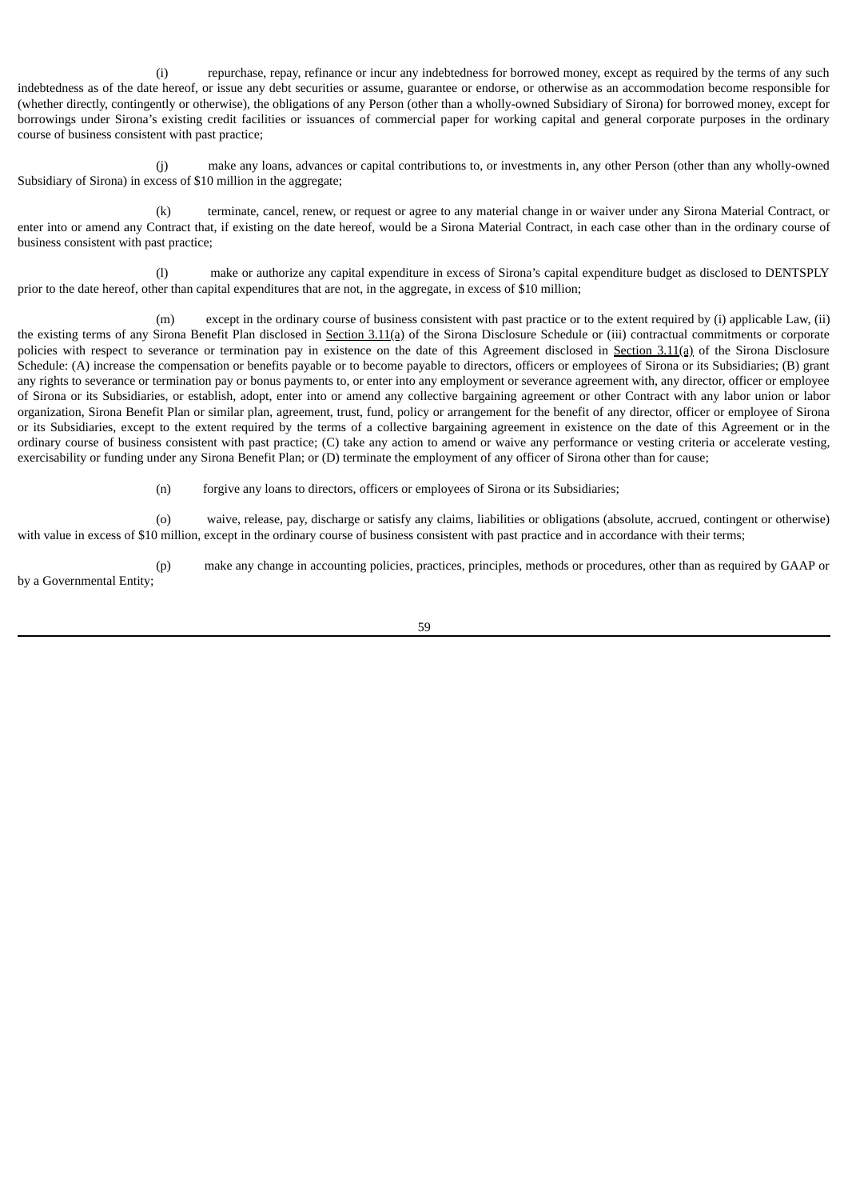(i) repurchase, repay, refinance or incur any indebtedness for borrowed money, except as required by the terms of any such indebtedness as of the date hereof, or issue any debt securities or assume, guarantee or endorse, or otherwise as an accommodation become responsible for (whether directly, contingently or otherwise), the obligations of any Person (other than a wholly-owned Subsidiary of Sirona) for borrowed money, except for borrowings under Sirona's existing credit facilities or issuances of commercial paper for working capital and general corporate purposes in the ordinary course of business consistent with past practice;

(j) make any loans, advances or capital contributions to, or investments in, any other Person (other than any wholly-owned Subsidiary of Sirona) in excess of $10 million in the aggregate;

(k) terminate, cancel, renew, or request or agree to any material change in or waiver under any Sirona Material Contract, or enter into or amend any Contract that, if existing on the date hereof, would be a Sirona Material Contract, in each case other than in the ordinary course of business consistent with past practice;

(l) make or authorize any capital expenditure in excess of Sirona's capital expenditure budget as disclosed to DENTSPLY prior to the date hereof, other than capital expenditures that are not, in the aggregate, in excess of $10 million;

(m) except in the ordinary course of business consistent with past practice or to the extent required by (i) applicable Law, (ii) the existing terms of any Sirona Benefit Plan disclosed in Section 3.11(a) of the Sirona Disclosure Schedule or (iii) contractual commitments or corporate policies with respect to severance or termination pay in existence on the date of this Agreement disclosed in Section 3.11(a) of the Sirona Disclosure Schedule: (A) increase the compensation or benefits payable or to become payable to directors, officers or employees of Sirona or its Subsidiaries; (B) grant any rights to severance or termination pay or bonus payments to, or enter into any employment or severance agreement with, any director, officer or employee of Sirona or its Subsidiaries, or establish, adopt, enter into or amend any collective bargaining agreement or other Contract with any labor union or labor organization, Sirona Benefit Plan or similar plan, agreement, trust, fund, policy or arrangement for the benefit of any director, officer or employee of Sirona or its Subsidiaries, except to the extent required by the terms of a collective bargaining agreement in existence on the date of this Agreement or in the ordinary course of business consistent with past practice; (C) take any action to amend or waive any performance or vesting criteria or accelerate vesting, exercisability or funding under any Sirona Benefit Plan; or (D) terminate the employment of any officer of Sirona other than for cause;

(n) forgive any loans to directors, officers or employees of Sirona or its Subsidiaries;

(o) waive, release, pay, discharge or satisfy any claims, liabilities or obligations (absolute, accrued, contingent or otherwise) with value in excess of $10 million, except in the ordinary course of business consistent with past practice and in accordance with their terms;

(p) make any change in accounting policies, practices, principles, methods or procedures, other than as required by GAAP or by a Governmental Entity;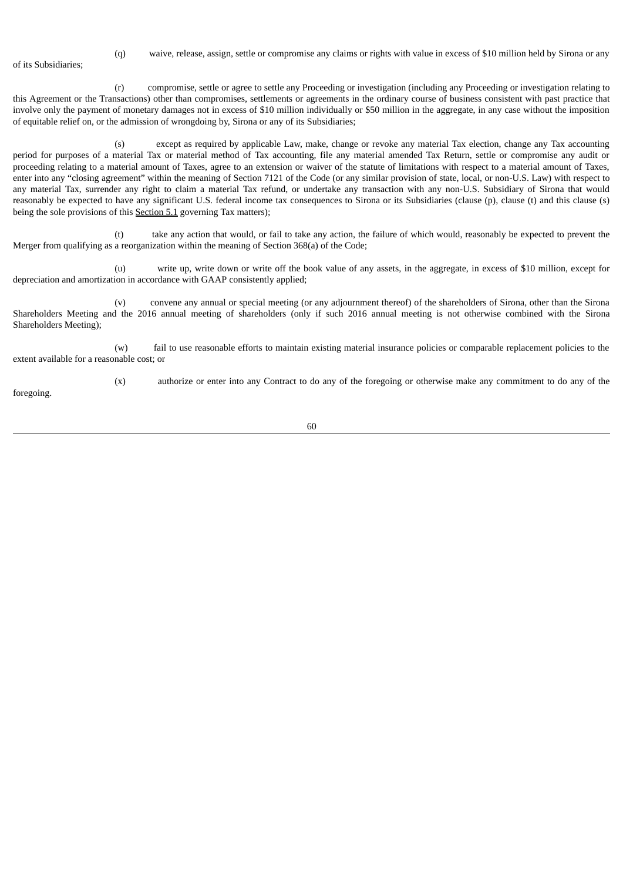(q) waive, release, assign, settle or compromise any claims or rights with value in excess of $10 million held by Sirona or any of its Subsidiaries;

(r) compromise, settle or agree to settle any Proceeding or investigation (including any Proceeding or investigation relating to this Agreement or the Transactions) other than compromises, settlements or agreements in the ordinary course of business consistent with past practice that involve only the payment of monetary damages not in excess of $10 million individually or $50 million in the aggregate, in any case without the imposition of equitable relief on, or the admission of wrongdoing by, Sirona or any of its Subsidiaries;

(s) except as required by applicable Law, make, change or revoke any material Tax election, change any Tax accounting period for purposes of a material Tax or material method of Tax accounting, file any material amended Tax Return, settle or compromise any audit or proceeding relating to a material amount of Taxes, agree to an extension or waiver of the statute of limitations with respect to a material amount of Taxes, enter into any "closing agreement" within the meaning of Section 7121 of the Code (or any similar provision of state, local, or non-U.S. Law) with respect to any material Tax, surrender any right to claim a material Tax refund, or undertake any transaction with any non-U.S. Subsidiary of Sirona that would reasonably be expected to have any significant U.S. federal income tax consequences to Sirona or its Subsidiaries (clause (p), clause (t) and this clause (s) being the sole provisions of this Section 5.1 governing Tax matters);

(t) take any action that would, or fail to take any action, the failure of which would, reasonably be expected to prevent the Merger from qualifying as a reorganization within the meaning of Section 368(a) of the Code;

(u) write up, write down or write off the book value of any assets, in the aggregate, in excess of $10 million, except for depreciation and amortization in accordance with GAAP consistently applied;

(v) convene any annual or special meeting (or any adjournment thereof) of the shareholders of Sirona, other than the Sirona Shareholders Meeting and the 2016 annual meeting of shareholders (only if such 2016 annual meeting is not otherwise combined with the Sirona Shareholders Meeting);

(w) fail to use reasonable efforts to maintain existing material insurance policies or comparable replacement policies to the extent available for a reasonable cost; or

(x) authorize or enter into any Contract to do any of the foregoing or otherwise make any commitment to do any of the foregoing.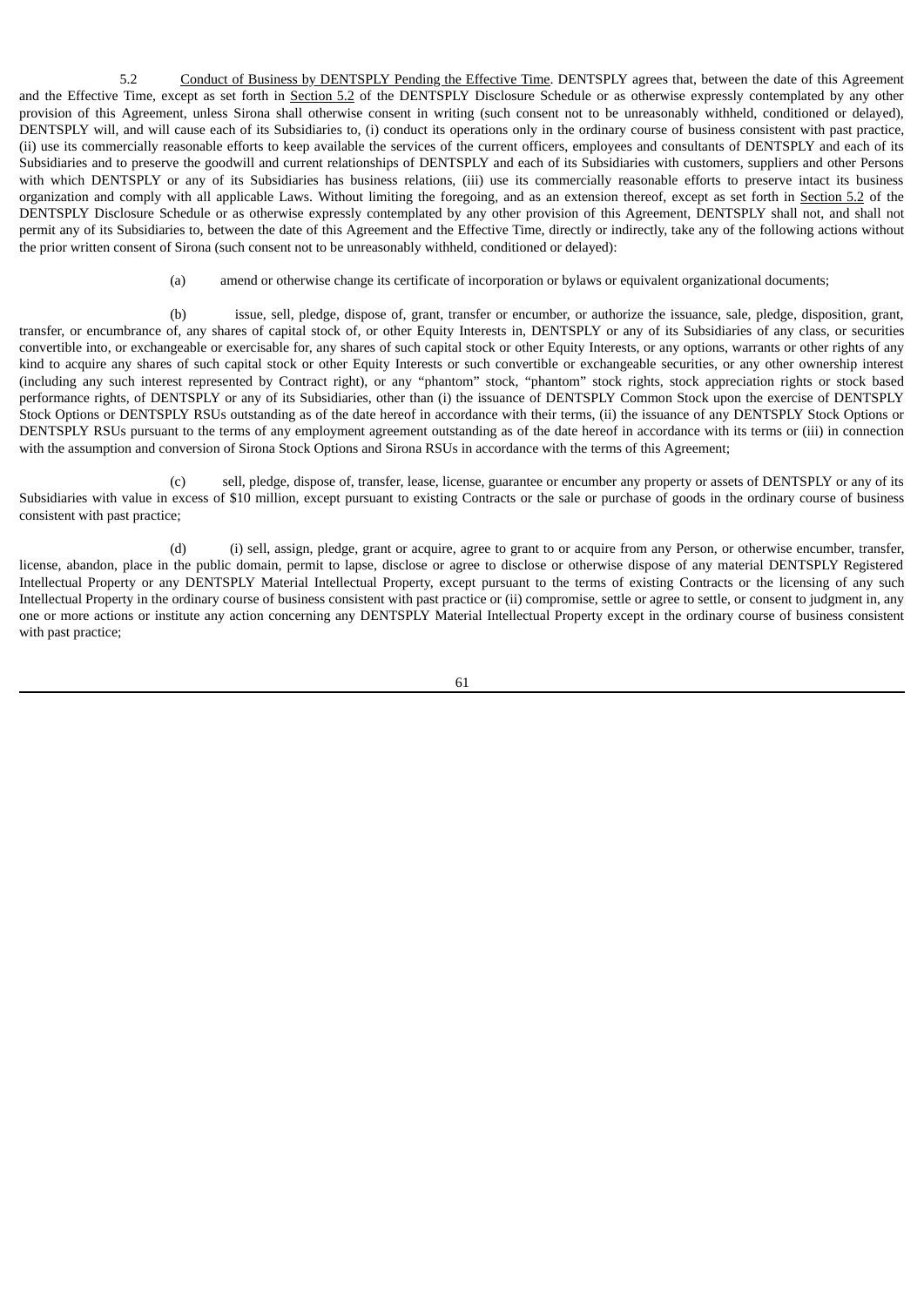5.2 Conduct of Business by DENTSPLY Pending the Effective Time. DENTSPLY agrees that, between the date of this Agreement and the Effective Time, except as set forth in Section 5.2 of the DENTSPLY Disclosure Schedule or as otherwise expressly contemplated by any other provision of this Agreement, unless Sirona shall otherwise consent in writing (such consent not to be unreasonably withheld, conditioned or delayed), DENTSPLY will, and will cause each of its Subsidiaries to, (i) conduct its operations only in the ordinary course of business consistent with past practice, (ii) use its commercially reasonable efforts to keep available the services of the current officers, employees and consultants of DENTSPLY and each of its Subsidiaries and to preserve the goodwill and current relationships of DENTSPLY and each of its Subsidiaries with customers, suppliers and other Persons with which DENTSPLY or any of its Subsidiaries has business relations, (iii) use its commercially reasonable efforts to preserve intact its business organization and comply with all applicable Laws. Without limiting the foregoing, and as an extension thereof, except as set forth in Section 5.2 of the DENTSPLY Disclosure Schedule or as otherwise expressly contemplated by any other provision of this Agreement, DENTSPLY shall not, and shall not permit any of its Subsidiaries to, between the date of this Agreement and the Effective Time, directly or indirectly, take any of the following actions without the prior written consent of Sirona (such consent not to be unreasonably withheld, conditioned or delayed):

(a) amend or otherwise change its certificate of incorporation or bylaws or equivalent organizational documents;

(b) issue, sell, pledge, dispose of, grant, transfer or encumber, or authorize the issuance, sale, pledge, disposition, grant, transfer, or encumbrance of, any shares of capital stock of, or other Equity Interests in, DENTSPLY or any of its Subsidiaries of any class, or securities convertible into, or exchangeable or exercisable for, any shares of such capital stock or other Equity Interests, or any options, warrants or other rights of any kind to acquire any shares of such capital stock or other Equity Interests or such convertible or exchangeable securities, or any other ownership interest (including any such interest represented by Contract right), or any "phantom" stock, "phantom" stock rights, stock appreciation rights or stock based performance rights, of DENTSPLY or any of its Subsidiaries, other than (i) the issuance of DENTSPLY Common Stock upon the exercise of DENTSPLY Stock Options or DENTSPLY RSUs outstanding as of the date hereof in accordance with their terms, (ii) the issuance of any DENTSPLY Stock Options or DENTSPLY RSUs pursuant to the terms of any employment agreement outstanding as of the date hereof in accordance with its terms or (iii) in connection with the assumption and conversion of Sirona Stock Options and Sirona RSUs in accordance with the terms of this Agreement;

(c) sell, pledge, dispose of, transfer, lease, license, guarantee or encumber any property or assets of DENTSPLY or any of its Subsidiaries with value in excess of $10 million, except pursuant to existing Contracts or the sale or purchase of goods in the ordinary course of business consistent with past practice;

(d) (i) sell, assign, pledge, grant or acquire, agree to grant to or acquire from any Person, or otherwise encumber, transfer, license, abandon, place in the public domain, permit to lapse, disclose or agree to disclose or otherwise dispose of any material DENTSPLY Registered Intellectual Property or any DENTSPLY Material Intellectual Property, except pursuant to the terms of existing Contracts or the licensing of any such Intellectual Property in the ordinary course of business consistent with past practice or (ii) compromise, settle or agree to settle, or consent to judgment in, any one or more actions or institute any action concerning any DENTSPLY Material Intellectual Property except in the ordinary course of business consistent with past practice;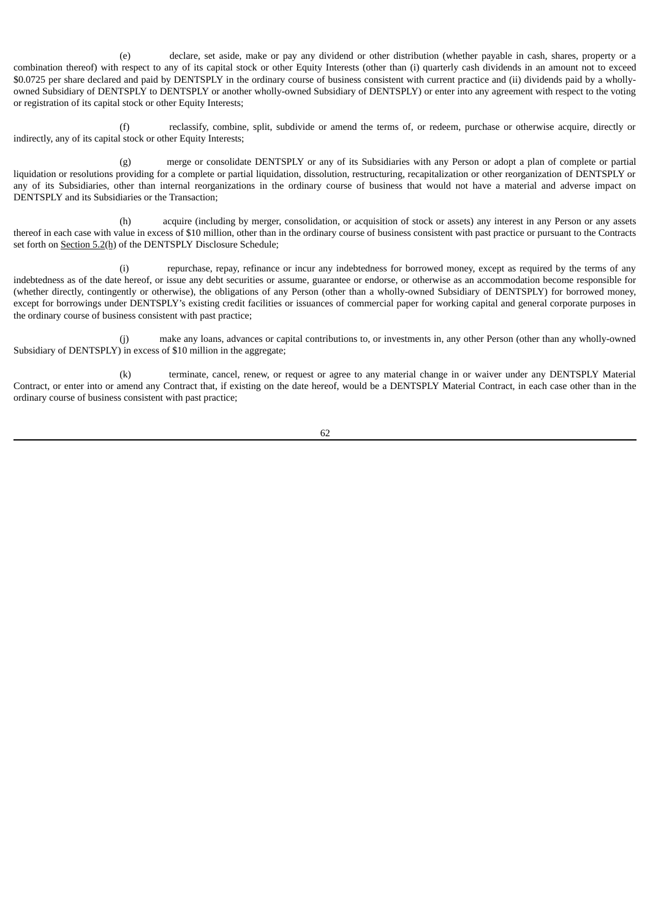(e) declare, set aside, make or pay any dividend or other distribution (whether payable in cash, shares, property or a combination thereof) with respect to any of its capital stock or other Equity Interests (other than (i) quarterly cash dividends in an amount not to exceed $0.0725 per share declared and paid by DENTSPLY in the ordinary course of business consistent with current practice and (ii) dividends paid by a wholly-owned Subsidiary of DENTSPLY to DENTSPLY or another wholly-owned Subsidiary of DENTSPLY) or enter into any agreement with respect to the voting or registration of its capital stock or other Equity Interests;

(f) reclassify, combine, split, subdivide or amend the terms of, or redeem, purchase or otherwise acquire, directly or indirectly, any of its capital stock or other Equity Interests;

(g) merge or consolidate DENTSPLY or any of its Subsidiaries with any Person or adopt a plan of complete or partial liquidation or resolutions providing for a complete or partial liquidation, dissolution, restructuring, recapitalization or other reorganization of DENTSPLY or any of its Subsidiaries, other than internal reorganizations in the ordinary course of business that would not have a material and adverse impact on DENTSPLY and its Subsidiaries or the Transaction;

(h) acquire (including by merger, consolidation, or acquisition of stock or assets) any interest in any Person or any assets thereof in each case with value in excess of $10 million, other than in the ordinary course of business consistent with past practice or pursuant to the Contracts set forth on Section 5.2(h) of the DENTSPLY Disclosure Schedule;

(i) repurchase, repay, refinance or incur any indebtedness for borrowed money, except as required by the terms of any indebtedness as of the date hereof, or issue any debt securities or assume, guarantee or endorse, or otherwise as an accommodation become responsible for (whether directly, contingently or otherwise), the obligations of any Person (other than a wholly-owned Subsidiary of DENTSPLY) for borrowed money, except for borrowings under DENTSPLY's existing credit facilities or issuances of commercial paper for working capital and general corporate purposes in the ordinary course of business consistent with past practice;

(j) make any loans, advances or capital contributions to, or investments in, any other Person (other than any wholly-owned Subsidiary of DENTSPLY) in excess of $10 million in the aggregate;

(k) terminate, cancel, renew, or request or agree to any material change in or waiver under any DENTSPLY Material Contract, or enter into or amend any Contract that, if existing on the date hereof, would be a DENTSPLY Material Contract, in each case other than in the ordinary course of business consistent with past practice;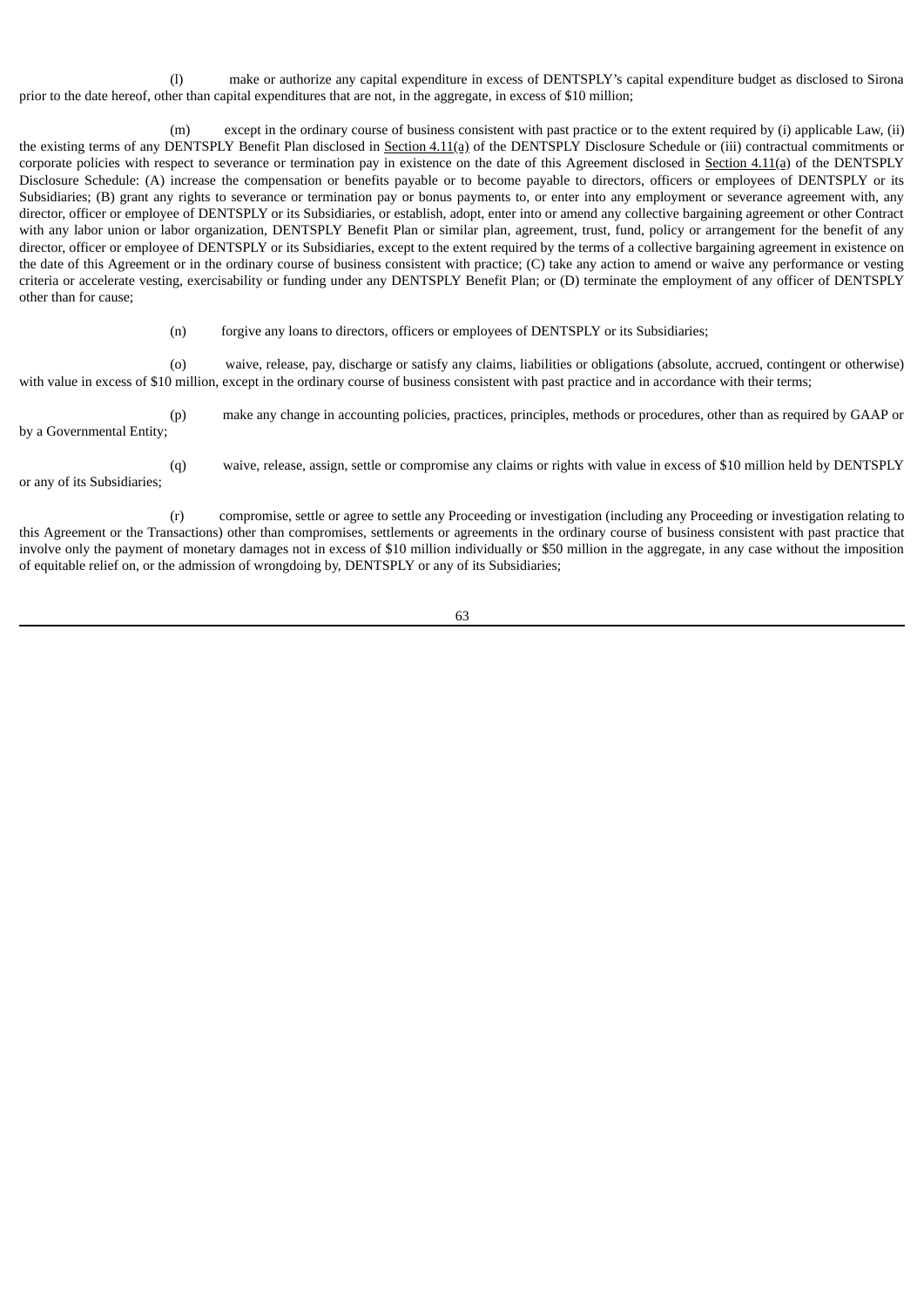(l) make or authorize any capital expenditure in excess of DENTSPLY's capital expenditure budget as disclosed to Sirona prior to the date hereof, other than capital expenditures that are not, in the aggregate, in excess of $10 million;

(m) except in the ordinary course of business consistent with past practice or to the extent required by (i) applicable Law, (ii) the existing terms of any DENTSPLY Benefit Plan disclosed in Section 4.11(a) of the DENTSPLY Disclosure Schedule or (iii) contractual commitments or corporate policies with respect to severance or termination pay in existence on the date of this Agreement disclosed in Section 4.11(a) of the DENTSPLY Disclosure Schedule: (A) increase the compensation or benefits payable or to become payable to directors, officers or employees of DENTSPLY or its Subsidiaries; (B) grant any rights to severance or termination pay or bonus payments to, or enter into any employment or severance agreement with, any director, officer or employee of DENTSPLY or its Subsidiaries, or establish, adopt, enter into or amend any collective bargaining agreement or other Contract with any labor union or labor organization, DENTSPLY Benefit Plan or similar plan, agreement, trust, fund, policy or arrangement for the benefit of any director, officer or employee of DENTSPLY or its Subsidiaries, except to the extent required by the terms of a collective bargaining agreement in existence on the date of this Agreement or in the ordinary course of business consistent with practice; (C) take any action to amend or waive any performance or vesting criteria or accelerate vesting, exercisability or funding under any DENTSPLY Benefit Plan; or (D) terminate the employment of any officer of DENTSPLY other than for cause;

(n) forgive any loans to directors, officers or employees of DENTSPLY or its Subsidiaries;

(o) waive, release, pay, discharge or satisfy any claims, liabilities or obligations (absolute, accrued, contingent or otherwise) with value in excess of $10 million, except in the ordinary course of business consistent with past practice and in accordance with their terms;

(p) make any change in accounting policies, practices, principles, methods or procedures, other than as required by GAAP or by a Governmental Entity;

(q) waive, release, assign, settle or compromise any claims or rights with value in excess of $10 million held by DENTSPLY or any of its Subsidiaries;

(r) compromise, settle or agree to settle any Proceeding or investigation (including any Proceeding or investigation relating to this Agreement or the Transactions) other than compromises, settlements or agreements in the ordinary course of business consistent with past practice that involve only the payment of monetary damages not in excess of $10 million individually or $50 million in the aggregate, in any case without the imposition of equitable relief on, or the admission of wrongdoing by, DENTSPLY or any of its Subsidiaries;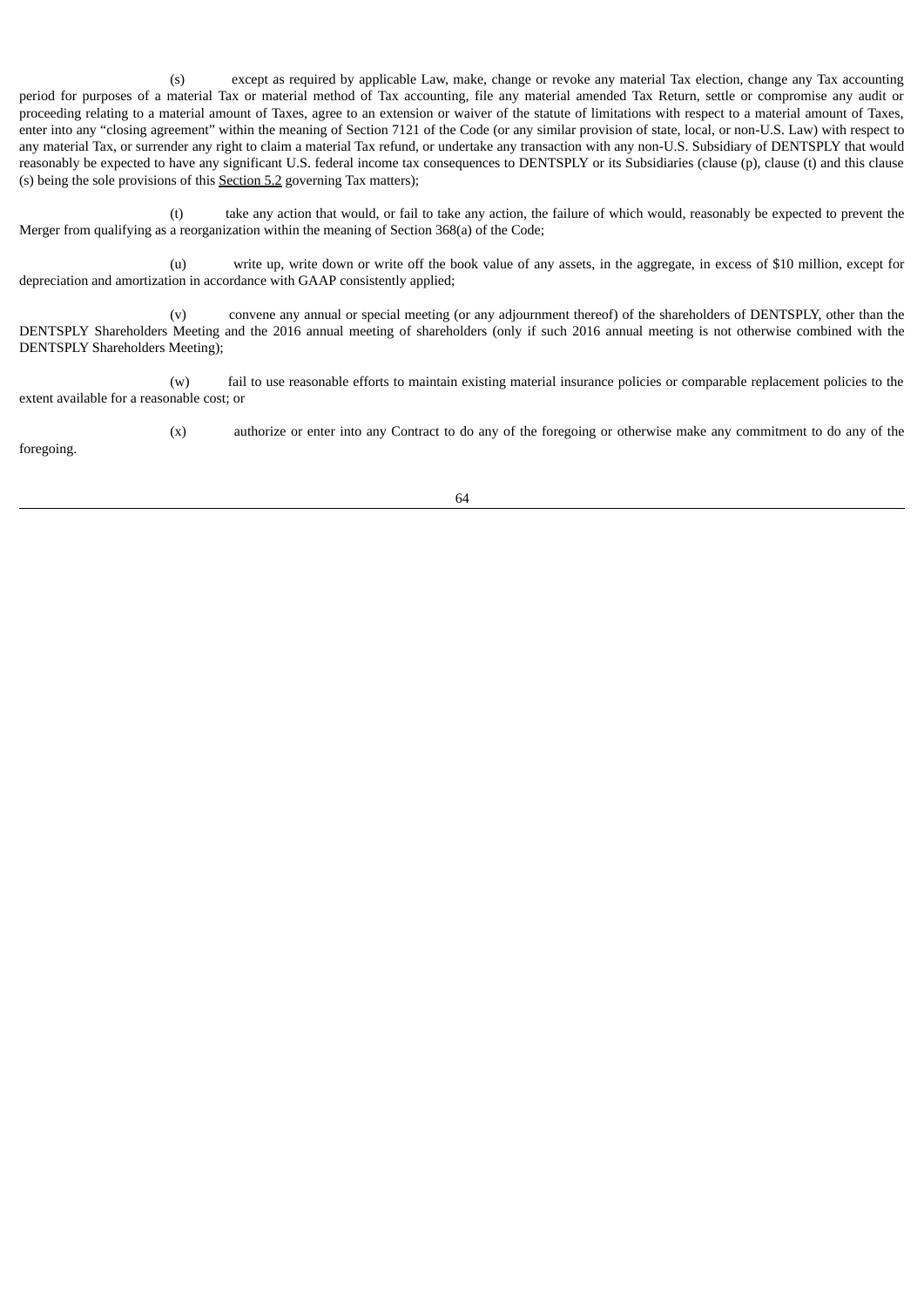(s) except as required by applicable Law, make, change or revoke any material Tax election, change any Tax accounting period for purposes of a material Tax or material method of Tax accounting, file any material amended Tax Return, settle or compromise any audit or proceeding relating to a material amount of Taxes, agree to an extension or waiver of the statute of limitations with respect to a material amount of Taxes, enter into any "closing agreement" within the meaning of Section 7121 of the Code (or any similar provision of state, local, or non-U.S. Law) with respect to any material Tax, or surrender any right to claim a material Tax refund, or undertake any transaction with any non-U.S. Subsidiary of DENTSPLY that would reasonably be expected to have any significant U.S. federal income tax consequences to DENTSPLY or its Subsidiaries (clause (p), clause (t) and this clause (s) being the sole provisions of this Section 5.2 governing Tax matters);

(t) take any action that would, or fail to take any action, the failure of which would, reasonably be expected to prevent the Merger from qualifying as a reorganization within the meaning of Section 368(a) of the Code;

(u) write up, write down or write off the book value of any assets, in the aggregate, in excess of $10 million, except for depreciation and amortization in accordance with GAAP consistently applied;

(v) convene any annual or special meeting (or any adjournment thereof) of the shareholders of DENTSPLY, other than the DENTSPLY Shareholders Meeting and the 2016 annual meeting of shareholders (only if such 2016 annual meeting is not otherwise combined with the DENTSPLY Shareholders Meeting);

(w) fail to use reasonable efforts to maintain existing material insurance policies or comparable replacement policies to the extent available for a reasonable cost; or

(x) authorize or enter into any Contract to do any of the foregoing or otherwise make any commitment to do any of the foregoing.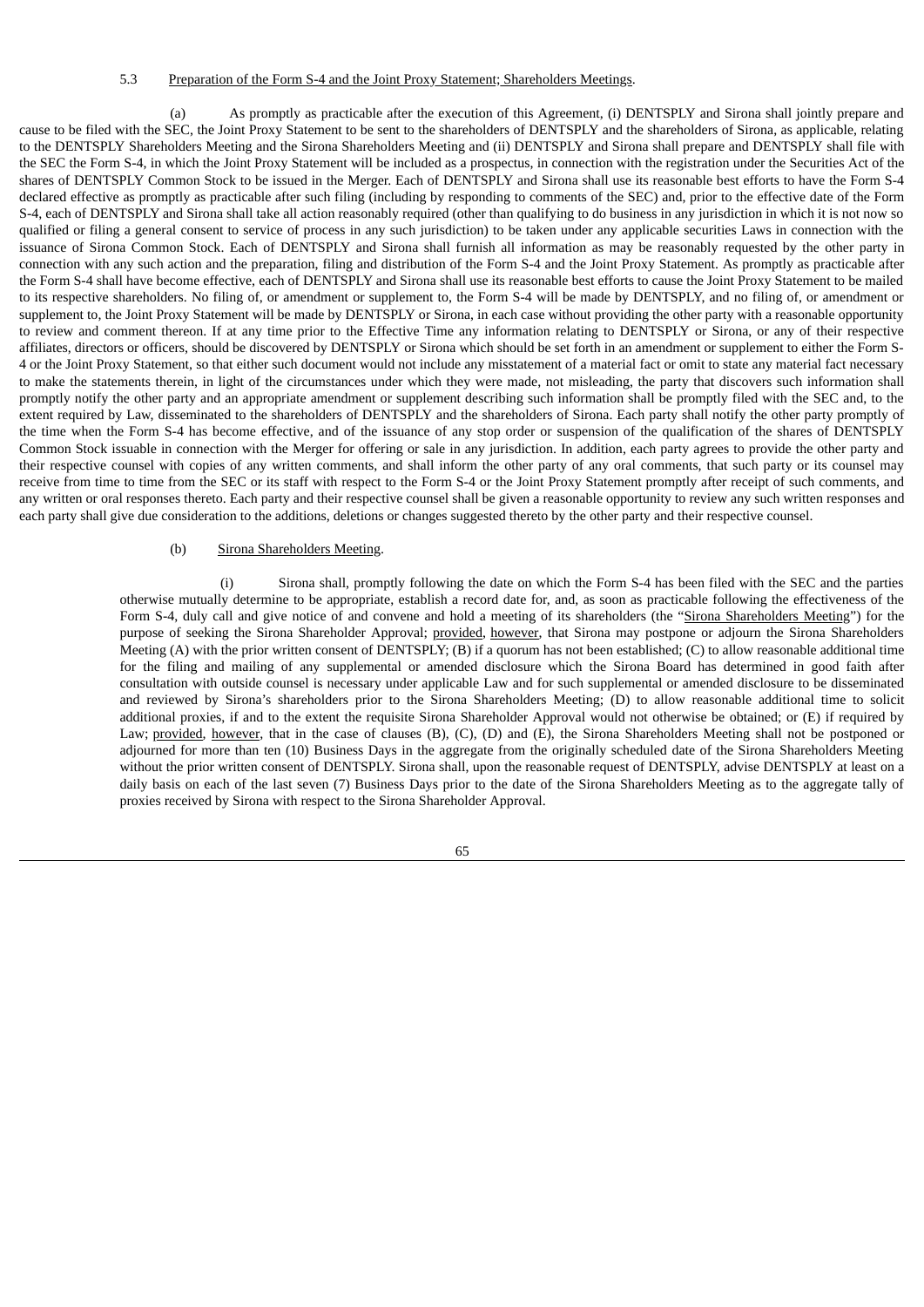5.3 Preparation of the Form S-4 and the Joint Proxy Statement; Shareholders Meetings.

(a) As promptly as practicable after the execution of this Agreement, (i) DENTSPLY and Sirona shall jointly prepare and cause to be filed with the SEC, the Joint Proxy Statement to be sent to the shareholders of DENTSPLY and the shareholders of Sirona, as applicable, relating to the DENTSPLY Shareholders Meeting and the Sirona Shareholders Meeting and (ii) DENTSPLY and Sirona shall prepare and DENTSPLY shall file with the SEC the Form S-4, in which the Joint Proxy Statement will be included as a prospectus, in connection with the registration under the Securities Act of the shares of DENTSPLY Common Stock to be issued in the Merger. Each of DENTSPLY and Sirona shall use its reasonable best efforts to have the Form S-4 declared effective as promptly as practicable after such filing (including by responding to comments of the SEC) and, prior to the effective date of the Form S-4, each of DENTSPLY and Sirona shall take all action reasonably required (other than qualifying to do business in any jurisdiction in which it is not now so qualified or filing a general consent to service of process in any such jurisdiction) to be taken under any applicable securities Laws in connection with the issuance of Sirona Common Stock. Each of DENTSPLY and Sirona shall furnish all information as may be reasonably requested by the other party in connection with any such action and the preparation, filing and distribution of the Form S-4 and the Joint Proxy Statement. As promptly as practicable after the Form S-4 shall have become effective, each of DENTSPLY and Sirona shall use its reasonable best efforts to cause the Joint Proxy Statement to be mailed to its respective shareholders. No filing of, or amendment or supplement to, the Form S-4 will be made by DENTSPLY, and no filing of, or amendment or supplement to, the Joint Proxy Statement will be made by DENTSPLY or Sirona, in each case without providing the other party with a reasonable opportunity to review and comment thereon. If at any time prior to the Effective Time any information relating to DENTSPLY or Sirona, or any of their respective affiliates, directors or officers, should be discovered by DENTSPLY or Sirona which should be set forth in an amendment or supplement to either the Form S-4 or the Joint Proxy Statement, so that either such document would not include any misstatement of a material fact or omit to state any material fact necessary to make the statements therein, in light of the circumstances under which they were made, not misleading, the party that discovers such information shall promptly notify the other party and an appropriate amendment or supplement describing such information shall be promptly filed with the SEC and, to the extent required by Law, disseminated to the shareholders of DENTSPLY and the shareholders of Sirona. Each party shall notify the other party promptly of the time when the Form S-4 has become effective, and of the issuance of any stop order or suspension of the qualification of the shares of DENTSPLY Common Stock issuable in connection with the Merger for offering or sale in any jurisdiction. In addition, each party agrees to provide the other party and their respective counsel with copies of any written comments, and shall inform the other party of any oral comments, that such party or its counsel may receive from time to time from the SEC or its staff with respect to the Form S-4 or the Joint Proxy Statement promptly after receipt of such comments, and any written or oral responses thereto. Each party and their respective counsel shall be given a reasonable opportunity to review any such written responses and each party shall give due consideration to the additions, deletions or changes suggested thereto by the other party and their respective counsel.

(b) Sirona Shareholders Meeting.

(i) Sirona shall, promptly following the date on which the Form S-4 has been filed with the SEC and the parties otherwise mutually determine to be appropriate, establish a record date for, and, as soon as practicable following the effectiveness of the Form S-4, duly call and give notice of and convene and hold a meeting of its shareholders (the "Sirona Shareholders Meeting") for the purpose of seeking the Sirona Shareholder Approval; provided, however, that Sirona may postpone or adjourn the Sirona Shareholders Meeting (A) with the prior written consent of DENTSPLY; (B) if a quorum has not been established; (C) to allow reasonable additional time for the filing and mailing of any supplemental or amended disclosure which the Sirona Board has determined in good faith after consultation with outside counsel is necessary under applicable Law and for such supplemental or amended disclosure to be disseminated and reviewed by Sirona's shareholders prior to the Sirona Shareholders Meeting; (D) to allow reasonable additional time to solicit additional proxies, if and to the extent the requisite Sirona Shareholder Approval would not otherwise be obtained; or (E) if required by Law; provided, however, that in the case of clauses (B), (C), (D) and (E), the Sirona Shareholders Meeting shall not be postponed or adjourned for more than ten (10) Business Days in the aggregate from the originally scheduled date of the Sirona Shareholders Meeting without the prior written consent of DENTSPLY. Sirona shall, upon the reasonable request of DENTSPLY, advise DENTSPLY at least on a daily basis on each of the last seven (7) Business Days prior to the date of the Sirona Shareholders Meeting as to the aggregate tally of proxies received by Sirona with respect to the Sirona Shareholder Approval.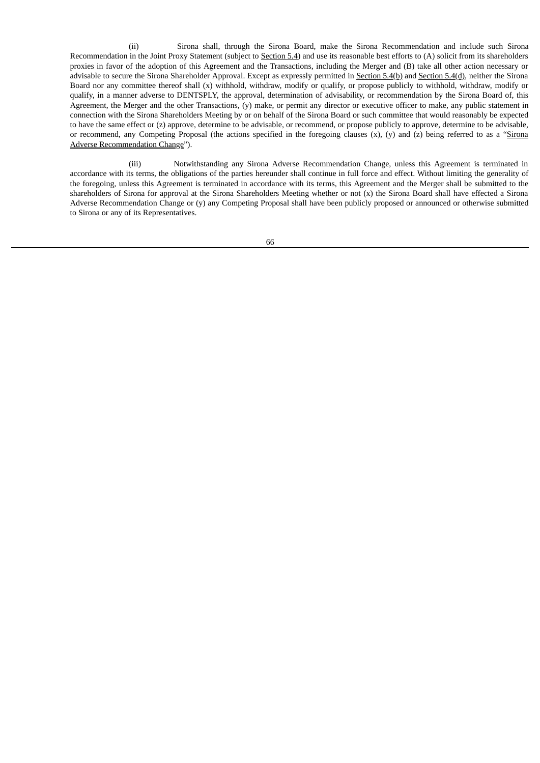(ii) Sirona shall, through the Sirona Board, make the Sirona Recommendation and include such Sirona Recommendation in the Joint Proxy Statement (subject to Section 5.4) and use its reasonable best efforts to (A) solicit from its shareholders proxies in favor of the adoption of this Agreement and the Transactions, including the Merger and (B) take all other action necessary or advisable to secure the Sirona Shareholder Approval. Except as expressly permitted in Section 5.4(b) and Section 5.4(d), neither the Sirona Board nor any committee thereof shall (x) withhold, withdraw, modify or qualify, or propose publicly to withhold, withdraw, modify or qualify, in a manner adverse to DENTSPLY, the approval, determination of advisability, or recommendation by the Sirona Board of, this Agreement, the Merger and the other Transactions, (y) make, or permit any director or executive officer to make, any public statement in connection with the Sirona Shareholders Meeting by or on behalf of the Sirona Board or such committee that would reasonably be expected to have the same effect or (z) approve, determine to be advisable, or recommend, or propose publicly to approve, determine to be advisable, or recommend, any Competing Proposal (the actions specified in the foregoing clauses (x), (y) and (z) being referred to as a "Sirona Adverse Recommendation Change").

(iii) Notwithstanding any Sirona Adverse Recommendation Change, unless this Agreement is terminated in accordance with its terms, the obligations of the parties hereunder shall continue in full force and effect. Without limiting the generality of the foregoing, unless this Agreement is terminated in accordance with its terms, this Agreement and the Merger shall be submitted to the shareholders of Sirona for approval at the Sirona Shareholders Meeting whether or not (x) the Sirona Board shall have effected a Sirona Adverse Recommendation Change or (y) any Competing Proposal shall have been publicly proposed or announced or otherwise submitted to Sirona or any of its Representatives.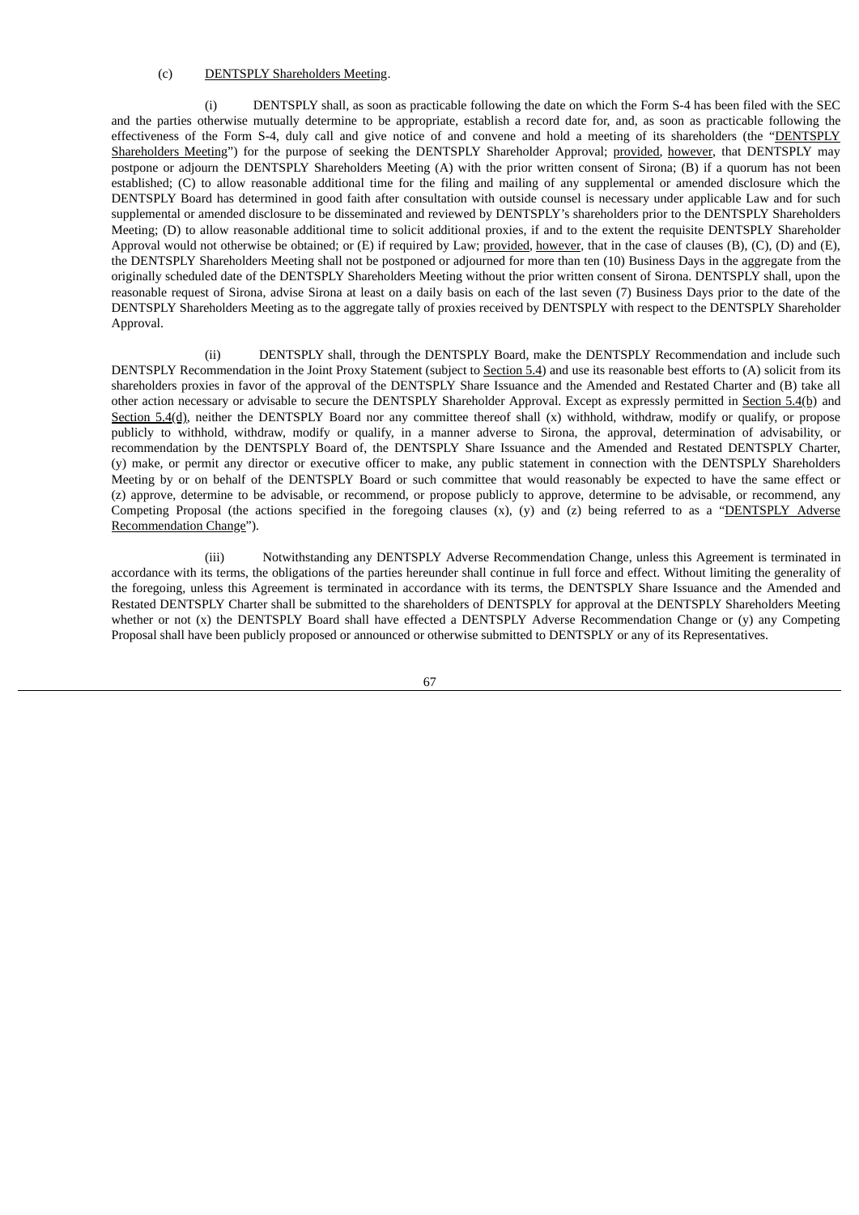(c) DENTSPLY Shareholders Meeting.

(i) DENTSPLY shall, as soon as practicable following the date on which the Form S-4 has been filed with the SEC and the parties otherwise mutually determine to be appropriate, establish a record date for, and, as soon as practicable following the effectiveness of the Form S-4, duly call and give notice of and convene and hold a meeting of its shareholders (the "DENTSPLY Shareholders Meeting") for the purpose of seeking the DENTSPLY Shareholder Approval; provided, however, that DENTSPLY may postpone or adjourn the DENTSPLY Shareholders Meeting (A) with the prior written consent of Sirona; (B) if a quorum has not been established; (C) to allow reasonable additional time for the filing and mailing of any supplemental or amended disclosure which the DENTSPLY Board has determined in good faith after consultation with outside counsel is necessary under applicable Law and for such supplemental or amended disclosure to be disseminated and reviewed by DENTSPLY's shareholders prior to the DENTSPLY Shareholders Meeting; (D) to allow reasonable additional time to solicit additional proxies, if and to the extent the requisite DENTSPLY Shareholder Approval would not otherwise be obtained; or (E) if required by Law; provided, however, that in the case of clauses (B), (C), (D) and (E), the DENTSPLY Shareholders Meeting shall not be postponed or adjourned for more than ten (10) Business Days in the aggregate from the originally scheduled date of the DENTSPLY Shareholders Meeting without the prior written consent of Sirona. DENTSPLY shall, upon the reasonable request of Sirona, advise Sirona at least on a daily basis on each of the last seven (7) Business Days prior to the date of the DENTSPLY Shareholders Meeting as to the aggregate tally of proxies received by DENTSPLY with respect to the DENTSPLY Shareholder Approval.

(ii) DENTSPLY shall, through the DENTSPLY Board, make the DENTSPLY Recommendation and include such DENTSPLY Recommendation in the Joint Proxy Statement (subject to Section 5.4) and use its reasonable best efforts to (A) solicit from its shareholders proxies in favor of the approval of the DENTSPLY Share Issuance and the Amended and Restated Charter and (B) take all other action necessary or advisable to secure the DENTSPLY Shareholder Approval. Except as expressly permitted in Section 5.4(b) and Section 5.4(d), neither the DENTSPLY Board nor any committee thereof shall (x) withhold, withdraw, modify or qualify, or propose publicly to withhold, withdraw, modify or qualify, in a manner adverse to Sirona, the approval, determination of advisability, or recommendation by the DENTSPLY Board of, the DENTSPLY Share Issuance and the Amended and Restated DENTSPLY Charter, (y) make, or permit any director or executive officer to make, any public statement in connection with the DENTSPLY Shareholders Meeting by or on behalf of the DENTSPLY Board or such committee that would reasonably be expected to have the same effect or (z) approve, determine to be advisable, or recommend, or propose publicly to approve, determine to be advisable, or recommend, any Competing Proposal (the actions specified in the foregoing clauses (x), (y) and (z) being referred to as a "DENTSPLY Adverse Recommendation Change").

(iii) Notwithstanding any DENTSPLY Adverse Recommendation Change, unless this Agreement is terminated in accordance with its terms, the obligations of the parties hereunder shall continue in full force and effect. Without limiting the generality of the foregoing, unless this Agreement is terminated in accordance with its terms, the DENTSPLY Share Issuance and the Amended and Restated DENTSPLY Charter shall be submitted to the shareholders of DENTSPLY for approval at the DENTSPLY Shareholders Meeting whether or not (x) the DENTSPLY Board shall have effected a DENTSPLY Adverse Recommendation Change or (y) any Competing Proposal shall have been publicly proposed or announced or otherwise submitted to DENTSPLY or any of its Representatives.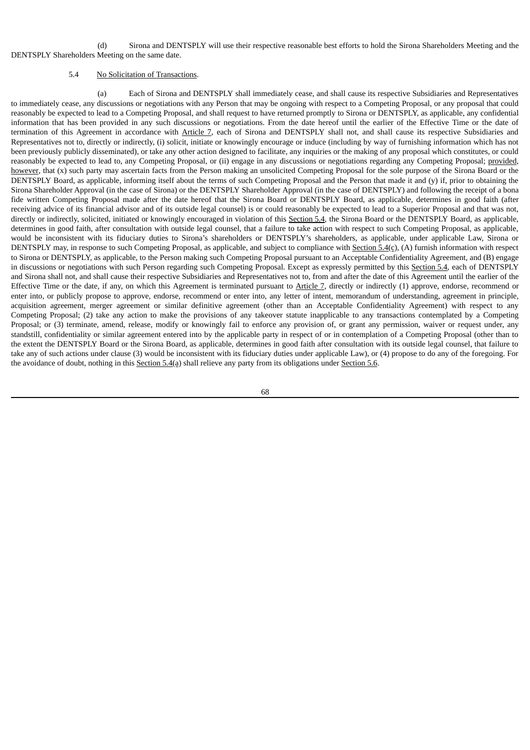(d) Sirona and DENTSPLY will use their respective reasonable best efforts to hold the Sirona Shareholders Meeting and the DENTSPLY Shareholders Meeting on the same date.

5.4 No Solicitation of Transactions.

(a) Each of Sirona and DENTSPLY shall immediately cease, and shall cause its respective Subsidiaries and Representatives to immediately cease, any discussions or negotiations with any Person that may be ongoing with respect to a Competing Proposal, or any proposal that could reasonably be expected to lead to a Competing Proposal, and shall request to have returned promptly to Sirona or DENTSPLY, as applicable, any confidential information that has been provided in any such discussions or negotiations. From the date hereof until the earlier of the Effective Time or the date of termination of this Agreement in accordance with Article 7, each of Sirona and DENTSPLY shall not, and shall cause its respective Subsidiaries and Representatives not to, directly or indirectly, (i) solicit, initiate or knowingly encourage or induce (including by way of furnishing information which has not been previously publicly disseminated), or take any other action designed to facilitate, any inquiries or the making of any proposal which constitutes, or could reasonably be expected to lead to, any Competing Proposal, or (ii) engage in any discussions or negotiations regarding any Competing Proposal; provided, however, that (x) such party may ascertain facts from the Person making an unsolicited Competing Proposal for the sole purpose of the Sirona Board or the DENTSPLY Board, as applicable, informing itself about the terms of such Competing Proposal and the Person that made it and (y) if, prior to obtaining the Sirona Shareholder Approval (in the case of Sirona) or the DENTSPLY Shareholder Approval (in the case of DENTSPLY) and following the receipt of a bona fide written Competing Proposal made after the date hereof that the Sirona Board or DENTSPLY Board, as applicable, determines in good faith (after receiving advice of its financial advisor and of its outside legal counsel) is or could reasonably be expected to lead to a Superior Proposal and that was not, directly or indirectly, solicited, initiated or knowingly encouraged in violation of this Section 5.4, the Sirona Board or the DENTSPLY Board, as applicable, determines in good faith, after consultation with outside legal counsel, that a failure to take action with respect to such Competing Proposal, as applicable, would be inconsistent with its fiduciary duties to Sirona's shareholders or DENTSPLY's shareholders, as applicable, under applicable Law, Sirona or DENTSPLY may, in response to such Competing Proposal, as applicable, and subject to compliance with Section 5.4(c), (A) furnish information with respect to Sirona or DENTSPLY, as applicable, to the Person making such Competing Proposal pursuant to an Acceptable Confidentiality Agreement, and (B) engage in discussions or negotiations with such Person regarding such Competing Proposal. Except as expressly permitted by this Section 5.4, each of DENTSPLY and Sirona shall not, and shall cause their respective Subsidiaries and Representatives not to, from and after the date of this Agreement until the earlier of the Effective Time or the date, if any, on which this Agreement is terminated pursuant to Article 7, directly or indirectly (1) approve, endorse, recommend or enter into, or publicly propose to approve, endorse, recommend or enter into, any letter of intent, memorandum of understanding, agreement in principle, acquisition agreement, merger agreement or similar definitive agreement (other than an Acceptable Confidentiality Agreement) with respect to any Competing Proposal; (2) take any action to make the provisions of any takeover statute inapplicable to any transactions contemplated by a Competing Proposal; or (3) terminate, amend, release, modify or knowingly fail to enforce any provision of, or grant any permission, waiver or request under, any standstill, confidentiality or similar agreement entered into by the applicable party in respect of or in contemplation of a Competing Proposal (other than to the extent the DENTSPLY Board or the Sirona Board, as applicable, determines in good faith after consultation with its outside legal counsel, that failure to take any of such actions under clause (3) would be inconsistent with its fiduciary duties under applicable Law), or (4) propose to do any of the foregoing. For the avoidance of doubt, nothing in this Section 5.4(a) shall relieve any party from its obligations under Section 5.6.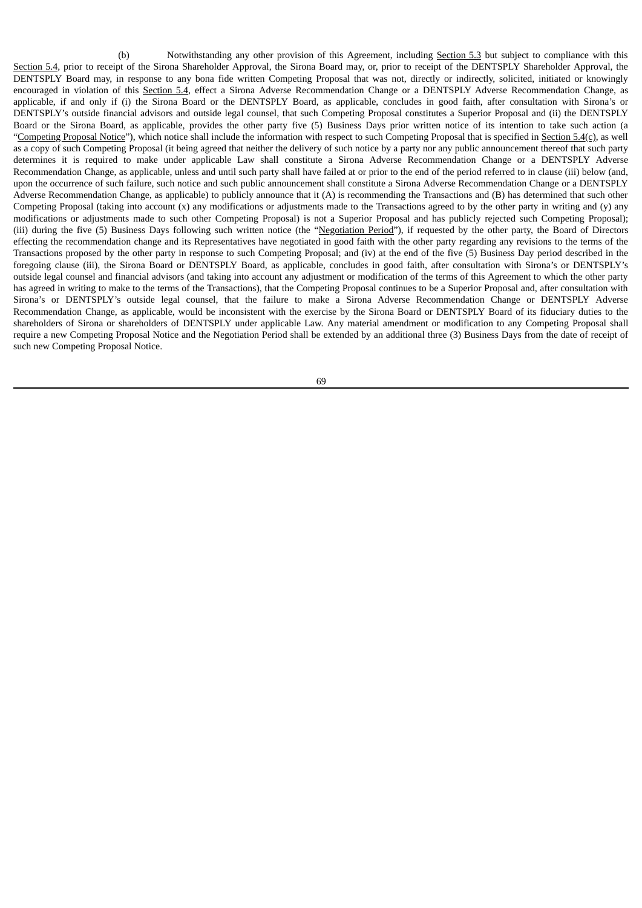(b) Notwithstanding any other provision of this Agreement, including Section 5.3 but subject to compliance with this Section 5.4, prior to receipt of the Sirona Shareholder Approval, the Sirona Board may, or, prior to receipt of the DENTSPLY Shareholder Approval, the DENTSPLY Board may, in response to any bona fide written Competing Proposal that was not, directly or indirectly, solicited, initiated or knowingly encouraged in violation of this Section 5.4, effect a Sirona Adverse Recommendation Change or a DENTSPLY Adverse Recommendation Change, as applicable, if and only if (i) the Sirona Board or the DENTSPLY Board, as applicable, concludes in good faith, after consultation with Sirona's or DENTSPLY's outside financial advisors and outside legal counsel, that such Competing Proposal constitutes a Superior Proposal and (ii) the DENTSPLY Board or the Sirona Board, as applicable, provides the other party five (5) Business Days prior written notice of its intention to take such action (a "Competing Proposal Notice"), which notice shall include the information with respect to such Competing Proposal that is specified in Section 5.4(c), as well as a copy of such Competing Proposal (it being agreed that neither the delivery of such notice by a party nor any public announcement thereof that such party determines it is required to make under applicable Law shall constitute a Sirona Adverse Recommendation Change or a DENTSPLY Adverse Recommendation Change, as applicable, unless and until such party shall have failed at or prior to the end of the period referred to in clause (iii) below (and, upon the occurrence of such failure, such notice and such public announcement shall constitute a Sirona Adverse Recommendation Change or a DENTSPLY Adverse Recommendation Change, as applicable) to publicly announce that it (A) is recommending the Transactions and (B) has determined that such other Competing Proposal (taking into account (x) any modifications or adjustments made to the Transactions agreed to by the other party in writing and (y) any modifications or adjustments made to such other Competing Proposal) is not a Superior Proposal and has publicly rejected such Competing Proposal); (iii) during the five (5) Business Days following such written notice (the "Negotiation Period"), if requested by the other party, the Board of Directors effecting the recommendation change and its Representatives have negotiated in good faith with the other party regarding any revisions to the terms of the Transactions proposed by the other party in response to such Competing Proposal; and (iv) at the end of the five (5) Business Day period described in the foregoing clause (iii), the Sirona Board or DENTSPLY Board, as applicable, concludes in good faith, after consultation with Sirona's or DENTSPLY's outside legal counsel and financial advisors (and taking into account any adjustment or modification of the terms of this Agreement to which the other party has agreed in writing to make to the terms of the Transactions), that the Competing Proposal continues to be a Superior Proposal and, after consultation with Sirona's or DENTSPLY's outside legal counsel, that the failure to make a Sirona Adverse Recommendation Change or DENTSPLY Adverse Recommendation Change, as applicable, would be inconsistent with the exercise by the Sirona Board or DENTSPLY Board of its fiduciary duties to the shareholders of Sirona or shareholders of DENTSPLY under applicable Law. Any material amendment or modification to any Competing Proposal shall require a new Competing Proposal Notice and the Negotiation Period shall be extended by an additional three (3) Business Days from the date of receipt of such new Competing Proposal Notice.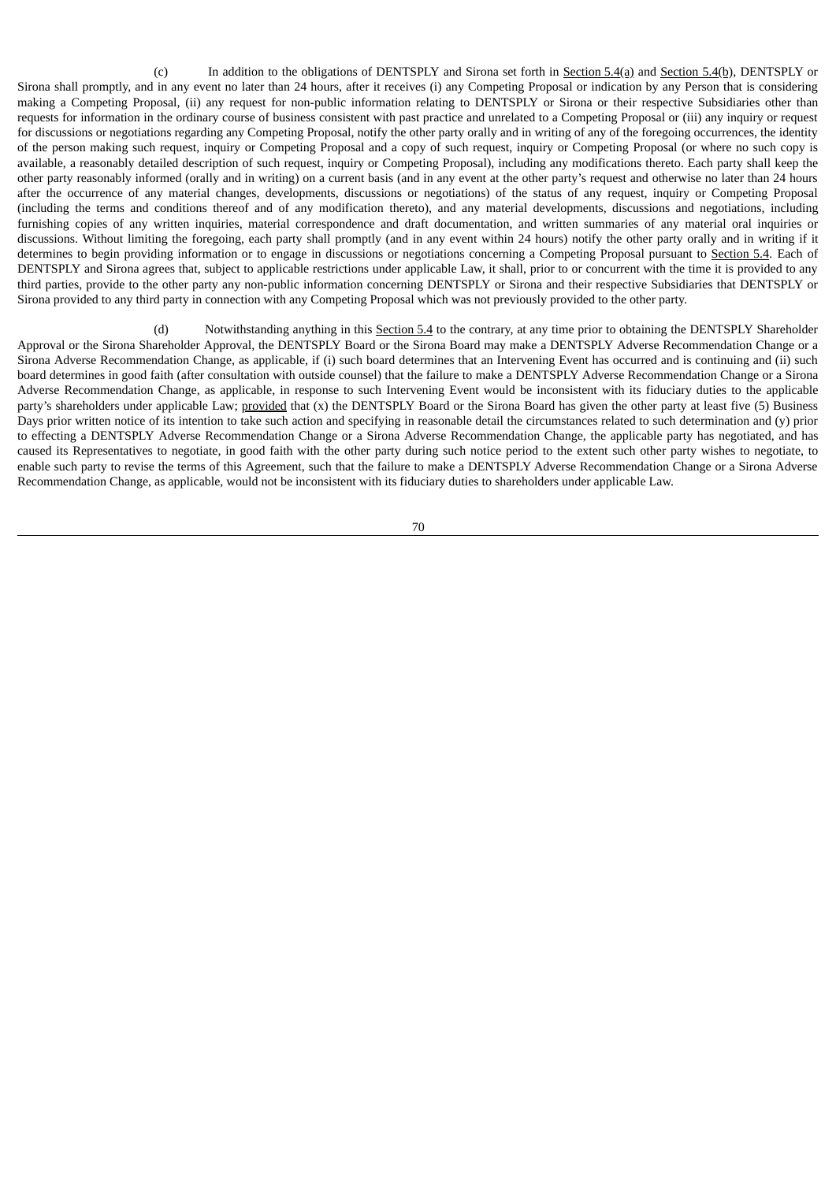(c) In addition to the obligations of DENTSPLY and Sirona set forth in Section 5.4(a) and Section 5.4(b), DENTSPLY or Sirona shall promptly, and in any event no later than 24 hours, after it receives (i) any Competing Proposal or indication by any Person that is considering making a Competing Proposal, (ii) any request for non-public information relating to DENTSPLY or Sirona or their respective Subsidiaries other than requests for information in the ordinary course of business consistent with past practice and unrelated to a Competing Proposal or (iii) any inquiry or request for discussions or negotiations regarding any Competing Proposal, notify the other party orally and in writing of any of the foregoing occurrences, the identity of the person making such request, inquiry or Competing Proposal and a copy of such request, inquiry or Competing Proposal (or where no such copy is available, a reasonably detailed description of such request, inquiry or Competing Proposal), including any modifications thereto. Each party shall keep the other party reasonably informed (orally and in writing) on a current basis (and in any event at the other party's request and otherwise no later than 24 hours after the occurrence of any material changes, developments, discussions or negotiations) of the status of any request, inquiry or Competing Proposal (including the terms and conditions thereof and of any modification thereto), and any material developments, discussions and negotiations, including furnishing copies of any written inquiries, material correspondence and draft documentation, and written summaries of any material oral inquiries or discussions. Without limiting the foregoing, each party shall promptly (and in any event within 24 hours) notify the other party orally and in writing if it determines to begin providing information or to engage in discussions or negotiations concerning a Competing Proposal pursuant to Section 5.4. Each of DENTSPLY and Sirona agrees that, subject to applicable restrictions under applicable Law, it shall, prior to or concurrent with the time it is provided to any third parties, provide to the other party any non-public information concerning DENTSPLY or Sirona and their respective Subsidiaries that DENTSPLY or Sirona provided to any third party in connection with any Competing Proposal which was not previously provided to the other party.

(d) Notwithstanding anything in this Section 5.4 to the contrary, at any time prior to obtaining the DENTSPLY Shareholder Approval or the Sirona Shareholder Approval, the DENTSPLY Board or the Sirona Board may make a DENTSPLY Adverse Recommendation Change or a Sirona Adverse Recommendation Change, as applicable, if (i) such board determines that an Intervening Event has occurred and is continuing and (ii) such board determines in good faith (after consultation with outside counsel) that the failure to make a DENTSPLY Adverse Recommendation Change or a Sirona Adverse Recommendation Change, as applicable, in response to such Intervening Event would be inconsistent with its fiduciary duties to the applicable party's shareholders under applicable Law; provided that (x) the DENTSPLY Board or the Sirona Board has given the other party at least five (5) Business Days prior written notice of its intention to take such action and specifying in reasonable detail the circumstances related to such determination and (y) prior to effecting a DENTSPLY Adverse Recommendation Change or a Sirona Adverse Recommendation Change, the applicable party has negotiated, and has caused its Representatives to negotiate, in good faith with the other party during such notice period to the extent such other party wishes to negotiate, to enable such party to revise the terms of this Agreement, such that the failure to make a DENTSPLY Adverse Recommendation Change or a Sirona Adverse Recommendation Change, as applicable, would not be inconsistent with its fiduciary duties to shareholders under applicable Law.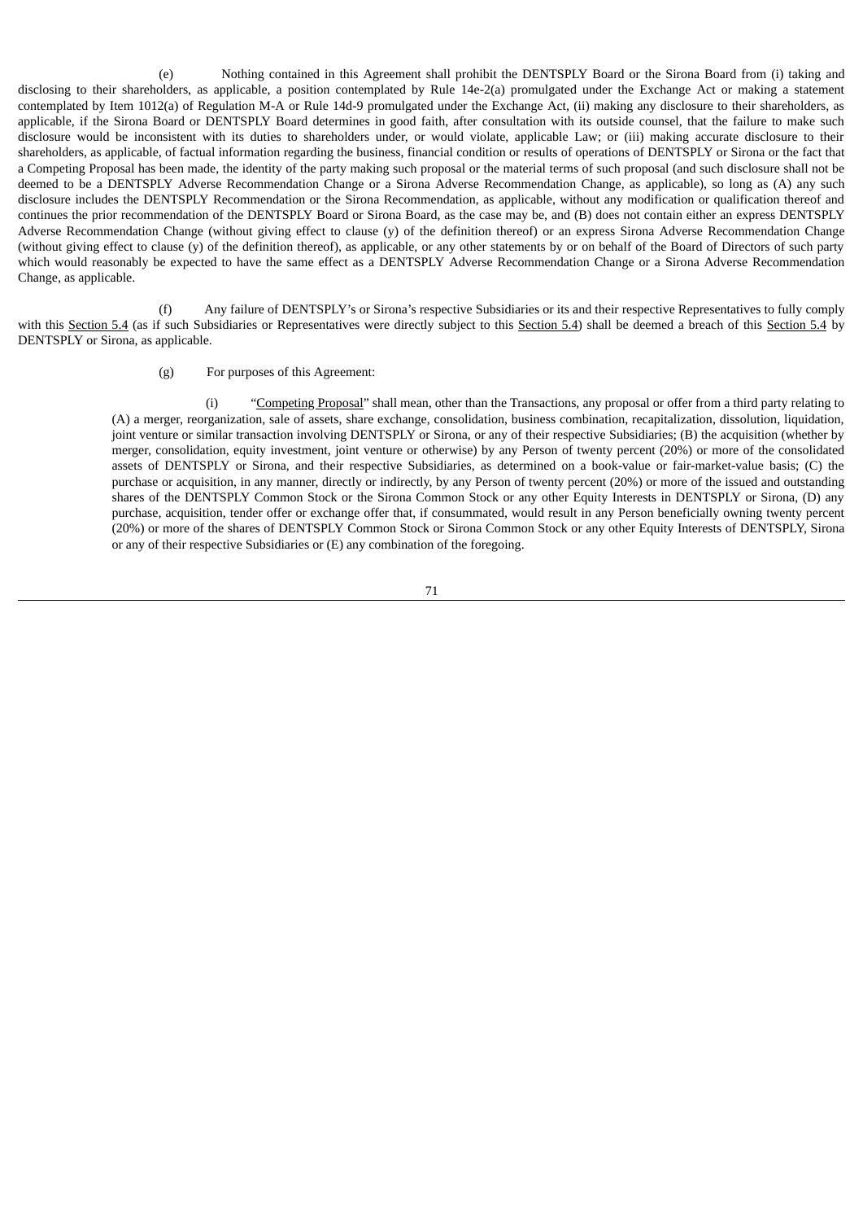(e) Nothing contained in this Agreement shall prohibit the DENTSPLY Board or the Sirona Board from (i) taking and disclosing to their shareholders, as applicable, a position contemplated by Rule 14e-2(a) promulgated under the Exchange Act or making a statement contemplated by Item 1012(a) of Regulation M-A or Rule 14d-9 promulgated under the Exchange Act, (ii) making any disclosure to their shareholders, as applicable, if the Sirona Board or DENTSPLY Board determines in good faith, after consultation with its outside counsel, that the failure to make such disclosure would be inconsistent with its duties to shareholders under, or would violate, applicable Law; or (iii) making accurate disclosure to their shareholders, as applicable, of factual information regarding the business, financial condition or results of operations of DENTSPLY or Sirona or the fact that a Competing Proposal has been made, the identity of the party making such proposal or the material terms of such proposal (and such disclosure shall not be deemed to be a DENTSPLY Adverse Recommendation Change or a Sirona Adverse Recommendation Change, as applicable), so long as (A) any such disclosure includes the DENTSPLY Recommendation or the Sirona Recommendation, as applicable, without any modification or qualification thereof and continues the prior recommendation of the DENTSPLY Board or Sirona Board, as the case may be, and (B) does not contain either an express DENTSPLY Adverse Recommendation Change (without giving effect to clause (y) of the definition thereof) or an express Sirona Adverse Recommendation Change (without giving effect to clause (y) of the definition thereof), as applicable, or any other statements by or on behalf of the Board of Directors of such party which would reasonably be expected to have the same effect as a DENTSPLY Adverse Recommendation Change or a Sirona Adverse Recommendation Change, as applicable.

(f) Any failure of DENTSPLY's or Sirona's respective Subsidiaries or its and their respective Representatives to fully comply with this Section 5.4 (as if such Subsidiaries or Representatives were directly subject to this Section 5.4) shall be deemed a breach of this Section 5.4 by DENTSPLY or Sirona, as applicable.

(g) For purposes of this Agreement:

(i) "Competing Proposal" shall mean, other than the Transactions, any proposal or offer from a third party relating to (A) a merger, reorganization, sale of assets, share exchange, consolidation, business combination, recapitalization, dissolution, liquidation, joint venture or similar transaction involving DENTSPLY or Sirona, or any of their respective Subsidiaries; (B) the acquisition (whether by merger, consolidation, equity investment, joint venture or otherwise) by any Person of twenty percent (20%) or more of the consolidated assets of DENTSPLY or Sirona, and their respective Subsidiaries, as determined on a book-value or fair-market-value basis; (C) the purchase or acquisition, in any manner, directly or indirectly, by any Person of twenty percent (20%) or more of the issued and outstanding shares of the DENTSPLY Common Stock or the Sirona Common Stock or any other Equity Interests in DENTSPLY or Sirona, (D) any purchase, acquisition, tender offer or exchange offer that, if consummated, would result in any Person beneficially owning twenty percent (20%) or more of the shares of DENTSPLY Common Stock or Sirona Common Stock or any other Equity Interests of DENTSPLY, Sirona or any of their respective Subsidiaries or (E) any combination of the foregoing.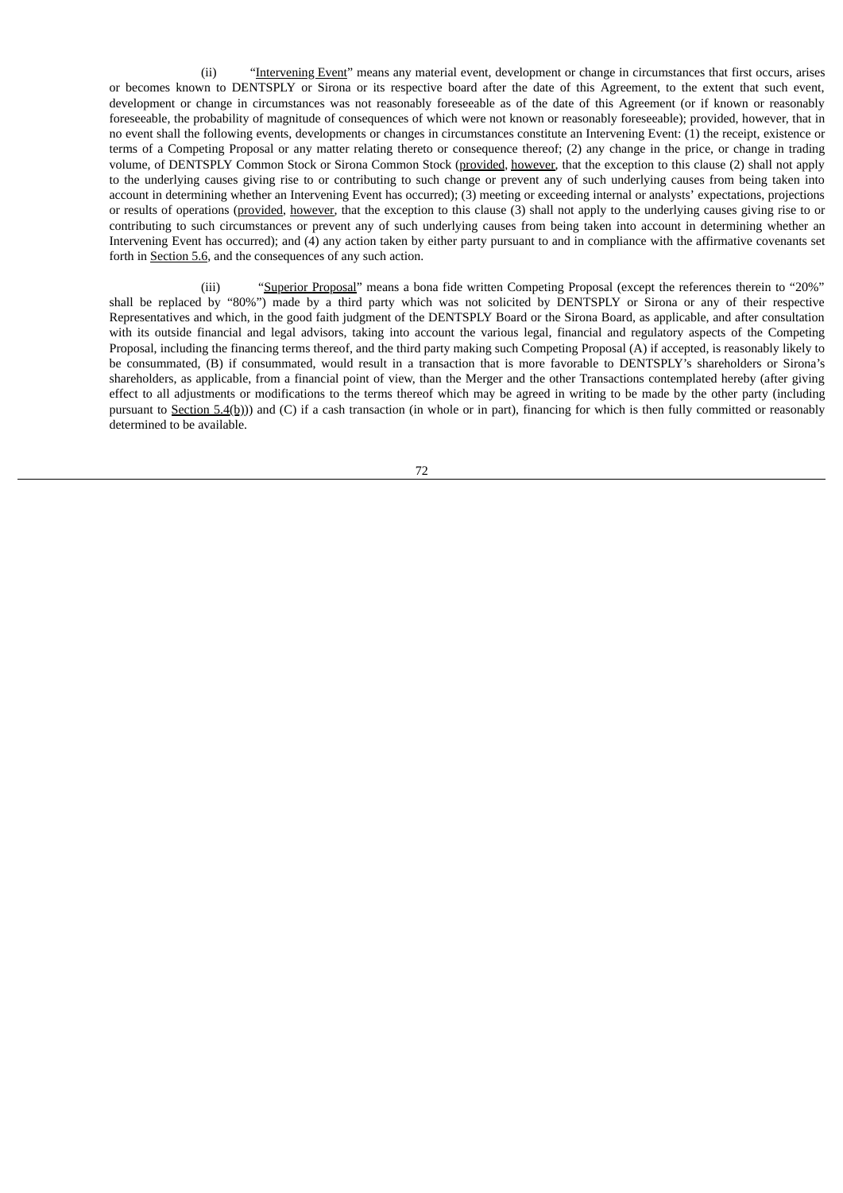(ii) "Intervening Event" means any material event, development or change in circumstances that first occurs, arises or becomes known to DENTSPLY or Sirona or its respective board after the date of this Agreement, to the extent that such event, development or change in circumstances was not reasonably foreseeable as of the date of this Agreement (or if known or reasonably foreseeable, the probability of magnitude of consequences of which were not known or reasonably foreseeable); provided, however, that in no event shall the following events, developments or changes in circumstances constitute an Intervening Event: (1) the receipt, existence or terms of a Competing Proposal or any matter relating thereto or consequence thereof; (2) any change in the price, or change in trading volume, of DENTSPLY Common Stock or Sirona Common Stock (provided, however, that the exception to this clause (2) shall not apply to the underlying causes giving rise to or contributing to such change or prevent any of such underlying causes from being taken into account in determining whether an Intervening Event has occurred); (3) meeting or exceeding internal or analysts' expectations, projections or results of operations (provided, however, that the exception to this clause (3) shall not apply to the underlying causes giving rise to or contributing to such circumstances or prevent any of such underlying causes from being taken into account in determining whether an Intervening Event has occurred); and (4) any action taken by either party pursuant to and in compliance with the affirmative covenants set forth in Section 5.6, and the consequences of any such action.

(iii) "Superior Proposal" means a bona fide written Competing Proposal (except the references therein to "20%" shall be replaced by "80%") made by a third party which was not solicited by DENTSPLY or Sirona or any of their respective Representatives and which, in the good faith judgment of the DENTSPLY Board or the Sirona Board, as applicable, and after consultation with its outside financial and legal advisors, taking into account the various legal, financial and regulatory aspects of the Competing Proposal, including the financing terms thereof, and the third party making such Competing Proposal (A) if accepted, is reasonably likely to be consummated, (B) if consummated, would result in a transaction that is more favorable to DENTSPLY's shareholders or Sirona's shareholders, as applicable, from a financial point of view, than the Merger and the other Transactions contemplated hereby (after giving effect to all adjustments or modifications to the terms thereof which may be agreed in writing to be made by the other party (including pursuant to Section 5.4(b))) and (C) if a cash transaction (in whole or in part), financing for which is then fully committed or reasonably determined to be available.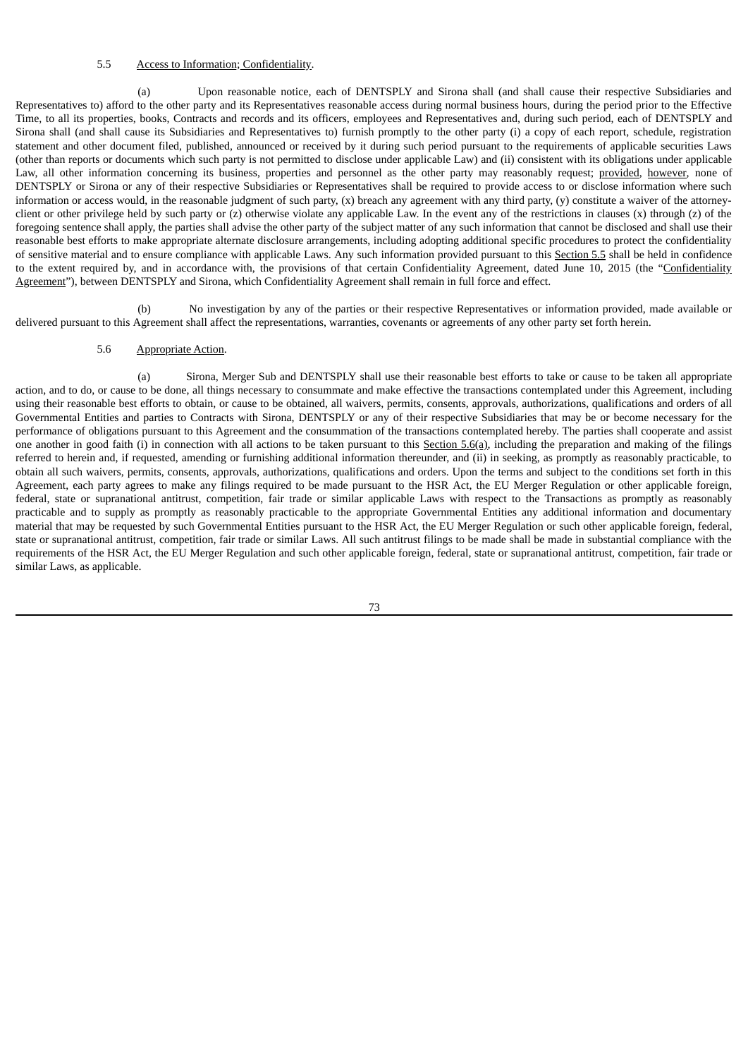5.5 Access to Information; Confidentiality.

(a) Upon reasonable notice, each of DENTSPLY and Sirona shall (and shall cause their respective Subsidiaries and Representatives to) afford to the other party and its Representatives reasonable access during normal business hours, during the period prior to the Effective Time, to all its properties, books, Contracts and records and its officers, employees and Representatives and, during such period, each of DENTSPLY and Sirona shall (and shall cause its Subsidiaries and Representatives to) furnish promptly to the other party (i) a copy of each report, schedule, registration statement and other document filed, published, announced or received by it during such period pursuant to the requirements of applicable securities Laws (other than reports or documents which such party is not permitted to disclose under applicable Law) and (ii) consistent with its obligations under applicable Law, all other information concerning its business, properties and personnel as the other party may reasonably request; provided, however, none of DENTSPLY or Sirona or any of their respective Subsidiaries or Representatives shall be required to provide access to or disclose information where such information or access would, in the reasonable judgment of such party, (x) breach any agreement with any third party, (y) constitute a waiver of the attorney-client or other privilege held by such party or (z) otherwise violate any applicable Law. In the event any of the restrictions in clauses (x) through (z) of the foregoing sentence shall apply, the parties shall advise the other party of the subject matter of any such information that cannot be disclosed and shall use their reasonable best efforts to make appropriate alternate disclosure arrangements, including adopting additional specific procedures to protect the confidentiality of sensitive material and to ensure compliance with applicable Laws. Any such information provided pursuant to this Section 5.5 shall be held in confidence to the extent required by, and in accordance with, the provisions of that certain Confidentiality Agreement, dated June 10, 2015 (the "Confidentiality Agreement"), between DENTSPLY and Sirona, which Confidentiality Agreement shall remain in full force and effect.

(b) No investigation by any of the parties or their respective Representatives or information provided, made available or delivered pursuant to this Agreement shall affect the representations, warranties, covenants or agreements of any other party set forth herein.

5.6 Appropriate Action.

(a) Sirona, Merger Sub and DENTSPLY shall use their reasonable best efforts to take or cause to be taken all appropriate action, and to do, or cause to be done, all things necessary to consummate and make effective the transactions contemplated under this Agreement, including using their reasonable best efforts to obtain, or cause to be obtained, all waivers, permits, consents, approvals, authorizations, qualifications and orders of all Governmental Entities and parties to Contracts with Sirona, DENTSPLY or any of their respective Subsidiaries that may be or become necessary for the performance of obligations pursuant to this Agreement and the consummation of the transactions contemplated hereby. The parties shall cooperate and assist one another in good faith (i) in connection with all actions to be taken pursuant to this Section 5.6(a), including the preparation and making of the filings referred to herein and, if requested, amending or furnishing additional information thereunder, and (ii) in seeking, as promptly as reasonably practicable, to obtain all such waivers, permits, consents, approvals, authorizations, qualifications and orders. Upon the terms and subject to the conditions set forth in this Agreement, each party agrees to make any filings required to be made pursuant to the HSR Act, the EU Merger Regulation or other applicable foreign, federal, state or supranational antitrust, competition, fair trade or similar applicable Laws with respect to the Transactions as promptly as reasonably practicable and to supply as promptly as reasonably practicable to the appropriate Governmental Entities any additional information and documentary material that may be requested by such Governmental Entities pursuant to the HSR Act, the EU Merger Regulation or such other applicable foreign, federal, state or supranational antitrust, competition, fair trade or similar Laws. All such antitrust filings to be made shall be made in substantial compliance with the requirements of the HSR Act, the EU Merger Regulation and such other applicable foreign, federal, state or supranational antitrust, competition, fair trade or similar Laws, as applicable.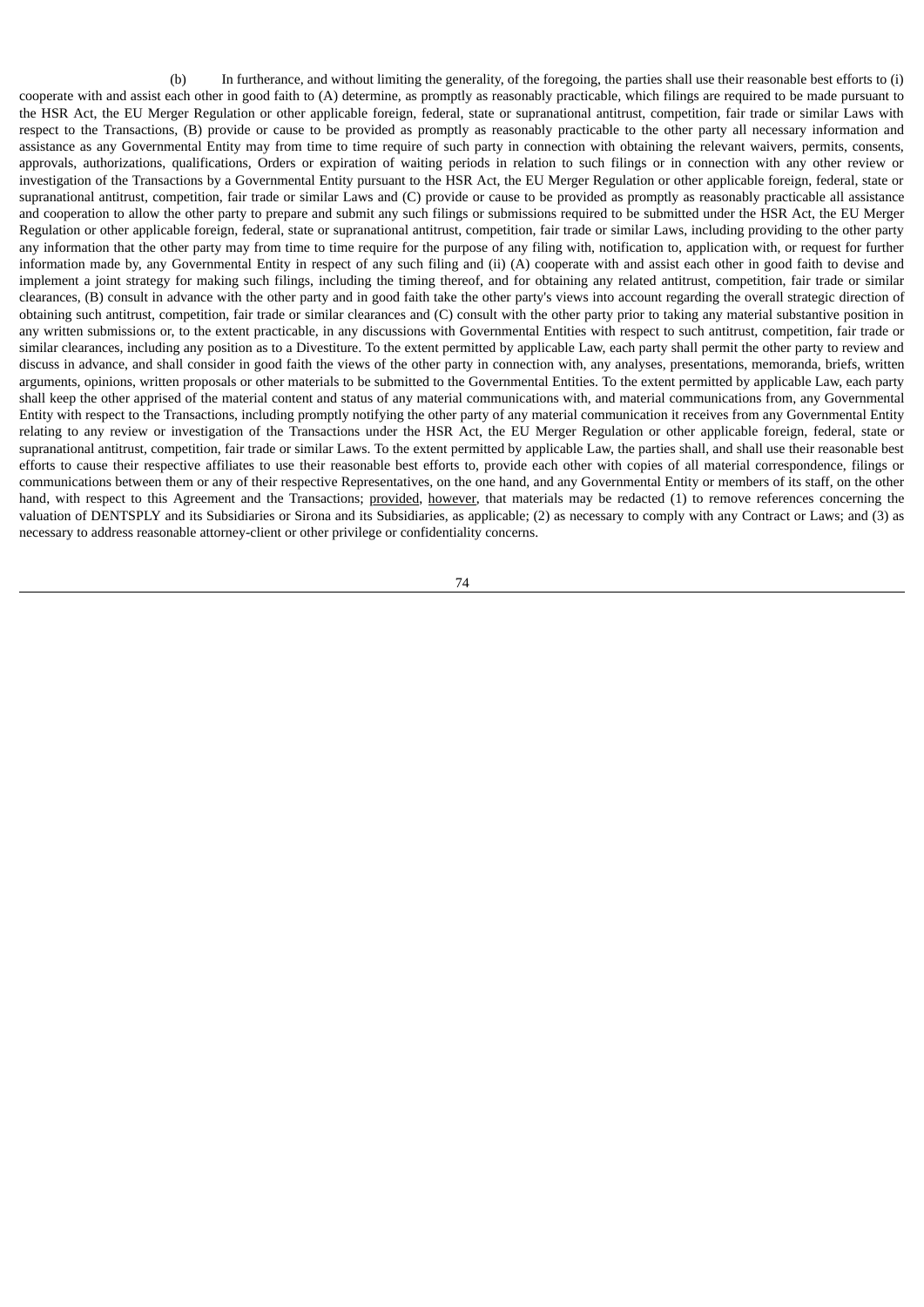(b) In furtherance, and without limiting the generality, of the foregoing, the parties shall use their reasonable best efforts to (i) cooperate with and assist each other in good faith to (A) determine, as promptly as reasonably practicable, which filings are required to be made pursuant to the HSR Act, the EU Merger Regulation or other applicable foreign, federal, state or supranational antitrust, competition, fair trade or similar Laws with respect to the Transactions, (B) provide or cause to be provided as promptly as reasonably practicable to the other party all necessary information and assistance as any Governmental Entity may from time to time require of such party in connection with obtaining the relevant waivers, permits, consents, approvals, authorizations, qualifications, Orders or expiration of waiting periods in relation to such filings or in connection with any other review or investigation of the Transactions by a Governmental Entity pursuant to the HSR Act, the EU Merger Regulation or other applicable foreign, federal, state or supranational antitrust, competition, fair trade or similar Laws and (C) provide or cause to be provided as promptly as reasonably practicable all assistance and cooperation to allow the other party to prepare and submit any such filings or submissions required to be submitted under the HSR Act, the EU Merger Regulation or other applicable foreign, federal, state or supranational antitrust, competition, fair trade or similar Laws, including providing to the other party any information that the other party may from time to time require for the purpose of any filing with, notification to, application with, or request for further information made by, any Governmental Entity in respect of any such filing and (ii) (A) cooperate with and assist each other in good faith to devise and implement a joint strategy for making such filings, including the timing thereof, and for obtaining any related antitrust, competition, fair trade or similar clearances, (B) consult in advance with the other party and in good faith take the other party's views into account regarding the overall strategic direction of obtaining such antitrust, competition, fair trade or similar clearances and (C) consult with the other party prior to taking any material substantive position in any written submissions or, to the extent practicable, in any discussions with Governmental Entities with respect to such antitrust, competition, fair trade or similar clearances, including any position as to a Divestiture. To the extent permitted by applicable Law, each party shall permit the other party to review and discuss in advance, and shall consider in good faith the views of the other party in connection with, any analyses, presentations, memoranda, briefs, written arguments, opinions, written proposals or other materials to be submitted to the Governmental Entities. To the extent permitted by applicable Law, each party shall keep the other apprised of the material content and status of any material communications with, and material communications from, any Governmental Entity with respect to the Transactions, including promptly notifying the other party of any material communication it receives from any Governmental Entity relating to any review or investigation of the Transactions under the HSR Act, the EU Merger Regulation or other applicable foreign, federal, state or supranational antitrust, competition, fair trade or similar Laws. To the extent permitted by applicable Law, the parties shall, and shall use their reasonable best efforts to cause their respective affiliates to use their reasonable best efforts to, provide each other with copies of all material correspondence, filings or communications between them or any of their respective Representatives, on the one hand, and any Governmental Entity or members of its staff, on the other hand, with respect to this Agreement and the Transactions; provided, however, that materials may be redacted (1) to remove references concerning the valuation of DENTSPLY and its Subsidiaries or Sirona and its Subsidiaries, as applicable; (2) as necessary to comply with any Contract or Laws; and (3) as necessary to address reasonable attorney-client or other privilege or confidentiality concerns.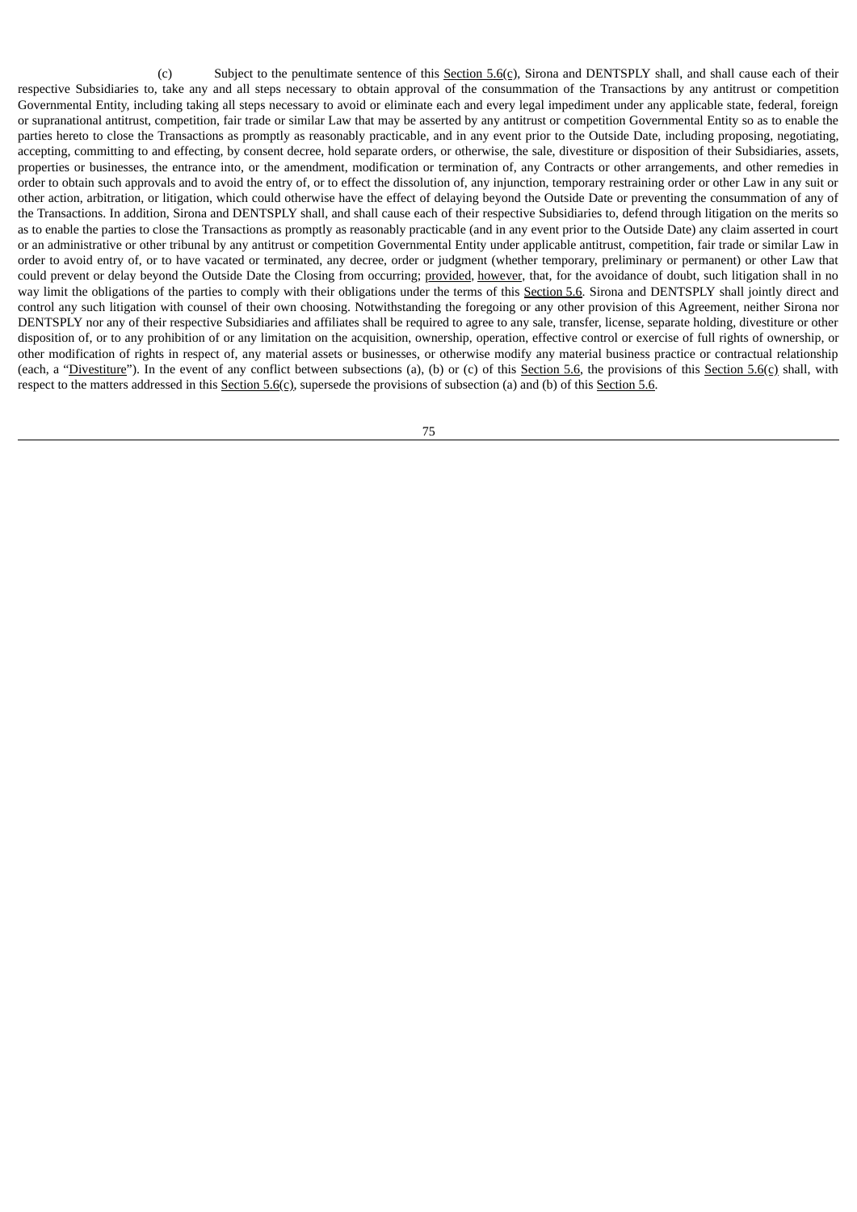(c) Subject to the penultimate sentence of this Section 5.6(c), Sirona and DENTSPLY shall, and shall cause each of their respective Subsidiaries to, take any and all steps necessary to obtain approval of the consummation of the Transactions by any antitrust or competition Governmental Entity, including taking all steps necessary to avoid or eliminate each and every legal impediment under any applicable state, federal, foreign or supranational antitrust, competition, fair trade or similar Law that may be asserted by any antitrust or competition Governmental Entity so as to enable the parties hereto to close the Transactions as promptly as reasonably practicable, and in any event prior to the Outside Date, including proposing, negotiating, accepting, committing to and effecting, by consent decree, hold separate orders, or otherwise, the sale, divestiture or disposition of their Subsidiaries, assets, properties or businesses, the entrance into, or the amendment, modification or termination of, any Contracts or other arrangements, and other remedies in order to obtain such approvals and to avoid the entry of, or to effect the dissolution of, any injunction, temporary restraining order or other Law in any suit or other action, arbitration, or litigation, which could otherwise have the effect of delaying beyond the Outside Date or preventing the consummation of any of the Transactions. In addition, Sirona and DENTSPLY shall, and shall cause each of their respective Subsidiaries to, defend through litigation on the merits so as to enable the parties to close the Transactions as promptly as reasonably practicable (and in any event prior to the Outside Date) any claim asserted in court or an administrative or other tribunal by any antitrust or competition Governmental Entity under applicable antitrust, competition, fair trade or similar Law in order to avoid entry of, or to have vacated or terminated, any decree, order or judgment (whether temporary, preliminary or permanent) or other Law that could prevent or delay beyond the Outside Date the Closing from occurring; provided, however, that, for the avoidance of doubt, such litigation shall in no way limit the obligations of the parties to comply with their obligations under the terms of this Section 5.6. Sirona and DENTSPLY shall jointly direct and control any such litigation with counsel of their own choosing. Notwithstanding the foregoing or any other provision of this Agreement, neither Sirona nor DENTSPLY nor any of their respective Subsidiaries and affiliates shall be required to agree to any sale, transfer, license, separate holding, divestiture or other disposition of, or to any prohibition of or any limitation on the acquisition, ownership, operation, effective control or exercise of full rights of ownership, or other modification of rights in respect of, any material assets or businesses, or otherwise modify any material business practice or contractual relationship (each, a "Divestiture"). In the event of any conflict between subsections (a), (b) or (c) of this Section 5.6, the provisions of this Section 5.6(c) shall, with respect to the matters addressed in this Section 5.6(c), supersede the provisions of subsection (a) and (b) of this Section 5.6.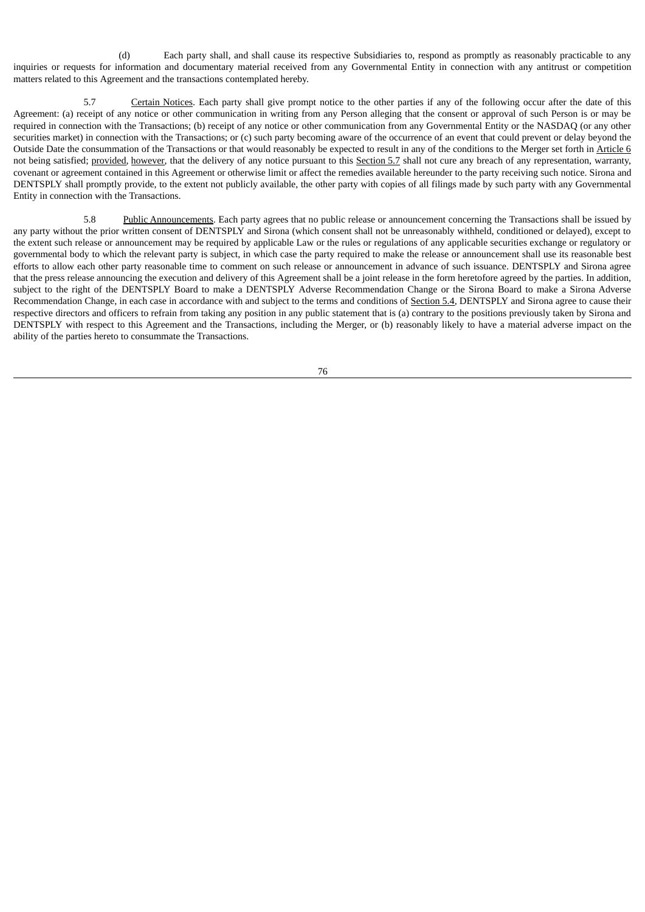(d) Each party shall, and shall cause its respective Subsidiaries to, respond as promptly as reasonably practicable to any inquiries or requests for information and documentary material received from any Governmental Entity in connection with any antitrust or competition matters related to this Agreement and the transactions contemplated hereby.

5.7 Certain Notices. Each party shall give prompt notice to the other parties if any of the following occur after the date of this Agreement: (a) receipt of any notice or other communication in writing from any Person alleging that the consent or approval of such Person is or may be required in connection with the Transactions; (b) receipt of any notice or other communication from any Governmental Entity or the NASDAQ (or any other securities market) in connection with the Transactions; or (c) such party becoming aware of the occurrence of an event that could prevent or delay beyond the Outside Date the consummation of the Transactions or that would reasonably be expected to result in any of the conditions to the Merger set forth in Article 6 not being satisfied; provided, however, that the delivery of any notice pursuant to this Section 5.7 shall not cure any breach of any representation, warranty, covenant or agreement contained in this Agreement or otherwise limit or affect the remedies available hereunder to the party receiving such notice. Sirona and DENTSPLY shall promptly provide, to the extent not publicly available, the other party with copies of all filings made by such party with any Governmental Entity in connection with the Transactions.

5.8 Public Announcements. Each party agrees that no public release or announcement concerning the Transactions shall be issued by any party without the prior written consent of DENTSPLY and Sirona (which consent shall not be unreasonably withheld, conditioned or delayed), except to the extent such release or announcement may be required by applicable Law or the rules or regulations of any applicable securities exchange or regulatory or governmental body to which the relevant party is subject, in which case the party required to make the release or announcement shall use its reasonable best efforts to allow each other party reasonable time to comment on such release or announcement in advance of such issuance. DENTSPLY and Sirona agree that the press release announcing the execution and delivery of this Agreement shall be a joint release in the form heretofore agreed by the parties. In addition, subject to the right of the DENTSPLY Board to make a DENTSPLY Adverse Recommendation Change or the Sirona Board to make a Sirona Adverse Recommendation Change, in each case in accordance with and subject to the terms and conditions of Section 5.4, DENTSPLY and Sirona agree to cause their respective directors and officers to refrain from taking any position in any public statement that is (a) contrary to the positions previously taken by Sirona and DENTSPLY with respect to this Agreement and the Transactions, including the Merger, or (b) reasonably likely to have a material adverse impact on the ability of the parties hereto to consummate the Transactions.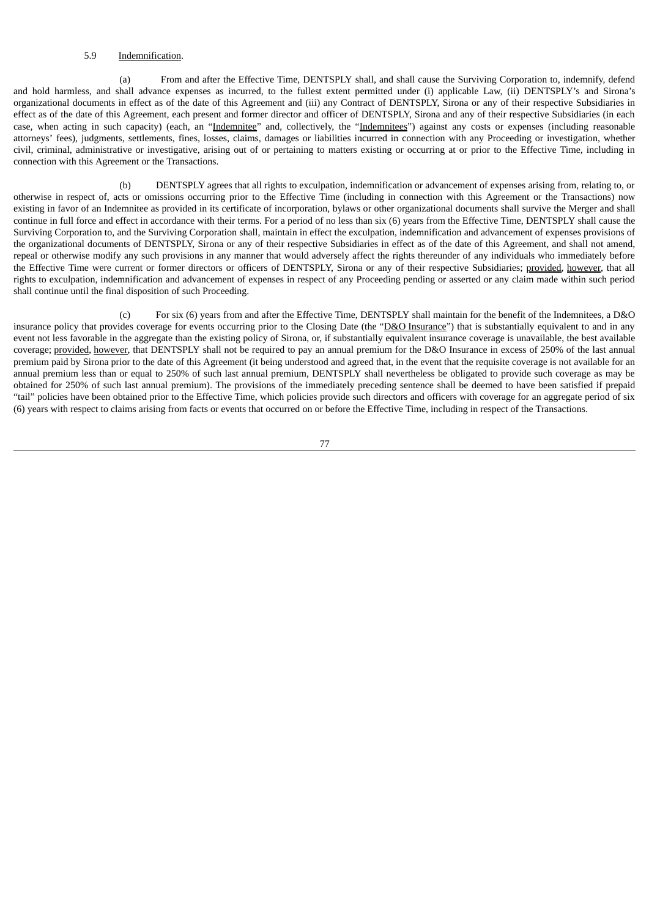5.9 Indemnification.

(a) From and after the Effective Time, DENTSPLY shall, and shall cause the Surviving Corporation to, indemnify, defend and hold harmless, and shall advance expenses as incurred, to the fullest extent permitted under (i) applicable Law, (ii) DENTSPLY's and Sirona's organizational documents in effect as of the date of this Agreement and (iii) any Contract of DENTSPLY, Sirona or any of their respective Subsidiaries in effect as of the date of this Agreement, each present and former director and officer of DENTSPLY, Sirona and any of their respective Subsidiaries (in each case, when acting in such capacity) (each, an "Indemnitee" and, collectively, the "Indemnitees") against any costs or expenses (including reasonable attorneys' fees), judgments, settlements, fines, losses, claims, damages or liabilities incurred in connection with any Proceeding or investigation, whether civil, criminal, administrative or investigative, arising out of or pertaining to matters existing or occurring at or prior to the Effective Time, including in connection with this Agreement or the Transactions.

(b) DENTSPLY agrees that all rights to exculpation, indemnification or advancement of expenses arising from, relating to, or otherwise in respect of, acts or omissions occurring prior to the Effective Time (including in connection with this Agreement or the Transactions) now existing in favor of an Indemnitee as provided in its certificate of incorporation, bylaws or other organizational documents shall survive the Merger and shall continue in full force and effect in accordance with their terms. For a period of no less than six (6) years from the Effective Time, DENTSPLY shall cause the Surviving Corporation to, and the Surviving Corporation shall, maintain in effect the exculpation, indemnification and advancement of expenses provisions of the organizational documents of DENTSPLY, Sirona or any of their respective Subsidiaries in effect as of the date of this Agreement, and shall not amend, repeal or otherwise modify any such provisions in any manner that would adversely affect the rights thereunder of any individuals who immediately before the Effective Time were current or former directors or officers of DENTSPLY, Sirona or any of their respective Subsidiaries; provided, however, that all rights to exculpation, indemnification and advancement of expenses in respect of any Proceeding pending or asserted or any claim made within such period shall continue until the final disposition of such Proceeding.

(c) For six (6) years from and after the Effective Time, DENTSPLY shall maintain for the benefit of the Indemnitees, a D&O insurance policy that provides coverage for events occurring prior to the Closing Date (the "D&O Insurance") that is substantially equivalent to and in any event not less favorable in the aggregate than the existing policy of Sirona, or, if substantially equivalent insurance coverage is unavailable, the best available coverage; provided, however, that DENTSPLY shall not be required to pay an annual premium for the D&O Insurance in excess of 250% of the last annual premium paid by Sirona prior to the date of this Agreement (it being understood and agreed that, in the event that the requisite coverage is not available for an annual premium less than or equal to 250% of such last annual premium, DENTSPLY shall nevertheless be obligated to provide such coverage as may be obtained for 250% of such last annual premium). The provisions of the immediately preceding sentence shall be deemed to have been satisfied if prepaid "tail" policies have been obtained prior to the Effective Time, which policies provide such directors and officers with coverage for an aggregate period of six (6) years with respect to claims arising from facts or events that occurred on or before the Effective Time, including in respect of the Transactions.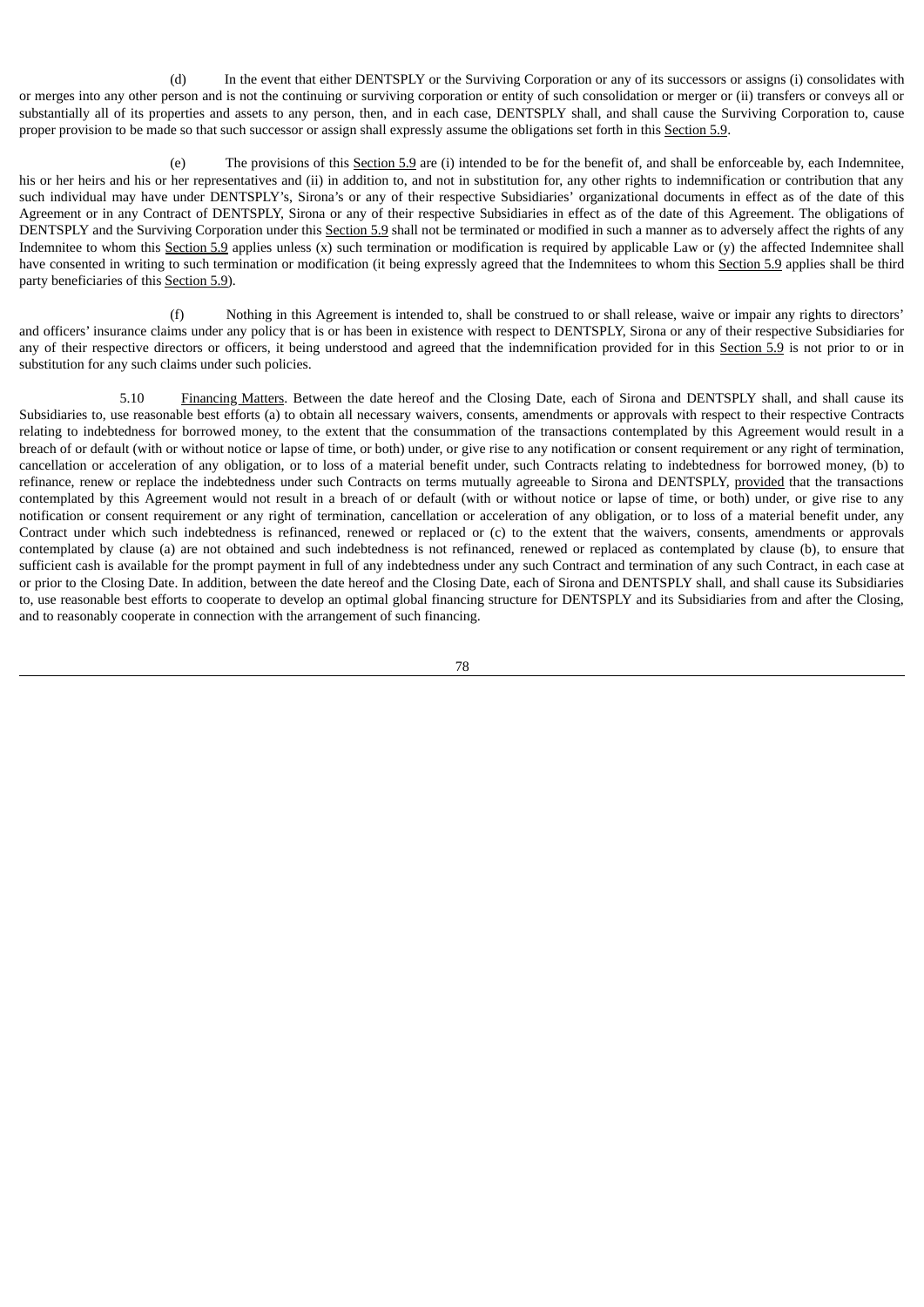(d) In the event that either DENTSPLY or the Surviving Corporation or any of its successors or assigns (i) consolidates with or merges into any other person and is not the continuing or surviving corporation or entity of such consolidation or merger or (ii) transfers or conveys all or substantially all of its properties and assets to any person, then, and in each case, DENTSPLY shall, and shall cause the Surviving Corporation to, cause proper provision to be made so that such successor or assign shall expressly assume the obligations set forth in this Section 5.9.

(e) The provisions of this Section 5.9 are (i) intended to be for the benefit of, and shall be enforceable by, each Indemnitee, his or her heirs and his or her representatives and (ii) in addition to, and not in substitution for, any other rights to indemnification or contribution that any such individual may have under DENTSPLY's, Sirona's or any of their respective Subsidiaries' organizational documents in effect as of the date of this Agreement or in any Contract of DENTSPLY, Sirona or any of their respective Subsidiaries in effect as of the date of this Agreement. The obligations of DENTSPLY and the Surviving Corporation under this Section 5.9 shall not be terminated or modified in such a manner as to adversely affect the rights of any Indemnitee to whom this Section 5.9 applies unless (x) such termination or modification is required by applicable Law or (y) the affected Indemnitee shall have consented in writing to such termination or modification (it being expressly agreed that the Indemnitees to whom this Section 5.9 applies shall be third party beneficiaries of this Section 5.9).

(f) Nothing in this Agreement is intended to, shall be construed to or shall release, waive or impair any rights to directors' and officers' insurance claims under any policy that is or has been in existence with respect to DENTSPLY, Sirona or any of their respective Subsidiaries for any of their respective directors or officers, it being understood and agreed that the indemnification provided for in this Section 5.9 is not prior to or in substitution for any such claims under such policies.

5.10 Financing Matters. Between the date hereof and the Closing Date, each of Sirona and DENTSPLY shall, and shall cause its Subsidiaries to, use reasonable best efforts (a) to obtain all necessary waivers, consents, amendments or approvals with respect to their respective Contracts relating to indebtedness for borrowed money, to the extent that the consummation of the transactions contemplated by this Agreement would result in a breach of or default (with or without notice or lapse of time, or both) under, or give rise to any notification or consent requirement or any right of termination, cancellation or acceleration of any obligation, or to loss of a material benefit under, such Contracts relating to indebtedness for borrowed money, (b) to refinance, renew or replace the indebtedness under such Contracts on terms mutually agreeable to Sirona and DENTSPLY, provided that the transactions contemplated by this Agreement would not result in a breach of or default (with or without notice or lapse of time, or both) under, or give rise to any notification or consent requirement or any right of termination, cancellation or acceleration of any obligation, or to loss of a material benefit under, any Contract under which such indebtedness is refinanced, renewed or replaced or (c) to the extent that the waivers, consents, amendments or approvals contemplated by clause (a) are not obtained and such indebtedness is not refinanced, renewed or replaced as contemplated by clause (b), to ensure that sufficient cash is available for the prompt payment in full of any indebtedness under any such Contract and termination of any such Contract, in each case at or prior to the Closing Date. In addition, between the date hereof and the Closing Date, each of Sirona and DENTSPLY shall, and shall cause its Subsidiaries to, use reasonable best efforts to cooperate to develop an optimal global financing structure for DENTSPLY and its Subsidiaries from and after the Closing, and to reasonably cooperate in connection with the arrangement of such financing.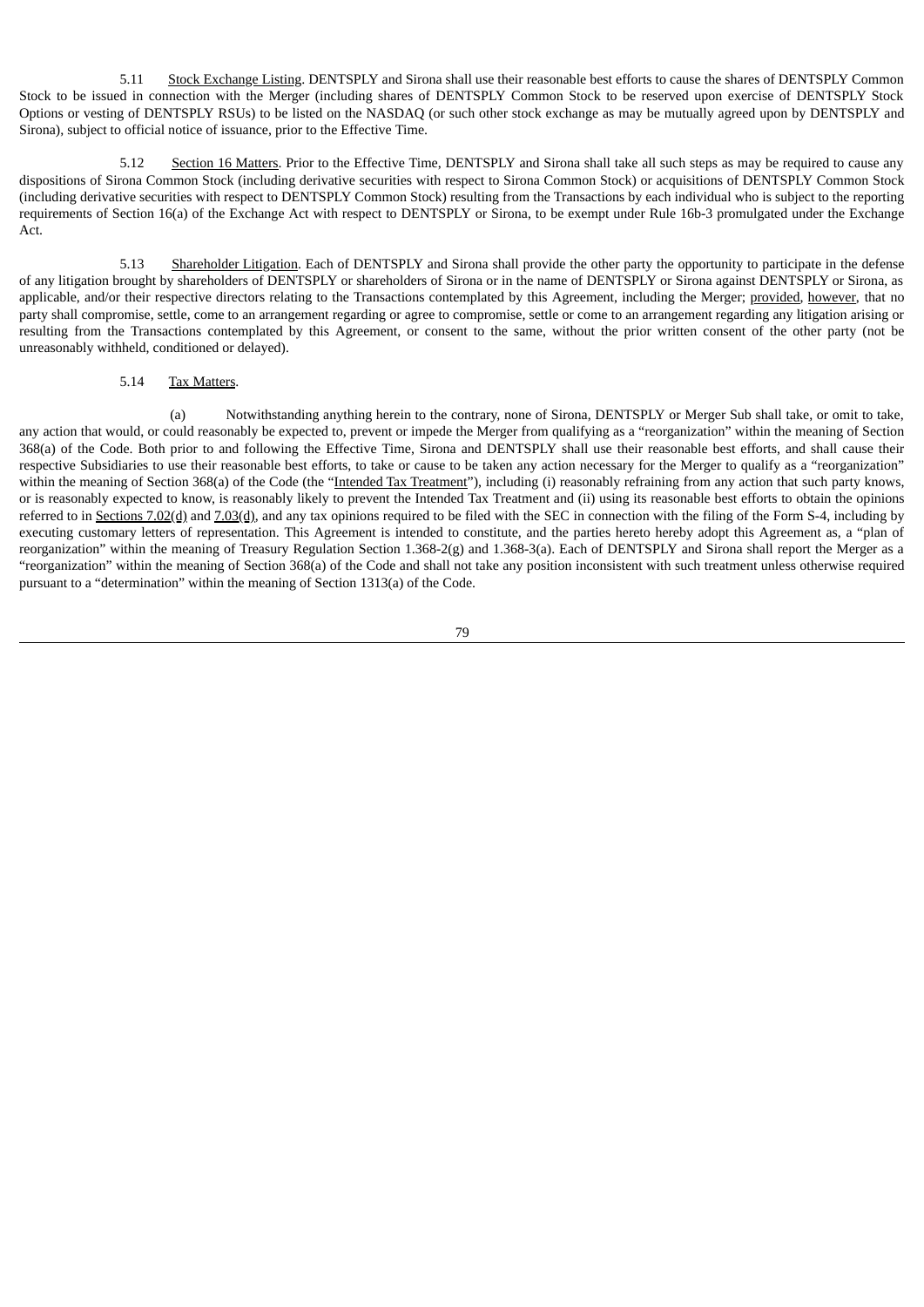5.11 Stock Exchange Listing. DENTSPLY and Sirona shall use their reasonable best efforts to cause the shares of DENTSPLY Common Stock to be issued in connection with the Merger (including shares of DENTSPLY Common Stock to be reserved upon exercise of DENTSPLY Stock Options or vesting of DENTSPLY RSUs) to be listed on the NASDAQ (or such other stock exchange as may be mutually agreed upon by DENTSPLY and Sirona), subject to official notice of issuance, prior to the Effective Time.

5.12 Section 16 Matters. Prior to the Effective Time, DENTSPLY and Sirona shall take all such steps as may be required to cause any dispositions of Sirona Common Stock (including derivative securities with respect to Sirona Common Stock) or acquisitions of DENTSPLY Common Stock (including derivative securities with respect to DENTSPLY Common Stock) resulting from the Transactions by each individual who is subject to the reporting requirements of Section 16(a) of the Exchange Act with respect to DENTSPLY or Sirona, to be exempt under Rule 16b-3 promulgated under the Exchange Act.

5.13 Shareholder Litigation. Each of DENTSPLY and Sirona shall provide the other party the opportunity to participate in the defense of any litigation brought by shareholders of DENTSPLY or shareholders of Sirona or in the name of DENTSPLY or Sirona against DENTSPLY or Sirona, as applicable, and/or their respective directors relating to the Transactions contemplated by this Agreement, including the Merger; provided, however, that no party shall compromise, settle, come to an arrangement regarding or agree to compromise, settle or come to an arrangement regarding any litigation arising or resulting from the Transactions contemplated by this Agreement, or consent to the same, without the prior written consent of the other party (not be unreasonably withheld, conditioned or delayed).

5.14 Tax Matters.

(a) Notwithstanding anything herein to the contrary, none of Sirona, DENTSPLY or Merger Sub shall take, or omit to take, any action that would, or could reasonably be expected to, prevent or impede the Merger from qualifying as a "reorganization" within the meaning of Section 368(a) of the Code. Both prior to and following the Effective Time, Sirona and DENTSPLY shall use their reasonable best efforts, and shall cause their respective Subsidiaries to use their reasonable best efforts, to take or cause to be taken any action necessary for the Merger to qualify as a "reorganization" within the meaning of Section 368(a) of the Code (the "Intended Tax Treatment"), including (i) reasonably refraining from any action that such party knows, or is reasonably expected to know, is reasonably likely to prevent the Intended Tax Treatment and (ii) using its reasonable best efforts to obtain the opinions referred to in Sections 7.02(d) and 7.03(d), and any tax opinions required to be filed with the SEC in connection with the filing of the Form S-4, including by executing customary letters of representation. This Agreement is intended to constitute, and the parties hereto hereby adopt this Agreement as, a "plan of reorganization" within the meaning of Treasury Regulation Section 1.368-2(g) and 1.368-3(a). Each of DENTSPLY and Sirona shall report the Merger as a "reorganization" within the meaning of Section 368(a) of the Code and shall not take any position inconsistent with such treatment unless otherwise required pursuant to a "determination" within the meaning of Section 1313(a) of the Code.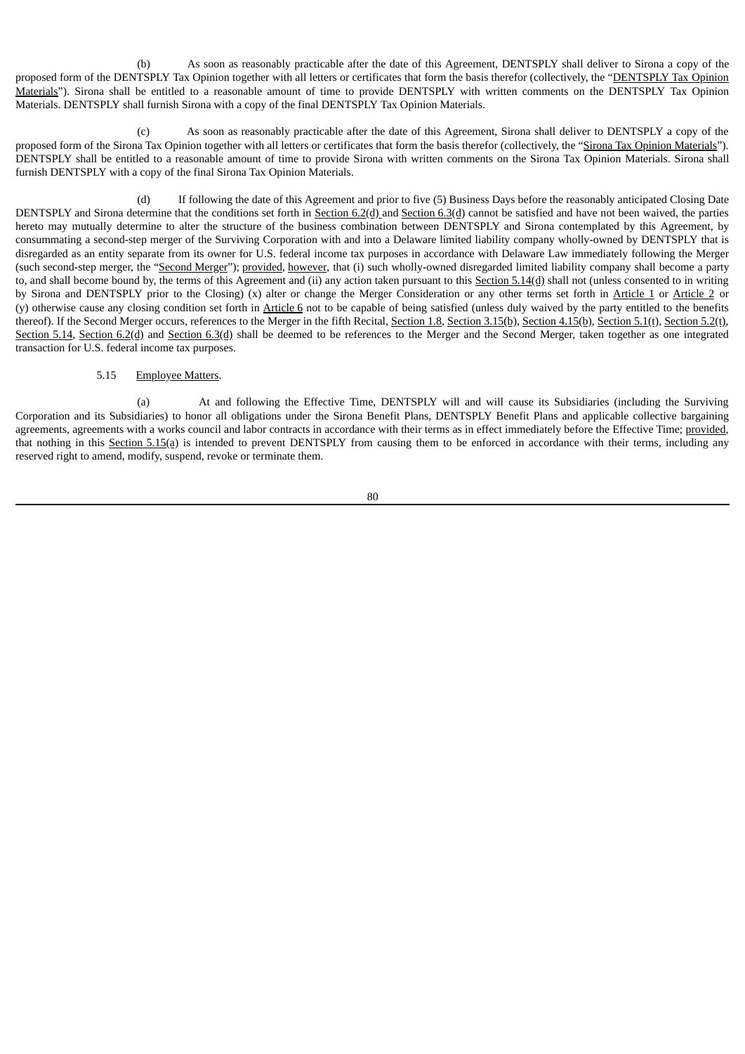(b) As soon as reasonably practicable after the date of this Agreement, DENTSPLY shall deliver to Sirona a copy of the proposed form of the DENTSPLY Tax Opinion together with all letters or certificates that form the basis therefor (collectively, the "DENTSPLY Tax Opinion Materials"). Sirona shall be entitled to a reasonable amount of time to provide DENTSPLY with written comments on the DENTSPLY Tax Opinion Materials. DENTSPLY shall furnish Sirona with a copy of the final DENTSPLY Tax Opinion Materials.

(c) As soon as reasonably practicable after the date of this Agreement, Sirona shall deliver to DENTSPLY a copy of the proposed form of the Sirona Tax Opinion together with all letters or certificates that form the basis therefor (collectively, the "Sirona Tax Opinion Materials"). DENTSPLY shall be entitled to a reasonable amount of time to provide Sirona with written comments on the Sirona Tax Opinion Materials. Sirona shall furnish DENTSPLY with a copy of the final Sirona Tax Opinion Materials.

(d) If following the date of this Agreement and prior to five (5) Business Days before the reasonably anticipated Closing Date DENTSPLY and Sirona determine that the conditions set forth in Section 6.2(d) and Section 6.3(d) cannot be satisfied and have not been waived, the parties hereto may mutually determine to alter the structure of the business combination between DENTSPLY and Sirona contemplated by this Agreement, by consummating a second-step merger of the Surviving Corporation with and into a Delaware limited liability company wholly-owned by DENTSPLY that is disregarded as an entity separate from its owner for U.S. federal income tax purposes in accordance with Delaware Law immediately following the Merger (such second-step merger, the "Second Merger"); provided, however, that (i) such wholly-owned disregarded limited liability company shall become a party to, and shall become bound by, the terms of this Agreement and (ii) any action taken pursuant to this Section 5.14(d) shall not (unless consented to in writing by Sirona and DENTSPLY prior to the Closing) (x) alter or change the Merger Consideration or any other terms set forth in Article 1 or Article 2 or (y) otherwise cause any closing condition set forth in Article 6 not to be capable of being satisfied (unless duly waived by the party entitled to the benefits thereof). If the Second Merger occurs, references to the Merger in the fifth Recital, Section 1.8, Section 3.15(b), Section 4.15(b), Section 5.1(t), Section 5.2(t), Section 5.14, Section 6.2(d) and Section 6.3(d) shall be deemed to be references to the Merger and the Second Merger, taken together as one integrated transaction for U.S. federal income tax purposes.

5.15 Employee Matters.

(a) At and following the Effective Time, DENTSPLY will and will cause its Subsidiaries (including the Surviving Corporation and its Subsidiaries) to honor all obligations under the Sirona Benefit Plans, DENTSPLY Benefit Plans and applicable collective bargaining agreements, agreements with a works council and labor contracts in accordance with their terms as in effect immediately before the Effective Time; provided, that nothing in this Section 5.15(a) is intended to prevent DENTSPLY from causing them to be enforced in accordance with their terms, including any reserved right to amend, modify, suspend, revoke or terminate them.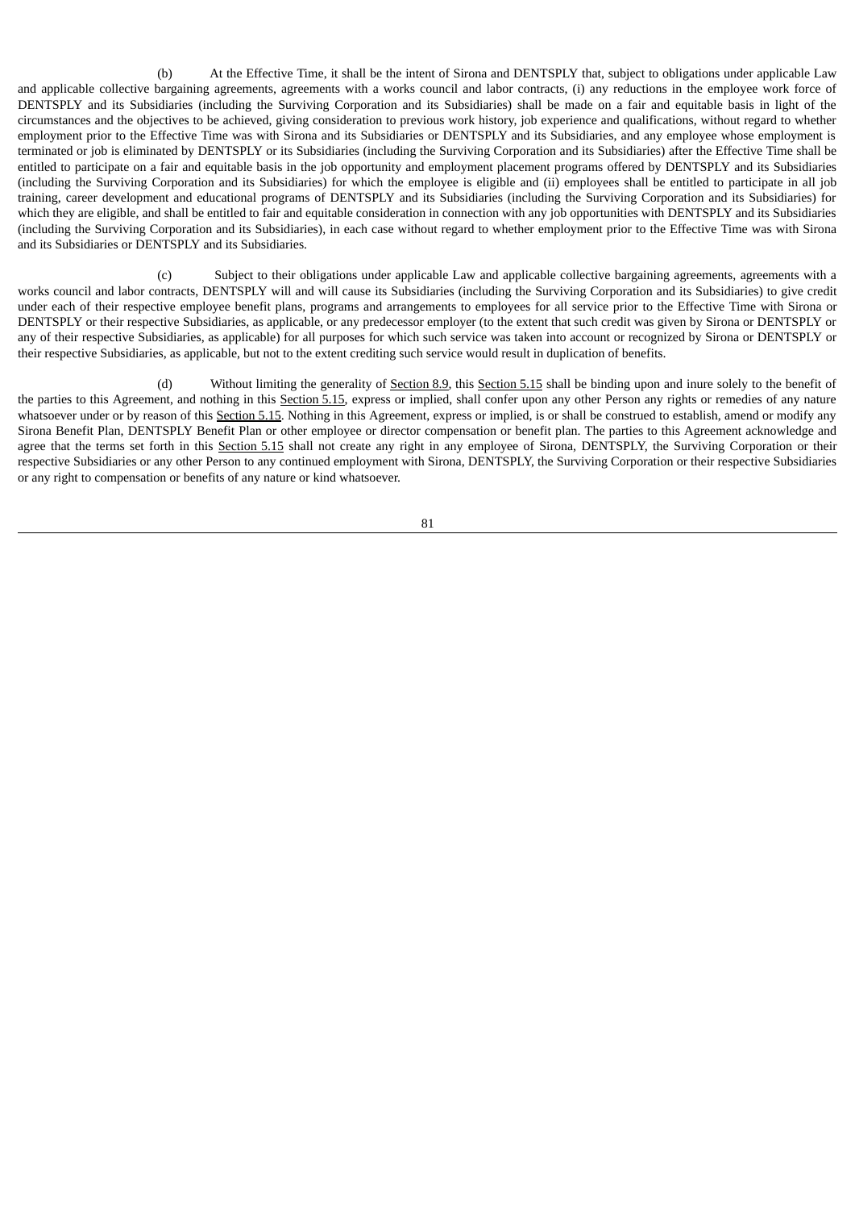(b) At the Effective Time, it shall be the intent of Sirona and DENTSPLY that, subject to obligations under applicable Law and applicable collective bargaining agreements, agreements with a works council and labor contracts, (i) any reductions in the employee work force of DENTSPLY and its Subsidiaries (including the Surviving Corporation and its Subsidiaries) shall be made on a fair and equitable basis in light of the circumstances and the objectives to be achieved, giving consideration to previous work history, job experience and qualifications, without regard to whether employment prior to the Effective Time was with Sirona and its Subsidiaries or DENTSPLY and its Subsidiaries, and any employee whose employment is terminated or job is eliminated by DENTSPLY or its Subsidiaries (including the Surviving Corporation and its Subsidiaries) after the Effective Time shall be entitled to participate on a fair and equitable basis in the job opportunity and employment placement programs offered by DENTSPLY and its Subsidiaries (including the Surviving Corporation and its Subsidiaries) for which the employee is eligible and (ii) employees shall be entitled to participate in all job training, career development and educational programs of DENTSPLY and its Subsidiaries (including the Surviving Corporation and its Subsidiaries) for which they are eligible, and shall be entitled to fair and equitable consideration in connection with any job opportunities with DENTSPLY and its Subsidiaries (including the Surviving Corporation and its Subsidiaries), in each case without regard to whether employment prior to the Effective Time was with Sirona and its Subsidiaries or DENTSPLY and its Subsidiaries.

(c) Subject to their obligations under applicable Law and applicable collective bargaining agreements, agreements with a works council and labor contracts, DENTSPLY will and will cause its Subsidiaries (including the Surviving Corporation and its Subsidiaries) to give credit under each of their respective employee benefit plans, programs and arrangements to employees for all service prior to the Effective Time with Sirona or DENTSPLY or their respective Subsidiaries, as applicable, or any predecessor employer (to the extent that such credit was given by Sirona or DENTSPLY or any of their respective Subsidiaries, as applicable) for all purposes for which such service was taken into account or recognized by Sirona or DENTSPLY or their respective Subsidiaries, as applicable, but not to the extent crediting such service would result in duplication of benefits.

(d) Without limiting the generality of Section 8.9, this Section 5.15 shall be binding upon and inure solely to the benefit of the parties to this Agreement, and nothing in this Section 5.15, express or implied, shall confer upon any other Person any rights or remedies of any nature whatsoever under or by reason of this Section 5.15. Nothing in this Agreement, express or implied, is or shall be construed to establish, amend or modify any Sirona Benefit Plan, DENTSPLY Benefit Plan or other employee or director compensation or benefit plan. The parties to this Agreement acknowledge and agree that the terms set forth in this Section 5.15 shall not create any right in any employee of Sirona, DENTSPLY, the Surviving Corporation or their respective Subsidiaries or any other Person to any continued employment with Sirona, DENTSPLY, the Surviving Corporation or their respective Subsidiaries or any right to compensation or benefits of any nature or kind whatsoever.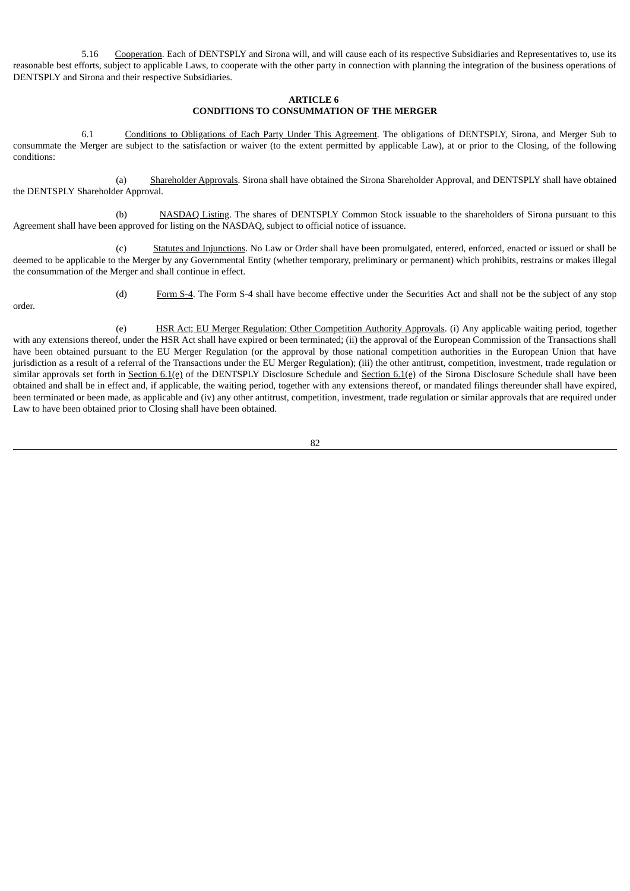5.16 Cooperation. Each of DENTSPLY and Sirona will, and will cause each of its respective Subsidiaries and Representatives to, use its reasonable best efforts, subject to applicable Laws, to cooperate with the other party in connection with planning the integration of the business operations of DENTSPLY and Sirona and their respective Subsidiaries.

## ARTICLE 6
## CONDITIONS TO CONSUMMATION OF THE MERGER

6.1 Conditions to Obligations of Each Party Under This Agreement. The obligations of DENTSPLY, Sirona, and Merger Sub to consummate the Merger are subject to the satisfaction or waiver (to the extent permitted by applicable Law), at or prior to the Closing, of the following conditions:

(a) Shareholder Approvals. Sirona shall have obtained the Sirona Shareholder Approval, and DENTSPLY shall have obtained the DENTSPLY Shareholder Approval.

(b) NASDAQ Listing. The shares of DENTSPLY Common Stock issuable to the shareholders of Sirona pursuant to this Agreement shall have been approved for listing on the NASDAQ, subject to official notice of issuance.

(c) Statutes and Injunctions. No Law or Order shall have been promulgated, entered, enforced, enacted or issued or shall be deemed to be applicable to the Merger by any Governmental Entity (whether temporary, preliminary or permanent) which prohibits, restrains or makes illegal the consummation of the Merger and shall continue in effect.

(d) Form S-4. The Form S-4 shall have become effective under the Securities Act and shall not be the subject of any stop order.

(e) HSR Act; EU Merger Regulation; Other Competition Authority Approvals. (i) Any applicable waiting period, together with any extensions thereof, under the HSR Act shall have expired or been terminated; (ii) the approval of the European Commission of the Transactions shall have been obtained pursuant to the EU Merger Regulation (or the approval by those national competition authorities in the European Union that have jurisdiction as a result of a referral of the Transactions under the EU Merger Regulation); (iii) the other antitrust, competition, investment, trade regulation or similar approvals set forth in Section 6.1(e) of the DENTSPLY Disclosure Schedule and Section 6.1(e) of the Sirona Disclosure Schedule shall have been obtained and shall be in effect and, if applicable, the waiting period, together with any extensions thereof, or mandated filings thereunder shall have expired, been terminated or been made, as applicable and (iv) any other antitrust, competition, investment, trade regulation or similar approvals that are required under Law to have been obtained prior to Closing shall have been obtained.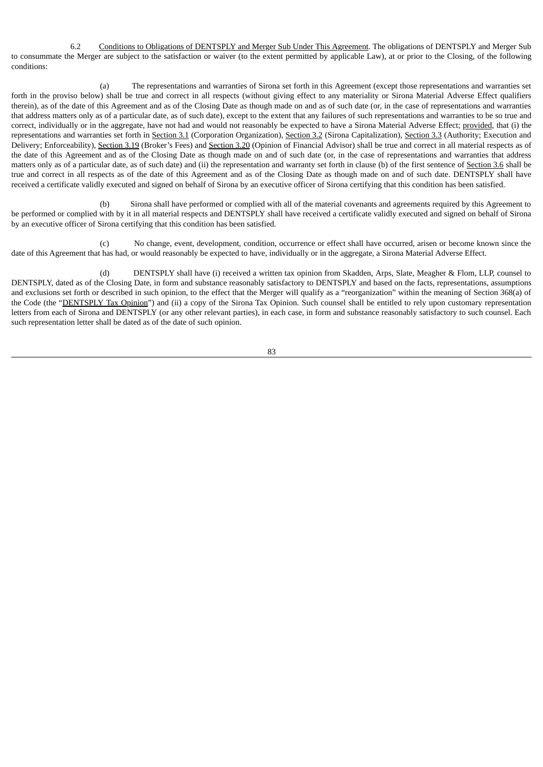6.2 Conditions to Obligations of DENTSPLY and Merger Sub Under This Agreement. The obligations of DENTSPLY and Merger Sub to consummate the Merger are subject to the satisfaction or waiver (to the extent permitted by applicable Law), at or prior to the Closing, of the following conditions:

(a) The representations and warranties of Sirona set forth in this Agreement (except those representations and warranties set forth in the proviso below) shall be true and correct in all respects (without giving effect to any materiality or Sirona Material Adverse Effect qualifiers therein), as of the date of this Agreement and as of the Closing Date as though made on and as of such date (or, in the case of representations and warranties that address matters only as of a particular date, as of such date), except to the extent that any failures of such representations and warranties to be so true and correct, individually or in the aggregate, have not had and would not reasonably be expected to have a Sirona Material Adverse Effect; provided, that (i) the representations and warranties set forth in Section 3.1 (Corporation Organization), Section 3.2 (Sirona Capitalization), Section 3.3 (Authority; Execution and Delivery; Enforceability), Section 3.19 (Broker's Fees) and Section 3.20 (Opinion of Financial Advisor) shall be true and correct in all material respects as of the date of this Agreement and as of the Closing Date as though made on and of such date (or, in the case of representations and warranties that address matters only as of a particular date, as of such date) and (ii) the representation and warranty set forth in clause (b) of the first sentence of Section 3.6 shall be true and correct in all respects as of the date of this Agreement and as of the Closing Date as though made on and of such date. DENTSPLY shall have received a certificate validly executed and signed on behalf of Sirona by an executive officer of Sirona certifying that this condition has been satisfied.

(b) Sirona shall have performed or complied with all of the material covenants and agreements required by this Agreement to be performed or complied with by it in all material respects and DENTSPLY shall have received a certificate validly executed and signed on behalf of Sirona by an executive officer of Sirona certifying that this condition has been satisfied.

(c) No change, event, development, condition, occurrence or effect shall have occurred, arisen or become known since the date of this Agreement that has had, or would reasonably be expected to have, individually or in the aggregate, a Sirona Material Adverse Effect.

(d) DENTSPLY shall have (i) received a written tax opinion from Skadden, Arps, Slate, Meagher & Flom, LLP, counsel to DENTSPLY, dated as of the Closing Date, in form and substance reasonably satisfactory to DENTSPLY and based on the facts, representations, assumptions and exclusions set forth or described in such opinion, to the effect that the Merger will qualify as a "reorganization" within the meaning of Section 368(a) of the Code (the "DENTSPLY Tax Opinion") and (ii) a copy of the Sirona Tax Opinion. Such counsel shall be entitled to rely upon customary representation letters from each of Sirona and DENTSPLY (or any other relevant parties), in each case, in form and substance reasonably satisfactory to such counsel. Each such representation letter shall be dated as of the date of such opinion.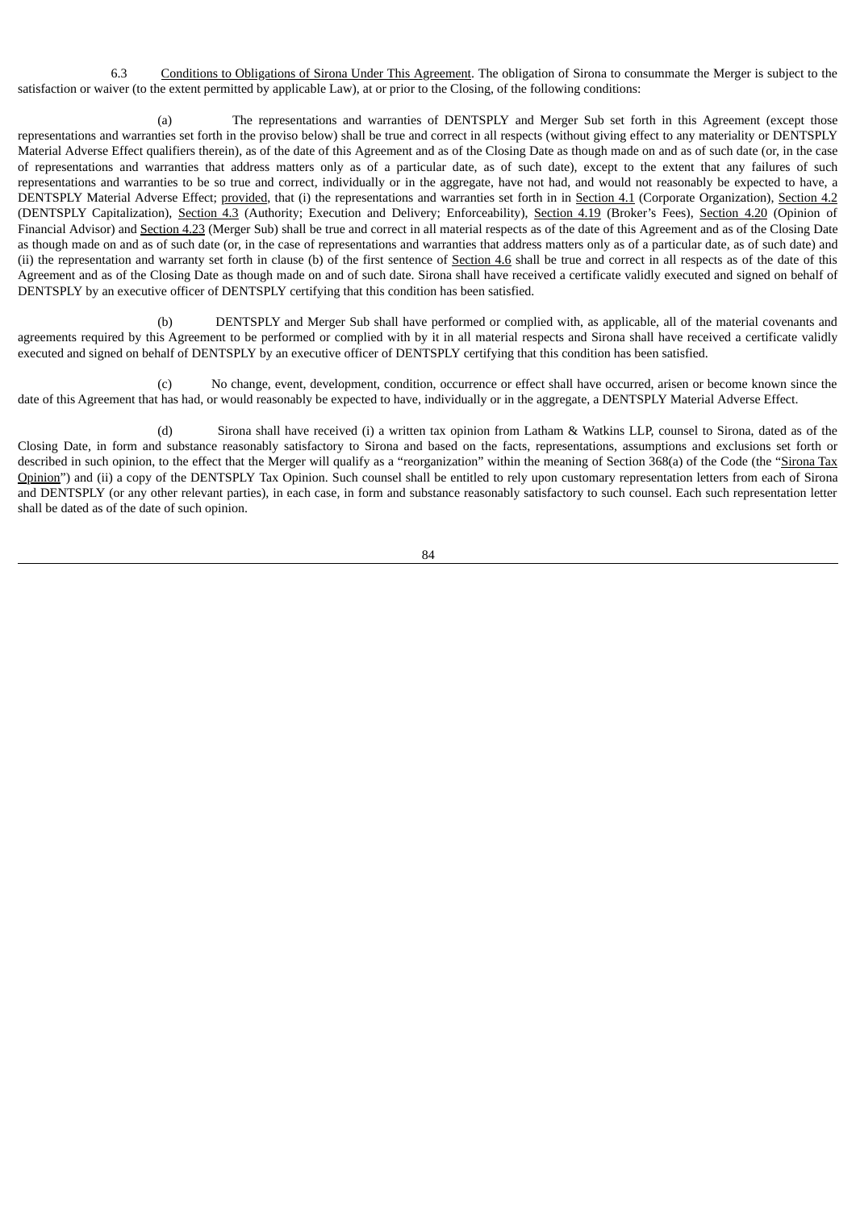6.3 Conditions to Obligations of Sirona Under This Agreement. The obligation of Sirona to consummate the Merger is subject to the satisfaction or waiver (to the extent permitted by applicable Law), at or prior to the Closing, of the following conditions:

(a) The representations and warranties of DENTSPLY and Merger Sub set forth in this Agreement (except those representations and warranties set forth in the proviso below) shall be true and correct in all respects (without giving effect to any materiality or DENTSPLY Material Adverse Effect qualifiers therein), as of the date of this Agreement and as of the Closing Date as though made on and as of such date (or, in the case of representations and warranties that address matters only as of a particular date, as of such date), except to the extent that any failures of such representations and warranties to be so true and correct, individually or in the aggregate, have not had, and would not reasonably be expected to have, a DENTSPLY Material Adverse Effect; provided, that (i) the representations and warranties set forth in in Section 4.1 (Corporate Organization), Section 4.2 (DENTSPLY Capitalization), Section 4.3 (Authority; Execution and Delivery; Enforceability), Section 4.19 (Broker's Fees), Section 4.20 (Opinion of Financial Advisor) and Section 4.23 (Merger Sub) shall be true and correct in all material respects as of the date of this Agreement and as of the Closing Date as though made on and as of such date (or, in the case of representations and warranties that address matters only as of a particular date, as of such date) and (ii) the representation and warranty set forth in clause (b) of the first sentence of Section 4.6 shall be true and correct in all respects as of the date of this Agreement and as of the Closing Date as though made on and of such date. Sirona shall have received a certificate validly executed and signed on behalf of DENTSPLY by an executive officer of DENTSPLY certifying that this condition has been satisfied.

(b) DENTSPLY and Merger Sub shall have performed or complied with, as applicable, all of the material covenants and agreements required by this Agreement to be performed or complied with by it in all material respects and Sirona shall have received a certificate validly executed and signed on behalf of DENTSPLY by an executive officer of DENTSPLY certifying that this condition has been satisfied.

(c) No change, event, development, condition, occurrence or effect shall have occurred, arisen or become known since the date of this Agreement that has had, or would reasonably be expected to have, individually or in the aggregate, a DENTSPLY Material Adverse Effect.

(d) Sirona shall have received (i) a written tax opinion from Latham & Watkins LLP, counsel to Sirona, dated as of the Closing Date, in form and substance reasonably satisfactory to Sirona and based on the facts, representations, assumptions and exclusions set forth or described in such opinion, to the effect that the Merger will qualify as a "reorganization" within the meaning of Section 368(a) of the Code (the "Sirona Tax Opinion") and (ii) a copy of the DENTSPLY Tax Opinion. Such counsel shall be entitled to rely upon customary representation letters from each of Sirona and DENTSPLY (or any other relevant parties), in each case, in form and substance reasonably satisfactory to such counsel. Each such representation letter shall be dated as of the date of such opinion.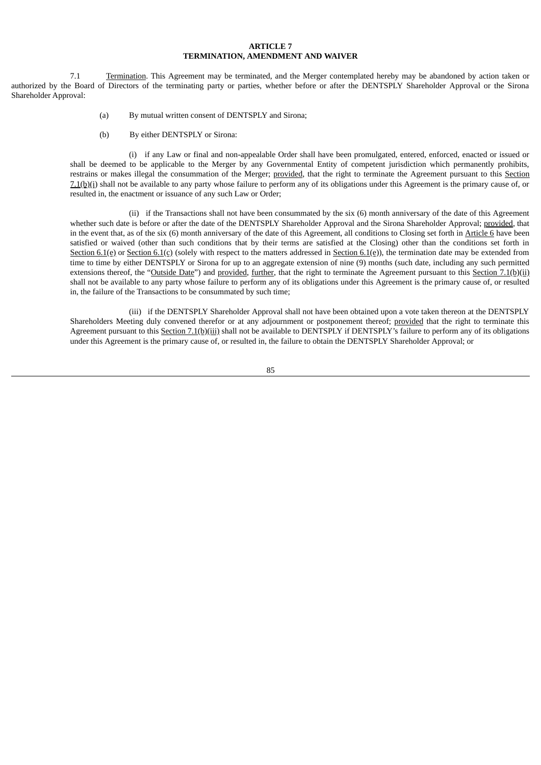**ARTICLE 7**
**TERMINATION, AMENDMENT AND WAIVER**

7.1 Termination. This Agreement may be terminated, and the Merger contemplated hereby may be abandoned by action taken or authorized by the Board of Directors of the terminating party or parties, whether before or after the DENTSPLY Shareholder Approval or the Sirona Shareholder Approval:

(a) By mutual written consent of DENTSPLY and Sirona;

(b) By either DENTSPLY or Sirona:

(i) if any Law or final and non-appealable Order shall have been promulgated, entered, enforced, enacted or issued or shall be deemed to be applicable to the Merger by any Governmental Entity of competent jurisdiction which permanently prohibits, restrains or makes illegal the consummation of the Merger; provided, that the right to terminate the Agreement pursuant to this Section 7.1(b)(i) shall not be available to any party whose failure to perform any of its obligations under this Agreement is the primary cause of, or resulted in, the enactment or issuance of any such Law or Order;

(ii) if the Transactions shall not have been consummated by the six (6) month anniversary of the date of this Agreement whether such date is before or after the date of the DENTSPLY Shareholder Approval and the Sirona Shareholder Approval; provided, that in the event that, as of the six (6) month anniversary of the date of this Agreement, all conditions to Closing set forth in Article 6 have been satisfied or waived (other than such conditions that by their terms are satisfied at the Closing) other than the conditions set forth in Section 6.1(e) or Section 6.1(c) (solely with respect to the matters addressed in Section 6.1(e)), the termination date may be extended from time to time by either DENTSPLY or Sirona for up to an aggregate extension of nine (9) months (such date, including any such permitted extensions thereof, the "Outside Date") and provided, further, that the right to terminate the Agreement pursuant to this Section 7.1(b)(ii) shall not be available to any party whose failure to perform any of its obligations under this Agreement is the primary cause of, or resulted in, the failure of the Transactions to be consummated by such time;

(iii) if the DENTSPLY Shareholder Approval shall not have been obtained upon a vote taken thereon at the DENTSPLY Shareholders Meeting duly convened therefor or at any adjournment or postponement thereof; provided that the right to terminate this Agreement pursuant to this Section 7.1(b)(iii) shall not be available to DENTSPLY if DENTSPLY's failure to perform any of its obligations under this Agreement is the primary cause of, or resulted in, the failure to obtain the DENTSPLY Shareholder Approval; or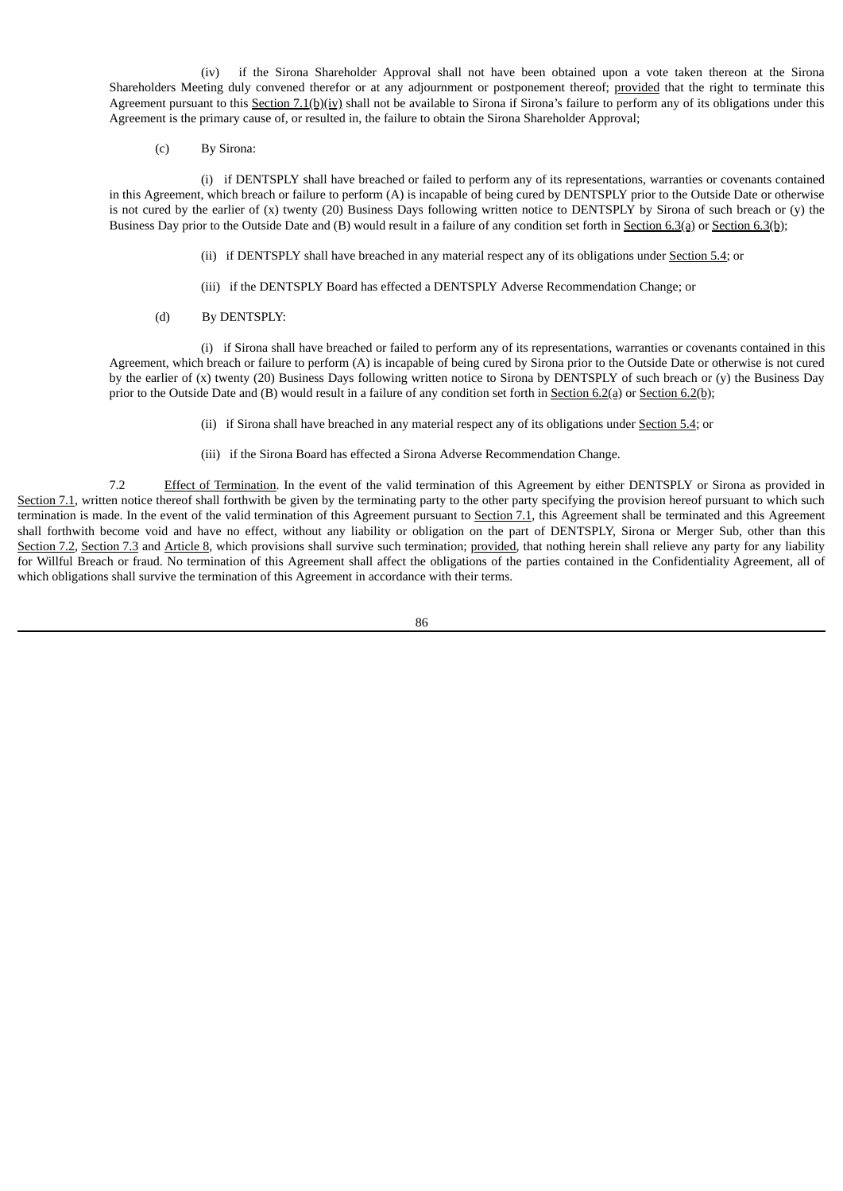(iv) if the Sirona Shareholder Approval shall not have been obtained upon a vote taken thereon at the Sirona Shareholders Meeting duly convened therefor or at any adjournment or postponement thereof; provided that the right to terminate this Agreement pursuant to this Section 7.1(b)(iv) shall not be available to Sirona if Sirona's failure to perform any of its obligations under this Agreement is the primary cause of, or resulted in, the failure to obtain the Sirona Shareholder Approval;

(c) By Sirona:

(i) if DENTSPLY shall have breached or failed to perform any of its representations, warranties or covenants contained in this Agreement, which breach or failure to perform (A) is incapable of being cured by DENTSPLY prior to the Outside Date or otherwise is not cured by the earlier of (x) twenty (20) Business Days following written notice to DENTSPLY by Sirona of such breach or (y) the Business Day prior to the Outside Date and (B) would result in a failure of any condition set forth in Section 6.3(a) or Section 6.3(b);

(ii) if DENTSPLY shall have breached in any material respect any of its obligations under Section 5.4; or

(iii) if the DENTSPLY Board has effected a DENTSPLY Adverse Recommendation Change; or

(d) By DENTSPLY:

(i) if Sirona shall have breached or failed to perform any of its representations, warranties or covenants contained in this Agreement, which breach or failure to perform (A) is incapable of being cured by Sirona prior to the Outside Date or otherwise is not cured by the earlier of (x) twenty (20) Business Days following written notice to Sirona by DENTSPLY of such breach or (y) the Business Day prior to the Outside Date and (B) would result in a failure of any condition set forth in Section 6.2(a) or Section 6.2(b);

(ii) if Sirona shall have breached in any material respect any of its obligations under Section 5.4; or

(iii) if the Sirona Board has effected a Sirona Adverse Recommendation Change.

7.2 Effect of Termination. In the event of the valid termination of this Agreement by either DENTSPLY or Sirona as provided in Section 7.1, written notice thereof shall forthwith be given by the terminating party to the other party specifying the provision hereof pursuant to which such termination is made. In the event of the valid termination of this Agreement pursuant to Section 7.1, this Agreement shall be terminated and this Agreement shall forthwith become void and have no effect, without any liability or obligation on the part of DENTSPLY, Sirona or Merger Sub, other than this Section 7.2, Section 7.3 and Article 8, which provisions shall survive such termination; provided, that nothing herein shall relieve any party for any liability for Willful Breach or fraud. No termination of this Agreement shall affect the obligations of the parties contained in the Confidentiality Agreement, all of which obligations shall survive the termination of this Agreement in accordance with their terms.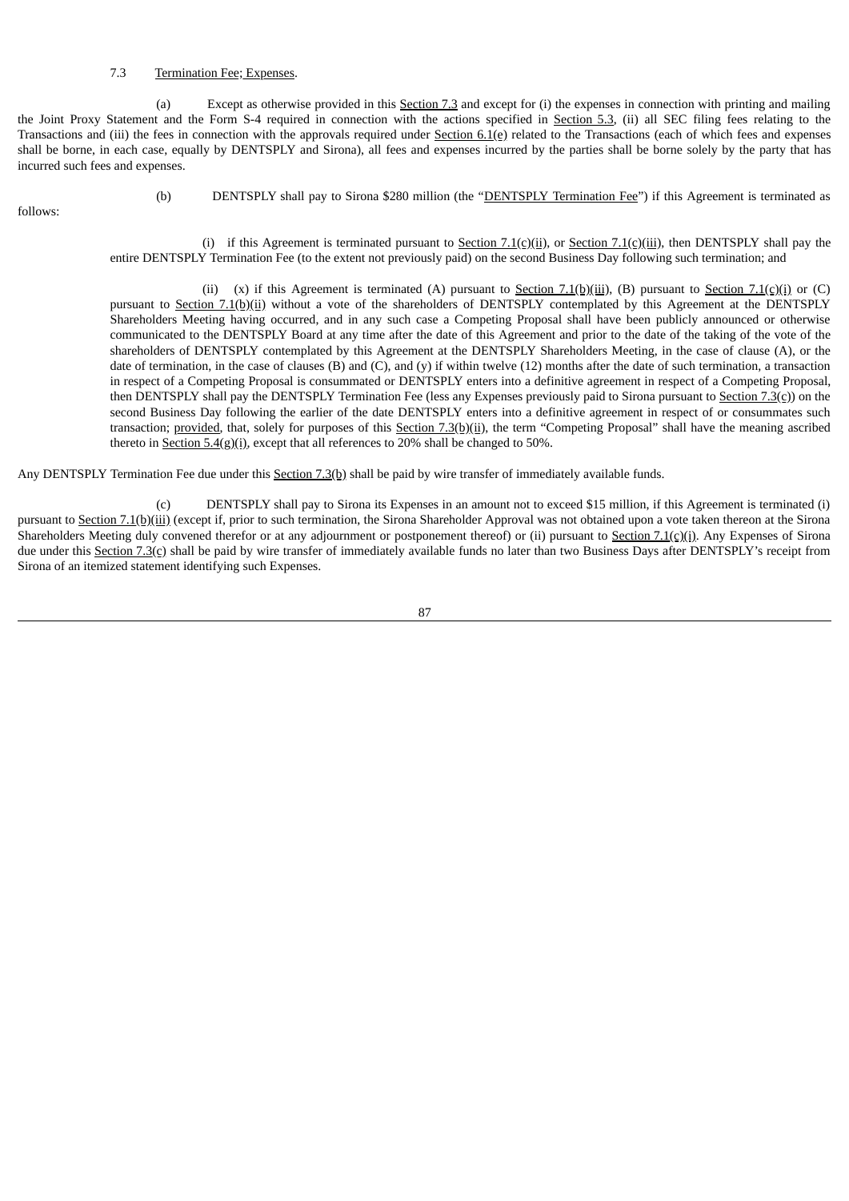7.3 Termination Fee; Expenses.

(a) Except as otherwise provided in this Section 7.3 and except for (i) the expenses in connection with printing and mailing the Joint Proxy Statement and the Form S-4 required in connection with the actions specified in Section 5.3, (ii) all SEC filing fees relating to the Transactions and (iii) the fees in connection with the approvals required under Section 6.1(e) related to the Transactions (each of which fees and expenses shall be borne, in each case, equally by DENTSPLY and Sirona), all fees and expenses incurred by the parties shall be borne solely by the party that has incurred such fees and expenses.

(b) DENTSPLY shall pay to Sirona $280 million (the "DENTSPLY Termination Fee") if this Agreement is terminated as follows:

(i) if this Agreement is terminated pursuant to Section 7.1(c)(ii), or Section 7.1(c)(iii), then DENTSPLY shall pay the entire DENTSPLY Termination Fee (to the extent not previously paid) on the second Business Day following such termination; and

(ii) (x) if this Agreement is terminated (A) pursuant to Section 7.1(b)(iii), (B) pursuant to Section 7.1(c)(i) or (C) pursuant to Section 7.1(b)(ii) without a vote of the shareholders of DENTSPLY contemplated by this Agreement at the DENTSPLY Shareholders Meeting having occurred, and in any such case a Competing Proposal shall have been publicly announced or otherwise communicated to the DENTSPLY Board at any time after the date of this Agreement and prior to the date of the taking of the vote of the shareholders of DENTSPLY contemplated by this Agreement at the DENTSPLY Shareholders Meeting, in the case of clause (A), or the date of termination, in the case of clauses (B) and (C), and (y) if within twelve (12) months after the date of such termination, a transaction in respect of a Competing Proposal is consummated or DENTSPLY enters into a definitive agreement in respect of a Competing Proposal, then DENTSPLY shall pay the DENTSPLY Termination Fee (less any Expenses previously paid to Sirona pursuant to Section 7.3(c)) on the second Business Day following the earlier of the date DENTSPLY enters into a definitive agreement in respect of or consummates such transaction; provided, that, solely for purposes of this Section 7.3(b)(ii), the term "Competing Proposal" shall have the meaning ascribed thereto in Section 5.4(g)(i), except that all references to 20% shall be changed to 50%.

Any DENTSPLY Termination Fee due under this Section 7.3(b) shall be paid by wire transfer of immediately available funds.

(c) DENTSPLY shall pay to Sirona its Expenses in an amount not to exceed $15 million, if this Agreement is terminated (i) pursuant to Section 7.1(b)(iii) (except if, prior to such termination, the Sirona Shareholder Approval was not obtained upon a vote taken thereon at the Sirona Shareholders Meeting duly convened therefor or at any adjournment or postponement thereof) or (ii) pursuant to Section 7.1(c)(i). Any Expenses of Sirona due under this Section 7.3(c) shall be paid by wire transfer of immediately available funds no later than two Business Days after DENTSPLY's receipt from Sirona of an itemized statement identifying such Expenses.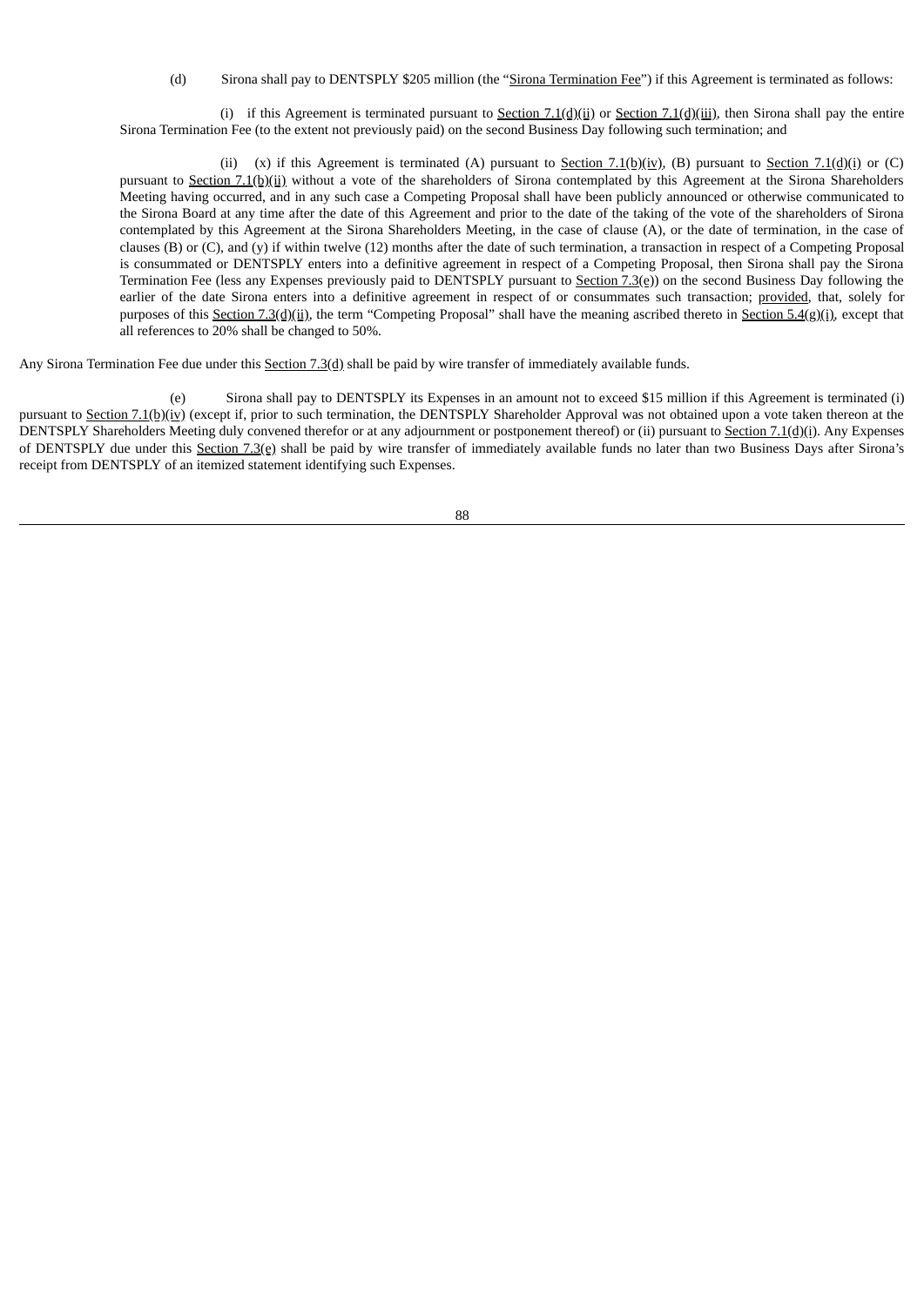(d) Sirona shall pay to DENTSPLY $205 million (the "Sirona Termination Fee") if this Agreement is terminated as follows:

(i) if this Agreement is terminated pursuant to Section 7.1(d)(ii) or Section 7.1(d)(iii), then Sirona shall pay the entire Sirona Termination Fee (to the extent not previously paid) on the second Business Day following such termination; and

(ii) (x) if this Agreement is terminated (A) pursuant to Section 7.1(b)(iv), (B) pursuant to Section 7.1(d)(i) or (C) pursuant to Section 7.1(b)(ii) without a vote of the shareholders of Sirona contemplated by this Agreement at the Sirona Shareholders Meeting having occurred, and in any such case a Competing Proposal shall have been publicly announced or otherwise communicated to the Sirona Board at any time after the date of this Agreement and prior to the date of the taking of the vote of the shareholders of Sirona contemplated by this Agreement at the Sirona Shareholders Meeting, in the case of clause (A), or the date of termination, in the case of clauses (B) or (C), and (y) if within twelve (12) months after the date of such termination, a transaction in respect of a Competing Proposal is consummated or DENTSPLY enters into a definitive agreement in respect of a Competing Proposal, then Sirona shall pay the Sirona Termination Fee (less any Expenses previously paid to DENTSPLY pursuant to Section 7.3(e)) on the second Business Day following the earlier of the date Sirona enters into a definitive agreement in respect of or consummates such transaction; provided, that, solely for purposes of this Section 7.3(d)(ii), the term "Competing Proposal" shall have the meaning ascribed thereto in Section 5.4(g)(i), except that all references to 20% shall be changed to 50%.

Any Sirona Termination Fee due under this Section 7.3(d) shall be paid by wire transfer of immediately available funds.

(e) Sirona shall pay to DENTSPLY its Expenses in an amount not to exceed $15 million if this Agreement is terminated (i) pursuant to Section 7.1(b)(iv) (except if, prior to such termination, the DENTSPLY Shareholder Approval was not obtained upon a vote taken thereon at the DENTSPLY Shareholders Meeting duly convened therefor or at any adjournment or postponement thereof) or (ii) pursuant to Section 7.1(d)(i). Any Expenses of DENTSPLY due under this Section 7.3(e) shall be paid by wire transfer of immediately available funds no later than two Business Days after Sirona's receipt from DENTSPLY of an itemized statement identifying such Expenses.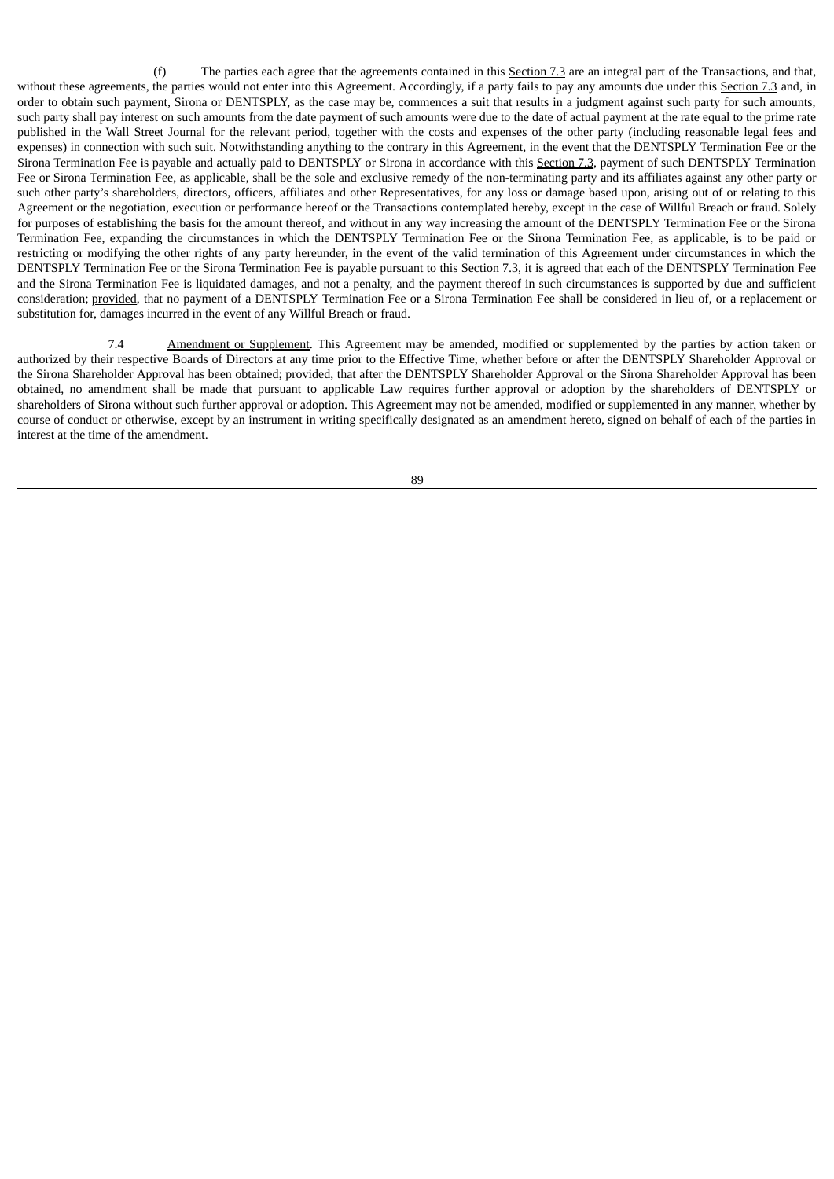(f) The parties each agree that the agreements contained in this Section 7.3 are an integral part of the Transactions, and that, without these agreements, the parties would not enter into this Agreement. Accordingly, if a party fails to pay any amounts due under this Section 7.3 and, in order to obtain such payment, Sirona or DENTSPLY, as the case may be, commences a suit that results in a judgment against such party for such amounts, such party shall pay interest on such amounts from the date payment of such amounts were due to the date of actual payment at the rate equal to the prime rate published in the Wall Street Journal for the relevant period, together with the costs and expenses of the other party (including reasonable legal fees and expenses) in connection with such suit. Notwithstanding anything to the contrary in this Agreement, in the event that the DENTSPLY Termination Fee or the Sirona Termination Fee is payable and actually paid to DENTSPLY or Sirona in accordance with this Section 7.3, payment of such DENTSPLY Termination Fee or Sirona Termination Fee, as applicable, shall be the sole and exclusive remedy of the non-terminating party and its affiliates against any other party or such other party's shareholders, directors, officers, affiliates and other Representatives, for any loss or damage based upon, arising out of or relating to this Agreement or the negotiation, execution or performance hereof or the Transactions contemplated hereby, except in the case of Willful Breach or fraud. Solely for purposes of establishing the basis for the amount thereof, and without in any way increasing the amount of the DENTSPLY Termination Fee or the Sirona Termination Fee, expanding the circumstances in which the DENTSPLY Termination Fee or the Sirona Termination Fee, as applicable, is to be paid or restricting or modifying the other rights of any party hereunder, in the event of the valid termination of this Agreement under circumstances in which the DENTSPLY Termination Fee or the Sirona Termination Fee is payable pursuant to this Section 7.3, it is agreed that each of the DENTSPLY Termination Fee and the Sirona Termination Fee is liquidated damages, and not a penalty, and the payment thereof in such circumstances is supported by due and sufficient consideration; provided, that no payment of a DENTSPLY Termination Fee or a Sirona Termination Fee shall be considered in lieu of, or a replacement or substitution for, damages incurred in the event of any Willful Breach or fraud.

7.4 Amendment or Supplement. This Agreement may be amended, modified or supplemented by the parties by action taken or authorized by their respective Boards of Directors at any time prior to the Effective Time, whether before or after the DENTSPLY Shareholder Approval or the Sirona Shareholder Approval has been obtained; provided, that after the DENTSPLY Shareholder Approval or the Sirona Shareholder Approval has been obtained, no amendment shall be made that pursuant to applicable Law requires further approval or adoption by the shareholders of DENTSPLY or shareholders of Sirona without such further approval or adoption. This Agreement may not be amended, modified or supplemented in any manner, whether by course of conduct or otherwise, except by an instrument in writing specifically designated as an amendment hereto, signed on behalf of each of the parties in interest at the time of the amendment.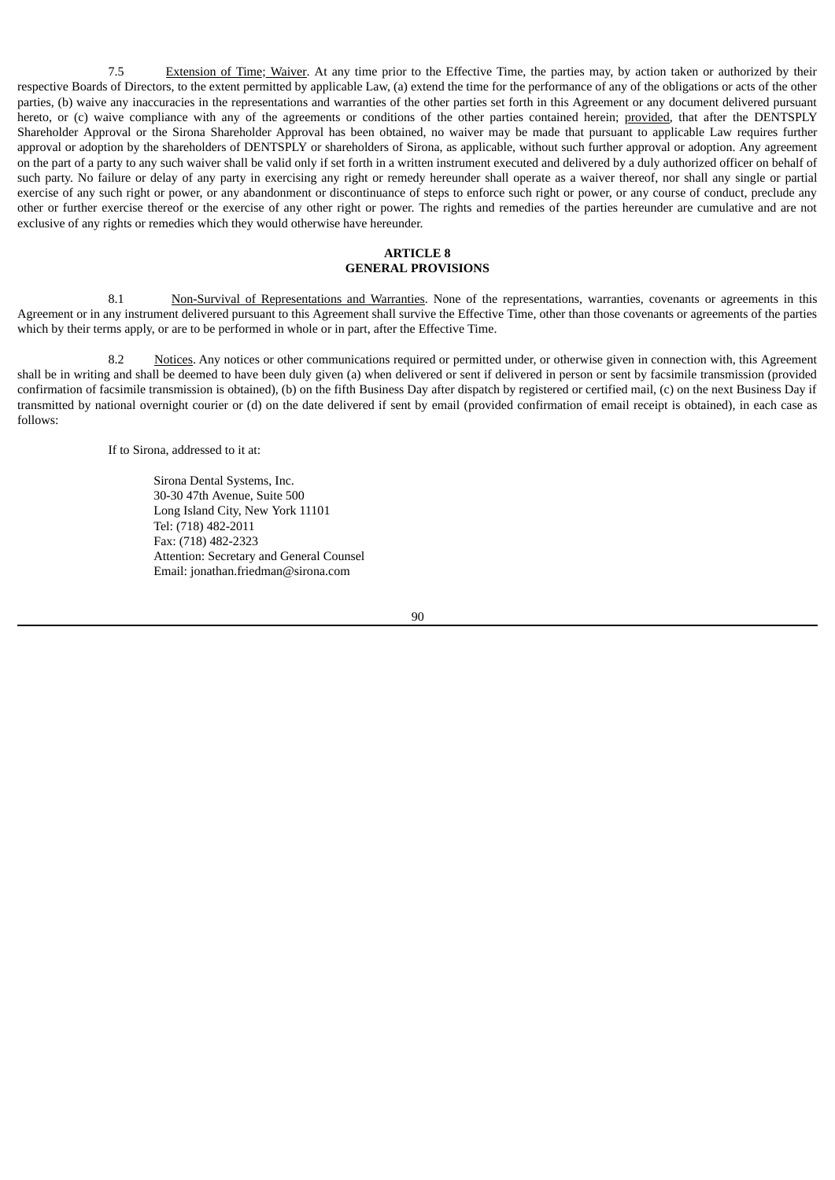7.5 Extension of Time; Waiver. At any time prior to the Effective Time, the parties may, by action taken or authorized by their respective Boards of Directors, to the extent permitted by applicable Law, (a) extend the time for the performance of any of the obligations or acts of the other parties, (b) waive any inaccuracies in the representations and warranties of the other parties set forth in this Agreement or any document delivered pursuant hereto, or (c) waive compliance with any of the agreements or conditions of the other parties contained herein; provided, that after the DENTSPLY Shareholder Approval or the Sirona Shareholder Approval has been obtained, no waiver may be made that pursuant to applicable Law requires further approval or adoption by the shareholders of DENTSPLY or shareholders of Sirona, as applicable, without such further approval or adoption. Any agreement on the part of a party to any such waiver shall be valid only if set forth in a written instrument executed and delivered by a duly authorized officer on behalf of such party. No failure or delay of any party in exercising any right or remedy hereunder shall operate as a waiver thereof, nor shall any single or partial exercise of any such right or power, or any abandonment or discontinuance of steps to enforce such right or power, or any course of conduct, preclude any other or further exercise thereof or the exercise of any other right or power. The rights and remedies of the parties hereunder are cumulative and are not exclusive of any rights or remedies which they would otherwise have hereunder.

## ARTICLE 8
## GENERAL PROVISIONS

8.1 Non-Survival of Representations and Warranties. None of the representations, warranties, covenants or agreements in this Agreement or in any instrument delivered pursuant to this Agreement shall survive the Effective Time, other than those covenants or agreements of the parties which by their terms apply, or are to be performed in whole or in part, after the Effective Time.

8.2 Notices. Any notices or other communications required or permitted under, or otherwise given in connection with, this Agreement shall be in writing and shall be deemed to have been duly given (a) when delivered or sent if delivered in person or sent by facsimile transmission (provided confirmation of facsimile transmission is obtained), (b) on the fifth Business Day after dispatch by registered or certified mail, (c) on the next Business Day if transmitted by national overnight courier or (d) on the date delivered if sent by email (provided confirmation of email receipt is obtained), in each case as follows:

If to Sirona, addressed to it at:

Sirona Dental Systems, Inc.
30-30 47th Avenue, Suite 500
Long Island City, New York 11101
Tel: (718) 482-2011
Fax: (718) 482-2323
Attention: Secretary and General Counsel
Email: jonathan.friedman@sirona.com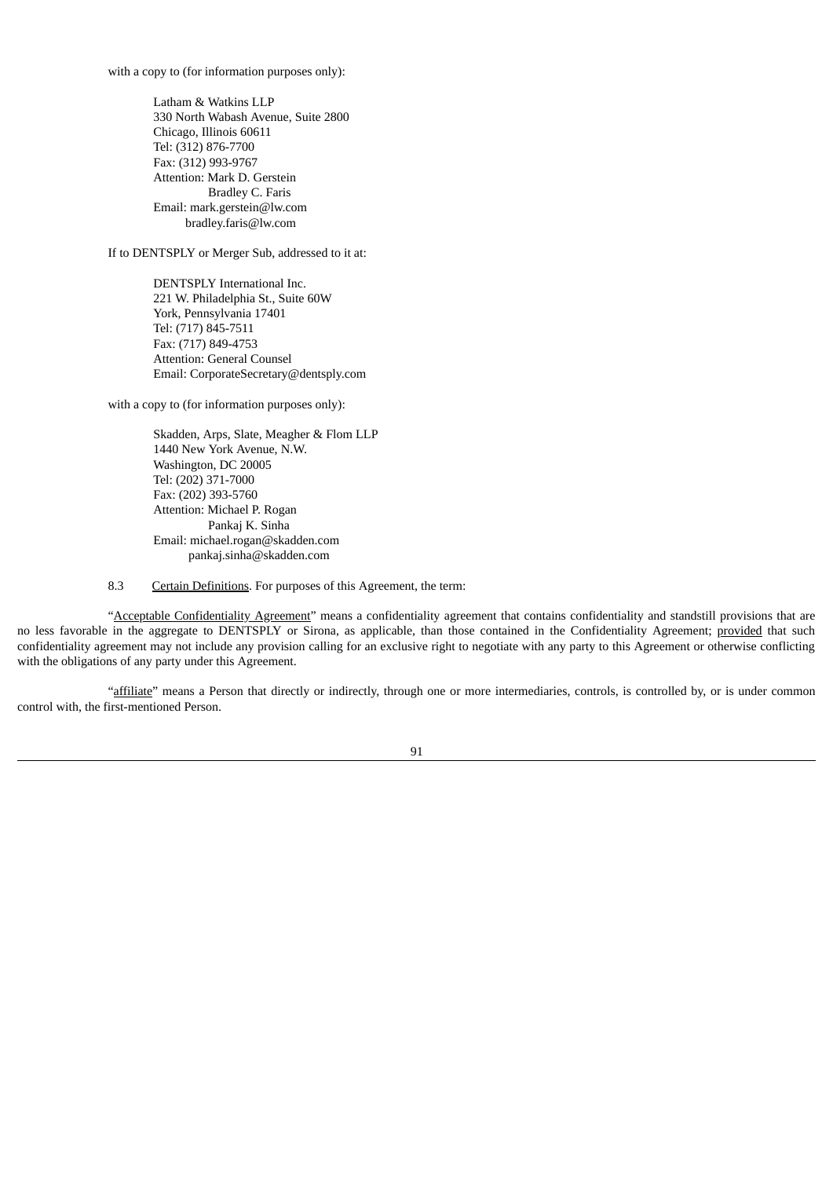with a copy to (for information purposes only):

Latham & Watkins LLP
330 North Wabash Avenue, Suite 2800
Chicago, Illinois 60611
Tel: (312) 876-7700
Fax: (312) 993-9767
Attention: Mark D. Gerstein
Bradley C. Faris
Email: mark.gerstein@lw.com
bradley.faris@lw.com

If to DENTSPLY or Merger Sub, addressed to it at:

DENTSPLY International Inc.
221 W. Philadelphia St., Suite 60W
York, Pennsylvania 17401
Tel: (717) 845-7511
Fax: (717) 849-4753
Attention: General Counsel
Email: CorporateSecretary@dentsply.com

with a copy to (for information purposes only):

Skadden, Arps, Slate, Meagher & Flom LLP
1440 New York Avenue, N.W.
Washington, DC 20005
Tel: (202) 371-7000
Fax: (202) 393-5760
Attention: Michael P. Rogan
Pankaj K. Sinha
Email: michael.rogan@skadden.com
pankaj.sinha@skadden.com

8.3 Certain Definitions. For purposes of this Agreement, the term:

"Acceptable Confidentiality Agreement" means a confidentiality agreement that contains confidentiality and standstill provisions that are no less favorable in the aggregate to DENTSPLY or Sirona, as applicable, than those contained in the Confidentiality Agreement; provided that such confidentiality agreement may not include any provision calling for an exclusive right to negotiate with any party to this Agreement or otherwise conflicting with the obligations of any party under this Agreement.

"affiliate" means a Person that directly or indirectly, through one or more intermediaries, controls, is controlled by, or is under common control with, the first-mentioned Person.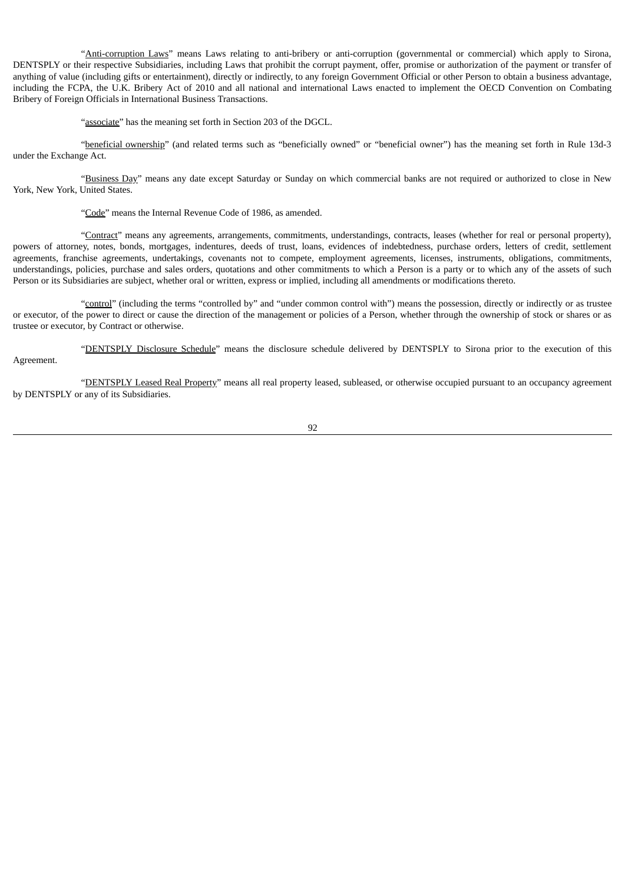"Anti-corruption Laws" means Laws relating to anti-bribery or anti-corruption (governmental or commercial) which apply to Sirona, DENTSPLY or their respective Subsidiaries, including Laws that prohibit the corrupt payment, offer, promise or authorization of the payment or transfer of anything of value (including gifts or entertainment), directly or indirectly, to any foreign Government Official or other Person to obtain a business advantage, including the FCPA, the U.K. Bribery Act of 2010 and all national and international Laws enacted to implement the OECD Convention on Combating Bribery of Foreign Officials in International Business Transactions.

"associate" has the meaning set forth in Section 203 of the DGCL.

"beneficial ownership" (and related terms such as "beneficially owned" or "beneficial owner") has the meaning set forth in Rule 13d-3 under the Exchange Act.

"Business Day" means any date except Saturday or Sunday on which commercial banks are not required or authorized to close in New York, New York, United States.

"Code" means the Internal Revenue Code of 1986, as amended.

"Contract" means any agreements, arrangements, commitments, understandings, contracts, leases (whether for real or personal property), powers of attorney, notes, bonds, mortgages, indentures, deeds of trust, loans, evidences of indebtedness, purchase orders, letters of credit, settlement agreements, franchise agreements, undertakings, covenants not to compete, employment agreements, licenses, instruments, obligations, commitments, understandings, policies, purchase and sales orders, quotations and other commitments to which a Person is a party or to which any of the assets of such Person or its Subsidiaries are subject, whether oral or written, express or implied, including all amendments or modifications thereto.

"control" (including the terms "controlled by" and "under common control with") means the possession, directly or indirectly or as trustee or executor, of the power to direct or cause the direction of the management or policies of a Person, whether through the ownership of stock or shares or as trustee or executor, by Contract or otherwise.

"DENTSPLY Disclosure Schedule" means the disclosure schedule delivered by DENTSPLY to Sirona prior to the execution of this Agreement.

"DENTSPLY Leased Real Property" means all real property leased, subleased, or otherwise occupied pursuant to an occupancy agreement by DENTSPLY or any of its Subsidiaries.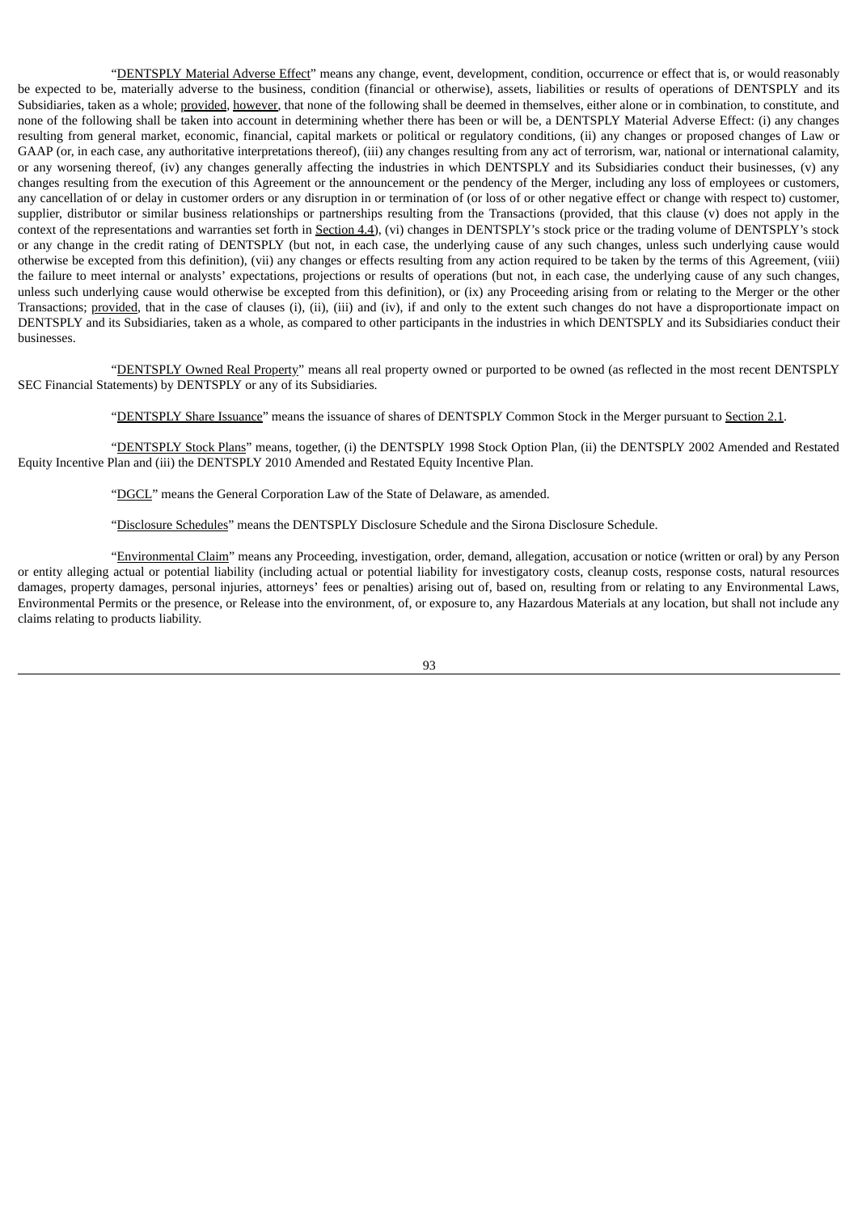"DENTSPLY Material Adverse Effect" means any change, event, development, condition, occurrence or effect that is, or would reasonably be expected to be, materially adverse to the business, condition (financial or otherwise), assets, liabilities or results of operations of DENTSPLY and its Subsidiaries, taken as a whole; provided, however, that none of the following shall be deemed in themselves, either alone or in combination, to constitute, and none of the following shall be taken into account in determining whether there has been or will be, a DENTSPLY Material Adverse Effect: (i) any changes resulting from general market, economic, financial, capital markets or political or regulatory conditions, (ii) any changes or proposed changes of Law or GAAP (or, in each case, any authoritative interpretations thereof), (iii) any changes resulting from any act of terrorism, war, national or international calamity, or any worsening thereof, (iv) any changes generally affecting the industries in which DENTSPLY and its Subsidiaries conduct their businesses, (v) any changes resulting from the execution of this Agreement or the announcement or the pendency of the Merger, including any loss of employees or customers, any cancellation of or delay in customer orders or any disruption in or termination of (or loss of or other negative effect or change with respect to) customer, supplier, distributor or similar business relationships or partnerships resulting from the Transactions (provided, that this clause (v) does not apply in the context of the representations and warranties set forth in Section 4.4), (vi) changes in DENTSPLY's stock price or the trading volume of DENTSPLY's stock or any change in the credit rating of DENTSPLY (but not, in each case, the underlying cause of any such changes, unless such underlying cause would otherwise be excepted from this definition), (vii) any changes or effects resulting from any action required to be taken by the terms of this Agreement, (viii) the failure to meet internal or analysts' expectations, projections or results of operations (but not, in each case, the underlying cause of any such changes, unless such underlying cause would otherwise be excepted from this definition), or (ix) any Proceeding arising from or relating to the Merger or the other Transactions; provided, that in the case of clauses (i), (ii), (iii) and (iv), if and only to the extent such changes do not have a disproportionate impact on DENTSPLY and its Subsidiaries, taken as a whole, as compared to other participants in the industries in which DENTSPLY and its Subsidiaries conduct their businesses.

"DENTSPLY Owned Real Property" means all real property owned or purported to be owned (as reflected in the most recent DENTSPLY SEC Financial Statements) by DENTSPLY or any of its Subsidiaries.

"DENTSPLY Share Issuance" means the issuance of shares of DENTSPLY Common Stock in the Merger pursuant to Section 2.1.

"DENTSPLY Stock Plans" means, together, (i) the DENTSPLY 1998 Stock Option Plan, (ii) the DENTSPLY 2002 Amended and Restated Equity Incentive Plan and (iii) the DENTSPLY 2010 Amended and Restated Equity Incentive Plan.

"DGCL" means the General Corporation Law of the State of Delaware, as amended.

"Disclosure Schedules" means the DENTSPLY Disclosure Schedule and the Sirona Disclosure Schedule.

"Environmental Claim" means any Proceeding, investigation, order, demand, allegation, accusation or notice (written or oral) by any Person or entity alleging actual or potential liability (including actual or potential liability for investigatory costs, cleanup costs, response costs, natural resources damages, property damages, personal injuries, attorneys' fees or penalties) arising out of, based on, resulting from or relating to any Environmental Laws, Environmental Permits or the presence, or Release into the environment, of, or exposure to, any Hazardous Materials at any location, but shall not include any claims relating to products liability.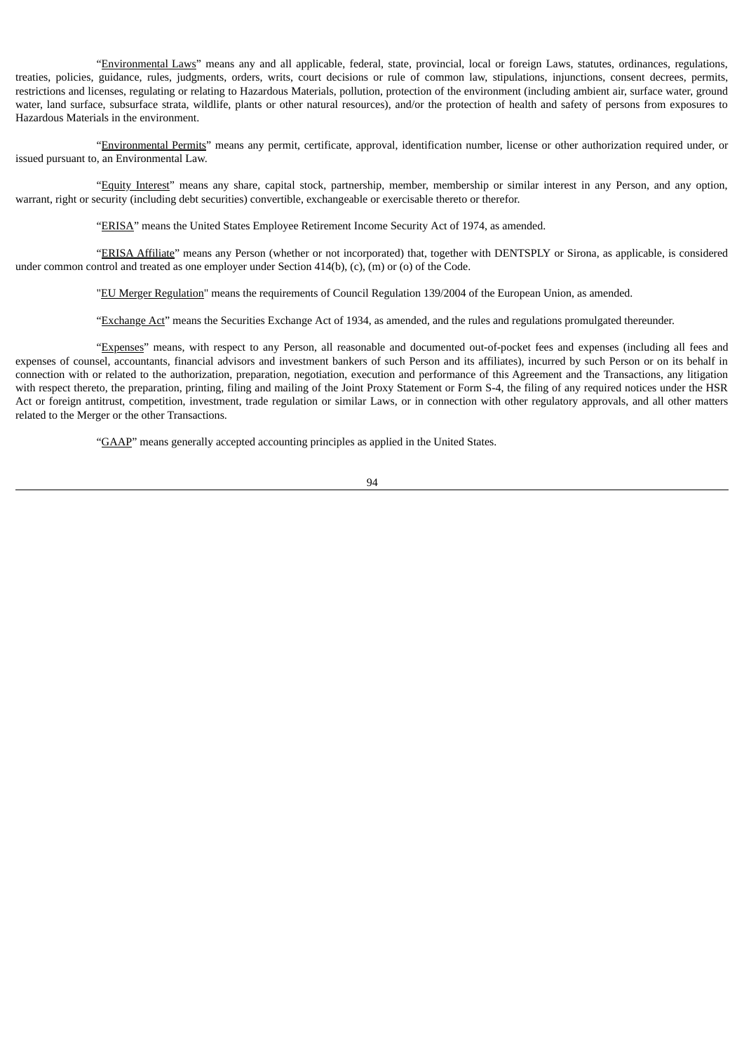"<u>Environmental Laws</u>" means any and all applicable, federal, state, provincial, local or foreign Laws, statutes, ordinances, regulations, treaties, policies, guidance, rules, judgments, orders, writs, court decisions or rule of common law, stipulations, injunctions, consent decrees, permits, restrictions and licenses, regulating or relating to Hazardous Materials, pollution, protection of the environment (including ambient air, surface water, ground water, land surface, subsurface strata, wildlife, plants or other natural resources), and/or the protection of health and safety of persons from exposures to Hazardous Materials in the environment.

"<u>Environmental Permits</u>" means any permit, certificate, approval, identification number, license or other authorization required under, or issued pursuant to, an Environmental Law.

"<u>Equity Interest</u>" means any share, capital stock, partnership, member, membership or similar interest in any Person, and any option, warrant, right or security (including debt securities) convertible, exchangeable or exercisable thereto or therefor.

"<u>ERISA</u>" means the United States Employee Retirement Income Security Act of 1974, as amended.

"<u>ERISA Affiliate</u>" means any Person (whether or not incorporated) that, together with DENTSPLY or Sirona, as applicable, is considered under common control and treated as one employer under Section 414(b), (c), (m) or (o) of the Code.

"<u>EU Merger Regulation</u>" means the requirements of Council Regulation 139/2004 of the European Union, as amended.

"<u>Exchange Act</u>" means the Securities Exchange Act of 1934, as amended, and the rules and regulations promulgated thereunder.

"<u>Expenses</u>" means, with respect to any Person, all reasonable and documented out-of-pocket fees and expenses (including all fees and expenses of counsel, accountants, financial advisors and investment bankers of such Person and its affiliates), incurred by such Person or on its behalf in connection with or related to the authorization, preparation, negotiation, execution and performance of this Agreement and the Transactions, any litigation with respect thereto, the preparation, printing, filing and mailing of the Joint Proxy Statement or Form S-4, the filing of any required notices under the HSR Act or foreign antitrust, competition, investment, trade regulation or similar Laws, or in connection with other regulatory approvals, and all other matters related to the Merger or the other Transactions.

"<u>GAAP</u>" means generally accepted accounting principles as applied in the United States.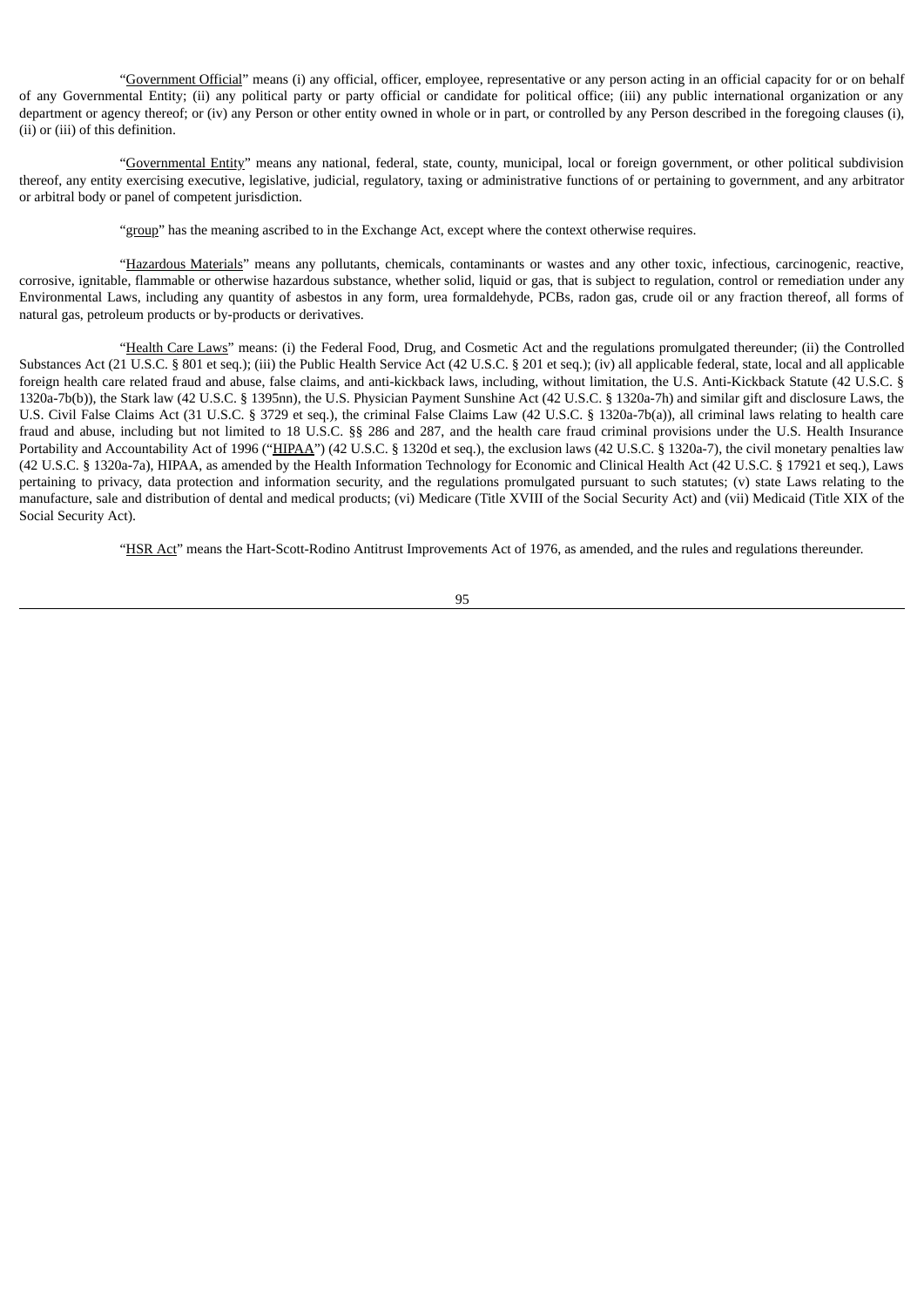"Government Official" means (i) any official, officer, employee, representative or any person acting in an official capacity for or on behalf of any Governmental Entity; (ii) any political party or party official or candidate for political office; (iii) any public international organization or any department or agency thereof; or (iv) any Person or other entity owned in whole or in part, or controlled by any Person described in the foregoing clauses (i), (ii) or (iii) of this definition.

"Governmental Entity" means any national, federal, state, county, municipal, local or foreign government, or other political subdivision thereof, any entity exercising executive, legislative, judicial, regulatory, taxing or administrative functions of or pertaining to government, and any arbitrator or arbitral body or panel of competent jurisdiction.

"group" has the meaning ascribed to in the Exchange Act, except where the context otherwise requires.

"Hazardous Materials" means any pollutants, chemicals, contaminants or wastes and any other toxic, infectious, carcinogenic, reactive, corrosive, ignitable, flammable or otherwise hazardous substance, whether solid, liquid or gas, that is subject to regulation, control or remediation under any Environmental Laws, including any quantity of asbestos in any form, urea formaldehyde, PCBs, radon gas, crude oil or any fraction thereof, all forms of natural gas, petroleum products or by-products or derivatives.

"Health Care Laws" means: (i) the Federal Food, Drug, and Cosmetic Act and the regulations promulgated thereunder; (ii) the Controlled Substances Act (21 U.S.C. § 801 et seq.); (iii) the Public Health Service Act (42 U.S.C. § 201 et seq.); (iv) all applicable federal, state, local and all applicable foreign health care related fraud and abuse, false claims, and anti-kickback laws, including, without limitation, the U.S. Anti-Kickback Statute (42 U.S.C. § 1320a-7b(b)), the Stark law (42 U.S.C. § 1395nn), the U.S. Physician Payment Sunshine Act (42 U.S.C. § 1320a-7h) and similar gift and disclosure Laws, the U.S. Civil False Claims Act (31 U.S.C. § 3729 et seq.), the criminal False Claims Law (42 U.S.C. § 1320a-7b(a)), all criminal laws relating to health care fraud and abuse, including but not limited to 18 U.S.C. §§ 286 and 287, and the health care fraud criminal provisions under the U.S. Health Insurance Portability and Accountability Act of 1996 ("HIPAA") (42 U.S.C. § 1320d et seq.), the exclusion laws (42 U.S.C. § 1320a-7), the civil monetary penalties law (42 U.S.C. § 1320a-7a), HIPAA, as amended by the Health Information Technology for Economic and Clinical Health Act (42 U.S.C. § 17921 et seq.), Laws pertaining to privacy, data protection and information security, and the regulations promulgated pursuant to such statutes; (v) state Laws relating to the manufacture, sale and distribution of dental and medical products; (vi) Medicare (Title XVIII of the Social Security Act) and (vii) Medicaid (Title XIX of the Social Security Act).

"HSR Act" means the Hart-Scott-Rodino Antitrust Improvements Act of 1976, as amended, and the rules and regulations thereunder.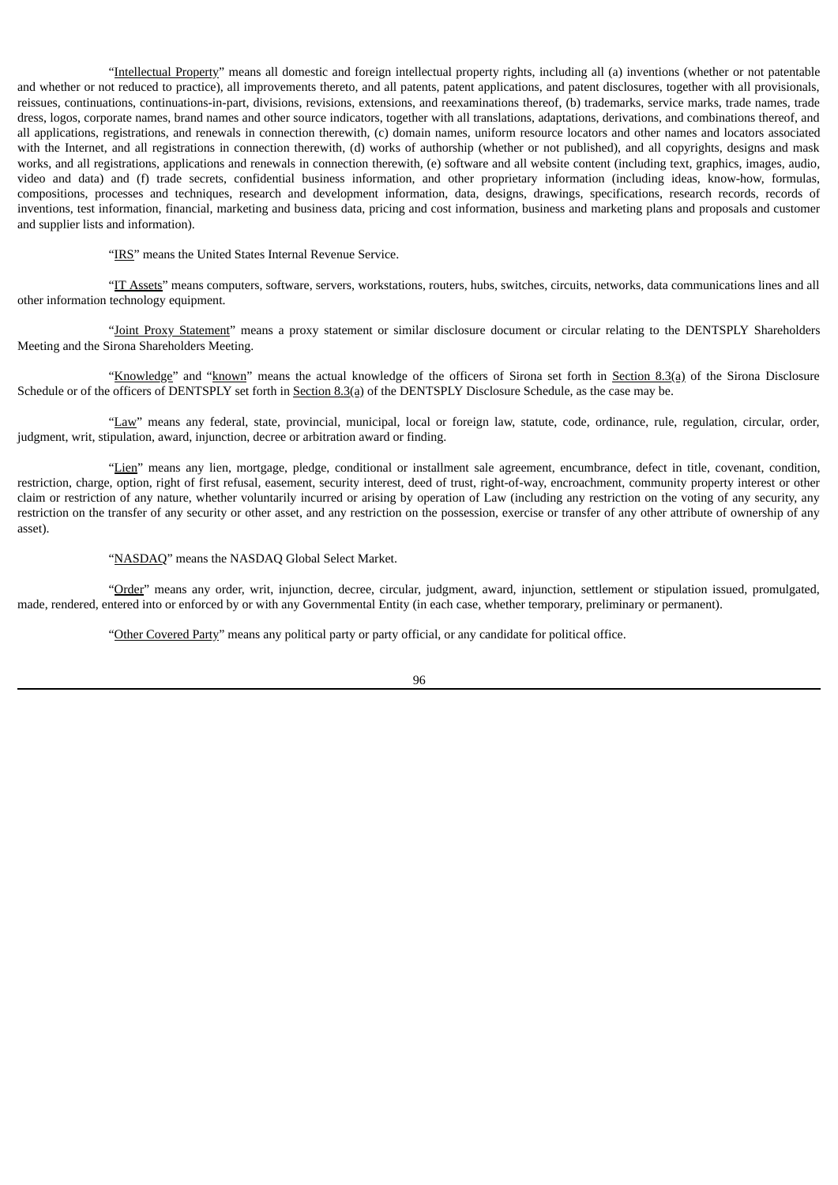"Intellectual Property" means all domestic and foreign intellectual property rights, including all (a) inventions (whether or not patentable and whether or not reduced to practice), all improvements thereto, and all patents, patent applications, and patent disclosures, together with all provisionals, reissues, continuations, continuations-in-part, divisions, revisions, extensions, and reexaminations thereof, (b) trademarks, service marks, trade names, trade dress, logos, corporate names, brand names and other source indicators, together with all translations, adaptations, derivations, and combinations thereof, and all applications, registrations, and renewals in connection therewith, (c) domain names, uniform resource locators and other names and locators associated with the Internet, and all registrations in connection therewith, (d) works of authorship (whether or not published), and all copyrights, designs and mask works, and all registrations, applications and renewals in connection therewith, (e) software and all website content (including text, graphics, images, audio, video and data) and (f) trade secrets, confidential business information, and other proprietary information (including ideas, know-how, formulas, compositions, processes and techniques, research and development information, data, designs, drawings, specifications, research records, records of inventions, test information, financial, marketing and business data, pricing and cost information, business and marketing plans and proposals and customer and supplier lists and information).

"IRS" means the United States Internal Revenue Service.

"IT Assets" means computers, software, servers, workstations, routers, hubs, switches, circuits, networks, data communications lines and all other information technology equipment.

"Joint Proxy Statement" means a proxy statement or similar disclosure document or circular relating to the DENTSPLY Shareholders Meeting and the Sirona Shareholders Meeting.

"Knowledge" and "known" means the actual knowledge of the officers of Sirona set forth in Section 8.3(a) of the Sirona Disclosure Schedule or of the officers of DENTSPLY set forth in Section 8.3(a) of the DENTSPLY Disclosure Schedule, as the case may be.

"Law" means any federal, state, provincial, municipal, local or foreign law, statute, code, ordinance, rule, regulation, circular, order, judgment, writ, stipulation, award, injunction, decree or arbitration award or finding.

"Lien" means any lien, mortgage, pledge, conditional or installment sale agreement, encumbrance, defect in title, covenant, condition, restriction, charge, option, right of first refusal, easement, security interest, deed of trust, right-of-way, encroachment, community property interest or other claim or restriction of any nature, whether voluntarily incurred or arising by operation of Law (including any restriction on the voting of any security, any restriction on the transfer of any security or other asset, and any restriction on the possession, exercise or transfer of any other attribute of ownership of any asset).

"NASDAQ" means the NASDAQ Global Select Market.

"Order" means any order, writ, injunction, decree, circular, judgment, award, injunction, settlement or stipulation issued, promulgated, made, rendered, entered into or enforced by or with any Governmental Entity (in each case, whether temporary, preliminary or permanent).

"Other Covered Party" means any political party or party official, or any candidate for political office.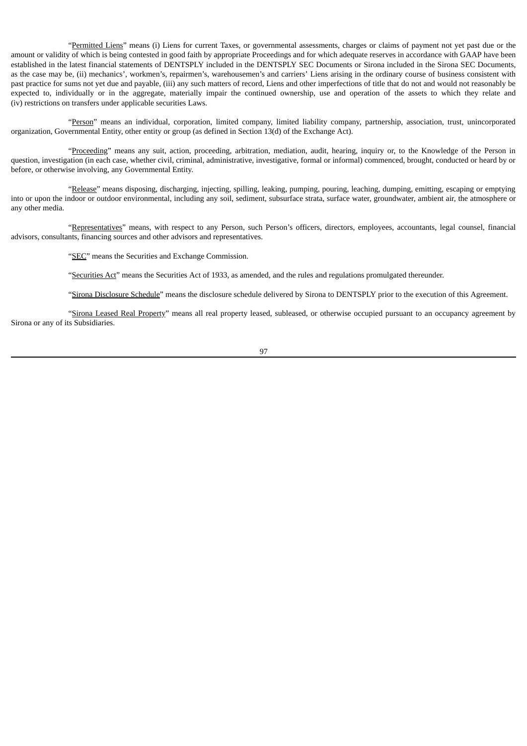"Permitted Liens" means (i) Liens for current Taxes, or governmental assessments, charges or claims of payment not yet past due or the amount or validity of which is being contested in good faith by appropriate Proceedings and for which adequate reserves in accordance with GAAP have been established in the latest financial statements of DENTSPLY included in the DENTSPLY SEC Documents or Sirona included in the Sirona SEC Documents, as the case may be, (ii) mechanics', workmen's, repairmen's, warehousemen's and carriers' Liens arising in the ordinary course of business consistent with past practice for sums not yet due and payable, (iii) any such matters of record, Liens and other imperfections of title that do not and would not reasonably be expected to, individually or in the aggregate, materially impair the continued ownership, use and operation of the assets to which they relate and (iv) restrictions on transfers under applicable securities Laws.

"Person" means an individual, corporation, limited company, limited liability company, partnership, association, trust, unincorporated organization, Governmental Entity, other entity or group (as defined in Section 13(d) of the Exchange Act).

"Proceeding" means any suit, action, proceeding, arbitration, mediation, audit, hearing, inquiry or, to the Knowledge of the Person in question, investigation (in each case, whether civil, criminal, administrative, investigative, formal or informal) commenced, brought, conducted or heard by or before, or otherwise involving, any Governmental Entity.

"Release" means disposing, discharging, injecting, spilling, leaking, pumping, pouring, leaching, dumping, emitting, escaping or emptying into or upon the indoor or outdoor environmental, including any soil, sediment, subsurface strata, surface water, groundwater, ambient air, the atmosphere or any other media.

"Representatives" means, with respect to any Person, such Person's officers, directors, employees, accountants, legal counsel, financial advisors, consultants, financing sources and other advisors and representatives.

"SEC" means the Securities and Exchange Commission.

"Securities Act" means the Securities Act of 1933, as amended, and the rules and regulations promulgated thereunder.

"Sirona Disclosure Schedule" means the disclosure schedule delivered by Sirona to DENTSPLY prior to the execution of this Agreement.

"Sirona Leased Real Property" means all real property leased, subleased, or otherwise occupied pursuant to an occupancy agreement by Sirona or any of its Subsidiaries.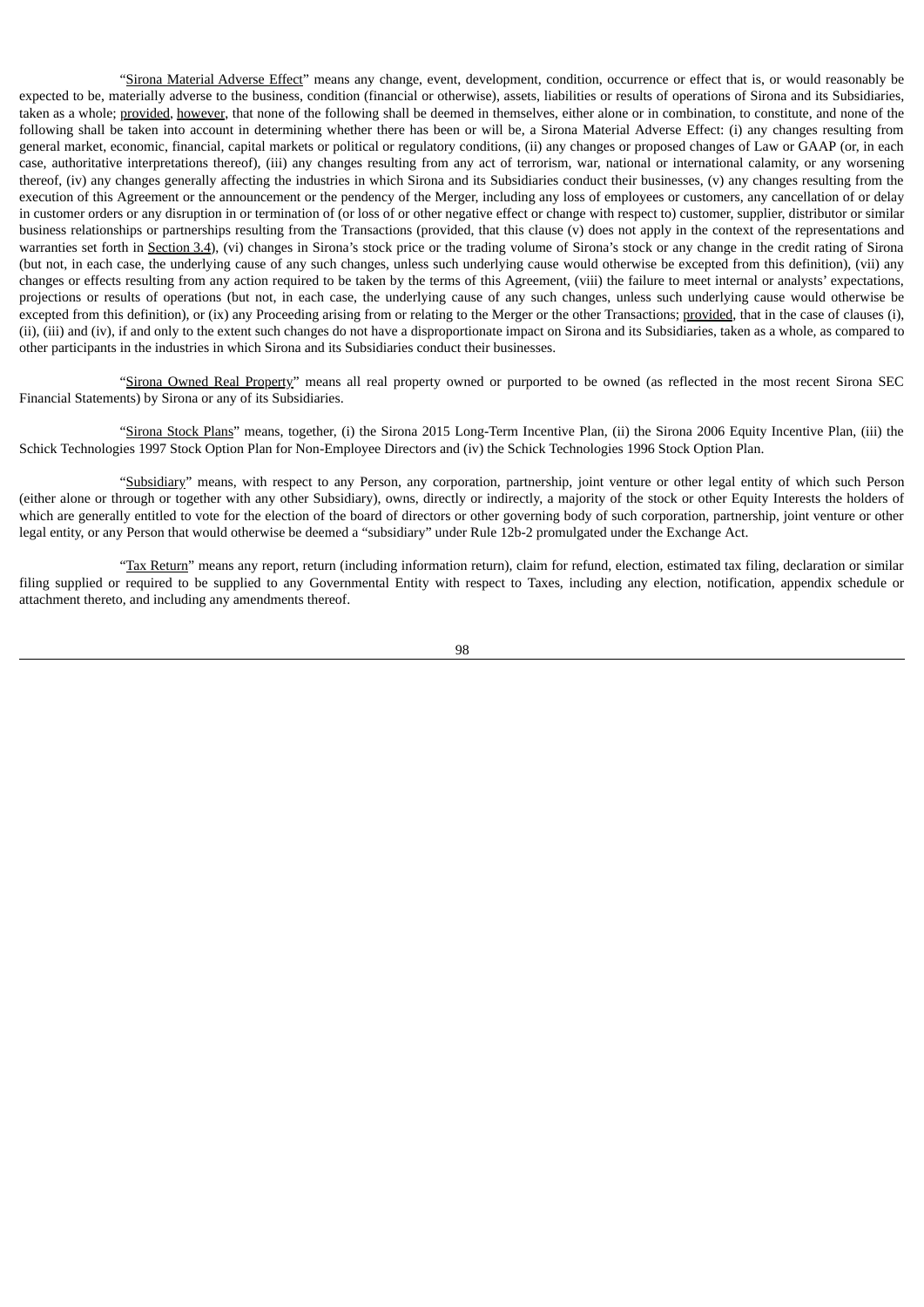"Sirona Material Adverse Effect" means any change, event, development, condition, occurrence or effect that is, or would reasonably be expected to be, materially adverse to the business, condition (financial or otherwise), assets, liabilities or results of operations of Sirona and its Subsidiaries, taken as a whole; provided, however, that none of the following shall be deemed in themselves, either alone or in combination, to constitute, and none of the following shall be taken into account in determining whether there has been or will be, a Sirona Material Adverse Effect: (i) any changes resulting from general market, economic, financial, capital markets or political or regulatory conditions, (ii) any changes or proposed changes of Law or GAAP (or, in each case, authoritative interpretations thereof), (iii) any changes resulting from any act of terrorism, war, national or international calamity, or any worsening thereof, (iv) any changes generally affecting the industries in which Sirona and its Subsidiaries conduct their businesses, (v) any changes resulting from the execution of this Agreement or the announcement or the pendency of the Merger, including any loss of employees or customers, any cancellation of or delay in customer orders or any disruption in or termination of (or loss of or other negative effect or change with respect to) customer, supplier, distributor or similar business relationships or partnerships resulting from the Transactions (provided, that this clause (v) does not apply in the context of the representations and warranties set forth in Section 3.4), (vi) changes in Sirona's stock price or the trading volume of Sirona's stock or any change in the credit rating of Sirona (but not, in each case, the underlying cause of any such changes, unless such underlying cause would otherwise be excepted from this definition), (vii) any changes or effects resulting from any action required to be taken by the terms of this Agreement, (viii) the failure to meet internal or analysts' expectations, projections or results of operations (but not, in each case, the underlying cause of any such changes, unless such underlying cause would otherwise be excepted from this definition), or (ix) any Proceeding arising from or relating to the Merger or the other Transactions; provided, that in the case of clauses (i), (ii), (iii) and (iv), if and only to the extent such changes do not have a disproportionate impact on Sirona and its Subsidiaries, taken as a whole, as compared to other participants in the industries in which Sirona and its Subsidiaries conduct their businesses.

"Sirona Owned Real Property" means all real property owned or purported to be owned (as reflected in the most recent Sirona SEC Financial Statements) by Sirona or any of its Subsidiaries.

"Sirona Stock Plans" means, together, (i) the Sirona 2015 Long-Term Incentive Plan, (ii) the Sirona 2006 Equity Incentive Plan, (iii) the Schick Technologies 1997 Stock Option Plan for Non-Employee Directors and (iv) the Schick Technologies 1996 Stock Option Plan.

"Subsidiary" means, with respect to any Person, any corporation, partnership, joint venture or other legal entity of which such Person (either alone or through or together with any other Subsidiary), owns, directly or indirectly, a majority of the stock or other Equity Interests the holders of which are generally entitled to vote for the election of the board of directors or other governing body of such corporation, partnership, joint venture or other legal entity, or any Person that would otherwise be deemed a "subsidiary" under Rule 12b-2 promulgated under the Exchange Act.

"Tax Return" means any report, return (including information return), claim for refund, election, estimated tax filing, declaration or similar filing supplied or required to be supplied to any Governmental Entity with respect to Taxes, including any election, notification, appendix schedule or attachment thereto, and including any amendments thereof.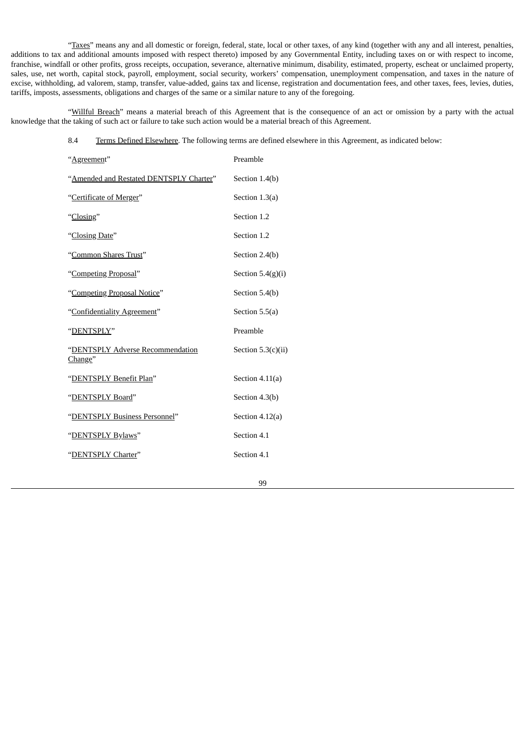"Taxes" means any and all domestic or foreign, federal, state, local or other taxes, of any kind (together with any and all interest, penalties, additions to tax and additional amounts imposed with respect thereto) imposed by any Governmental Entity, including taxes on or with respect to income, franchise, windfall or other profits, gross receipts, occupation, severance, alternative minimum, disability, estimated, property, escheat or unclaimed property, sales, use, net worth, capital stock, payroll, employment, social security, workers' compensation, unemployment compensation, and taxes in the nature of excise, withholding, ad valorem, stamp, transfer, value-added, gains tax and license, registration and documentation fees, and other taxes, fees, levies, duties, tariffs, imposts, assessments, obligations and charges of the same or a similar nature to any of the foregoing.

"Willful Breach" means a material breach of this Agreement that is the consequence of an act or omission by a party with the actual knowledge that the taking of such act or failure to take such action would be a material breach of this Agreement.

8.4 Terms Defined Elsewhere. The following terms are defined elsewhere in this Agreement, as indicated below:

| | |
|---|---|
| "Agreement" | Preamble |
| "Amended and Restated DENTSPLY Charter" | Section 1.4(b) |
| "Certificate of Merger" | Section 1.3(a) |
| "Closing" | Section 1.2 |
| "Closing Date" | Section 1.2 |
| "Common Shares Trust" | Section 2.4(b) |
| "Competing Proposal" | Section 5.4(g)(i) |
| "Competing Proposal Notice" | Section 5.4(b) |
| "Confidentiality Agreement" | Section 5.5(a) |
| "DENTSPLY" | Preamble |
| "DENTSPLY Adverse Recommendation Change" | Section 5.3(c)(ii) |
| "DENTSPLY Benefit Plan" | Section 4.11(a) |
| "DENTSPLY Board" | Section 4.3(b) |
| "DENTSPLY Business Personnel" | Section 4.12(a) |
| "DENTSPLY Bylaws" | Section 4.1 |
| "DENTSPLY Charter" | Section 4.1 |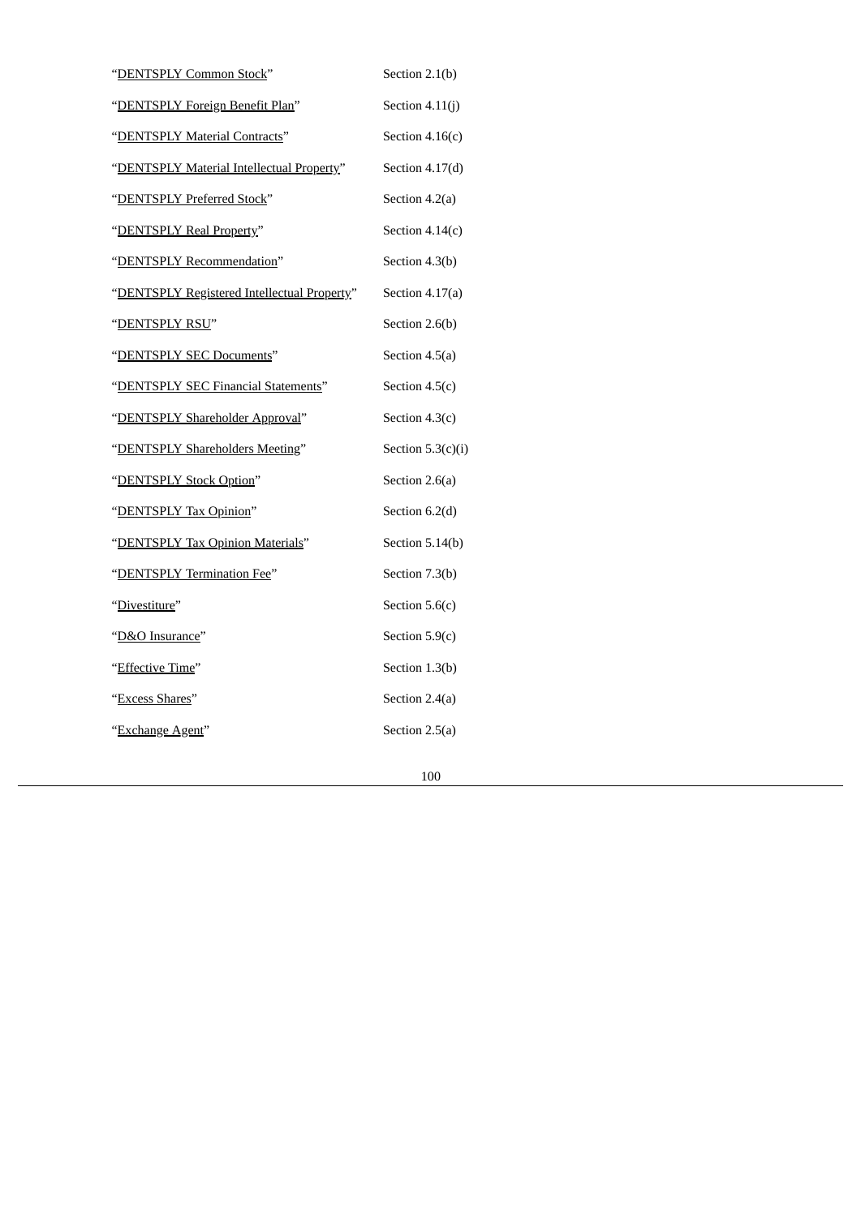| | |
|---|---|
| "DENTSPLY Common Stock" | Section 2.1(b) |
| "DENTSPLY Foreign Benefit Plan" | Section 4.11(j) |
| "DENTSPLY Material Contracts" | Section 4.16(c) |
| "DENTSPLY Material Intellectual Property" | Section 4.17(d) |
| "DENTSPLY Preferred Stock" | Section 4.2(a) |
| "DENTSPLY Real Property" | Section 4.14(c) |
| "DENTSPLY Recommendation" | Section 4.3(b) |
| "DENTSPLY Registered Intellectual Property" | Section 4.17(a) |
| "DENTSPLY RSU" | Section 2.6(b) |
| "DENTSPLY SEC Documents" | Section 4.5(a) |
| "DENTSPLY SEC Financial Statements" | Section 4.5(c) |
| "DENTSPLY Shareholder Approval" | Section 4.3(c) |
| "DENTSPLY Shareholders Meeting" | Section 5.3(c)(i) |
| "DENTSPLY Stock Option" | Section 2.6(a) |
| "DENTSPLY Tax Opinion" | Section 6.2(d) |
| "DENTSPLY Tax Opinion Materials" | Section 5.14(b) |
| "DENTSPLY Termination Fee" | Section 7.3(b) |
| "Divestiture" | Section 5.6(c) |
| "D&O Insurance" | Section 5.9(c) |
| "Effective Time" | Section 1.3(b) |
| "Excess Shares" | Section 2.4(a) |
| "Exchange Agent" | Section 2.5(a) |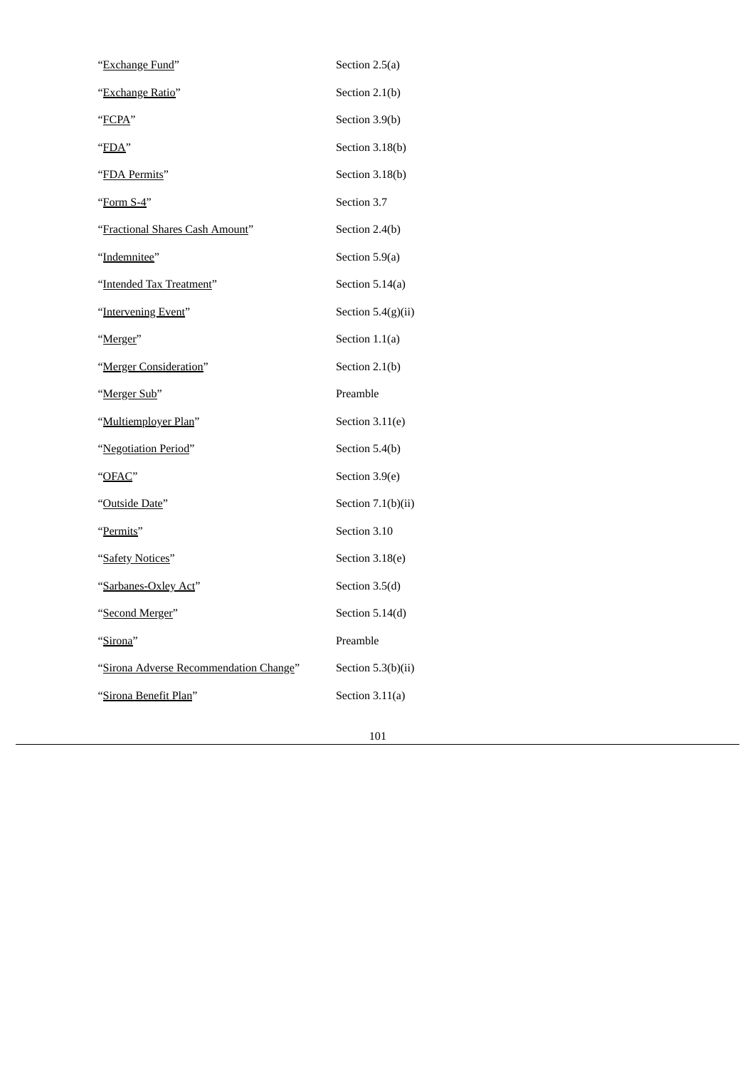| | |
|---|---|
| "Exchange Fund" | Section 2.5(a) |
| "Exchange Ratio" | Section 2.1(b) |
| "FCPA" | Section 3.9(b) |
| "FDA" | Section 3.18(b) |
| "FDA Permits" | Section 3.18(b) |
| "Form S-4" | Section 3.7 |
| "Fractional Shares Cash Amount" | Section 2.4(b) |
| "Indemnitee" | Section 5.9(a) |
| "Intended Tax Treatment" | Section 5.14(a) |
| "Intervening Event" | Section 5.4(g)(ii) |
| "Merger" | Section 1.1(a) |
| "Merger Consideration" | Section 2.1(b) |
| "Merger Sub" | Preamble |
| "Multiemployer Plan" | Section 3.11(e) |
| "Negotiation Period" | Section 5.4(b) |
| "OFAC" | Section 3.9(e) |
| "Outside Date" | Section 7.1(b)(ii) |
| "Permits" | Section 3.10 |
| "Safety Notices" | Section 3.18(e) |
| "Sarbanes-Oxley Act" | Section 3.5(d) |
| "Second Merger" | Section 5.14(d) |
| "Sirona" | Preamble |
| "Sirona Adverse Recommendation Change" | Section 5.3(b)(ii) |
| "Sirona Benefit Plan" | Section 3.11(a) |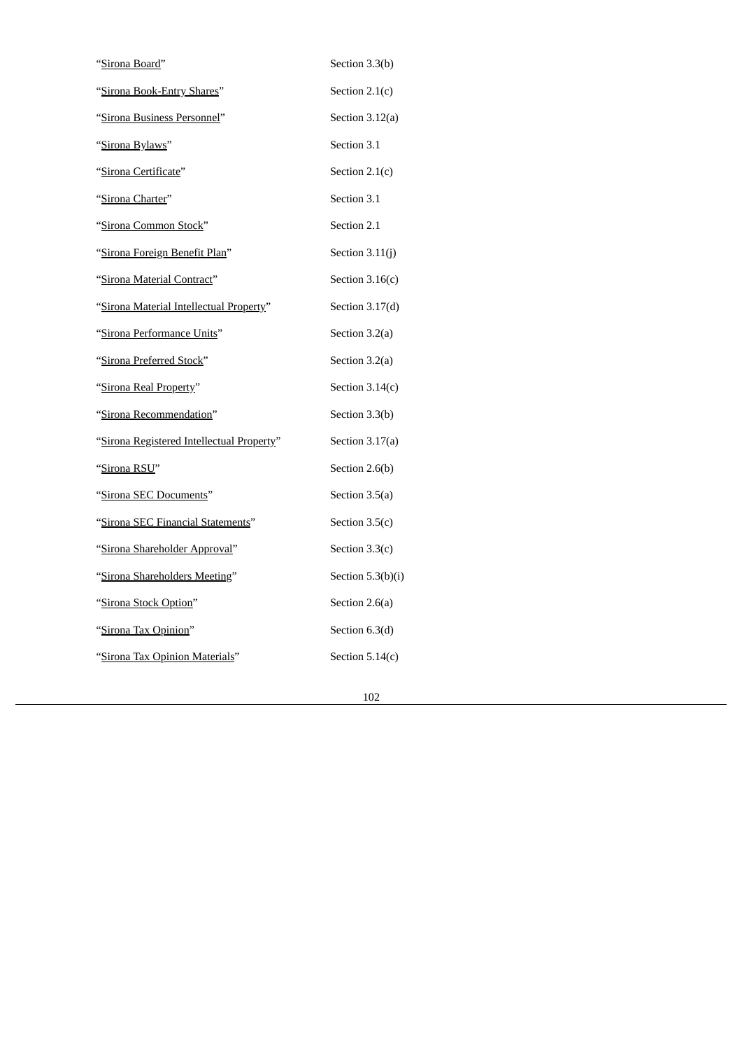| | |
|---|---|
| "Sirona Board" | Section 3.3(b) |
| "Sirona Book-Entry Shares" | Section 2.1(c) |
| "Sirona Business Personnel" | Section 3.12(a) |
| "Sirona Bylaws" | Section 3.1 |
| "Sirona Certificate" | Section 2.1(c) |
| "Sirona Charter" | Section 3.1 |
| "Sirona Common Stock" | Section 2.1 |
| "Sirona Foreign Benefit Plan" | Section 3.11(j) |
| "Sirona Material Contract" | Section 3.16(c) |
| "Sirona Material Intellectual Property" | Section 3.17(d) |
| "Sirona Performance Units" | Section 3.2(a) |
| "Sirona Preferred Stock" | Section 3.2(a) |
| "Sirona Real Property" | Section 3.14(c) |
| "Sirona Recommendation" | Section 3.3(b) |
| "Sirona Registered Intellectual Property" | Section 3.17(a) |
| "Sirona RSU" | Section 2.6(b) |
| "Sirona SEC Documents" | Section 3.5(a) |
| "Sirona SEC Financial Statements" | Section 3.5(c) |
| "Sirona Shareholder Approval" | Section 3.3(c) |
| "Sirona Shareholders Meeting" | Section 5.3(b)(i) |
| "Sirona Stock Option" | Section 2.6(a) |
| "Sirona Tax Opinion" | Section 6.3(d) |
| "Sirona Tax Opinion Materials" | Section 5.14(c) |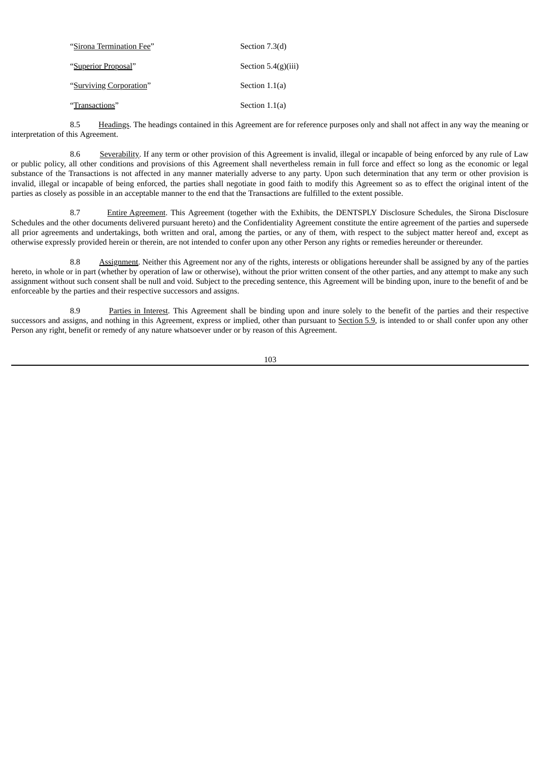| | |
|---|---|
| "Sirona Termination Fee" | Section 7.3(d) |
| "Superior Proposal" | Section 5.4(g)(iii) |
| "Surviving Corporation" | Section 1.1(a) |
| "Transactions" | Section 1.1(a) |

8.5 Headings. The headings contained in this Agreement are for reference purposes only and shall not affect in any way the meaning or interpretation of this Agreement.

8.6 Severability. If any term or other provision of this Agreement is invalid, illegal or incapable of being enforced by any rule of Law or public policy, all other conditions and provisions of this Agreement shall nevertheless remain in full force and effect so long as the economic or legal substance of the Transactions is not affected in any manner materially adverse to any party. Upon such determination that any term or other provision is invalid, illegal or incapable of being enforced, the parties shall negotiate in good faith to modify this Agreement so as to effect the original intent of the parties as closely as possible in an acceptable manner to the end that the Transactions are fulfilled to the extent possible.

8.7 Entire Agreement. This Agreement (together with the Exhibits, the DENTSPLY Disclosure Schedules, the Sirona Disclosure Schedules and the other documents delivered pursuant hereto) and the Confidentiality Agreement constitute the entire agreement of the parties and supersede all prior agreements and undertakings, both written and oral, among the parties, or any of them, with respect to the subject matter hereof and, except as otherwise expressly provided herein or therein, are not intended to confer upon any other Person any rights or remedies hereunder or thereunder.

8.8 Assignment. Neither this Agreement nor any of the rights, interests or obligations hereunder shall be assigned by any of the parties hereto, in whole or in part (whether by operation of law or otherwise), without the prior written consent of the other parties, and any attempt to make any such assignment without such consent shall be null and void. Subject to the preceding sentence, this Agreement will be binding upon, inure to the benefit of and be enforceable by the parties and their respective successors and assigns.

8.9 Parties in Interest. This Agreement shall be binding upon and inure solely to the benefit of the parties and their respective successors and assigns, and nothing in this Agreement, express or implied, other than pursuant to Section 5.9, is intended to or shall confer upon any other Person any right, benefit or remedy of any nature whatsoever under or by reason of this Agreement.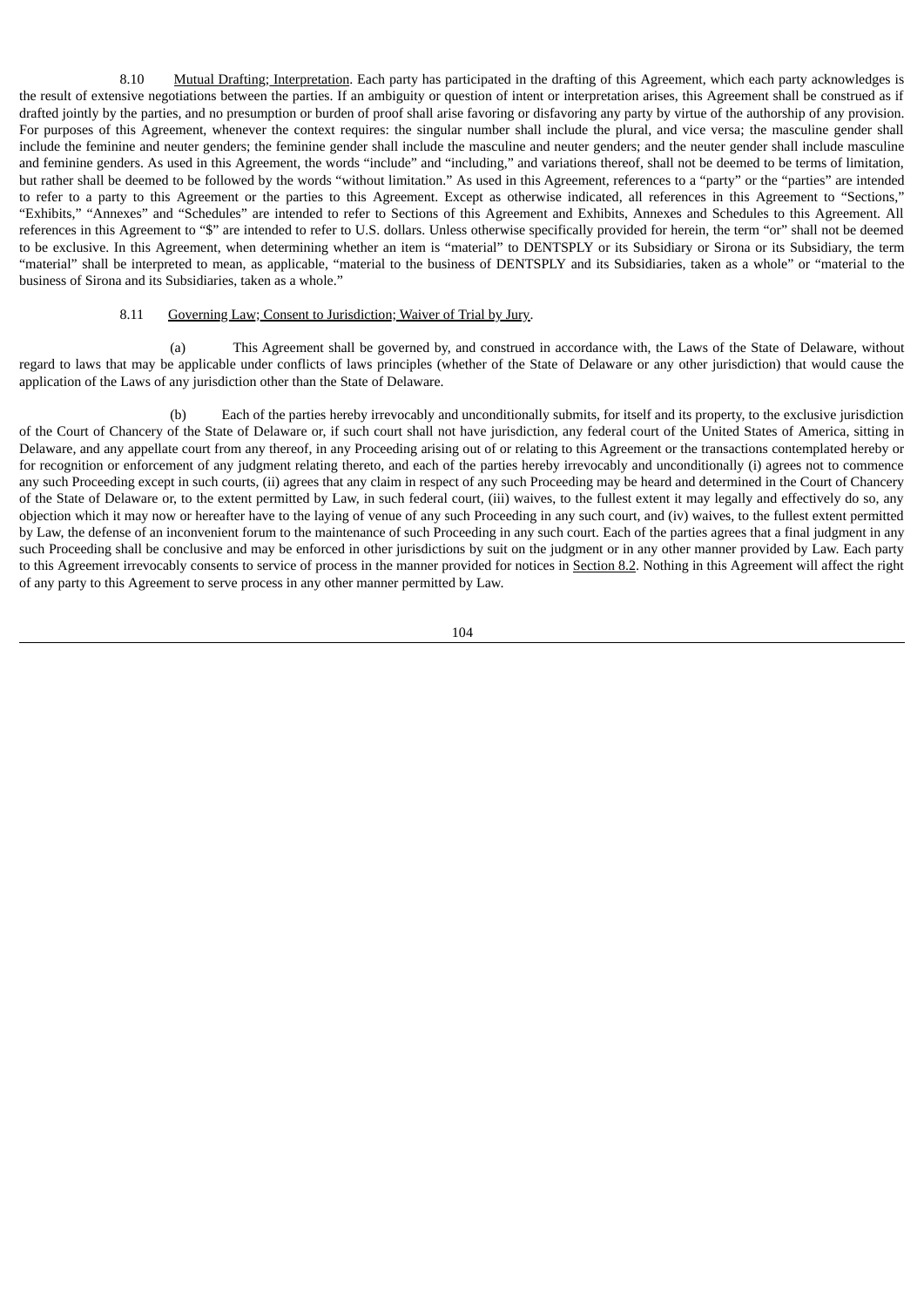8.10 Mutual Drafting; Interpretation. Each party has participated in the drafting of this Agreement, which each party acknowledges is the result of extensive negotiations between the parties. If an ambiguity or question of intent or interpretation arises, this Agreement shall be construed as if drafted jointly by the parties, and no presumption or burden of proof shall arise favoring or disfavoring any party by virtue of the authorship of any provision. For purposes of this Agreement, whenever the context requires: the singular number shall include the plural, and vice versa; the masculine gender shall include the feminine and neuter genders; the feminine gender shall include the masculine and neuter genders; and the neuter gender shall include masculine and feminine genders. As used in this Agreement, the words "include" and "including," and variations thereof, shall not be deemed to be terms of limitation, but rather shall be deemed to be followed by the words "without limitation." As used in this Agreement, references to a "party" or the "parties" are intended to refer to a party to this Agreement or the parties to this Agreement. Except as otherwise indicated, all references in this Agreement to "Sections," "Exhibits," "Annexes" and "Schedules" are intended to refer to Sections of this Agreement and Exhibits, Annexes and Schedules to this Agreement. All references in this Agreement to "$" are intended to refer to U.S. dollars. Unless otherwise specifically provided for herein, the term "or" shall not be deemed to be exclusive. In this Agreement, when determining whether an item is "material" to DENTSPLY or its Subsidiary or Sirona or its Subsidiary, the term "material" shall be interpreted to mean, as applicable, "material to the business of DENTSPLY and its Subsidiaries, taken as a whole" or "material to the business of Sirona and its Subsidiaries, taken as a whole."

8.11 Governing Law; Consent to Jurisdiction; Waiver of Trial by Jury.

(a) This Agreement shall be governed by, and construed in accordance with, the Laws of the State of Delaware, without regard to laws that may be applicable under conflicts of laws principles (whether of the State of Delaware or any other jurisdiction) that would cause the application of the Laws of any jurisdiction other than the State of Delaware.

(b) Each of the parties hereby irrevocably and unconditionally submits, for itself and its property, to the exclusive jurisdiction of the Court of Chancery of the State of Delaware or, if such court shall not have jurisdiction, any federal court of the United States of America, sitting in Delaware, and any appellate court from any thereof, in any Proceeding arising out of or relating to this Agreement or the transactions contemplated hereby or for recognition or enforcement of any judgment relating thereto, and each of the parties hereby irrevocably and unconditionally (i) agrees not to commence any such Proceeding except in such courts, (ii) agrees that any claim in respect of any such Proceeding may be heard and determined in the Court of Chancery of the State of Delaware or, to the extent permitted by Law, in such federal court, (iii) waives, to the fullest extent it may legally and effectively do so, any objection which it may now or hereafter have to the laying of venue of any such Proceeding in any such court, and (iv) waives, to the fullest extent permitted by Law, the defense of an inconvenient forum to the maintenance of such Proceeding in any such court. Each of the parties agrees that a final judgment in any such Proceeding shall be conclusive and may be enforced in other jurisdictions by suit on the judgment or in any other manner provided by Law. Each party to this Agreement irrevocably consents to service of process in the manner provided for notices in Section 8.2. Nothing in this Agreement will affect the right of any party to this Agreement to serve process in any other manner permitted by Law.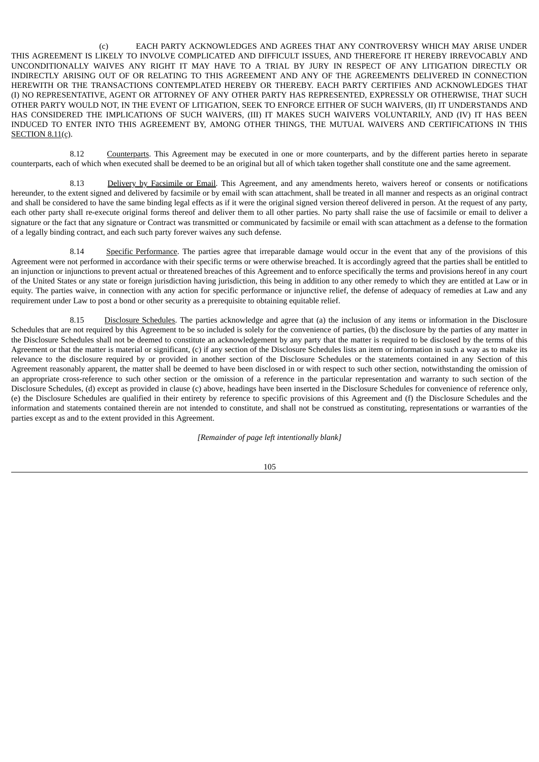(c) EACH PARTY ACKNOWLEDGES AND AGREES THAT ANY CONTROVERSY WHICH MAY ARISE UNDER THIS AGREEMENT IS LIKELY TO INVOLVE COMPLICATED AND DIFFICULT ISSUES, AND THEREFORE IT HEREBY IRREVOCABLY AND UNCONDITIONALLY WAIVES ANY RIGHT IT MAY HAVE TO A TRIAL BY JURY IN RESPECT OF ANY LITIGATION DIRECTLY OR INDIRECTLY ARISING OUT OF OR RELATING TO THIS AGREEMENT AND ANY OF THE AGREEMENTS DELIVERED IN CONNECTION HEREWITH OR THE TRANSACTIONS CONTEMPLATED HEREBY OR THEREBY. EACH PARTY CERTIFIES AND ACKNOWLEDGES THAT (I) NO REPRESENTATIVE, AGENT OR ATTORNEY OF ANY OTHER PARTY HAS REPRESENTED, EXPRESSLY OR OTHERWISE, THAT SUCH OTHER PARTY WOULD NOT, IN THE EVENT OF LITIGATION, SEEK TO ENFORCE EITHER OF SUCH WAIVERS, (II) IT UNDERSTANDS AND HAS CONSIDERED THE IMPLICATIONS OF SUCH WAIVERS, (III) IT MAKES SUCH WAIVERS VOLUNTARILY, AND (IV) IT HAS BEEN INDUCED TO ENTER INTO THIS AGREEMENT BY, AMONG OTHER THINGS, THE MUTUAL WAIVERS AND CERTIFICATIONS IN THIS SECTION 8.11(c).

8.12 Counterparts. This Agreement may be executed in one or more counterparts, and by the different parties hereto in separate counterparts, each of which when executed shall be deemed to be an original but all of which taken together shall constitute one and the same agreement.

8.13 Delivery by Facsimile or Email. This Agreement, and any amendments hereto, waivers hereof or consents or notifications hereunder, to the extent signed and delivered by facsimile or by email with scan attachment, shall be treated in all manner and respects as an original contract and shall be considered to have the same binding legal effects as if it were the original signed version thereof delivered in person. At the request of any party, each other party shall re-execute original forms thereof and deliver them to all other parties. No party shall raise the use of facsimile or email to deliver a signature or the fact that any signature or Contract was transmitted or communicated by facsimile or email with scan attachment as a defense to the formation of a legally binding contract, and each such party forever waives any such defense.

8.14 Specific Performance. The parties agree that irreparable damage would occur in the event that any of the provisions of this Agreement were not performed in accordance with their specific terms or were otherwise breached. It is accordingly agreed that the parties shall be entitled to an injunction or injunctions to prevent actual or threatened breaches of this Agreement and to enforce specifically the terms and provisions hereof in any court of the United States or any state or foreign jurisdiction having jurisdiction, this being in addition to any other remedy to which they are entitled at Law or in equity. The parties waive, in connection with any action for specific performance or injunctive relief, the defense of adequacy of remedies at Law and any requirement under Law to post a bond or other security as a prerequisite to obtaining equitable relief.

8.15 Disclosure Schedules. The parties acknowledge and agree that (a) the inclusion of any items or information in the Disclosure Schedules that are not required by this Agreement to be so included is solely for the convenience of parties, (b) the disclosure by the parties of any matter in the Disclosure Schedules shall not be deemed to constitute an acknowledgement by any party that the matter is required to be disclosed by the terms of this Agreement or that the matter is material or significant, (c) if any section of the Disclosure Schedules lists an item or information in such a way as to make its relevance to the disclosure required by or provided in another section of the Disclosure Schedules or the statements contained in any Section of this Agreement reasonably apparent, the matter shall be deemed to have been disclosed in or with respect to such other section, notwithstanding the omission of an appropriate cross-reference to such other section or the omission of a reference in the particular representation and warranty to such section of the Disclosure Schedules, (d) except as provided in clause (c) above, headings have been inserted in the Disclosure Schedules for convenience of reference only, (e) the Disclosure Schedules are qualified in their entirety by reference to specific provisions of this Agreement and (f) the Disclosure Schedules and the information and statements contained therein are not intended to constitute, and shall not be construed as constituting, representations or warranties of the parties except as and to the extent provided in this Agreement.

*[Remainder of page left intentionally blank]*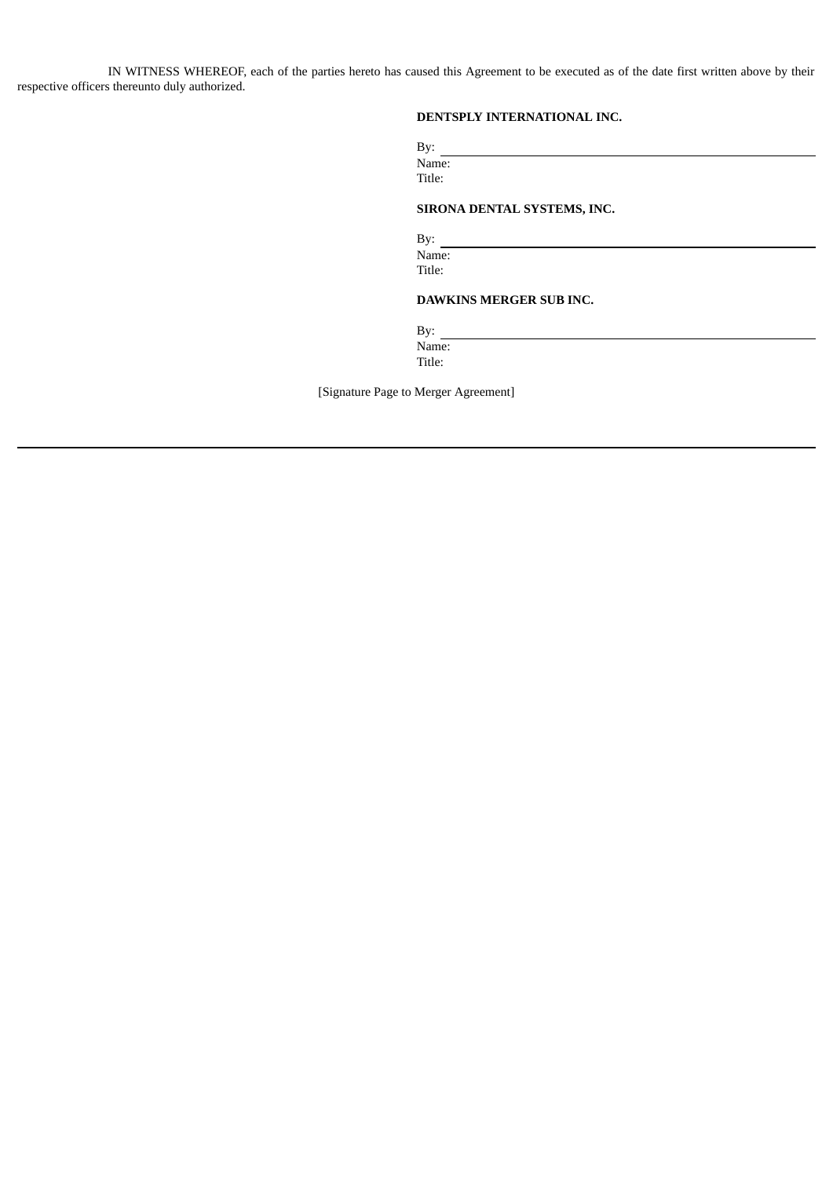IN WITNESS WHEREOF, each of the parties hereto has caused this Agreement to be executed as of the date first written above by their respective officers thereunto duly authorized.

**DENTSPLY INTERNATIONAL INC.**

By: \_\_\_\_\_\_\_\_\_\_\_\_\_\_\_\_\_\_\_\_\_\_\_\_\_\_\_\_\_\_
Name:
Title:

**SIRONA DENTAL SYSTEMS, INC.**

By: \_\_\_\_\_\_\_\_\_\_\_\_\_\_\_\_\_\_\_\_\_\_\_\_\_\_\_\_\_\_
Name:
Title:

**DAWKINS MERGER SUB INC.**

By: \_\_\_\_\_\_\_\_\_\_\_\_\_\_\_\_\_\_\_\_\_\_\_\_\_\_\_\_\_\_
Name:
Title:

[Signature Page to Merger Agreement]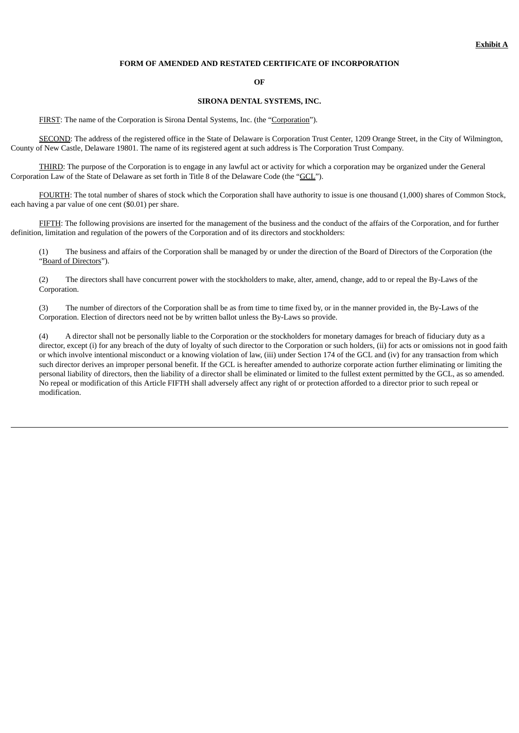**Exhibit A**

**FORM OF AMENDED AND RESTATED CERTIFICATE OF INCORPORATION**

**OF**

**SIRONA DENTAL SYSTEMS, INC.**

FIRST: The name of the Corporation is Sirona Dental Systems, Inc. (the "Corporation").

SECOND: The address of the registered office in the State of Delaware is Corporation Trust Center, 1209 Orange Street, in the City of Wilmington, County of New Castle, Delaware 19801. The name of its registered agent at such address is The Corporation Trust Company.

THIRD: The purpose of the Corporation is to engage in any lawful act or activity for which a corporation may be organized under the General Corporation Law of the State of Delaware as set forth in Title 8 of the Delaware Code (the "GCL").

FOURTH: The total number of shares of stock which the Corporation shall have authority to issue is one thousand (1,000) shares of Common Stock, each having a par value of one cent ($0.01) per share.

FIFTH: The following provisions are inserted for the management of the business and the conduct of the affairs of the Corporation, and for further definition, limitation and regulation of the powers of the Corporation and of its directors and stockholders:

(1) The business and affairs of the Corporation shall be managed by or under the direction of the Board of Directors of the Corporation (the "Board of Directors").

(2) The directors shall have concurrent power with the stockholders to make, alter, amend, change, add to or repeal the By-Laws of the Corporation.

(3) The number of directors of the Corporation shall be as from time to time fixed by, or in the manner provided in, the By-Laws of the Corporation. Election of directors need not be by written ballot unless the By-Laws so provide.

(4) A director shall not be personally liable to the Corporation or the stockholders for monetary damages for breach of fiduciary duty as a director, except (i) for any breach of the duty of loyalty of such director to the Corporation or such holders, (ii) for acts or omissions not in good faith or which involve intentional misconduct or a knowing violation of law, (iii) under Section 174 of the GCL and (iv) for any transaction from which such director derives an improper personal benefit. If the GCL is hereafter amended to authorize corporate action further eliminating or limiting the personal liability of directors, then the liability of a director shall be eliminated or limited to the fullest extent permitted by the GCL, as so amended. No repeal or modification of this Article FIFTH shall adversely affect any right of or protection afforded to a director prior to such repeal or modification.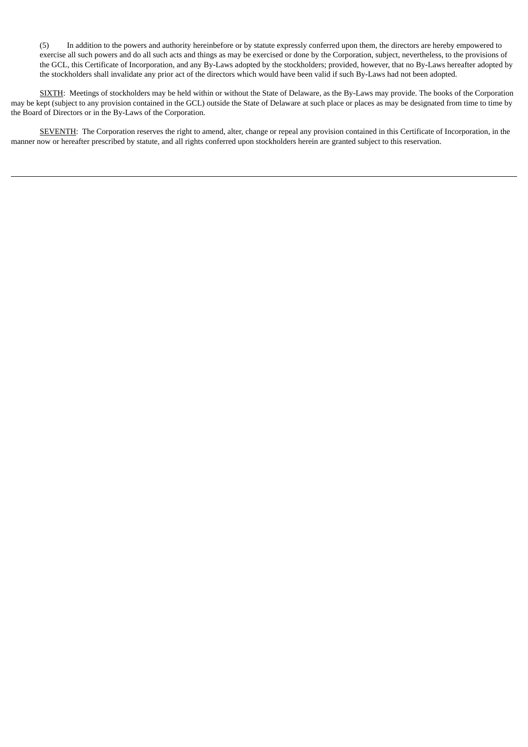(5) In addition to the powers and authority hereinbefore or by statute expressly conferred upon them, the directors are hereby empowered to exercise all such powers and do all such acts and things as may be exercised or done by the Corporation, subject, nevertheless, to the provisions of the GCL, this Certificate of Incorporation, and any By-Laws adopted by the stockholders; provided, however, that no By-Laws hereafter adopted by the stockholders shall invalidate any prior act of the directors which would have been valid if such By-Laws had not been adopted.

SIXTH: Meetings of stockholders may be held within or without the State of Delaware, as the By-Laws may provide. The books of the Corporation may be kept (subject to any provision contained in the GCL) outside the State of Delaware at such place or places as may be designated from time to time by the Board of Directors or in the By-Laws of the Corporation.

SEVENTH: The Corporation reserves the right to amend, alter, change or repeal any provision contained in this Certificate of Incorporation, in the manner now or hereafter prescribed by statute, and all rights conferred upon stockholders herein are granted subject to this reservation.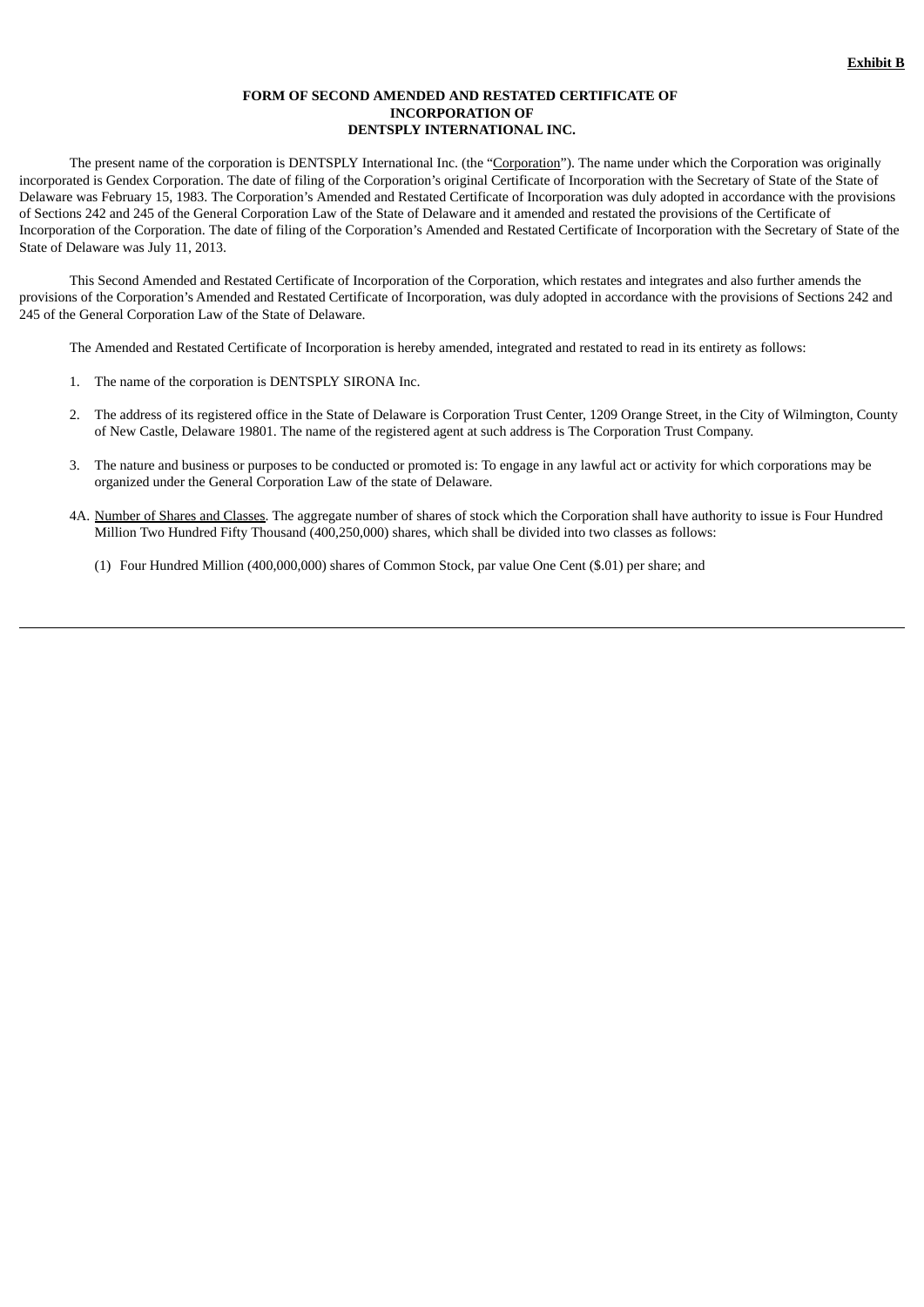**Exhibit B**

**FORM OF SECOND AMENDED AND RESTATED CERTIFICATE OF INCORPORATION OF DENTSPLY INTERNATIONAL INC.**

The present name of the corporation is DENTSPLY International Inc. (the "Corporation"). The name under which the Corporation was originally incorporated is Gendex Corporation. The date of filing of the Corporation's original Certificate of Incorporation with the Secretary of State of the State of Delaware was February 15, 1983. The Corporation's Amended and Restated Certificate of Incorporation was duly adopted in accordance with the provisions of Sections 242 and 245 of the General Corporation Law of the State of Delaware and it amended and restated the provisions of the Certificate of Incorporation of the Corporation. The date of filing of the Corporation's Amended and Restated Certificate of Incorporation with the Secretary of State of the State of Delaware was July 11, 2013.

This Second Amended and Restated Certificate of Incorporation of the Corporation, which restates and integrates and also further amends the provisions of the Corporation's Amended and Restated Certificate of Incorporation, was duly adopted in accordance with the provisions of Sections 242 and 245 of the General Corporation Law of the State of Delaware.

The Amended and Restated Certificate of Incorporation is hereby amended, integrated and restated to read in its entirety as follows:

1. The name of the corporation is DENTSPLY SIRONA Inc.

2. The address of its registered office in the State of Delaware is Corporation Trust Center, 1209 Orange Street, in the City of Wilmington, County of New Castle, Delaware 19801. The name of the registered agent at such address is The Corporation Trust Company.

3. The nature and business or purposes to be conducted or promoted is: To engage in any lawful act or activity for which corporations may be organized under the General Corporation Law of the state of Delaware.

4A. Number of Shares and Classes. The aggregate number of shares of stock which the Corporation shall have authority to issue is Four Hundred Million Two Hundred Fifty Thousand (400,250,000) shares, which shall be divided into two classes as follows:

   (1) Four Hundred Million (400,000,000) shares of Common Stock, par value One Cent ($.01) per share; and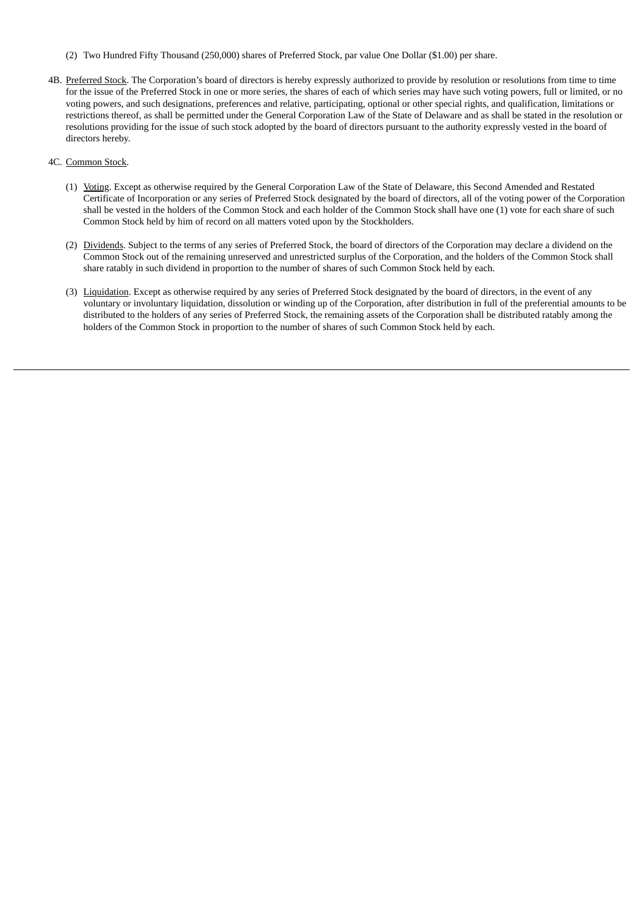(2) Two Hundred Fifty Thousand (250,000) shares of Preferred Stock, par value One Dollar ($1.00) per share.

4B. Preferred Stock. The Corporation's board of directors is hereby expressly authorized to provide by resolution or resolutions from time to time for the issue of the Preferred Stock in one or more series, the shares of each of which series may have such voting powers, full or limited, or no voting powers, and such designations, preferences and relative, participating, optional or other special rights, and qualification, limitations or restrictions thereof, as shall be permitted under the General Corporation Law of the State of Delaware and as shall be stated in the resolution or resolutions providing for the issue of such stock adopted by the board of directors pursuant to the authority expressly vested in the board of directors hereby.

4C. Common Stock.

(1) Voting. Except as otherwise required by the General Corporation Law of the State of Delaware, this Second Amended and Restated Certificate of Incorporation or any series of Preferred Stock designated by the board of directors, all of the voting power of the Corporation shall be vested in the holders of the Common Stock and each holder of the Common Stock shall have one (1) vote for each share of such Common Stock held by him of record on all matters voted upon by the Stockholders.

(2) Dividends. Subject to the terms of any series of Preferred Stock, the board of directors of the Corporation may declare a dividend on the Common Stock out of the remaining unreserved and unrestricted surplus of the Corporation, and the holders of the Common Stock shall share ratably in such dividend in proportion to the number of shares of such Common Stock held by each.

(3) Liquidation. Except as otherwise required by any series of Preferred Stock designated by the board of directors, in the event of any voluntary or involuntary liquidation, dissolution or winding up of the Corporation, after distribution in full of the preferential amounts to be distributed to the holders of any series of Preferred Stock, the remaining assets of the Corporation shall be distributed ratably among the holders of the Common Stock in proportion to the number of shares of such Common Stock held by each.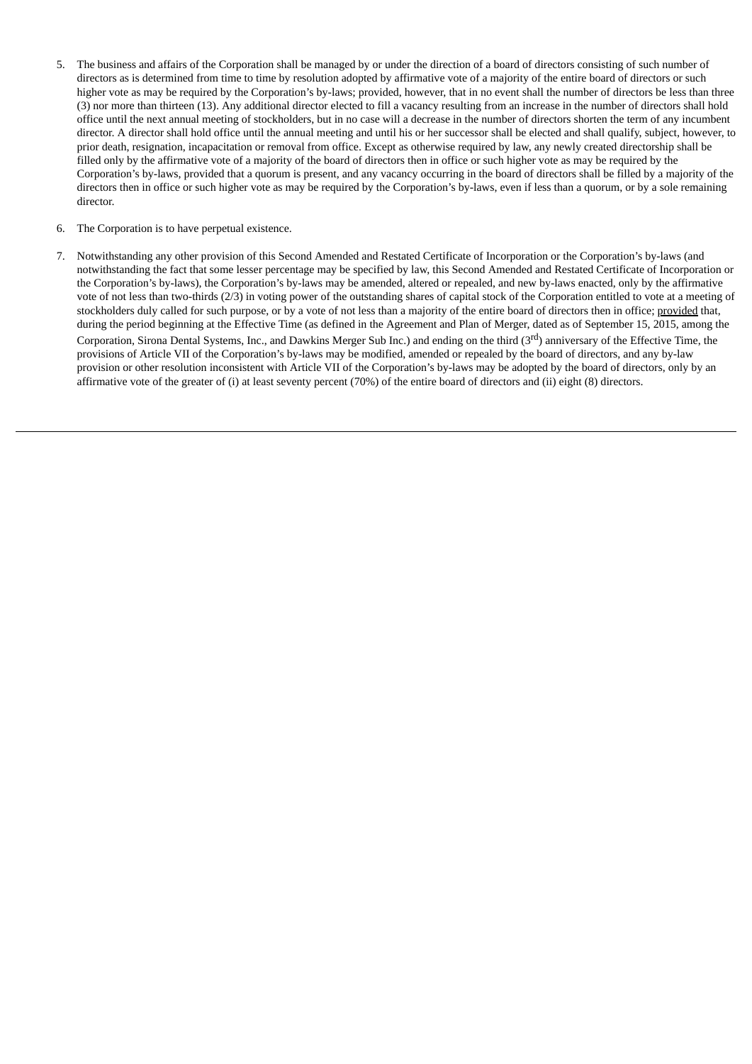5. The business and affairs of the Corporation shall be managed by or under the direction of a board of directors consisting of such number of directors as is determined from time to time by resolution adopted by affirmative vote of a majority of the entire board of directors or such higher vote as may be required by the Corporation's by-laws; provided, however, that in no event shall the number of directors be less than three (3) nor more than thirteen (13). Any additional director elected to fill a vacancy resulting from an increase in the number of directors shall hold office until the next annual meeting of stockholders, but in no case will a decrease in the number of directors shorten the term of any incumbent director. A director shall hold office until the annual meeting and until his or her successor shall be elected and shall qualify, subject, however, to prior death, resignation, incapacitation or removal from office. Except as otherwise required by law, any newly created directorship shall be filled only by the affirmative vote of a majority of the board of directors then in office or such higher vote as may be required by the Corporation's by-laws, provided that a quorum is present, and any vacancy occurring in the board of directors shall be filled by a majority of the directors then in office or such higher vote as may be required by the Corporation's by-laws, even if less than a quorum, or by a sole remaining director.

6. The Corporation is to have perpetual existence.

7. Notwithstanding any other provision of this Second Amended and Restated Certificate of Incorporation or the Corporation's by-laws (and notwithstanding the fact that some lesser percentage may be specified by law, this Second Amended and Restated Certificate of Incorporation or the Corporation's by-laws), the Corporation's by-laws may be amended, altered or repealed, and new by-laws enacted, only by the affirmative vote of not less than two-thirds (2/3) in voting power of the outstanding shares of capital stock of the Corporation entitled to vote at a meeting of stockholders duly called for such purpose, or by a vote of not less than a majority of the entire board of directors then in office; provided that, during the period beginning at the Effective Time (as defined in the Agreement and Plan of Merger, dated as of September 15, 2015, among the Corporation, Sirona Dental Systems, Inc., and Dawkins Merger Sub Inc.) and ending on the third (3rd) anniversary of the Effective Time, the provisions of Article VII of the Corporation's by-laws may be modified, amended or repealed by the board of directors, and any by-law provision or other resolution inconsistent with Article VII of the Corporation's by-laws may be adopted by the board of directors, only by an affirmative vote of the greater of (i) at least seventy percent (70%) of the entire board of directors and (ii) eight (8) directors.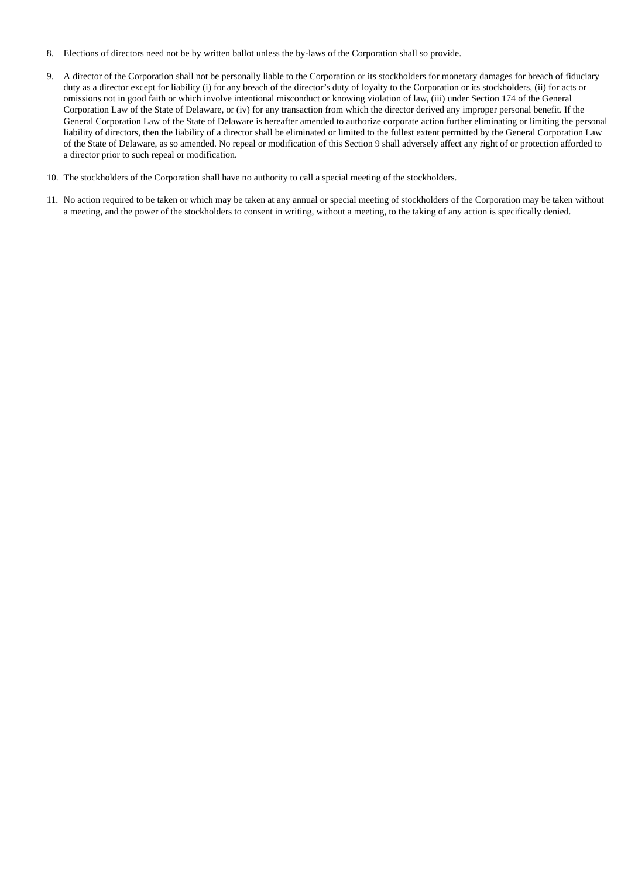8. Elections of directors need not be by written ballot unless the by-laws of the Corporation shall so provide.

9. A director of the Corporation shall not be personally liable to the Corporation or its stockholders for monetary damages for breach of fiduciary duty as a director except for liability (i) for any breach of the director's duty of loyalty to the Corporation or its stockholders, (ii) for acts or omissions not in good faith or which involve intentional misconduct or knowing violation of law, (iii) under Section 174 of the General Corporation Law of the State of Delaware, or (iv) for any transaction from which the director derived any improper personal benefit. If the General Corporation Law of the State of Delaware is hereafter amended to authorize corporate action further eliminating or limiting the personal liability of directors, then the liability of a director shall be eliminated or limited to the fullest extent permitted by the General Corporation Law of the State of Delaware, as so amended. No repeal or modification of this Section 9 shall adversely affect any right of or protection afforded to a director prior to such repeal or modification.

10. The stockholders of the Corporation shall have no authority to call a special meeting of the stockholders.

11. No action required to be taken or which may be taken at any annual or special meeting of stockholders of the Corporation may be taken without a meeting, and the power of the stockholders to consent in writing, without a meeting, to the taking of any action is specifically denied.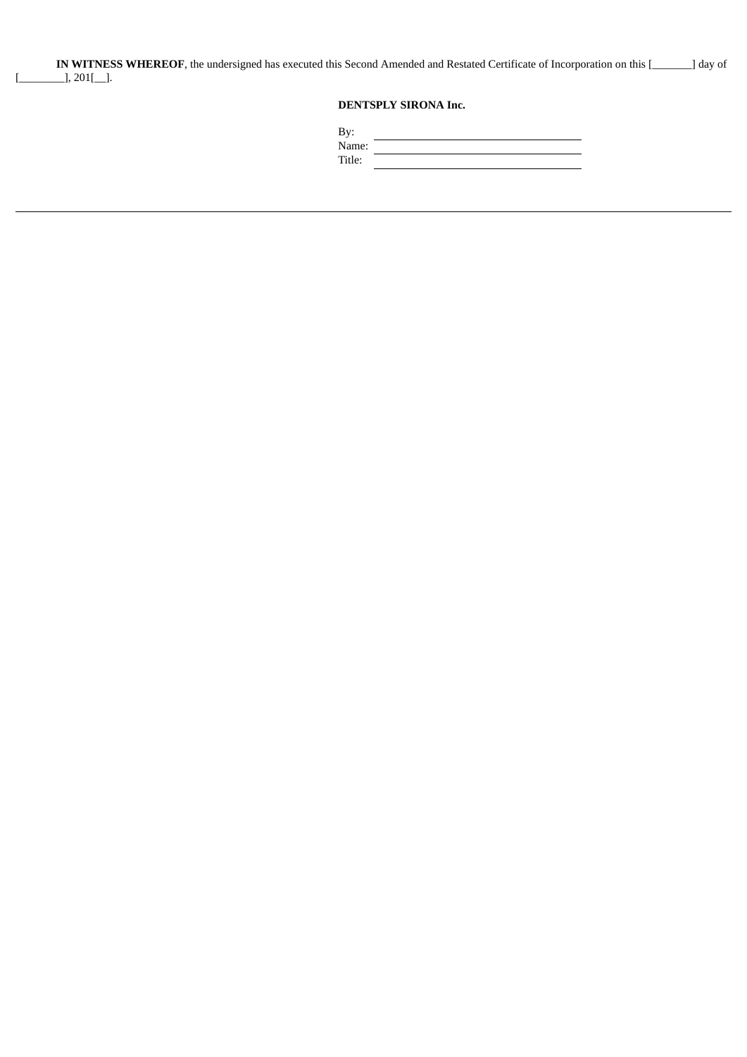**IN WITNESS WHEREOF**, the undersigned has executed this Second Amended and Restated Certificate of Incorporation on this [_______] day of [________], 201[__].

**DENTSPLY SIRONA Inc.**

By: ________________________________

Name: ________________________________

Title: ________________________________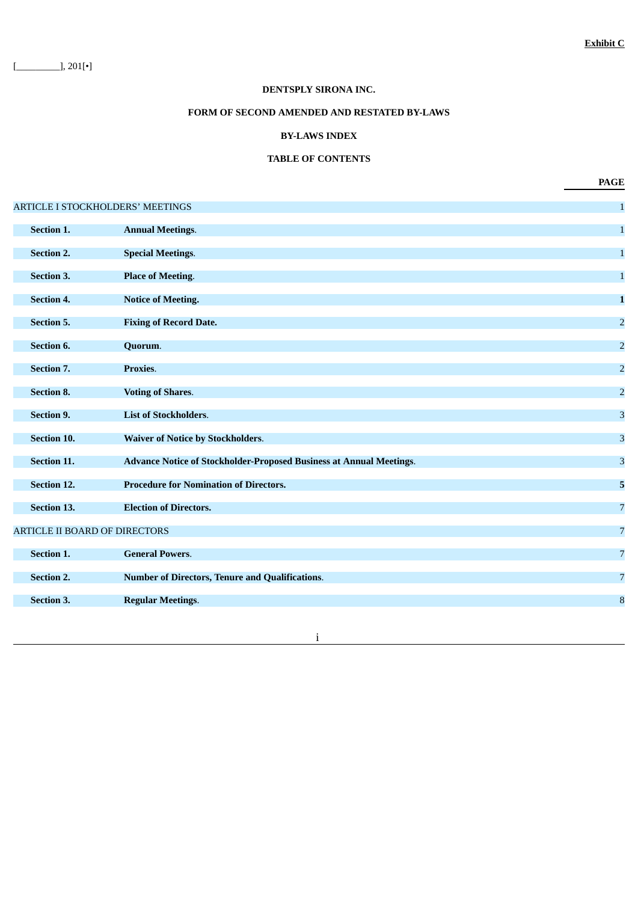**Exhibit C**

[_________], 201[•]

**DENTSPLY SIRONA INC.**

**FORM OF SECOND AMENDED AND RESTATED BY-LAWS**

**BY-LAWS INDEX**

**TABLE OF CONTENTS**

| | | **PAGE** |
|---|---|---|
| ARTICLE I STOCKHOLDERS' MEETINGS | | 1 |
| **Section 1.** | **Annual Meetings**. | 1 |
| **Section 2.** | **Special Meetings**. | 1 |
| **Section 3.** | **Place of Meeting**. | 1 |
| **Section 4.** | **Notice of Meeting.** | **1** |
| **Section 5.** | **Fixing of Record Date.** | 2 |
| **Section 6.** | **Quorum**. | 2 |
| **Section 7.** | **Proxies**. | 2 |
| **Section 8.** | **Voting of Shares**. | 2 |
| **Section 9.** | **List of Stockholders**. | 3 |
| **Section 10.** | **Waiver of Notice by Stockholders**. | 3 |
| **Section 11.** | **Advance Notice of Stockholder-Proposed Business at Annual Meetings**. | 3 |
| **Section 12.** | **Procedure for Nomination of Directors.** | **5** |
| **Section 13.** | **Election of Directors.** | 7 |
| ARTICLE II BOARD OF DIRECTORS | | 7 |
| **Section 1.** | **General Powers**. | 7 |
| **Section 2.** | **Number of Directors, Tenure and Qualifications**. | 7 |
| **Section 3.** | **Regular Meetings**. | 8 |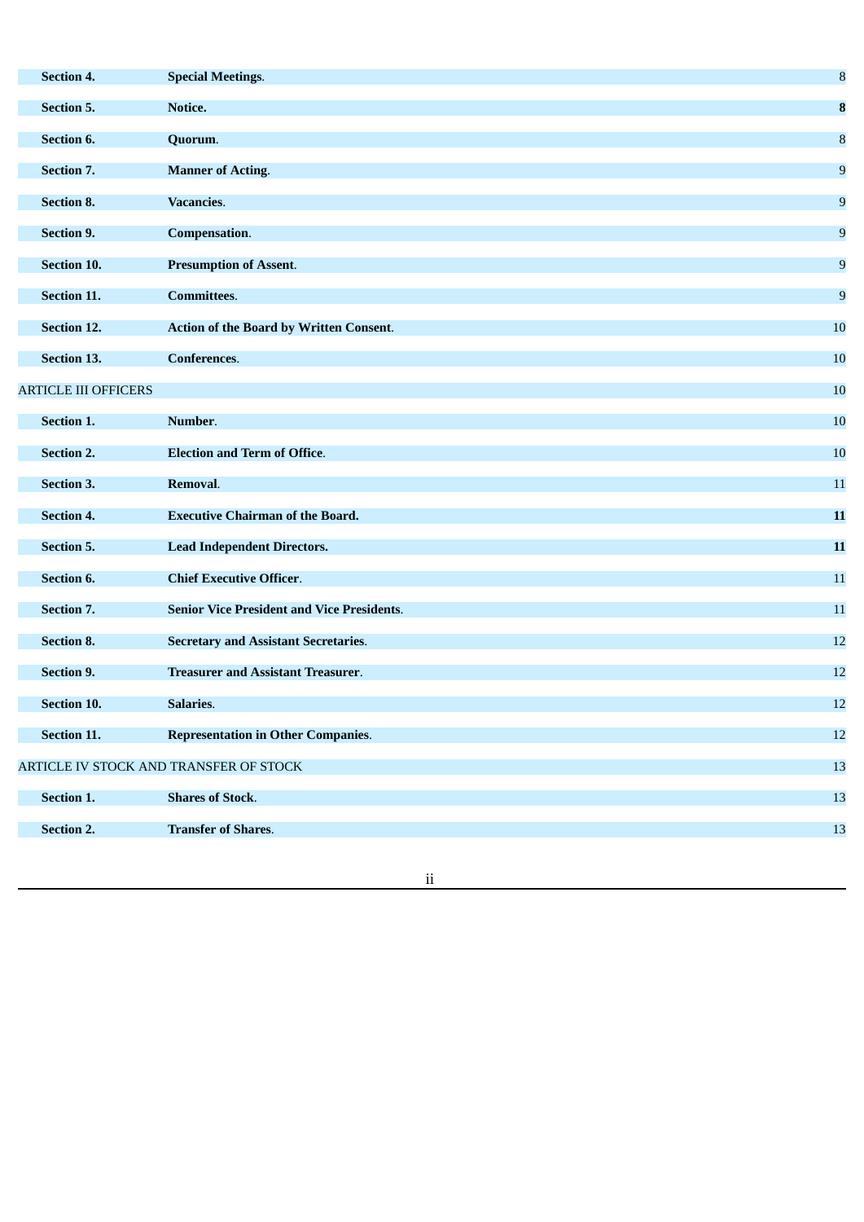| | | |
|---|---|---|
| **Section 4.** | **Special Meetings**. | 8 |
| **Section 5.** | **Notice.** | **8** |
| **Section 6.** | **Quorum**. | 8 |
| **Section 7.** | **Manner of Acting**. | 9 |
| **Section 8.** | **Vacancies**. | 9 |
| **Section 9.** | **Compensation**. | 9 |
| **Section 10.** | **Presumption of Assent**. | 9 |
| **Section 11.** | **Committees**. | 9 |
| **Section 12.** | **Action of the Board by Written Consent**. | 10 |
| **Section 13.** | **Conferences**. | 10 |
| ARTICLE III OFFICERS | | 10 |
| **Section 1.** | **Number**. | 10 |
| **Section 2.** | **Election and Term of Office**. | 10 |
| **Section 3.** | **Removal**. | 11 |
| **Section 4.** | **Executive Chairman of the Board.** | **11** |
| **Section 5.** | **Lead Independent Directors.** | **11** |
| **Section 6.** | **Chief Executive Officer**. | 11 |
| **Section 7.** | **Senior Vice President and Vice Presidents**. | 11 |
| **Section 8.** | **Secretary and Assistant Secretaries**. | 12 |
| **Section 9.** | **Treasurer and Assistant Treasurer**. | 12 |
| **Section 10.** | **Salaries**. | 12 |
| **Section 11.** | **Representation in Other Companies**. | 12 |
| ARTICLE IV STOCK AND TRANSFER OF STOCK | | 13 |
| **Section 1.** | **Shares of Stock**. | 13 |
| **Section 2.** | **Transfer of Shares**. | 13 |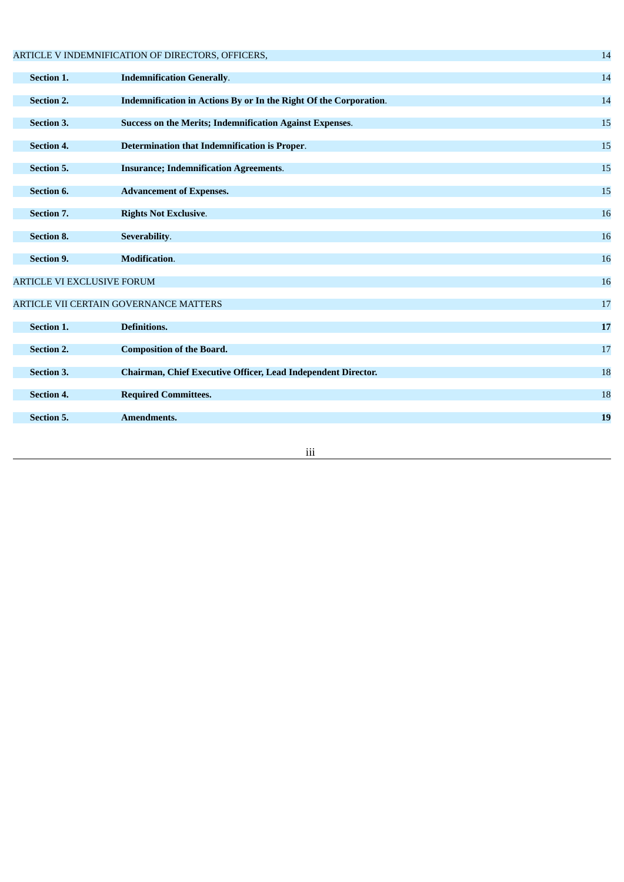| | | |
|---|---|---|
| ARTICLE V INDEMNIFICATION OF DIRECTORS, OFFICERS, | | 14 |
| **Section 1.** | **Indemnification Generally**. | 14 |
| **Section 2.** | **Indemnification in Actions By or In the Right Of the Corporation**. | 14 |
| **Section 3.** | **Success on the Merits; Indemnification Against Expenses**. | 15 |
| **Section 4.** | **Determination that Indemnification is Proper**. | 15 |
| **Section 5.** | **Insurance; Indemnification Agreements**. | 15 |
| **Section 6.** | **Advancement of Expenses.** | 15 |
| **Section 7.** | **Rights Not Exclusive**. | 16 |
| **Section 8.** | **Severability**. | 16 |
| **Section 9.** | **Modification**. | 16 |
| ARTICLE VI EXCLUSIVE FORUM | | 16 |
| ARTICLE VII CERTAIN GOVERNANCE MATTERS | | 17 |
| **Section 1.** | **Definitions.** | **17** |
| **Section 2.** | **Composition of the Board.** | 17 |
| **Section 3.** | **Chairman, Chief Executive Officer, Lead Independent Director.** | 18 |
| **Section 4.** | **Required Committees.** | 18 |
| **Section 5.** | **Amendments.** | **19** |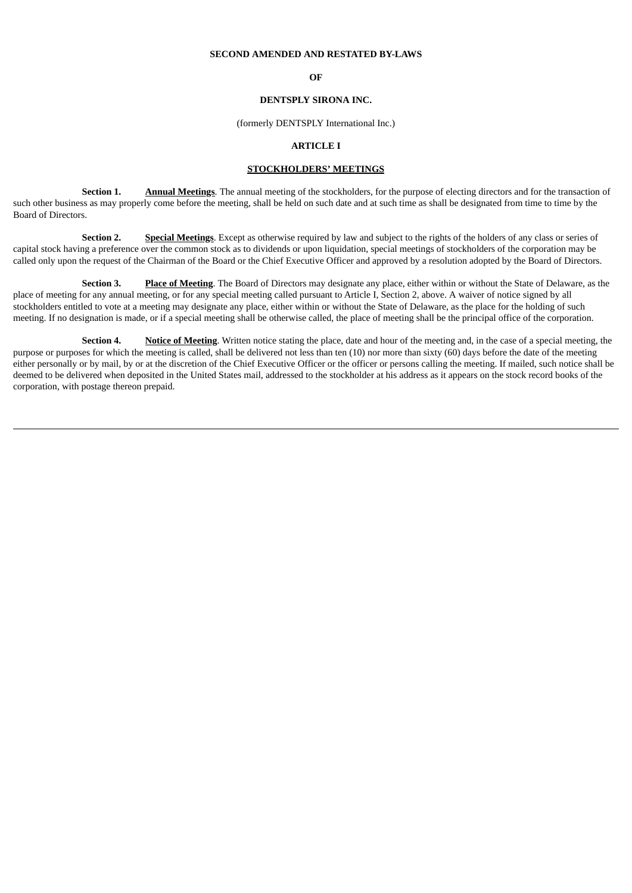**SECOND AMENDED AND RESTATED BY-LAWS**

**OF**

**DENTSPLY SIRONA INC.**

(formerly DENTSPLY International Inc.)

**ARTICLE I**

**STOCKHOLDERS' MEETINGS**

**Section 1. Annual Meetings**. The annual meeting of the stockholders, for the purpose of electing directors and for the transaction of such other business as may properly come before the meeting, shall be held on such date and at such time as shall be designated from time to time by the Board of Directors.

**Section 2. Special Meetings**. Except as otherwise required by law and subject to the rights of the holders of any class or series of capital stock having a preference over the common stock as to dividends or upon liquidation, special meetings of stockholders of the corporation may be called only upon the request of the Chairman of the Board or the Chief Executive Officer and approved by a resolution adopted by the Board of Directors.

**Section 3. Place of Meeting**. The Board of Directors may designate any place, either within or without the State of Delaware, as the place of meeting for any annual meeting, or for any special meeting called pursuant to Article I, Section 2, above. A waiver of notice signed by all stockholders entitled to vote at a meeting may designate any place, either within or without the State of Delaware, as the place for the holding of such meeting. If no designation is made, or if a special meeting shall be otherwise called, the place of meeting shall be the principal office of the corporation.

**Section 4. Notice of Meeting**. Written notice stating the place, date and hour of the meeting and, in the case of a special meeting, the purpose or purposes for which the meeting is called, shall be delivered not less than ten (10) nor more than sixty (60) days before the date of the meeting either personally or by mail, by or at the discretion of the Chief Executive Officer or the officer or persons calling the meeting. If mailed, such notice shall be deemed to be delivered when deposited in the United States mail, addressed to the stockholder at his address as it appears on the stock record books of the corporation, with postage thereon prepaid.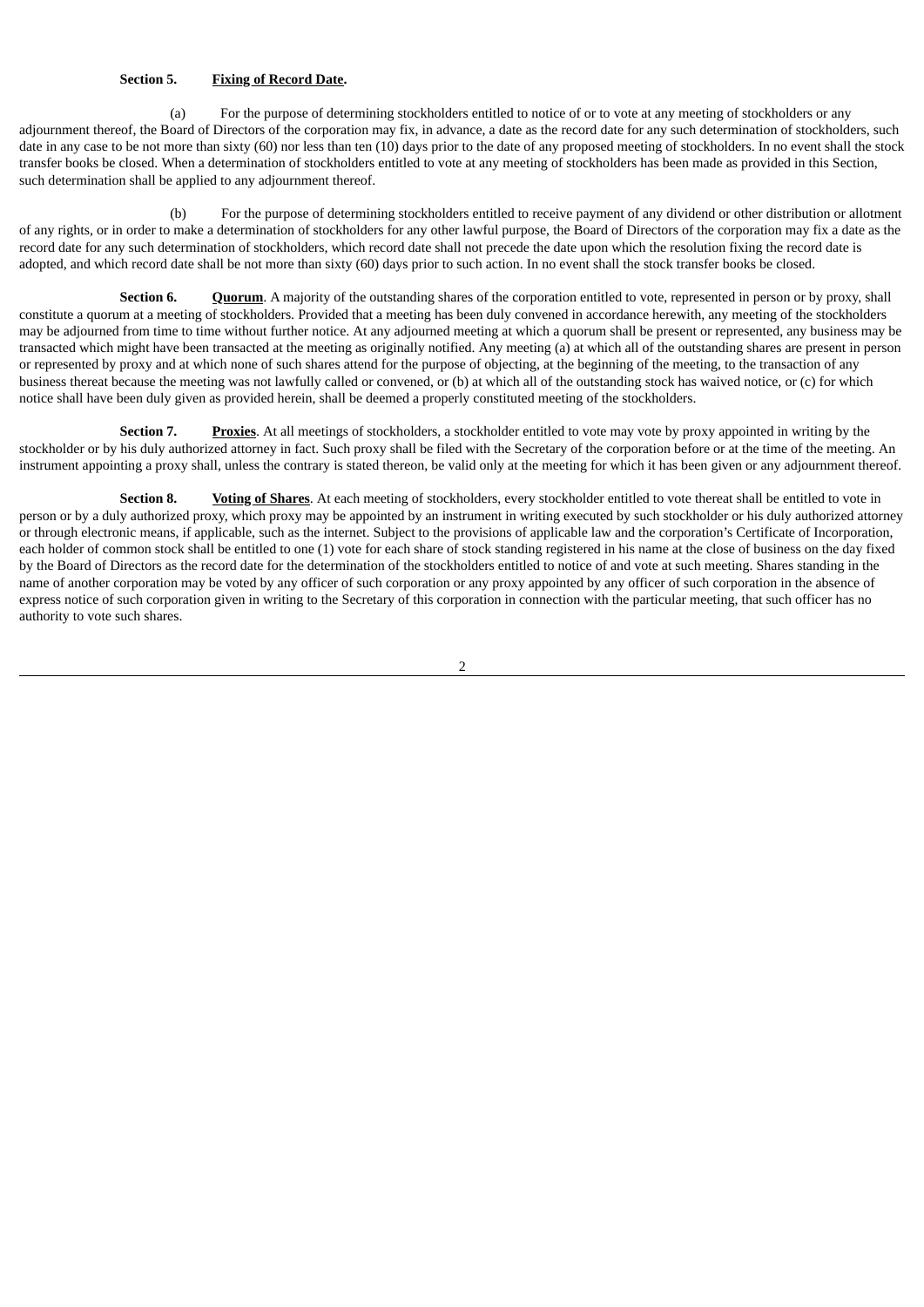**Section 5. Fixing of Record Date.**

(a) For the purpose of determining stockholders entitled to notice of or to vote at any meeting of stockholders or any adjournment thereof, the Board of Directors of the corporation may fix, in advance, a date as the record date for any such determination of stockholders, such date in any case to be not more than sixty (60) nor less than ten (10) days prior to the date of any proposed meeting of stockholders. In no event shall the stock transfer books be closed. When a determination of stockholders entitled to vote at any meeting of stockholders has been made as provided in this Section, such determination shall be applied to any adjournment thereof.

(b) For the purpose of determining stockholders entitled to receive payment of any dividend or other distribution or allotment of any rights, or in order to make a determination of stockholders for any other lawful purpose, the Board of Directors of the corporation may fix a date as the record date for any such determination of stockholders, which record date shall not precede the date upon which the resolution fixing the record date is adopted, and which record date shall be not more than sixty (60) days prior to such action. In no event shall the stock transfer books be closed.

**Section 6. Quorum**. A majority of the outstanding shares of the corporation entitled to vote, represented in person or by proxy, shall constitute a quorum at a meeting of stockholders. Provided that a meeting has been duly convened in accordance herewith, any meeting of the stockholders may be adjourned from time to time without further notice. At any adjourned meeting at which a quorum shall be present or represented, any business may be transacted which might have been transacted at the meeting as originally notified. Any meeting (a) at which all of the outstanding shares are present in person or represented by proxy and at which none of such shares attend for the purpose of objecting, at the beginning of the meeting, to the transaction of any business thereat because the meeting was not lawfully called or convened, or (b) at which all of the outstanding stock has waived notice, or (c) for which notice shall have been duly given as provided herein, shall be deemed a properly constituted meeting of the stockholders.

**Section 7. Proxies**. At all meetings of stockholders, a stockholder entitled to vote may vote by proxy appointed in writing by the stockholder or by his duly authorized attorney in fact. Such proxy shall be filed with the Secretary of the corporation before or at the time of the meeting. An instrument appointing a proxy shall, unless the contrary is stated thereon, be valid only at the meeting for which it has been given or any adjournment thereof.

**Section 8. Voting of Shares**. At each meeting of stockholders, every stockholder entitled to vote thereat shall be entitled to vote in person or by a duly authorized proxy, which proxy may be appointed by an instrument in writing executed by such stockholder or his duly authorized attorney or through electronic means, if applicable, such as the internet. Subject to the provisions of applicable law and the corporation's Certificate of Incorporation, each holder of common stock shall be entitled to one (1) vote for each share of stock standing registered in his name at the close of business on the day fixed by the Board of Directors as the record date for the determination of the stockholders entitled to notice of and vote at such meeting. Shares standing in the name of another corporation may be voted by any officer of such corporation or any proxy appointed by any officer of such corporation in the absence of express notice of such corporation given in writing to the Secretary of this corporation in connection with the particular meeting, that such officer has no authority to vote such shares.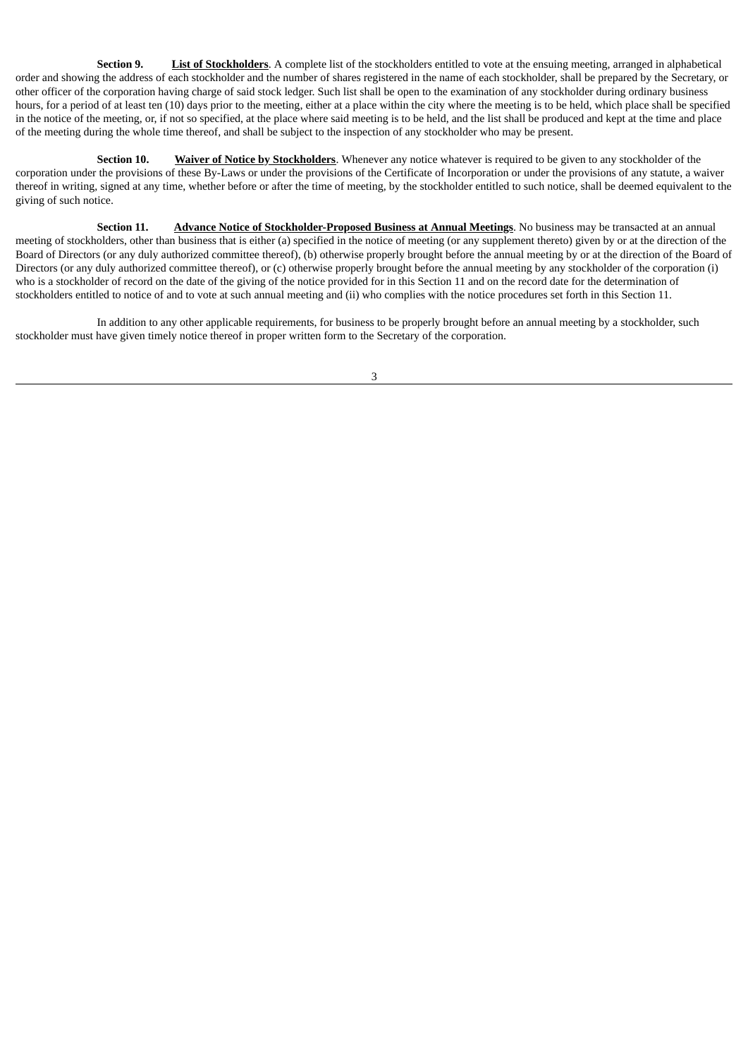**Section 9.** **List of Stockholders**. A complete list of the stockholders entitled to vote at the ensuing meeting, arranged in alphabetical order and showing the address of each stockholder and the number of shares registered in the name of each stockholder, shall be prepared by the Secretary, or other officer of the corporation having charge of said stock ledger. Such list shall be open to the examination of any stockholder during ordinary business hours, for a period of at least ten (10) days prior to the meeting, either at a place within the city where the meeting is to be held, which place shall be specified in the notice of the meeting, or, if not so specified, at the place where said meeting is to be held, and the list shall be produced and kept at the time and place of the meeting during the whole time thereof, and shall be subject to the inspection of any stockholder who may be present.

**Section 10.** **Waiver of Notice by Stockholders**. Whenever any notice whatever is required to be given to any stockholder of the corporation under the provisions of these By-Laws or under the provisions of the Certificate of Incorporation or under the provisions of any statute, a waiver thereof in writing, signed at any time, whether before or after the time of meeting, by the stockholder entitled to such notice, shall be deemed equivalent to the giving of such notice.

**Section 11.** **Advance Notice of Stockholder-Proposed Business at Annual Meetings**. No business may be transacted at an annual meeting of stockholders, other than business that is either (a) specified in the notice of meeting (or any supplement thereto) given by or at the direction of the Board of Directors (or any duly authorized committee thereof), (b) otherwise properly brought before the annual meeting by or at the direction of the Board of Directors (or any duly authorized committee thereof), or (c) otherwise properly brought before the annual meeting by any stockholder of the corporation (i) who is a stockholder of record on the date of the giving of the notice provided for in this Section 11 and on the record date for the determination of stockholders entitled to notice of and to vote at such annual meeting and (ii) who complies with the notice procedures set forth in this Section 11.

In addition to any other applicable requirements, for business to be properly brought before an annual meeting by a stockholder, such stockholder must have given timely notice thereof in proper written form to the Secretary of the corporation.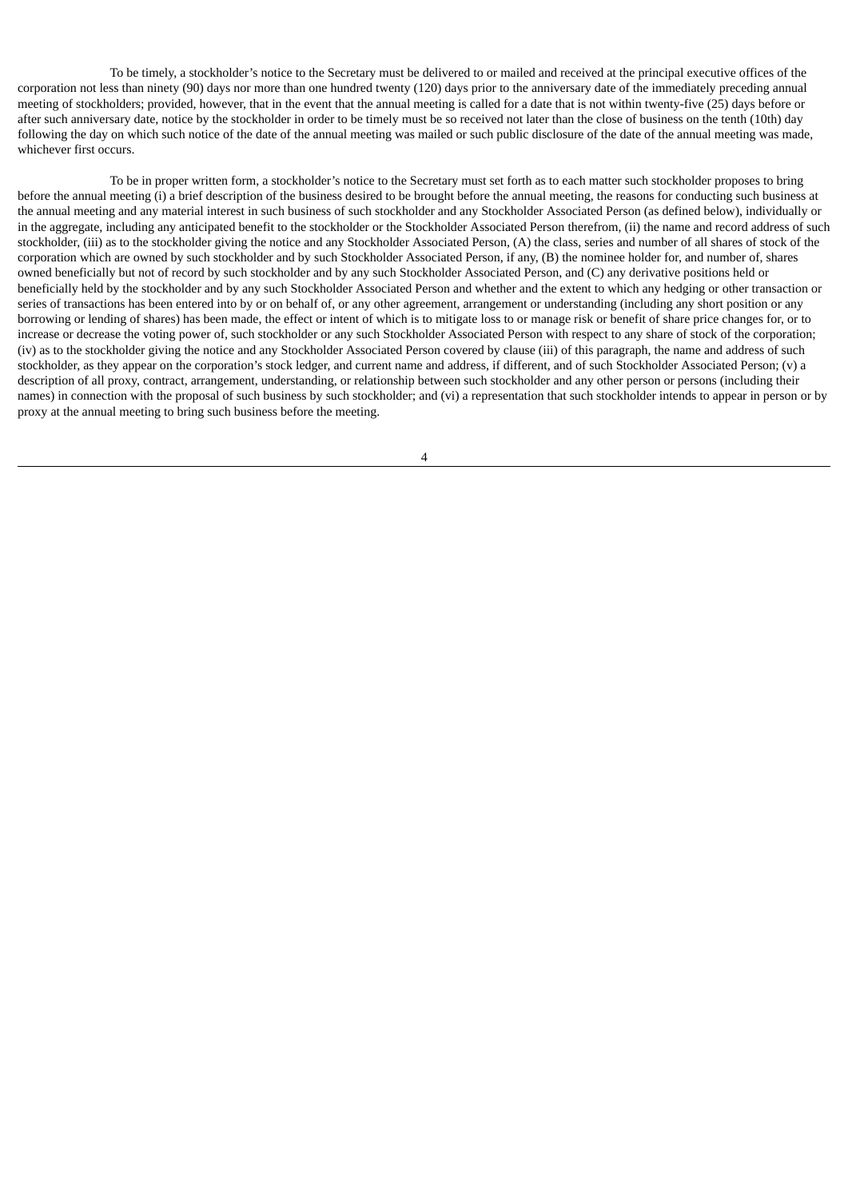To be timely, a stockholder's notice to the Secretary must be delivered to or mailed and received at the principal executive offices of the corporation not less than ninety (90) days nor more than one hundred twenty (120) days prior to the anniversary date of the immediately preceding annual meeting of stockholders; provided, however, that in the event that the annual meeting is called for a date that is not within twenty-five (25) days before or after such anniversary date, notice by the stockholder in order to be timely must be so received not later than the close of business on the tenth (10th) day following the day on which such notice of the date of the annual meeting was mailed or such public disclosure of the date of the annual meeting was made, whichever first occurs.

To be in proper written form, a stockholder's notice to the Secretary must set forth as to each matter such stockholder proposes to bring before the annual meeting (i) a brief description of the business desired to be brought before the annual meeting, the reasons for conducting such business at the annual meeting and any material interest in such business of such stockholder and any Stockholder Associated Person (as defined below), individually or in the aggregate, including any anticipated benefit to the stockholder or the Stockholder Associated Person therefrom, (ii) the name and record address of such stockholder, (iii) as to the stockholder giving the notice and any Stockholder Associated Person, (A) the class, series and number of all shares of stock of the corporation which are owned by such stockholder and by such Stockholder Associated Person, if any, (B) the nominee holder for, and number of, shares owned beneficially but not of record by such stockholder and by any such Stockholder Associated Person, and (C) any derivative positions held or beneficially held by the stockholder and by any such Stockholder Associated Person and whether and the extent to which any hedging or other transaction or series of transactions has been entered into by or on behalf of, or any other agreement, arrangement or understanding (including any short position or any borrowing or lending of shares) has been made, the effect or intent of which is to mitigate loss to or manage risk or benefit of share price changes for, or to increase or decrease the voting power of, such stockholder or any such Stockholder Associated Person with respect to any share of stock of the corporation; (iv) as to the stockholder giving the notice and any Stockholder Associated Person covered by clause (iii) of this paragraph, the name and address of such stockholder, as they appear on the corporation's stock ledger, and current name and address, if different, and of such Stockholder Associated Person; (v) a description of all proxy, contract, arrangement, understanding, or relationship between such stockholder and any other person or persons (including their names) in connection with the proposal of such business by such stockholder; and (vi) a representation that such stockholder intends to appear in person or by proxy at the annual meeting to bring such business before the meeting.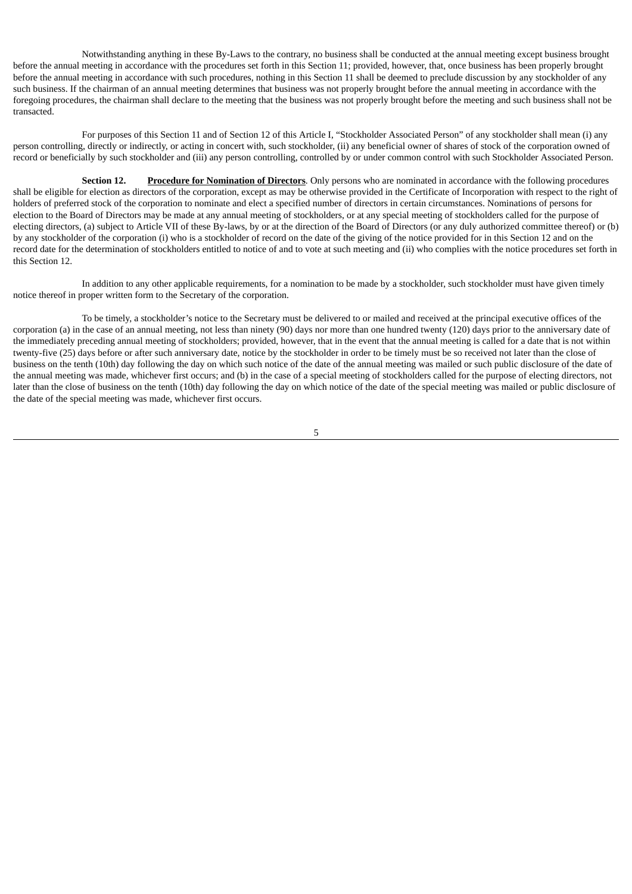Notwithstanding anything in these By-Laws to the contrary, no business shall be conducted at the annual meeting except business brought before the annual meeting in accordance with the procedures set forth in this Section 11; provided, however, that, once business has been properly brought before the annual meeting in accordance with such procedures, nothing in this Section 11 shall be deemed to preclude discussion by any stockholder of any such business. If the chairman of an annual meeting determines that business was not properly brought before the annual meeting in accordance with the foregoing procedures, the chairman shall declare to the meeting that the business was not properly brought before the meeting and such business shall not be transacted.

For purposes of this Section 11 and of Section 12 of this Article I, "Stockholder Associated Person" of any stockholder shall mean (i) any person controlling, directly or indirectly, or acting in concert with, such stockholder, (ii) any beneficial owner of shares of stock of the corporation owned of record or beneficially by such stockholder and (iii) any person controlling, controlled by or under common control with such Stockholder Associated Person.

**Section 12.** **Procedure for Nomination of Directors**. Only persons who are nominated in accordance with the following procedures shall be eligible for election as directors of the corporation, except as may be otherwise provided in the Certificate of Incorporation with respect to the right of holders of preferred stock of the corporation to nominate and elect a specified number of directors in certain circumstances. Nominations of persons for election to the Board of Directors may be made at any annual meeting of stockholders, or at any special meeting of stockholders called for the purpose of electing directors, (a) subject to Article VII of these By-laws, by or at the direction of the Board of Directors (or any duly authorized committee thereof) or (b) by any stockholder of the corporation (i) who is a stockholder of record on the date of the giving of the notice provided for in this Section 12 and on the record date for the determination of stockholders entitled to notice of and to vote at such meeting and (ii) who complies with the notice procedures set forth in this Section 12.

In addition to any other applicable requirements, for a nomination to be made by a stockholder, such stockholder must have given timely notice thereof in proper written form to the Secretary of the corporation.

To be timely, a stockholder's notice to the Secretary must be delivered to or mailed and received at the principal executive offices of the corporation (a) in the case of an annual meeting, not less than ninety (90) days nor more than one hundred twenty (120) days prior to the anniversary date of the immediately preceding annual meeting of stockholders; provided, however, that in the event that the annual meeting is called for a date that is not within twenty-five (25) days before or after such anniversary date, notice by the stockholder in order to be timely must be so received not later than the close of business on the tenth (10th) day following the day on which such notice of the date of the annual meeting was mailed or such public disclosure of the date of the annual meeting was made, whichever first occurs; and (b) in the case of a special meeting of stockholders called for the purpose of electing directors, not later than the close of business on the tenth (10th) day following the day on which notice of the date of the special meeting was mailed or public disclosure of the date of the special meeting was made, whichever first occurs.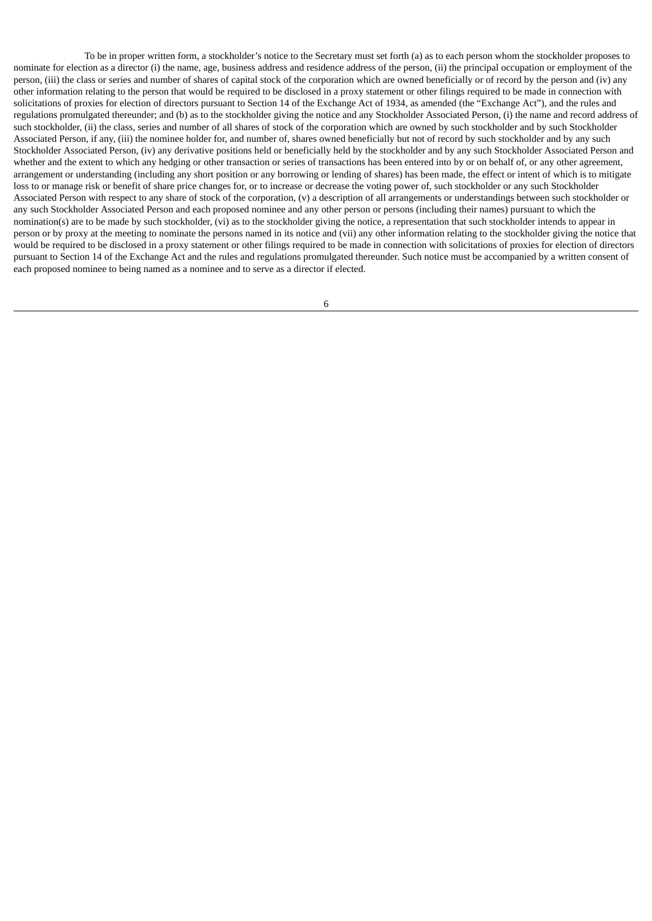To be in proper written form, a stockholder's notice to the Secretary must set forth (a) as to each person whom the stockholder proposes to nominate for election as a director (i) the name, age, business address and residence address of the person, (ii) the principal occupation or employment of the person, (iii) the class or series and number of shares of capital stock of the corporation which are owned beneficially or of record by the person and (iv) any other information relating to the person that would be required to be disclosed in a proxy statement or other filings required to be made in connection with solicitations of proxies for election of directors pursuant to Section 14 of the Exchange Act of 1934, as amended (the "Exchange Act"), and the rules and regulations promulgated thereunder; and (b) as to the stockholder giving the notice and any Stockholder Associated Person, (i) the name and record address of such stockholder, (ii) the class, series and number of all shares of stock of the corporation which are owned by such stockholder and by such Stockholder Associated Person, if any, (iii) the nominee holder for, and number of, shares owned beneficially but not of record by such stockholder and by any such Stockholder Associated Person, (iv) any derivative positions held or beneficially held by the stockholder and by any such Stockholder Associated Person and whether and the extent to which any hedging or other transaction or series of transactions has been entered into by or on behalf of, or any other agreement, arrangement or understanding (including any short position or any borrowing or lending of shares) has been made, the effect or intent of which is to mitigate loss to or manage risk or benefit of share price changes for, or to increase or decrease the voting power of, such stockholder or any such Stockholder Associated Person with respect to any share of stock of the corporation, (v) a description of all arrangements or understandings between such stockholder or any such Stockholder Associated Person and each proposed nominee and any other person or persons (including their names) pursuant to which the nomination(s) are to be made by such stockholder, (vi) as to the stockholder giving the notice, a representation that such stockholder intends to appear in person or by proxy at the meeting to nominate the persons named in its notice and (vii) any other information relating to the stockholder giving the notice that would be required to be disclosed in a proxy statement or other filings required to be made in connection with solicitations of proxies for election of directors pursuant to Section 14 of the Exchange Act and the rules and regulations promulgated thereunder. Such notice must be accompanied by a written consent of each proposed nominee to being named as a nominee and to serve as a director if elected.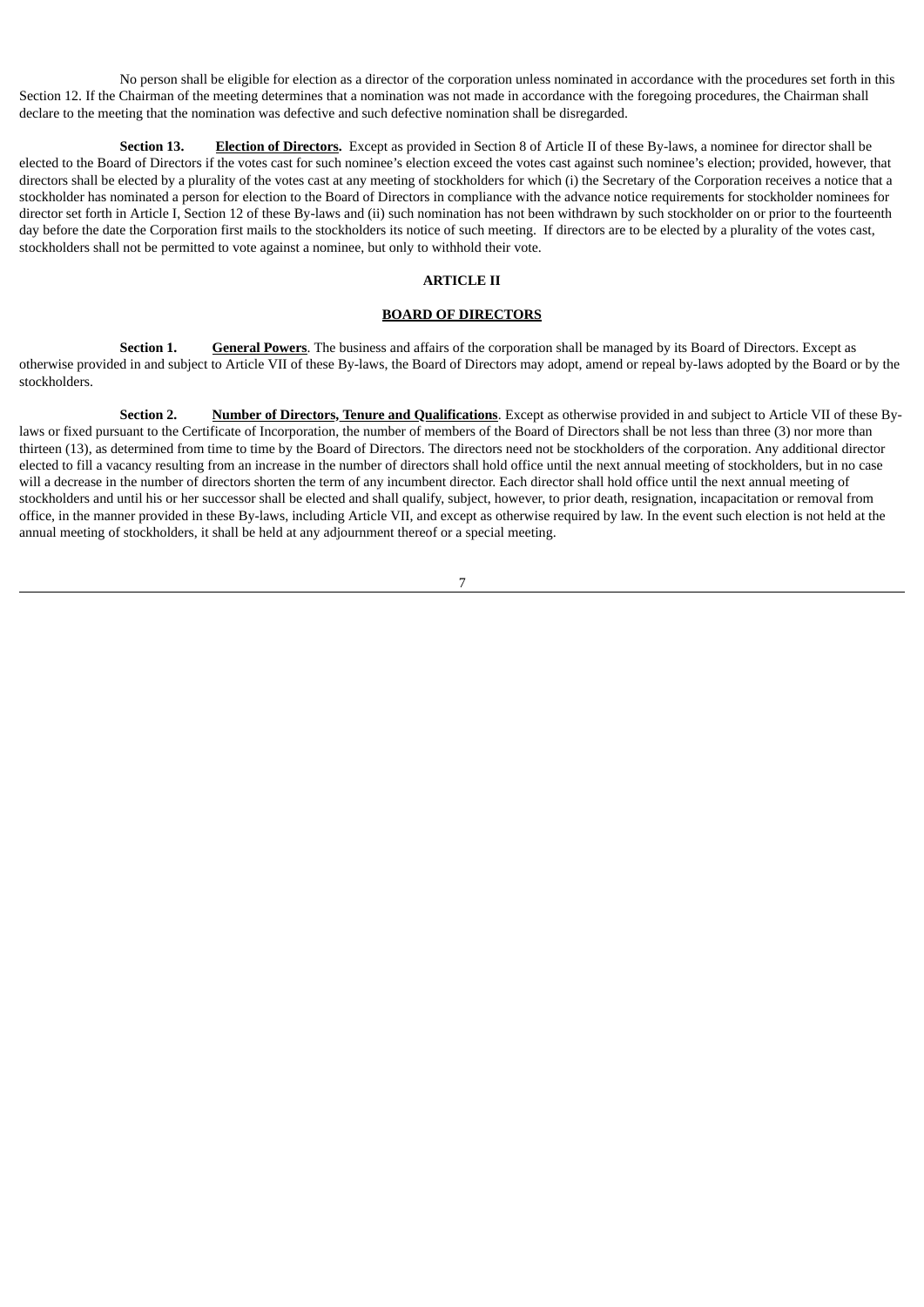No person shall be eligible for election as a director of the corporation unless nominated in accordance with the procedures set forth in this Section 12. If the Chairman of the meeting determines that a nomination was not made in accordance with the foregoing procedures, the Chairman shall declare to the meeting that the nomination was defective and such defective nomination shall be disregarded.

**Section 13. Election of Directors.** Except as provided in Section 8 of Article II of these By-laws, a nominee for director shall be elected to the Board of Directors if the votes cast for such nominee's election exceed the votes cast against such nominee's election; provided, however, that directors shall be elected by a plurality of the votes cast at any meeting of stockholders for which (i) the Secretary of the Corporation receives a notice that a stockholder has nominated a person for election to the Board of Directors in compliance with the advance notice requirements for stockholder nominees for director set forth in Article I, Section 12 of these By-laws and (ii) such nomination has not been withdrawn by such stockholder on or prior to the fourteenth day before the date the Corporation first mails to the stockholders its notice of such meeting. If directors are to be elected by a plurality of the votes cast, stockholders shall not be permitted to vote against a nominee, but only to withhold their vote.

## ARTICLE II

## BOARD OF DIRECTORS

**Section 1. General Powers**. The business and affairs of the corporation shall be managed by its Board of Directors. Except as otherwise provided in and subject to Article VII of these By-laws, the Board of Directors may adopt, amend or repeal by-laws adopted by the Board or by the stockholders.

**Section 2. Number of Directors, Tenure and Qualifications**. Except as otherwise provided in and subject to Article VII of these By-laws or fixed pursuant to the Certificate of Incorporation, the number of members of the Board of Directors shall be not less than three (3) nor more than thirteen (13), as determined from time to time by the Board of Directors. The directors need not be stockholders of the corporation. Any additional director elected to fill a vacancy resulting from an increase in the number of directors shall hold office until the next annual meeting of stockholders, but in no case will a decrease in the number of directors shorten the term of any incumbent director. Each director shall hold office until the next annual meeting of stockholders and until his or her successor shall be elected and shall qualify, subject, however, to prior death, resignation, incapacitation or removal from office, in the manner provided in these By-laws, including Article VII, and except as otherwise required by law. In the event such election is not held at the annual meeting of stockholders, it shall be held at any adjournment thereof or a special meeting.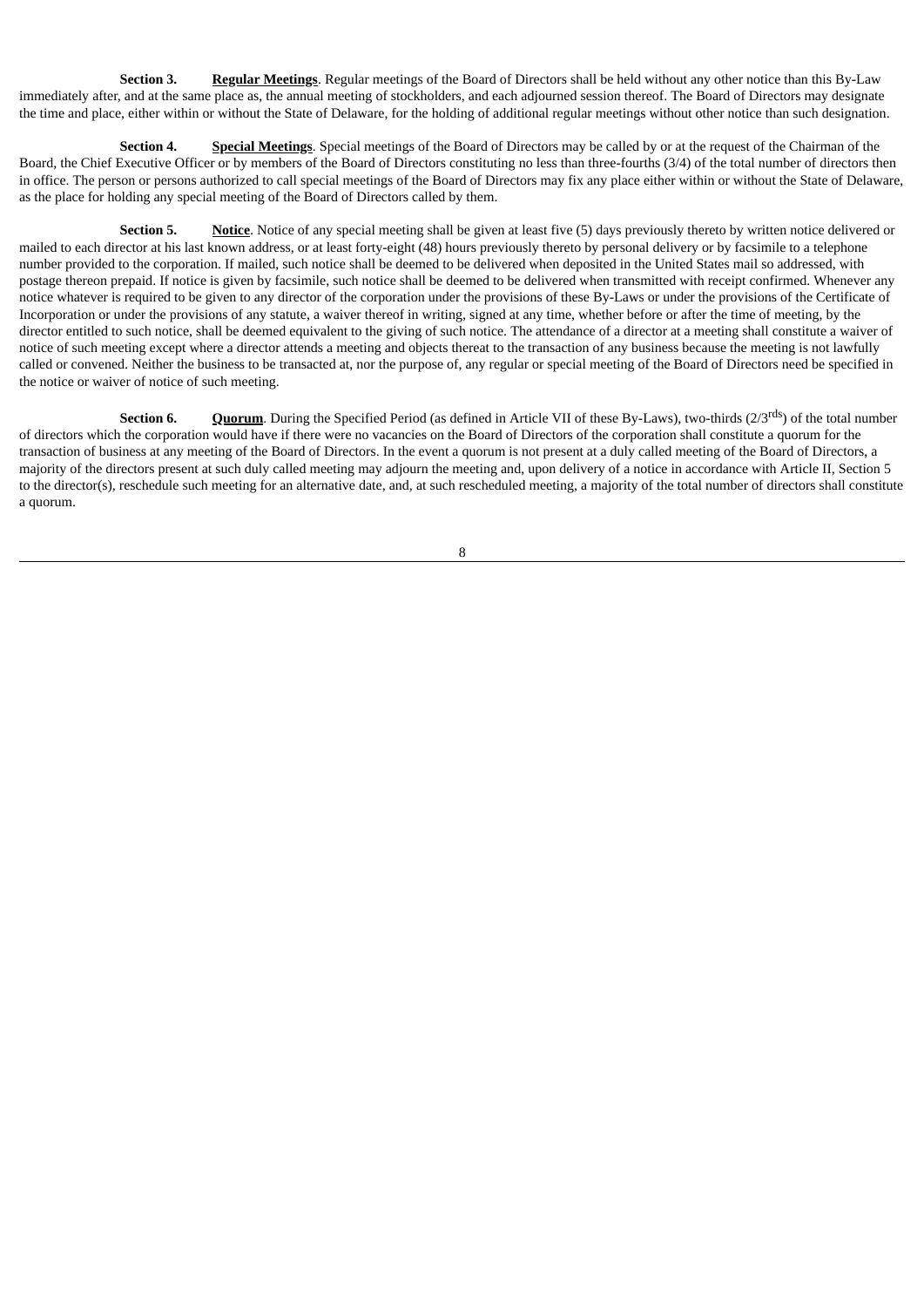**Section 3.** **Regular Meetings**. Regular meetings of the Board of Directors shall be held without any other notice than this By-Law immediately after, and at the same place as, the annual meeting of stockholders, and each adjourned session thereof. The Board of Directors may designate the time and place, either within or without the State of Delaware, for the holding of additional regular meetings without other notice than such designation.

**Section 4.** **Special Meetings**. Special meetings of the Board of Directors may be called by or at the request of the Chairman of the Board, the Chief Executive Officer or by members of the Board of Directors constituting no less than three-fourths (3/4) of the total number of directors then in office. The person or persons authorized to call special meetings of the Board of Directors may fix any place either within or without the State of Delaware, as the place for holding any special meeting of the Board of Directors called by them.

**Section 5.** **Notice**. Notice of any special meeting shall be given at least five (5) days previously thereto by written notice delivered or mailed to each director at his last known address, or at least forty-eight (48) hours previously thereto by personal delivery or by facsimile to a telephone number provided to the corporation. If mailed, such notice shall be deemed to be delivered when deposited in the United States mail so addressed, with postage thereon prepaid. If notice is given by facsimile, such notice shall be deemed to be delivered when transmitted with receipt confirmed. Whenever any notice whatever is required to be given to any director of the corporation under the provisions of these By-Laws or under the provisions of the Certificate of Incorporation or under the provisions of any statute, a waiver thereof in writing, signed at any time, whether before or after the time of meeting, by the director entitled to such notice, shall be deemed equivalent to the giving of such notice. The attendance of a director at a meeting shall constitute a waiver of notice of such meeting except where a director attends a meeting and objects thereat to the transaction of any business because the meeting is not lawfully called or convened. Neither the business to be transacted at, nor the purpose of, any regular or special meeting of the Board of Directors need be specified in the notice or waiver of notice of such meeting.

**Section 6.** **Quorum**. During the Specified Period (as defined in Article VII of these By-Laws), two-thirds (2/3rds) of the total number of directors which the corporation would have if there were no vacancies on the Board of Directors of the corporation shall constitute a quorum for the transaction of business at any meeting of the Board of Directors. In the event a quorum is not present at a duly called meeting of the Board of Directors, a majority of the directors present at such duly called meeting may adjourn the meeting and, upon delivery of a notice in accordance with Article II, Section 5 to the director(s), reschedule such meeting for an alternative date, and, at such rescheduled meeting, a majority of the total number of directors shall constitute a quorum.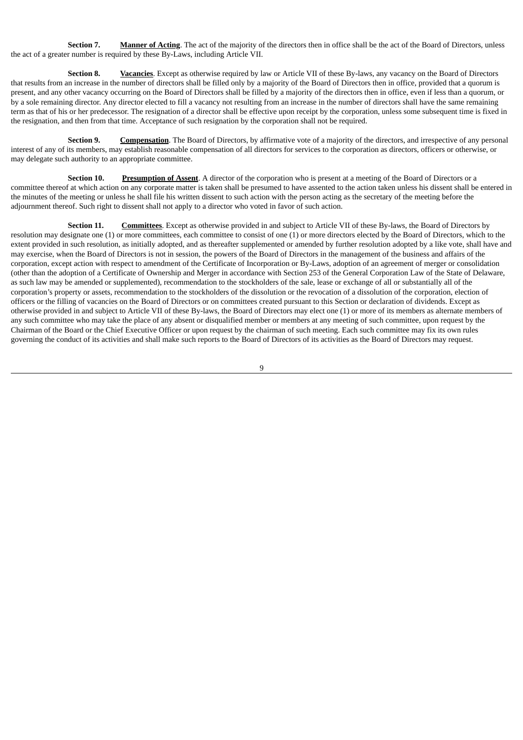**Section 7.** **Manner of Acting**. The act of the majority of the directors then in office shall be the act of the Board of Directors, unless the act of a greater number is required by these By-Laws, including Article VII.

**Section 8.** **Vacancies**. Except as otherwise required by law or Article VII of these By-laws, any vacancy on the Board of Directors that results from an increase in the number of directors shall be filled only by a majority of the Board of Directors then in office, provided that a quorum is present, and any other vacancy occurring on the Board of Directors shall be filled by a majority of the directors then in office, even if less than a quorum, or by a sole remaining director. Any director elected to fill a vacancy not resulting from an increase in the number of directors shall have the same remaining term as that of his or her predecessor. The resignation of a director shall be effective upon receipt by the corporation, unless some subsequent time is fixed in the resignation, and then from that time. Acceptance of such resignation by the corporation shall not be required.

**Section 9.** **Compensation**. The Board of Directors, by affirmative vote of a majority of the directors, and irrespective of any personal interest of any of its members, may establish reasonable compensation of all directors for services to the corporation as directors, officers or otherwise, or may delegate such authority to an appropriate committee.

**Section 10.** **Presumption of Assent**. A director of the corporation who is present at a meeting of the Board of Directors or a committee thereof at which action on any corporate matter is taken shall be presumed to have assented to the action taken unless his dissent shall be entered in the minutes of the meeting or unless he shall file his written dissent to such action with the person acting as the secretary of the meeting before the adjournment thereof. Such right to dissent shall not apply to a director who voted in favor of such action.

**Section 11.** **Committees**. Except as otherwise provided in and subject to Article VII of these By-laws, the Board of Directors by resolution may designate one (1) or more committees, each committee to consist of one (1) or more directors elected by the Board of Directors, which to the extent provided in such resolution, as initially adopted, and as thereafter supplemented or amended by further resolution adopted by a like vote, shall have and may exercise, when the Board of Directors is not in session, the powers of the Board of Directors in the management of the business and affairs of the corporation, except action with respect to amendment of the Certificate of Incorporation or By-Laws, adoption of an agreement of merger or consolidation (other than the adoption of a Certificate of Ownership and Merger in accordance with Section 253 of the General Corporation Law of the State of Delaware, as such law may be amended or supplemented), recommendation to the stockholders of the sale, lease or exchange of all or substantially all of the corporation's property or assets, recommendation to the stockholders of the dissolution or the revocation of a dissolution of the corporation, election of officers or the filling of vacancies on the Board of Directors or on committees created pursuant to this Section or declaration of dividends. Except as otherwise provided in and subject to Article VII of these By-laws, the Board of Directors may elect one (1) or more of its members as alternate members of any such committee who may take the place of any absent or disqualified member or members at any meeting of such committee, upon request by the Chairman of the Board or the Chief Executive Officer or upon request by the chairman of such meeting. Each such committee may fix its own rules governing the conduct of its activities and shall make such reports to the Board of Directors of its activities as the Board of Directors may request.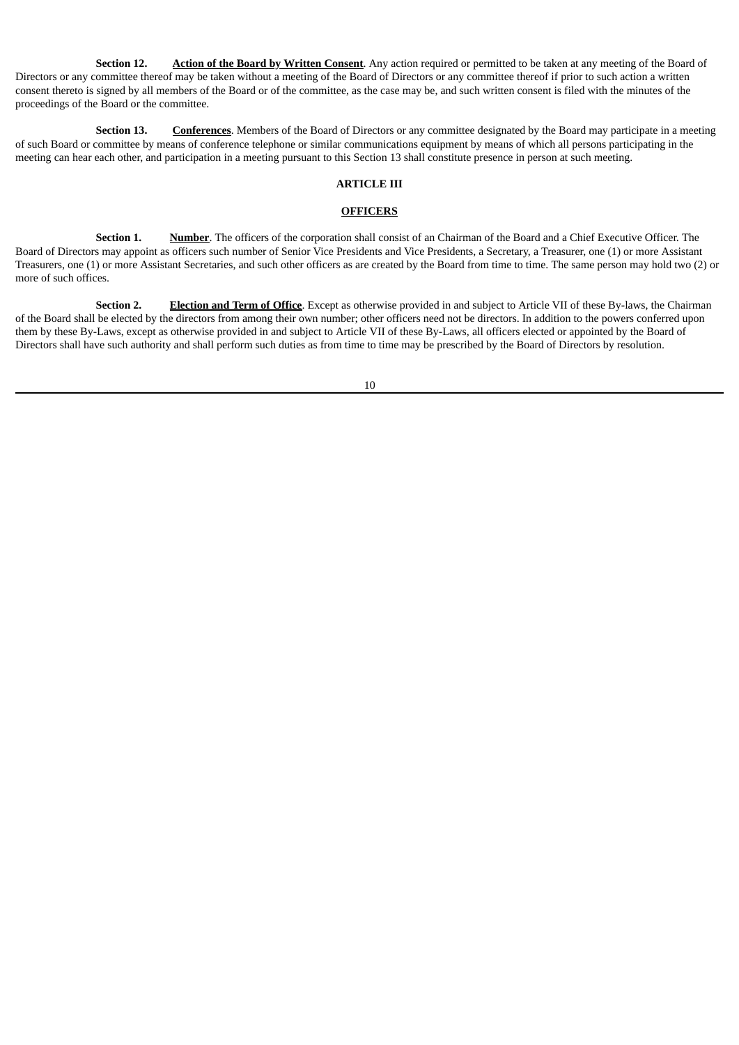**Section 12.** **Action of the Board by Written Consent**. Any action required or permitted to be taken at any meeting of the Board of Directors or any committee thereof may be taken without a meeting of the Board of Directors or any committee thereof if prior to such action a written consent thereto is signed by all members of the Board or of the committee, as the case may be, and such written consent is filed with the minutes of the proceedings of the Board or the committee.

**Section 13.** **Conferences**. Members of the Board of Directors or any committee designated by the Board may participate in a meeting of such Board or committee by means of conference telephone or similar communications equipment by means of which all persons participating in the meeting can hear each other, and participation in a meeting pursuant to this Section 13 shall constitute presence in person at such meeting.

## ARTICLE III

## OFFICERS

**Section 1.** **Number**. The officers of the corporation shall consist of an Chairman of the Board and a Chief Executive Officer. The Board of Directors may appoint as officers such number of Senior Vice Presidents and Vice Presidents, a Secretary, a Treasurer, one (1) or more Assistant Treasurers, one (1) or more Assistant Secretaries, and such other officers as are created by the Board from time to time. The same person may hold two (2) or more of such offices.

**Section 2.** **Election and Term of Office**. Except as otherwise provided in and subject to Article VII of these By-laws, the Chairman of the Board shall be elected by the directors from among their own number; other officers need not be directors. In addition to the powers conferred upon them by these By-Laws, except as otherwise provided in and subject to Article VII of these By-Laws, all officers elected or appointed by the Board of Directors shall have such authority and shall perform such duties as from time to time may be prescribed by the Board of Directors by resolution.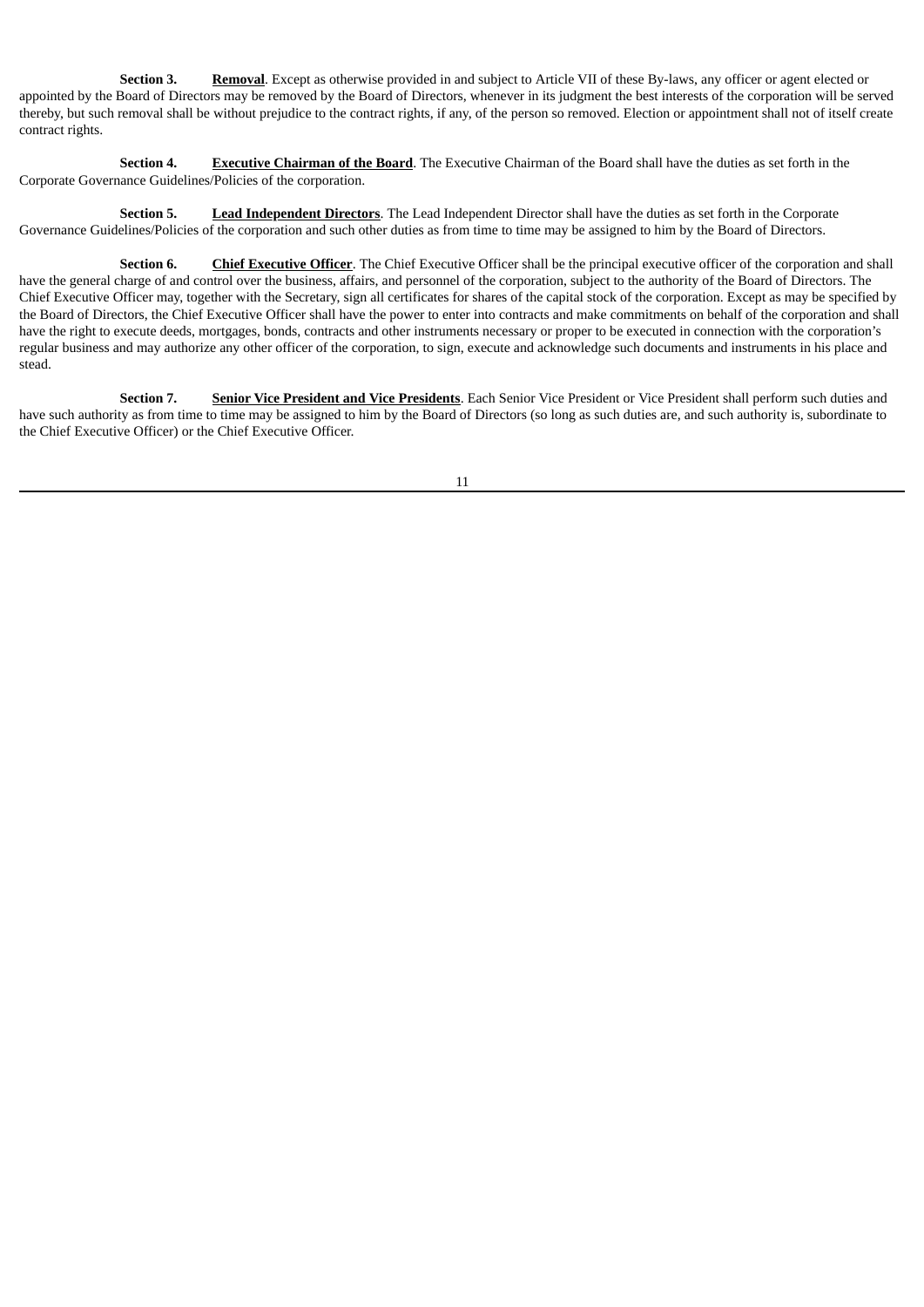**Section 3.** **Removal**. Except as otherwise provided in and subject to Article VII of these By-laws, any officer or agent elected or appointed by the Board of Directors may be removed by the Board of Directors, whenever in its judgment the best interests of the corporation will be served thereby, but such removal shall be without prejudice to the contract rights, if any, of the person so removed. Election or appointment shall not of itself create contract rights.

**Section 4.** **Executive Chairman of the Board**. The Executive Chairman of the Board shall have the duties as set forth in the Corporate Governance Guidelines/Policies of the corporation.

**Section 5.** **Lead Independent Directors**. The Lead Independent Director shall have the duties as set forth in the Corporate Governance Guidelines/Policies of the corporation and such other duties as from time to time may be assigned to him by the Board of Directors.

**Section 6.** **Chief Executive Officer**. The Chief Executive Officer shall be the principal executive officer of the corporation and shall have the general charge of and control over the business, affairs, and personnel of the corporation, subject to the authority of the Board of Directors. The Chief Executive Officer may, together with the Secretary, sign all certificates for shares of the capital stock of the corporation. Except as may be specified by the Board of Directors, the Chief Executive Officer shall have the power to enter into contracts and make commitments on behalf of the corporation and shall have the right to execute deeds, mortgages, bonds, contracts and other instruments necessary or proper to be executed in connection with the corporation's regular business and may authorize any other officer of the corporation, to sign, execute and acknowledge such documents and instruments in his place and stead.

**Section 7.** **Senior Vice President and Vice Presidents**. Each Senior Vice President or Vice President shall perform such duties and have such authority as from time to time may be assigned to him by the Board of Directors (so long as such duties are, and such authority is, subordinate to the Chief Executive Officer) or the Chief Executive Officer.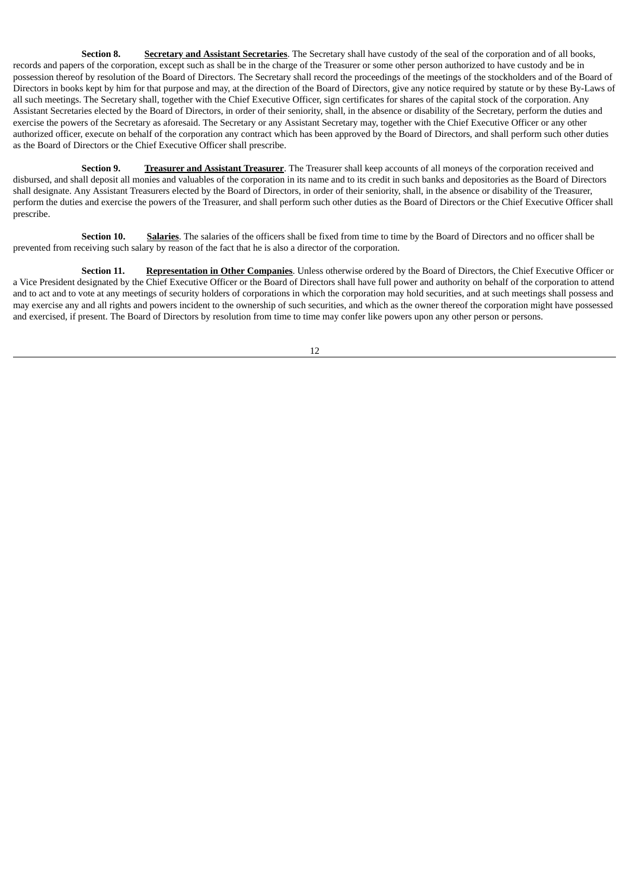**Section 8.** **Secretary and Assistant Secretaries**. The Secretary shall have custody of the seal of the corporation and of all books, records and papers of the corporation, except such as shall be in the charge of the Treasurer or some other person authorized to have custody and be in possession thereof by resolution of the Board of Directors. The Secretary shall record the proceedings of the meetings of the stockholders and of the Board of Directors in books kept by him for that purpose and may, at the direction of the Board of Directors, give any notice required by statute or by these By-Laws of all such meetings. The Secretary shall, together with the Chief Executive Officer, sign certificates for shares of the capital stock of the corporation. Any Assistant Secretaries elected by the Board of Directors, in order of their seniority, shall, in the absence or disability of the Secretary, perform the duties and exercise the powers of the Secretary as aforesaid. The Secretary or any Assistant Secretary may, together with the Chief Executive Officer or any other authorized officer, execute on behalf of the corporation any contract which has been approved by the Board of Directors, and shall perform such other duties as the Board of Directors or the Chief Executive Officer shall prescribe.

**Section 9.** **Treasurer and Assistant Treasurer**. The Treasurer shall keep accounts of all moneys of the corporation received and disbursed, and shall deposit all monies and valuables of the corporation in its name and to its credit in such banks and depositories as the Board of Directors shall designate. Any Assistant Treasurers elected by the Board of Directors, in order of their seniority, shall, in the absence or disability of the Treasurer, perform the duties and exercise the powers of the Treasurer, and shall perform such other duties as the Board of Directors or the Chief Executive Officer shall prescribe.

**Section 10.** **Salaries**. The salaries of the officers shall be fixed from time to time by the Board of Directors and no officer shall be prevented from receiving such salary by reason of the fact that he is also a director of the corporation.

**Section 11.** **Representation in Other Companies**. Unless otherwise ordered by the Board of Directors, the Chief Executive Officer or a Vice President designated by the Chief Executive Officer or the Board of Directors shall have full power and authority on behalf of the corporation to attend and to act and to vote at any meetings of security holders of corporations in which the corporation may hold securities, and at such meetings shall possess and may exercise any and all rights and powers incident to the ownership of such securities, and which as the owner thereof the corporation might have possessed and exercised, if present. The Board of Directors by resolution from time to time may confer like powers upon any other person or persons.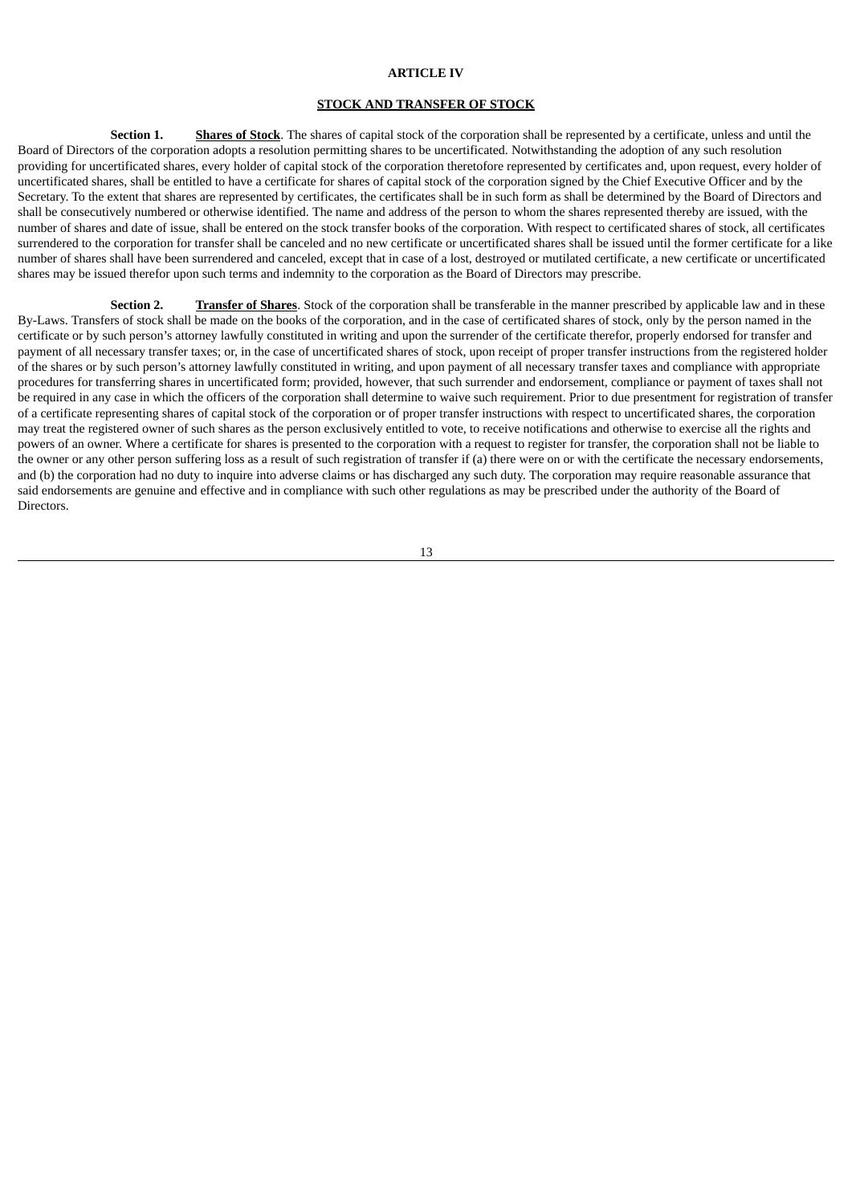## ARTICLE IV

## STOCK AND TRANSFER OF STOCK

**Section 1.** **Shares of Stock**. The shares of capital stock of the corporation shall be represented by a certificate, unless and until the Board of Directors of the corporation adopts a resolution permitting shares to be uncertificated. Notwithstanding the adoption of any such resolution providing for uncertificated shares, every holder of capital stock of the corporation theretofore represented by certificates and, upon request, every holder of uncertificated shares, shall be entitled to have a certificate for shares of capital stock of the corporation signed by the Chief Executive Officer and by the Secretary. To the extent that shares are represented by certificates, the certificates shall be in such form as shall be determined by the Board of Directors and shall be consecutively numbered or otherwise identified. The name and address of the person to whom the shares represented thereby are issued, with the number of shares and date of issue, shall be entered on the stock transfer books of the corporation. With respect to certificated shares of stock, all certificates surrendered to the corporation for transfer shall be canceled and no new certificate or uncertificated shares shall be issued until the former certificate for a like number of shares shall have been surrendered and canceled, except that in case of a lost, destroyed or mutilated certificate, a new certificate or uncertificated shares may be issued therefor upon such terms and indemnity to the corporation as the Board of Directors may prescribe.

**Section 2.** **Transfer of Shares**. Stock of the corporation shall be transferable in the manner prescribed by applicable law and in these By-Laws. Transfers of stock shall be made on the books of the corporation, and in the case of certificated shares of stock, only by the person named in the certificate or by such person's attorney lawfully constituted in writing and upon the surrender of the certificate therefor, properly endorsed for transfer and payment of all necessary transfer taxes; or, in the case of uncertificated shares of stock, upon receipt of proper transfer instructions from the registered holder of the shares or by such person's attorney lawfully constituted in writing, and upon payment of all necessary transfer taxes and compliance with appropriate procedures for transferring shares in uncertificated form; provided, however, that such surrender and endorsement, compliance or payment of taxes shall not be required in any case in which the officers of the corporation shall determine to waive such requirement. Prior to due presentment for registration of transfer of a certificate representing shares of capital stock of the corporation or of proper transfer instructions with respect to uncertificated shares, the corporation may treat the registered owner of such shares as the person exclusively entitled to vote, to receive notifications and otherwise to exercise all the rights and powers of an owner. Where a certificate for shares is presented to the corporation with a request to register for transfer, the corporation shall not be liable to the owner or any other person suffering loss as a result of such registration of transfer if (a) there were on or with the certificate the necessary endorsements, and (b) the corporation had no duty to inquire into adverse claims or has discharged any such duty. The corporation may require reasonable assurance that said endorsements are genuine and effective and in compliance with such other regulations as may be prescribed under the authority of the Board of Directors.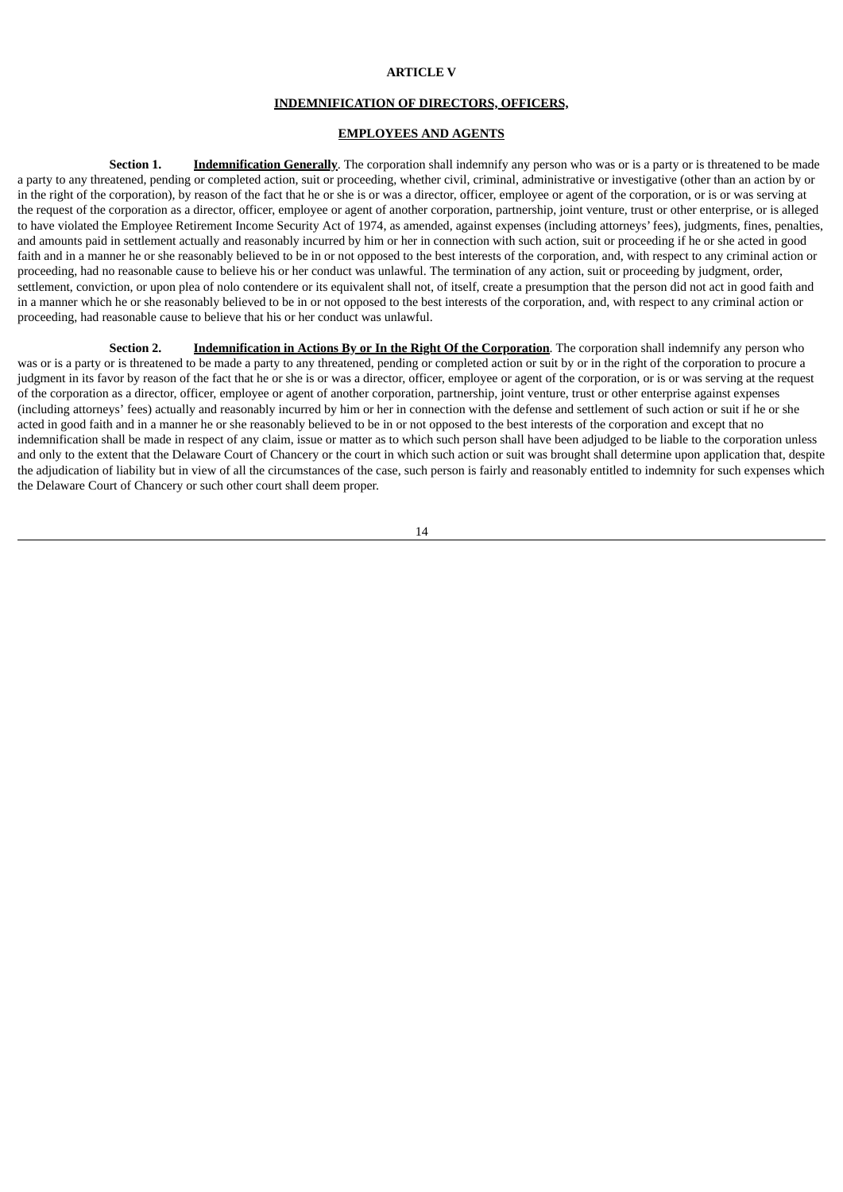## ARTICLE V

## INDEMNIFICATION OF DIRECTORS, OFFICERS,

## EMPLOYEES AND AGENTS

**Section 1.** **Indemnification Generally**. The corporation shall indemnify any person who was or is a party or is threatened to be made a party to any threatened, pending or completed action, suit or proceeding, whether civil, criminal, administrative or investigative (other than an action by or in the right of the corporation), by reason of the fact that he or she is or was a director, officer, employee or agent of the corporation, or is or was serving at the request of the corporation as a director, officer, employee or agent of another corporation, partnership, joint venture, trust or other enterprise, or is alleged to have violated the Employee Retirement Income Security Act of 1974, as amended, against expenses (including attorneys' fees), judgments, fines, penalties, and amounts paid in settlement actually and reasonably incurred by him or her in connection with such action, suit or proceeding if he or she acted in good faith and in a manner he or she reasonably believed to be in or not opposed to the best interests of the corporation, and, with respect to any criminal action or proceeding, had no reasonable cause to believe his or her conduct was unlawful. The termination of any action, suit or proceeding by judgment, order, settlement, conviction, or upon plea of nolo contendere or its equivalent shall not, of itself, create a presumption that the person did not act in good faith and in a manner which he or she reasonably believed to be in or not opposed to the best interests of the corporation, and, with respect to any criminal action or proceeding, had reasonable cause to believe that his or her conduct was unlawful.

**Section 2.** **Indemnification in Actions By or In the Right Of the Corporation**. The corporation shall indemnify any person who was or is a party or is threatened to be made a party to any threatened, pending or completed action or suit by or in the right of the corporation to procure a judgment in its favor by reason of the fact that he or she is or was a director, officer, employee or agent of the corporation, or is or was serving at the request of the corporation as a director, officer, employee or agent of another corporation, partnership, joint venture, trust or other enterprise against expenses (including attorneys' fees) actually and reasonably incurred by him or her in connection with the defense and settlement of such action or suit if he or she acted in good faith and in a manner he or she reasonably believed to be in or not opposed to the best interests of the corporation and except that no indemnification shall be made in respect of any claim, issue or matter as to which such person shall have been adjudged to be liable to the corporation unless and only to the extent that the Delaware Court of Chancery or the court in which such action or suit was brought shall determine upon application that, despite the adjudication of liability but in view of all the circumstances of the case, such person is fairly and reasonably entitled to indemnity for such expenses which the Delaware Court of Chancery or such other court shall deem proper.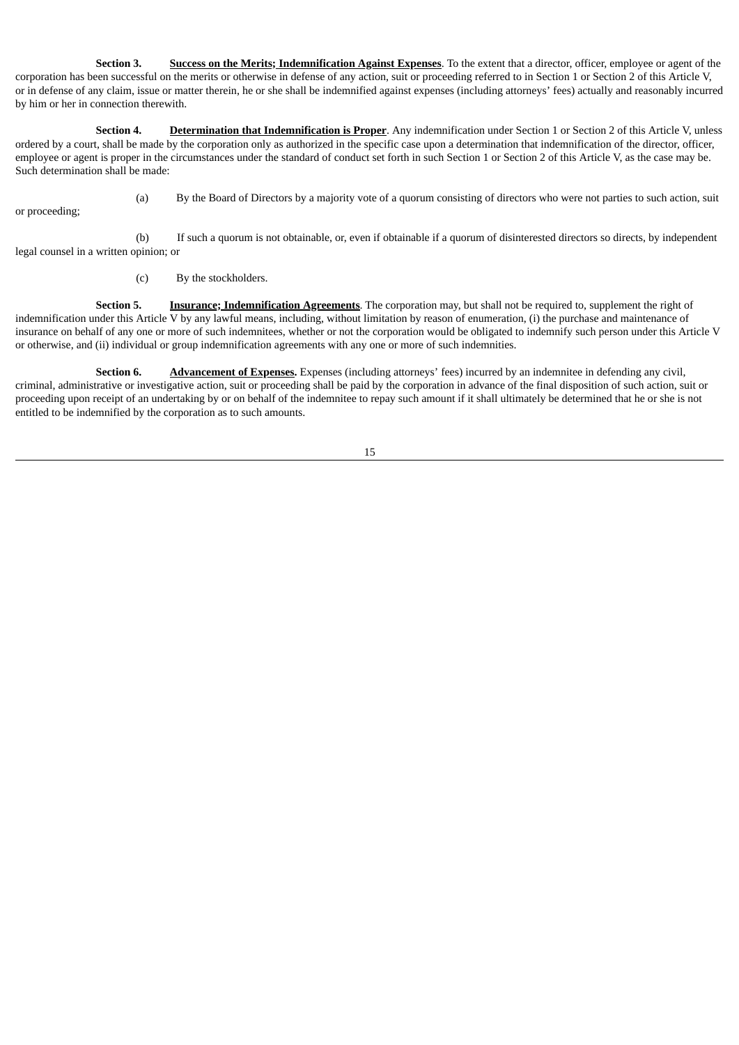**Section 3.** **Success on the Merits; Indemnification Against Expenses**. To the extent that a director, officer, employee or agent of the corporation has been successful on the merits or otherwise in defense of any action, suit or proceeding referred to in Section 1 or Section 2 of this Article V, or in defense of any claim, issue or matter therein, he or she shall be indemnified against expenses (including attorneys' fees) actually and reasonably incurred by him or her in connection therewith.

**Section 4.** **Determination that Indemnification is Proper**. Any indemnification under Section 1 or Section 2 of this Article V, unless ordered by a court, shall be made by the corporation only as authorized in the specific case upon a determination that indemnification of the director, officer, employee or agent is proper in the circumstances under the standard of conduct set forth in such Section 1 or Section 2 of this Article V, as the case may be. Such determination shall be made:

(a) By the Board of Directors by a majority vote of a quorum consisting of directors who were not parties to such action, suit or proceeding;

(b) If such a quorum is not obtainable, or, even if obtainable if a quorum of disinterested directors so directs, by independent legal counsel in a written opinion; or

(c) By the stockholders.

**Section 5.** **Insurance; Indemnification Agreements**. The corporation may, but shall not be required to, supplement the right of indemnification under this Article V by any lawful means, including, without limitation by reason of enumeration, (i) the purchase and maintenance of insurance on behalf of any one or more of such indemnitees, whether or not the corporation would be obligated to indemnify such person under this Article V or otherwise, and (ii) individual or group indemnification agreements with any one or more of such indemnities.

**Section 6.** **Advancement of Expenses.** Expenses (including attorneys' fees) incurred by an indemnitee in defending any civil, criminal, administrative or investigative action, suit or proceeding shall be paid by the corporation in advance of the final disposition of such action, suit or proceeding upon receipt of an undertaking by or on behalf of the indemnitee to repay such amount if it shall ultimately be determined that he or she is not entitled to be indemnified by the corporation as to such amounts.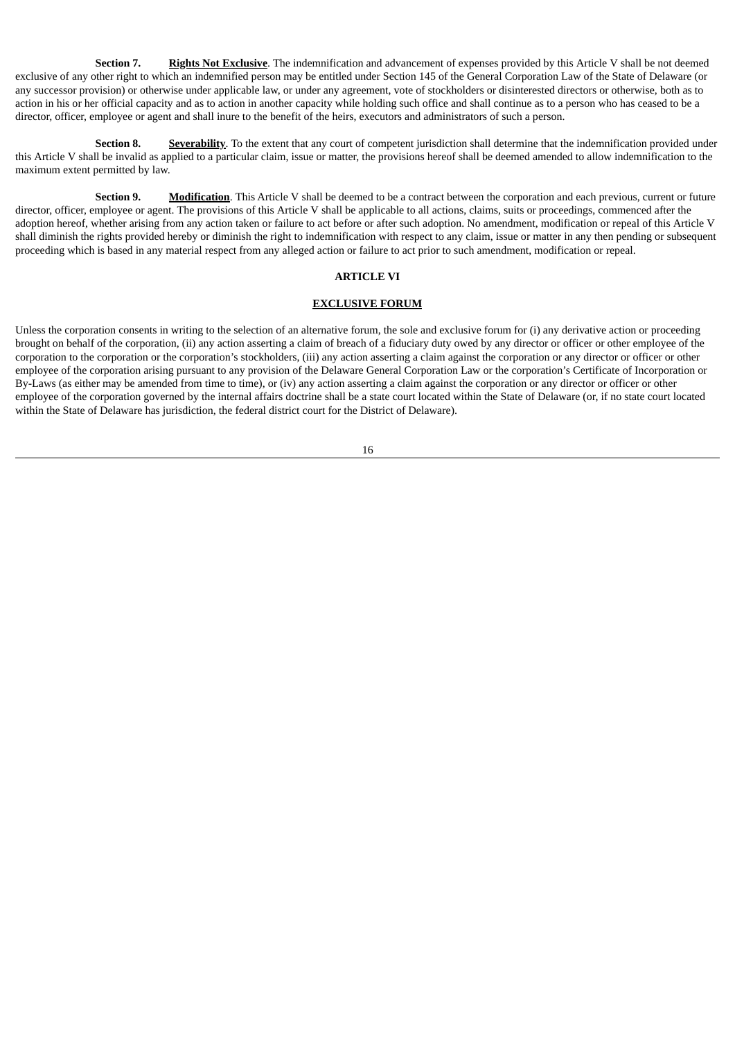**Section 7.** **Rights Not Exclusive**. The indemnification and advancement of expenses provided by this Article V shall be not deemed exclusive of any other right to which an indemnified person may be entitled under Section 145 of the General Corporation Law of the State of Delaware (or any successor provision) or otherwise under applicable law, or under any agreement, vote of stockholders or disinterested directors or otherwise, both as to action in his or her official capacity and as to action in another capacity while holding such office and shall continue as to a person who has ceased to be a director, officer, employee or agent and shall inure to the benefit of the heirs, executors and administrators of such a person.

**Section 8.** **Severability**. To the extent that any court of competent jurisdiction shall determine that the indemnification provided under this Article V shall be invalid as applied to a particular claim, issue or matter, the provisions hereof shall be deemed amended to allow indemnification to the maximum extent permitted by law.

**Section 9.** **Modification**. This Article V shall be deemed to be a contract between the corporation and each previous, current or future director, officer, employee or agent. The provisions of this Article V shall be applicable to all actions, claims, suits or proceedings, commenced after the adoption hereof, whether arising from any action taken or failure to act before or after such adoption. No amendment, modification or repeal of this Article V shall diminish the rights provided hereby or diminish the right to indemnification with respect to any claim, issue or matter in any then pending or subsequent proceeding which is based in any material respect from any alleged action or failure to act prior to such amendment, modification or repeal.

## ARTICLE VI

## EXCLUSIVE FORUM

Unless the corporation consents in writing to the selection of an alternative forum, the sole and exclusive forum for (i) any derivative action or proceeding brought on behalf of the corporation, (ii) any action asserting a claim of breach of a fiduciary duty owed by any director or officer or other employee of the corporation to the corporation or the corporation's stockholders, (iii) any action asserting a claim against the corporation or any director or officer or other employee of the corporation arising pursuant to any provision of the Delaware General Corporation Law or the corporation's Certificate of Incorporation or By-Laws (as either may be amended from time to time), or (iv) any action asserting a claim against the corporation or any director or officer or other employee of the corporation governed by the internal affairs doctrine shall be a state court located within the State of Delaware (or, if no state court located within the State of Delaware has jurisdiction, the federal district court for the District of Delaware).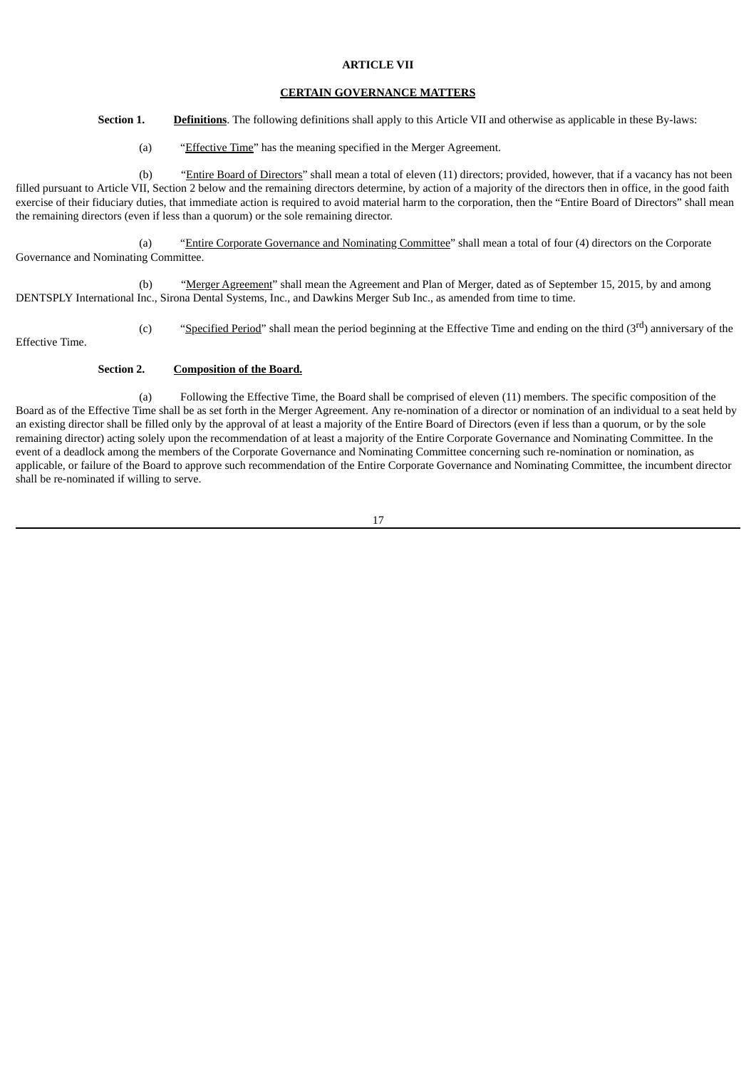**ARTICLE VII**

**CERTAIN GOVERNANCE MATTERS**

**Section 1.** **Definitions**. The following definitions shall apply to this Article VII and otherwise as applicable in these By-laws:

(a) "Effective Time" has the meaning specified in the Merger Agreement.

(b) "Entire Board of Directors" shall mean a total of eleven (11) directors; provided, however, that if a vacancy has not been filled pursuant to Article VII, Section 2 below and the remaining directors determine, by action of a majority of the directors then in office, in the good faith exercise of their fiduciary duties, that immediate action is required to avoid material harm to the corporation, then the "Entire Board of Directors" shall mean the remaining directors (even if less than a quorum) or the sole remaining director.

(a) "Entire Corporate Governance and Nominating Committee" shall mean a total of four (4) directors on the Corporate Governance and Nominating Committee.

(b) "Merger Agreement" shall mean the Agreement and Plan of Merger, dated as of September 15, 2015, by and among DENTSPLY International Inc., Sirona Dental Systems, Inc., and Dawkins Merger Sub Inc., as amended from time to time.

(c) "Specified Period" shall mean the period beginning at the Effective Time and ending on the third (3rd) anniversary of the Effective Time.

**Section 2.** **Composition of the Board.**

(a) Following the Effective Time, the Board shall be comprised of eleven (11) members. The specific composition of the Board as of the Effective Time shall be as set forth in the Merger Agreement. Any re-nomination of a director or nomination of an individual to a seat held by an existing director shall be filled only by the approval of at least a majority of the Entire Board of Directors (even if less than a quorum, or by the sole remaining director) acting solely upon the recommendation of at least a majority of the Entire Corporate Governance and Nominating Committee. In the event of a deadlock among the members of the Corporate Governance and Nominating Committee concerning such re-nomination or nomination, as applicable, or failure of the Board to approve such recommendation of the Entire Corporate Governance and Nominating Committee, the incumbent director shall be re-nominated if willing to serve.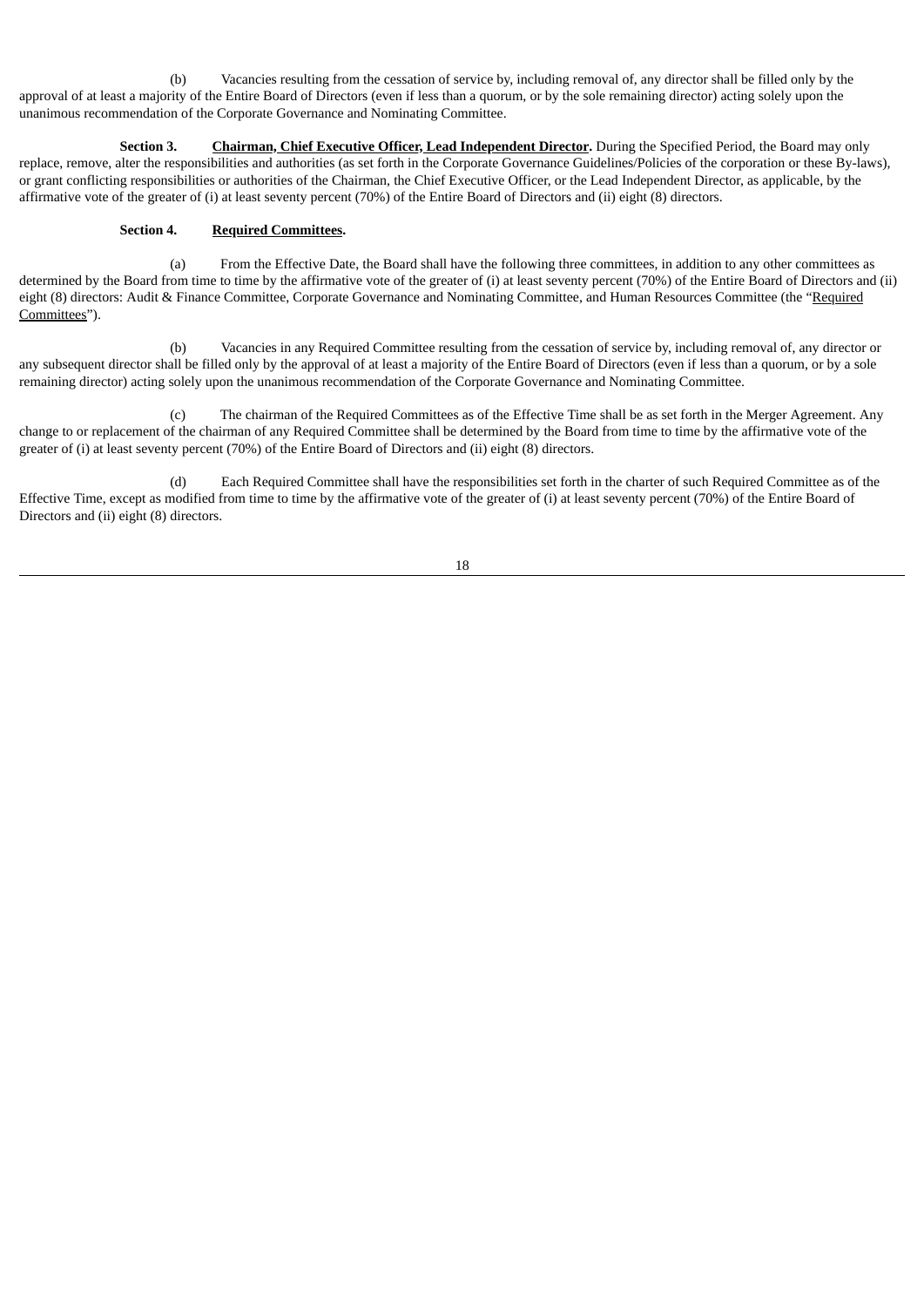(b) Vacancies resulting from the cessation of service by, including removal of, any director shall be filled only by the approval of at least a majority of the Entire Board of Directors (even if less than a quorum, or by the sole remaining director) acting solely upon the unanimous recommendation of the Corporate Governance and Nominating Committee.

**Section 3. Chairman, Chief Executive Officer, Lead Independent Director.** During the Specified Period, the Board may only replace, remove, alter the responsibilities and authorities (as set forth in the Corporate Governance Guidelines/Policies of the corporation or these By-laws), or grant conflicting responsibilities or authorities of the Chairman, the Chief Executive Officer, or the Lead Independent Director, as applicable, by the affirmative vote of the greater of (i) at least seventy percent (70%) of the Entire Board of Directors and (ii) eight (8) directors.

**Section 4. Required Committees.**

(a) From the Effective Date, the Board shall have the following three committees, in addition to any other committees as determined by the Board from time to time by the affirmative vote of the greater of (i) at least seventy percent (70%) of the Entire Board of Directors and (ii) eight (8) directors: Audit & Finance Committee, Corporate Governance and Nominating Committee, and Human Resources Committee (the "Required Committees").

(b) Vacancies in any Required Committee resulting from the cessation of service by, including removal of, any director or any subsequent director shall be filled only by the approval of at least a majority of the Entire Board of Directors (even if less than a quorum, or by a sole remaining director) acting solely upon the unanimous recommendation of the Corporate Governance and Nominating Committee.

(c) The chairman of the Required Committees as of the Effective Time shall be as set forth in the Merger Agreement. Any change to or replacement of the chairman of any Required Committee shall be determined by the Board from time to time by the affirmative vote of the greater of (i) at least seventy percent (70%) of the Entire Board of Directors and (ii) eight (8) directors.

(d) Each Required Committee shall have the responsibilities set forth in the charter of such Required Committee as of the Effective Time, except as modified from time to time by the affirmative vote of the greater of (i) at least seventy percent (70%) of the Entire Board of Directors and (ii) eight (8) directors.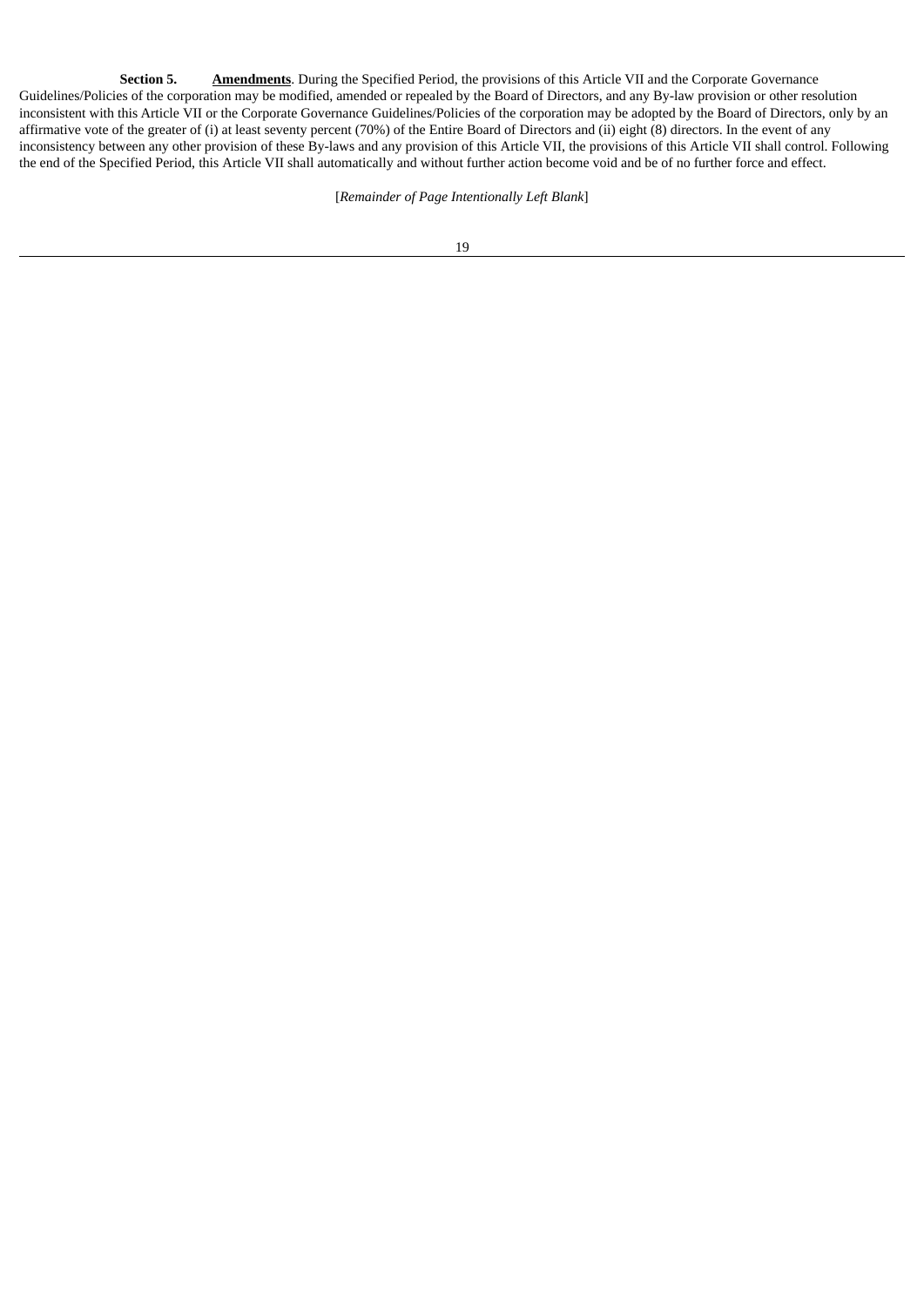**Section 5.** **Amendments**. During the Specified Period, the provisions of this Article VII and the Corporate Governance Guidelines/Policies of the corporation may be modified, amended or repealed by the Board of Directors, and any By-law provision or other resolution inconsistent with this Article VII or the Corporate Governance Guidelines/Policies of the corporation may be adopted by the Board of Directors, only by an affirmative vote of the greater of (i) at least seventy percent (70%) of the Entire Board of Directors and (ii) eight (8) directors. In the event of any inconsistency between any other provision of these By-laws and any provision of this Article VII, the provisions of this Article VII shall control. Following the end of the Specified Period, this Article VII shall automatically and without further action become void and be of no further force and effect.

[*Remainder of Page Intentionally Left Blank*]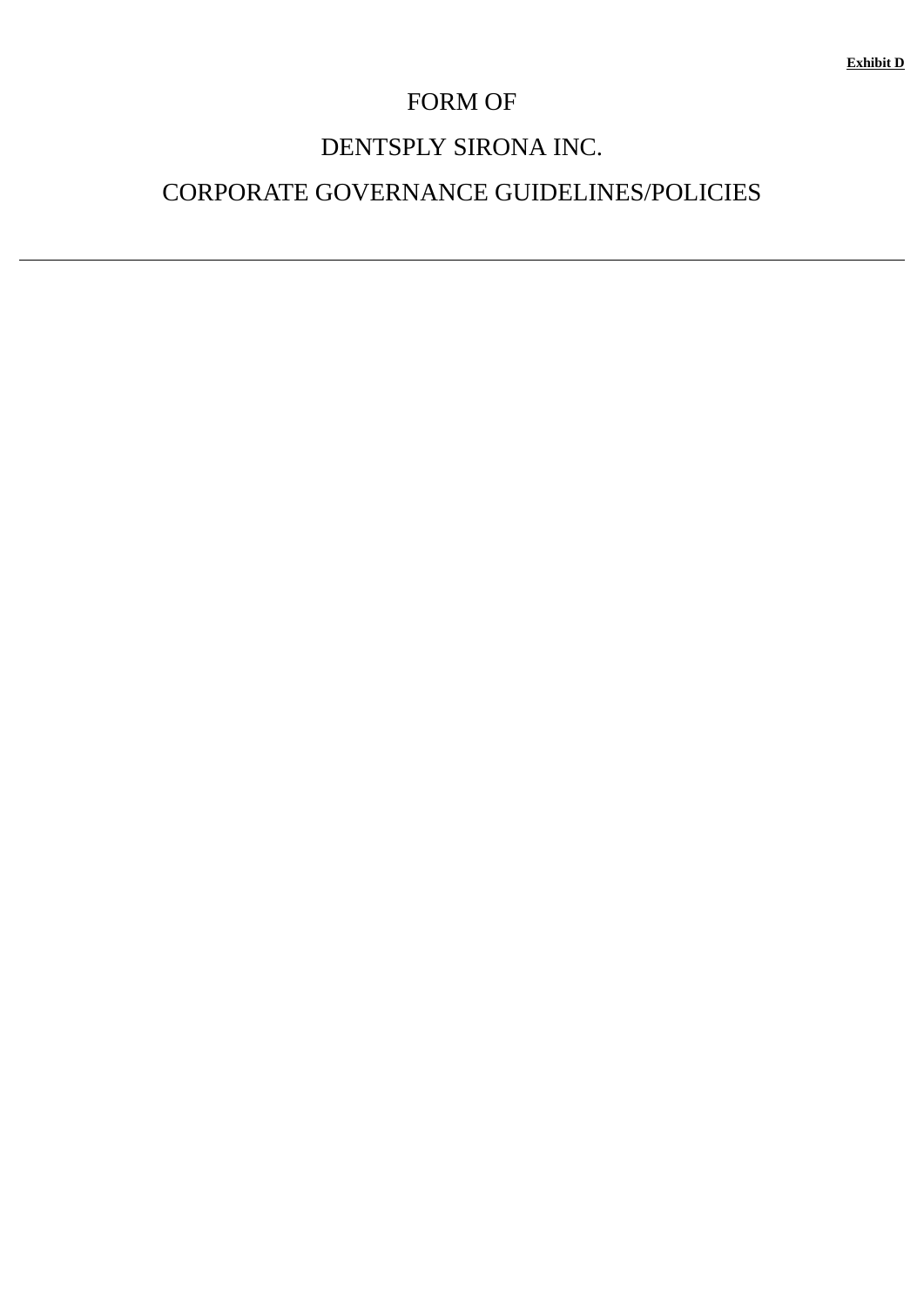**Exhibit D**

# FORM OF

# DENTSPLY SIRONA INC.

# CORPORATE GOVERNANCE GUIDELINES/POLICIES

---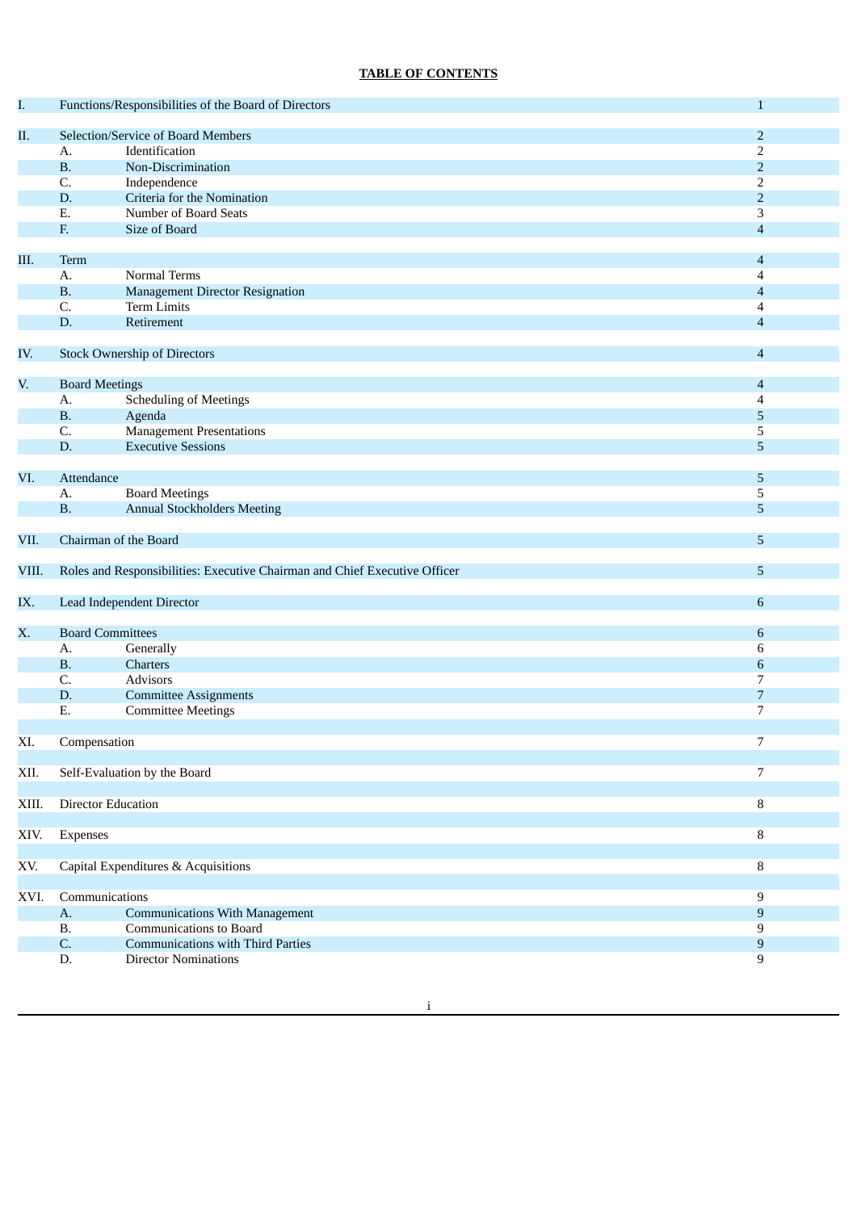**TABLE OF CONTENTS**

| | | | |
|---|---|---|---|
| I. | Functions/Responsibilities of the Board of Directors | | 1 |
| II. | Selection/Service of Board Members | | 2 |
| | A. | Identification | 2 |
| | B. | Non-Discrimination | 2 |
| | C. | Independence | 2 |
| | D. | Criteria for the Nomination | 2 |
| | E. | Number of Board Seats | 3 |
| | F. | Size of Board | 4 |
| III. | Term | | 4 |
| | A. | Normal Terms | 4 |
| | B. | Management Director Resignation | 4 |
| | C. | Term Limits | 4 |
| | D. | Retirement | 4 |
| IV. | Stock Ownership of Directors | | 4 |
| V. | Board Meetings | | 4 |
| | A. | Scheduling of Meetings | 4 |
| | B. | Agenda | 5 |
| | C. | Management Presentations | 5 |
| | D. | Executive Sessions | 5 |
| VI. | Attendance | | 5 |
| | A. | Board Meetings | 5 |
| | B. | Annual Stockholders Meeting | 5 |
| VII. | Chairman of the Board | | 5 |
| VIII. | Roles and Responsibilities: Executive Chairman and Chief Executive Officer | | 5 |
| IX. | Lead Independent Director | | 6 |
| X. | Board Committees | | 6 |
| | A. | Generally | 6 |
| | B. | Charters | 6 |
| | C. | Advisors | 7 |
| | D. | Committee Assignments | 7 |
| | E. | Committee Meetings | 7 |
| XI. | Compensation | | 7 |
| XII. | Self-Evaluation by the Board | | 7 |
| XIII. | Director Education | | 8 |
| XIV. | Expenses | | 8 |
| XV. | Capital Expenditures & Acquisitions | | 8 |
| XVI. | Communications | | 9 |
| | A. | Communications With Management | 9 |
| | B. | Communications to Board | 9 |
| | C. | Communications with Third Parties | 9 |
| | D. | Director Nominations | 9 |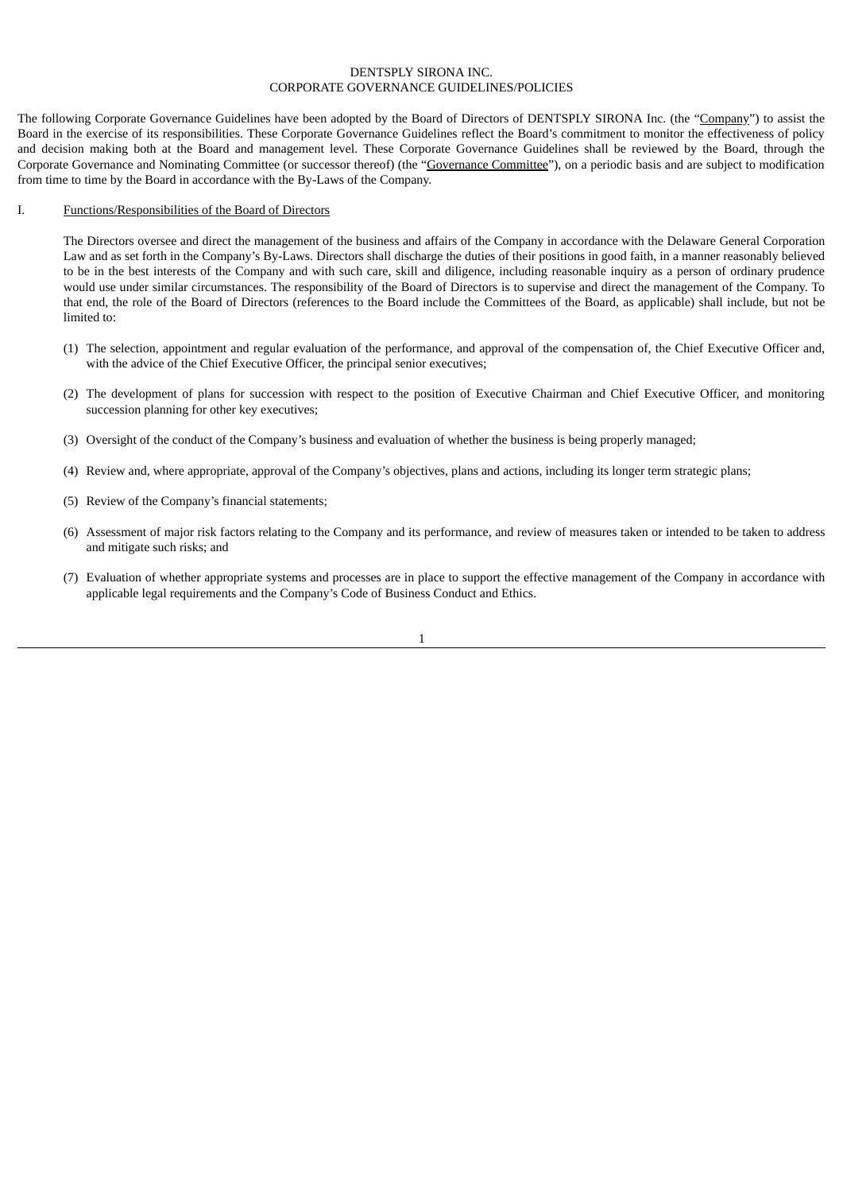DENTSPLY SIRONA INC.
CORPORATE GOVERNANCE GUIDELINES/POLICIES

The following Corporate Governance Guidelines have been adopted by the Board of Directors of DENTSPLY SIRONA Inc. (the "Company") to assist the Board in the exercise of its responsibilities. These Corporate Governance Guidelines reflect the Board's commitment to monitor the effectiveness of policy and decision making both at the Board and management level. These Corporate Governance Guidelines shall be reviewed by the Board, through the Corporate Governance and Nominating Committee (or successor thereof) (the "Governance Committee"), on a periodic basis and are subject to modification from time to time by the Board in accordance with the By-Laws of the Company.

## I. Functions/Responsibilities of the Board of Directors

The Directors oversee and direct the management of the business and affairs of the Company in accordance with the Delaware General Corporation Law and as set forth in the Company's By-Laws. Directors shall discharge the duties of their positions in good faith, in a manner reasonably believed to be in the best interests of the Company and with such care, skill and diligence, including reasonable inquiry as a person of ordinary prudence would use under similar circumstances. The responsibility of the Board of Directors is to supervise and direct the management of the Company. To that end, the role of the Board of Directors (references to the Board include the Committees of the Board, as applicable) shall include, but not be limited to:

(1) The selection, appointment and regular evaluation of the performance, and approval of the compensation of, the Chief Executive Officer and, with the advice of the Chief Executive Officer, the principal senior executives;

(2) The development of plans for succession with respect to the position of Executive Chairman and Chief Executive Officer, and monitoring succession planning for other key executives;

(3) Oversight of the conduct of the Company's business and evaluation of whether the business is being properly managed;

(4) Review and, where appropriate, approval of the Company's objectives, plans and actions, including its longer term strategic plans;

(5) Review of the Company's financial statements;

(6) Assessment of major risk factors relating to the Company and its performance, and review of measures taken or intended to be taken to address and mitigate such risks; and

(7) Evaluation of whether appropriate systems and processes are in place to support the effective management of the Company in accordance with applicable legal requirements and the Company's Code of Business Conduct and Ethics.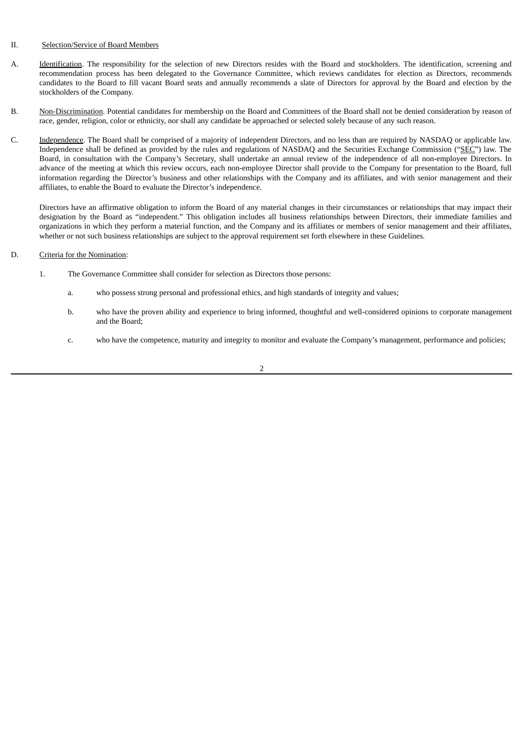II. Selection/Service of Board Members

A. Identification. The responsibility for the selection of new Directors resides with the Board and stockholders. The identification, screening and recommendation process has been delegated to the Governance Committee, which reviews candidates for election as Directors, recommends candidates to the Board to fill vacant Board seats and annually recommends a slate of Directors for approval by the Board and election by the stockholders of the Company.

B. Non-Discrimination. Potential candidates for membership on the Board and Committees of the Board shall not be denied consideration by reason of race, gender, religion, color or ethnicity, nor shall any candidate be approached or selected solely because of any such reason.

C. Independence. The Board shall be comprised of a majority of independent Directors, and no less than are required by NASDAQ or applicable law. Independence shall be defined as provided by the rules and regulations of NASDAQ and the Securities Exchange Commission ("SEC") law. The Board, in consultation with the Company's Secretary, shall undertake an annual review of the independence of all non-employee Directors. In advance of the meeting at which this review occurs, each non-employee Director shall provide to the Company for presentation to the Board, full information regarding the Director's business and other relationships with the Company and its affiliates, and with senior management and their affiliates, to enable the Board to evaluate the Director's independence.

Directors have an affirmative obligation to inform the Board of any material changes in their circumstances or relationships that may impact their designation by the Board as "independent." This obligation includes all business relationships between Directors, their immediate families and organizations in which they perform a material function, and the Company and its affiliates or members of senior management and their affiliates, whether or not such business relationships are subject to the approval requirement set forth elsewhere in these Guidelines.

D. Criteria for the Nomination:

1. The Governance Committee shall consider for selection as Directors those persons:

   a. who possess strong personal and professional ethics, and high standards of integrity and values;

   b. who have the proven ability and experience to bring informed, thoughtful and well-considered opinions to corporate management and the Board;

   c. who have the competence, maturity and integrity to monitor and evaluate the Company's management, performance and policies;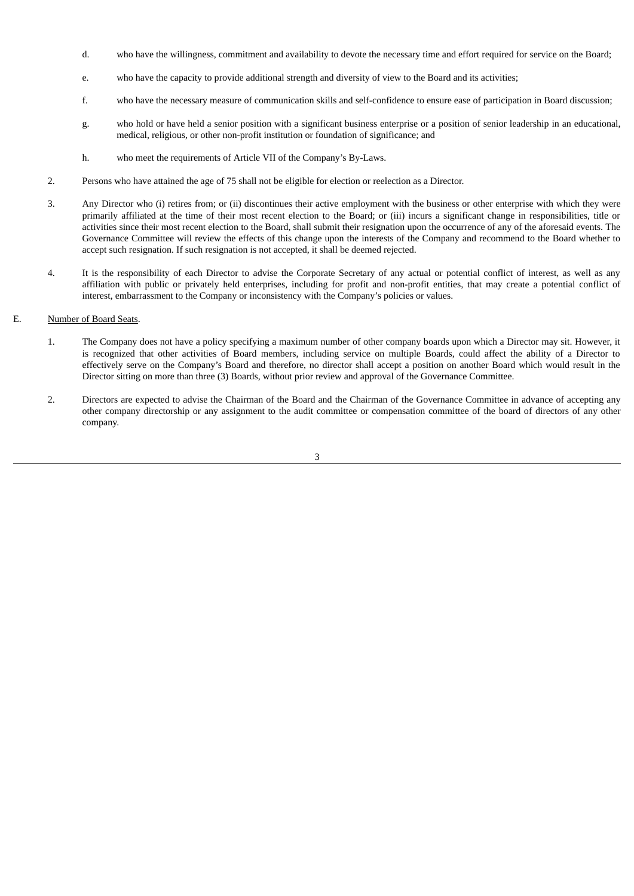d. who have the willingness, commitment and availability to devote the necessary time and effort required for service on the Board;

e. who have the capacity to provide additional strength and diversity of view to the Board and its activities;

f. who have the necessary measure of communication skills and self-confidence to ensure ease of participation in Board discussion;

g. who hold or have held a senior position with a significant business enterprise or a position of senior leadership in an educational, medical, religious, or other non-profit institution or foundation of significance; and

h. who meet the requirements of Article VII of the Company's By-Laws.

2. Persons who have attained the age of 75 shall not be eligible for election or reelection as a Director.

3. Any Director who (i) retires from; or (ii) discontinues their active employment with the business or other enterprise with which they were primarily affiliated at the time of their most recent election to the Board; or (iii) incurs a significant change in responsibilities, title or activities since their most recent election to the Board, shall submit their resignation upon the occurrence of any of the aforesaid events. The Governance Committee will review the effects of this change upon the interests of the Company and recommend to the Board whether to accept such resignation. If such resignation is not accepted, it shall be deemed rejected.

4. It is the responsibility of each Director to advise the Corporate Secretary of any actual or potential conflict of interest, as well as any affiliation with public or privately held enterprises, including for profit and non-profit entities, that may create a potential conflict of interest, embarrassment to the Company or inconsistency with the Company's policies or values.

E. Number of Board Seats.

1. The Company does not have a policy specifying a maximum number of other company boards upon which a Director may sit. However, it is recognized that other activities of Board members, including service on multiple Boards, could affect the ability of a Director to effectively serve on the Company's Board and therefore, no director shall accept a position on another Board which would result in the Director sitting on more than three (3) Boards, without prior review and approval of the Governance Committee.

2. Directors are expected to advise the Chairman of the Board and the Chairman of the Governance Committee in advance of accepting any other company directorship or any assignment to the audit committee or compensation committee of the board of directors of any other company.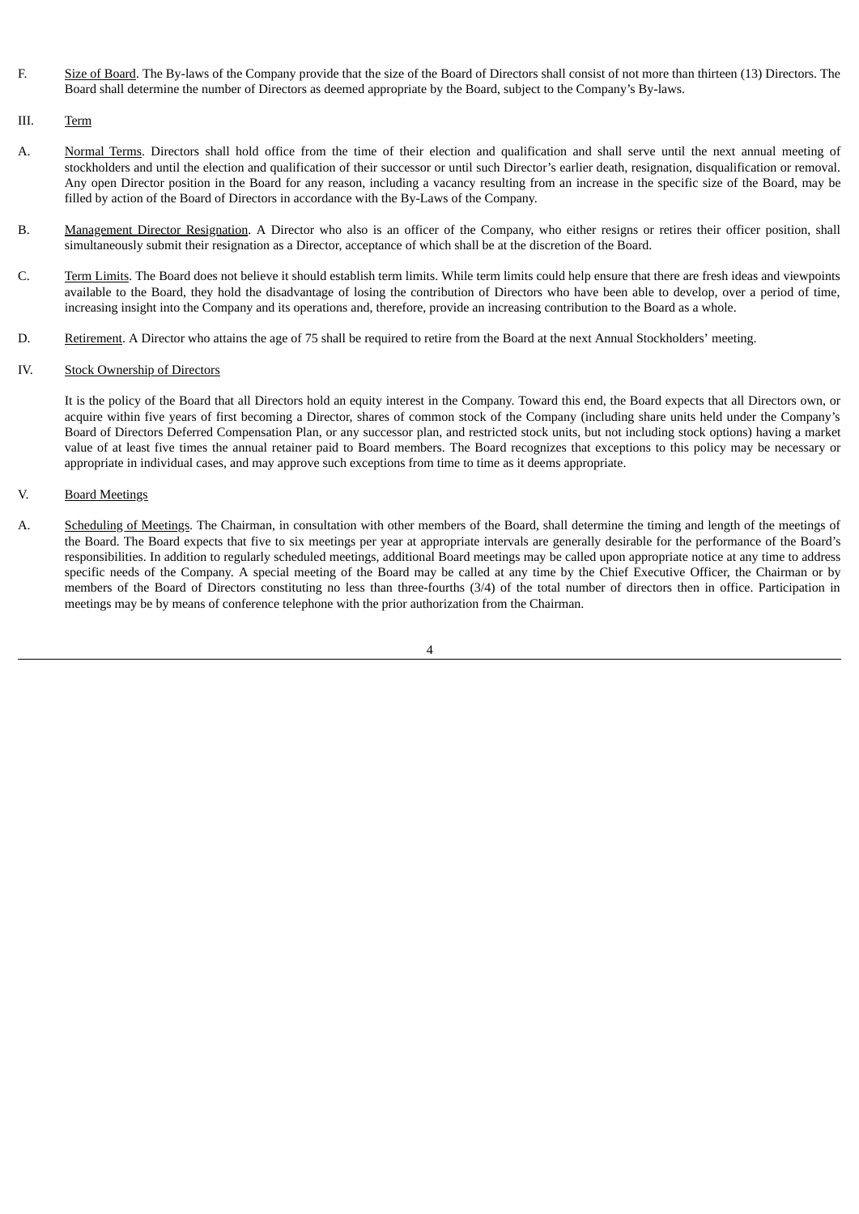F. Size of Board. The By-laws of the Company provide that the size of the Board of Directors shall consist of not more than thirteen (13) Directors. The Board shall determine the number of Directors as deemed appropriate by the Board, subject to the Company's By-laws.

## III. Term

A. Normal Terms. Directors shall hold office from the time of their election and qualification and shall serve until the next annual meeting of stockholders and until the election and qualification of their successor or until such Director's earlier death, resignation, disqualification or removal. Any open Director position in the Board for any reason, including a vacancy resulting from an increase in the specific size of the Board, may be filled by action of the Board of Directors in accordance with the By-Laws of the Company.

B. Management Director Resignation. A Director who also is an officer of the Company, who either resigns or retires their officer position, shall simultaneously submit their resignation as a Director, acceptance of which shall be at the discretion of the Board.

C. Term Limits. The Board does not believe it should establish term limits. While term limits could help ensure that there are fresh ideas and viewpoints available to the Board, they hold the disadvantage of losing the contribution of Directors who have been able to develop, over a period of time, increasing insight into the Company and its operations and, therefore, provide an increasing contribution to the Board as a whole.

D. Retirement. A Director who attains the age of 75 shall be required to retire from the Board at the next Annual Stockholders' meeting.

## IV. Stock Ownership of Directors

It is the policy of the Board that all Directors hold an equity interest in the Company. Toward this end, the Board expects that all Directors own, or acquire within five years of first becoming a Director, shares of common stock of the Company (including share units held under the Company's Board of Directors Deferred Compensation Plan, or any successor plan, and restricted stock units, but not including stock options) having a market value of at least five times the annual retainer paid to Board members. The Board recognizes that exceptions to this policy may be necessary or appropriate in individual cases, and may approve such exceptions from time to time as it deems appropriate.

## V. Board Meetings

A. Scheduling of Meetings. The Chairman, in consultation with other members of the Board, shall determine the timing and length of the meetings of the Board. The Board expects that five to six meetings per year at appropriate intervals are generally desirable for the performance of the Board's responsibilities. In addition to regularly scheduled meetings, additional Board meetings may be called upon appropriate notice at any time to address specific needs of the Company. A special meeting of the Board may be called at any time by the Chief Executive Officer, the Chairman or by members of the Board of Directors constituting no less than three-fourths (3/4) of the total number of directors then in office. Participation in meetings may be by means of conference telephone with the prior authorization from the Chairman.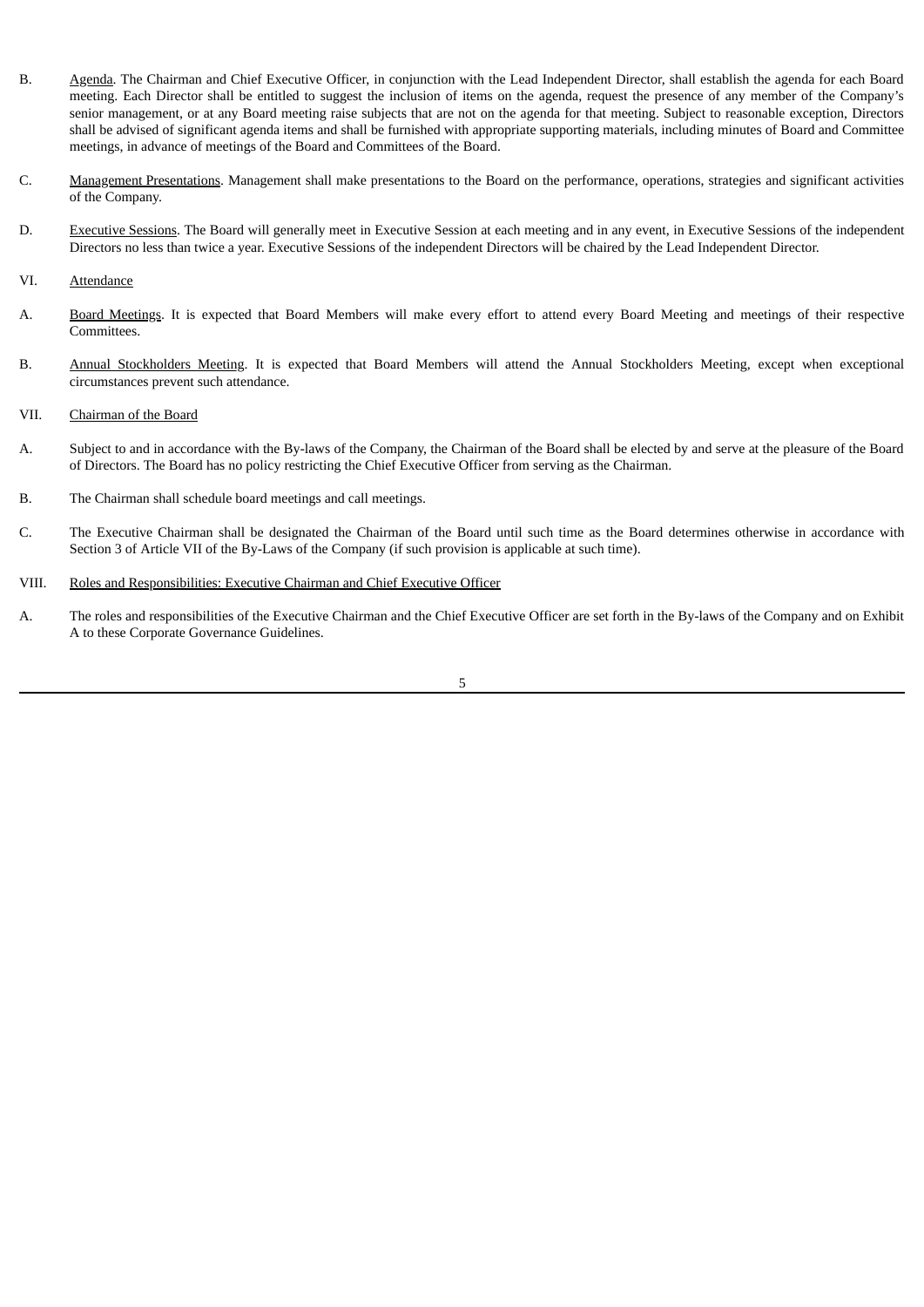B. Agenda. The Chairman and Chief Executive Officer, in conjunction with the Lead Independent Director, shall establish the agenda for each Board meeting. Each Director shall be entitled to suggest the inclusion of items on the agenda, request the presence of any member of the Company's senior management, or at any Board meeting raise subjects that are not on the agenda for that meeting. Subject to reasonable exception, Directors shall be advised of significant agenda items and shall be furnished with appropriate supporting materials, including minutes of Board and Committee meetings, in advance of meetings of the Board and Committees of the Board.

C. Management Presentations. Management shall make presentations to the Board on the performance, operations, strategies and significant activities of the Company.

D. Executive Sessions. The Board will generally meet in Executive Session at each meeting and in any event, in Executive Sessions of the independent Directors no less than twice a year. Executive Sessions of the independent Directors will be chaired by the Lead Independent Director.

VI. Attendance

A. Board Meetings. It is expected that Board Members will make every effort to attend every Board Meeting and meetings of their respective Committees.

B. Annual Stockholders Meeting. It is expected that Board Members will attend the Annual Stockholders Meeting, except when exceptional circumstances prevent such attendance.

VII. Chairman of the Board

A. Subject to and in accordance with the By-laws of the Company, the Chairman of the Board shall be elected by and serve at the pleasure of the Board of Directors. The Board has no policy restricting the Chief Executive Officer from serving as the Chairman.

B. The Chairman shall schedule board meetings and call meetings.

C. The Executive Chairman shall be designated the Chairman of the Board until such time as the Board determines otherwise in accordance with Section 3 of Article VII of the By-Laws of the Company (if such provision is applicable at such time).

VIII. Roles and Responsibilities: Executive Chairman and Chief Executive Officer

A. The roles and responsibilities of the Executive Chairman and the Chief Executive Officer are set forth in the By-laws of the Company and on Exhibit A to these Corporate Governance Guidelines.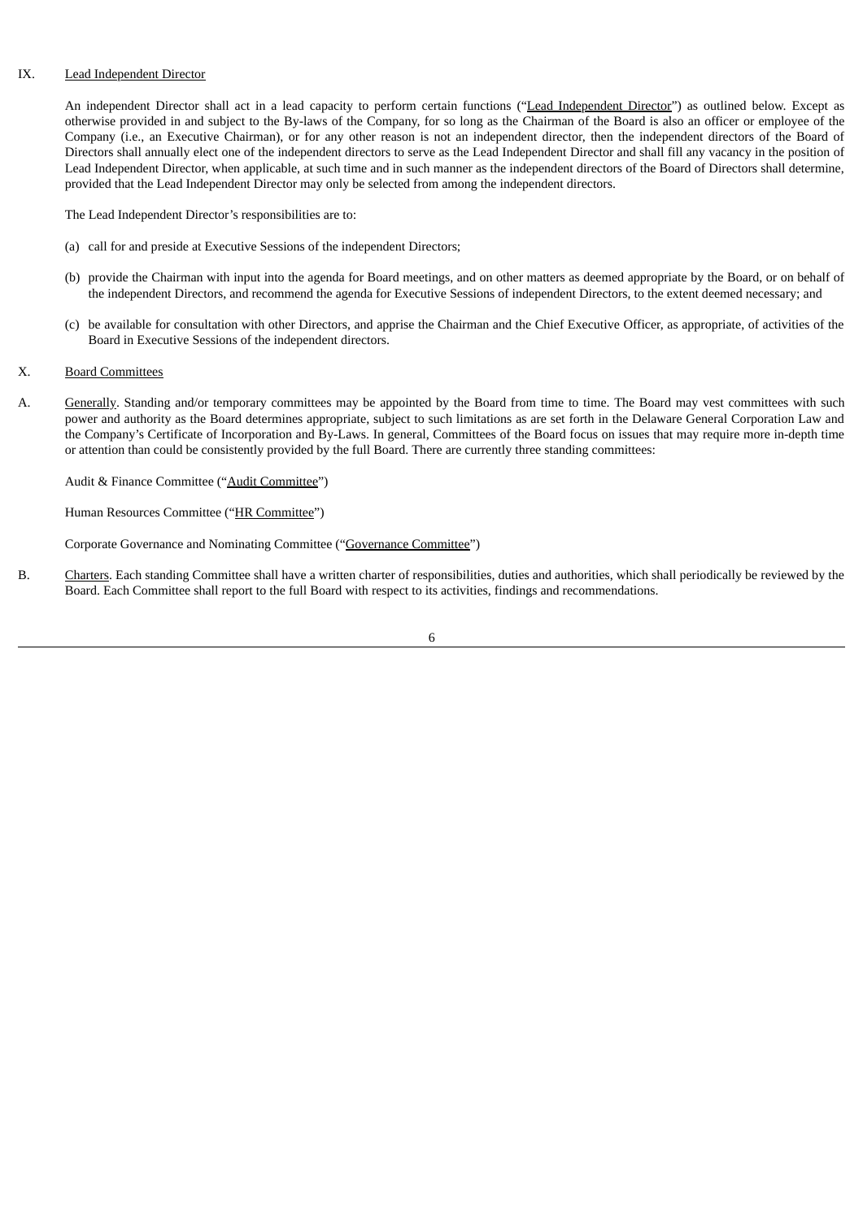## IX. Lead Independent Director

An independent Director shall act in a lead capacity to perform certain functions ("Lead Independent Director") as outlined below. Except as otherwise provided in and subject to the By-laws of the Company, for so long as the Chairman of the Board is also an officer or employee of the Company (i.e., an Executive Chairman), or for any other reason is not an independent director, then the independent directors of the Board of Directors shall annually elect one of the independent directors to serve as the Lead Independent Director and shall fill any vacancy in the position of Lead Independent Director, when applicable, at such time and in such manner as the independent directors of the Board of Directors shall determine, provided that the Lead Independent Director may only be selected from among the independent directors.

The Lead Independent Director's responsibilities are to:

(a) call for and preside at Executive Sessions of the independent Directors;

(b) provide the Chairman with input into the agenda for Board meetings, and on other matters as deemed appropriate by the Board, or on behalf of the independent Directors, and recommend the agenda for Executive Sessions of independent Directors, to the extent deemed necessary; and

(c) be available for consultation with other Directors, and apprise the Chairman and the Chief Executive Officer, as appropriate, of activities of the Board in Executive Sessions of the independent directors.

## X. Board Committees

A. Generally. Standing and/or temporary committees may be appointed by the Board from time to time. The Board may vest committees with such power and authority as the Board determines appropriate, subject to such limitations as are set forth in the Delaware General Corporation Law and the Company's Certificate of Incorporation and By-Laws. In general, Committees of the Board focus on issues that may require more in-depth time or attention than could be consistently provided by the full Board. There are currently three standing committees:

Audit & Finance Committee ("Audit Committee")

Human Resources Committee ("HR Committee")

Corporate Governance and Nominating Committee ("Governance Committee")

B. Charters. Each standing Committee shall have a written charter of responsibilities, duties and authorities, which shall periodically be reviewed by the Board. Each Committee shall report to the full Board with respect to its activities, findings and recommendations.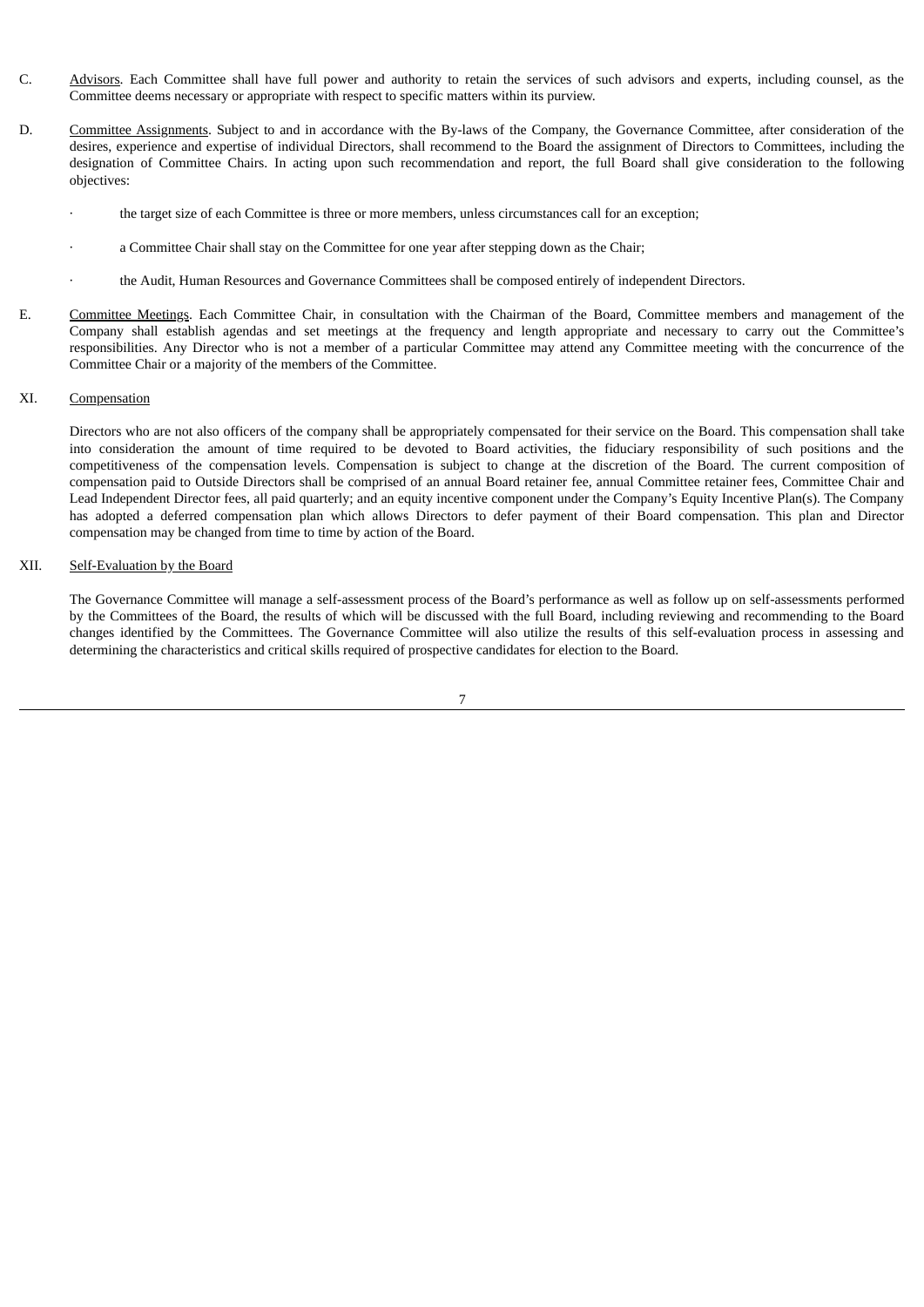C. Advisors. Each Committee shall have full power and authority to retain the services of such advisors and experts, including counsel, as the Committee deems necessary or appropriate with respect to specific matters within its purview.

D. Committee Assignments. Subject to and in accordance with the By-laws of the Company, the Governance Committee, after consideration of the desires, experience and expertise of individual Directors, shall recommend to the Board the assignment of Directors to Committees, including the designation of Committee Chairs. In acting upon such recommendation and report, the full Board shall give consideration to the following objectives:

- the target size of each Committee is three or more members, unless circumstances call for an exception;
- a Committee Chair shall stay on the Committee for one year after stepping down as the Chair;
- the Audit, Human Resources and Governance Committees shall be composed entirely of independent Directors.

E. Committee Meetings. Each Committee Chair, in consultation with the Chairman of the Board, Committee members and management of the Company shall establish agendas and set meetings at the frequency and length appropriate and necessary to carry out the Committee's responsibilities. Any Director who is not a member of a particular Committee may attend any Committee meeting with the concurrence of the Committee Chair or a majority of the members of the Committee.

## XI. Compensation

Directors who are not also officers of the company shall be appropriately compensated for their service on the Board. This compensation shall take into consideration the amount of time required to be devoted to Board activities, the fiduciary responsibility of such positions and the competitiveness of the compensation levels. Compensation is subject to change at the discretion of the Board. The current composition of compensation paid to Outside Directors shall be comprised of an annual Board retainer fee, annual Committee retainer fees, Committee Chair and Lead Independent Director fees, all paid quarterly; and an equity incentive component under the Company's Equity Incentive Plan(s). The Company has adopted a deferred compensation plan which allows Directors to defer payment of their Board compensation. This plan and Director compensation may be changed from time to time by action of the Board.

## XII. Self-Evaluation by the Board

The Governance Committee will manage a self-assessment process of the Board's performance as well as follow up on self-assessments performed by the Committees of the Board, the results of which will be discussed with the full Board, including reviewing and recommending to the Board changes identified by the Committees. The Governance Committee will also utilize the results of this self-evaluation process in assessing and determining the characteristics and critical skills required of prospective candidates for election to the Board.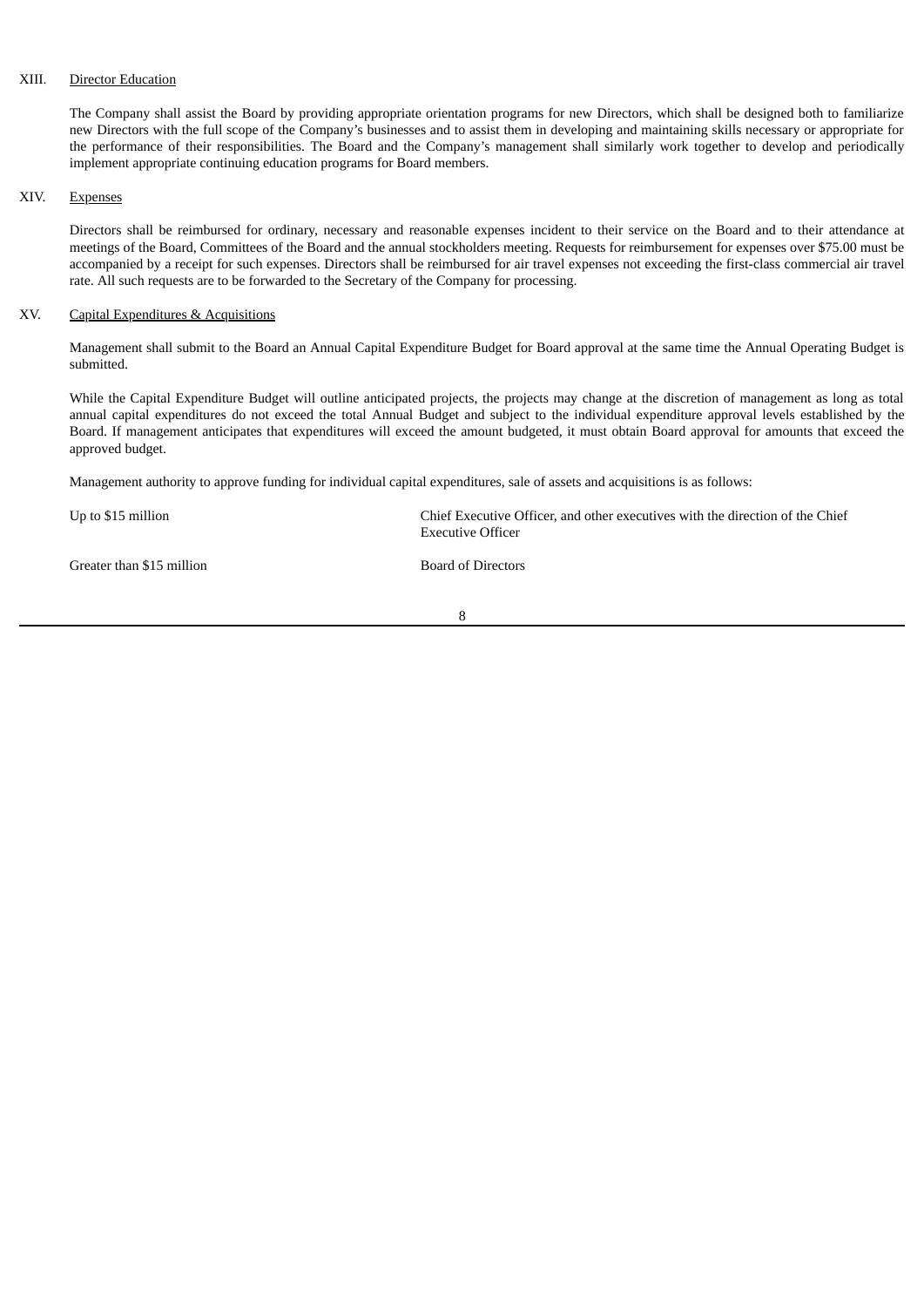## XIII. Director Education

The Company shall assist the Board by providing appropriate orientation programs for new Directors, which shall be designed both to familiarize new Directors with the full scope of the Company's businesses and to assist them in developing and maintaining skills necessary or appropriate for the performance of their responsibilities. The Board and the Company's management shall similarly work together to develop and periodically implement appropriate continuing education programs for Board members.

## XIV. Expenses

Directors shall be reimbursed for ordinary, necessary and reasonable expenses incident to their service on the Board and to their attendance at meetings of the Board, Committees of the Board and the annual stockholders meeting. Requests for reimbursement for expenses over $75.00 must be accompanied by a receipt for such expenses. Directors shall be reimbursed for air travel expenses not exceeding the first-class commercial air travel rate. All such requests are to be forwarded to the Secretary of the Company for processing.

## XV. Capital Expenditures & Acquisitions

Management shall submit to the Board an Annual Capital Expenditure Budget for Board approval at the same time the Annual Operating Budget is submitted.

While the Capital Expenditure Budget will outline anticipated projects, the projects may change at the discretion of management as long as total annual capital expenditures do not exceed the total Annual Budget and subject to the individual expenditure approval levels established by the Board. If management anticipates that expenditures will exceed the amount budgeted, it must obtain Board approval for amounts that exceed the approved budget.

Management authority to approve funding for individual capital expenditures, sale of assets and acquisitions is as follows:

| | |
|---|---|
| Up to $15 million | Chief Executive Officer, and other executives with the direction of the Chief Executive Officer |
| Greater than $15 million | Board of Directors |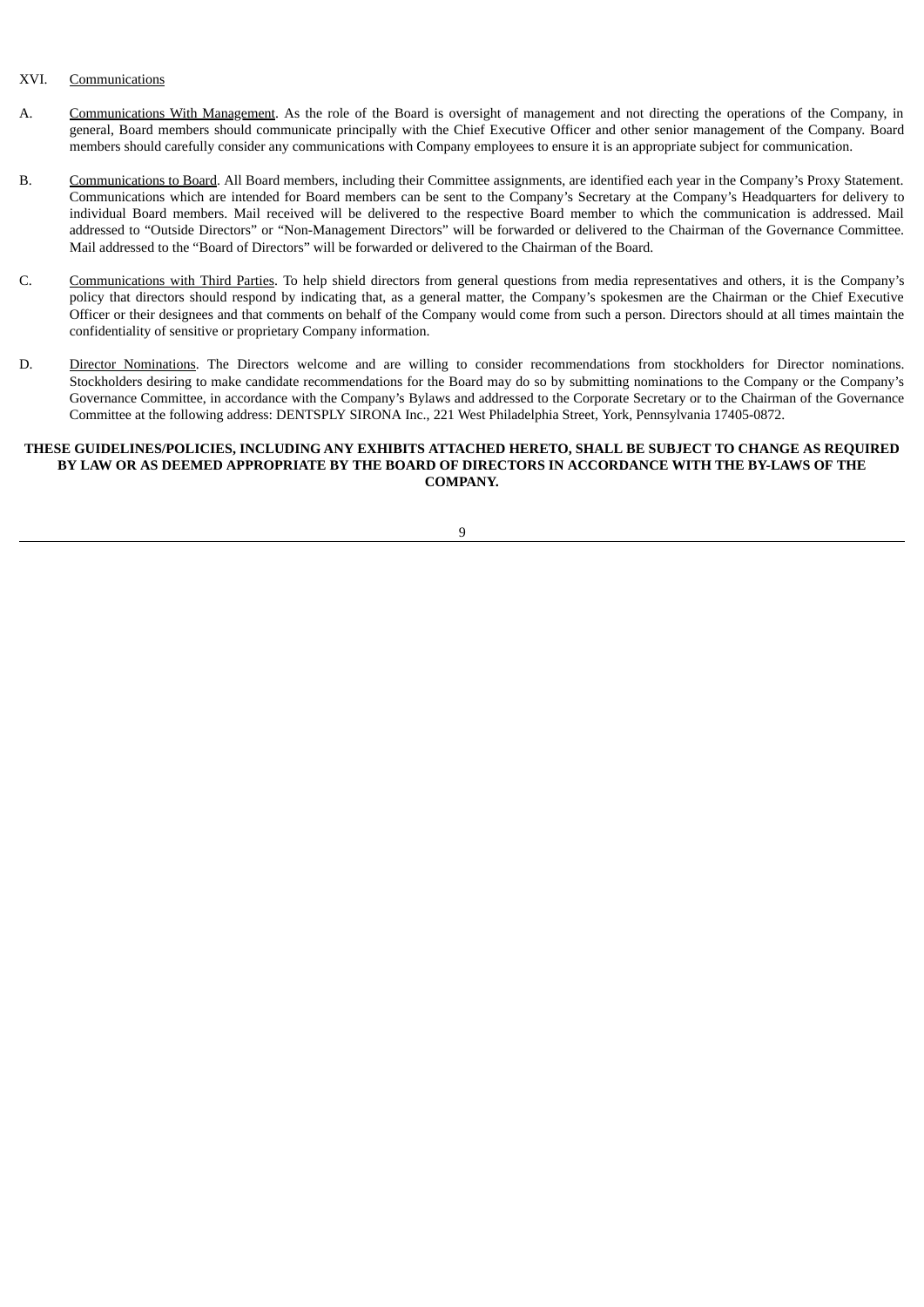## XVI. Communications

A. Communications With Management. As the role of the Board is oversight of management and not directing the operations of the Company, in general, Board members should communicate principally with the Chief Executive Officer and other senior management of the Company. Board members should carefully consider any communications with Company employees to ensure it is an appropriate subject for communication.

B. Communications to Board. All Board members, including their Committee assignments, are identified each year in the Company's Proxy Statement. Communications which are intended for Board members can be sent to the Company's Secretary at the Company's Headquarters for delivery to individual Board members. Mail received will be delivered to the respective Board member to which the communication is addressed. Mail addressed to "Outside Directors" or "Non-Management Directors" will be forwarded or delivered to the Chairman of the Governance Committee. Mail addressed to the "Board of Directors" will be forwarded or delivered to the Chairman of the Board.

C. Communications with Third Parties. To help shield directors from general questions from media representatives and others, it is the Company's policy that directors should respond by indicating that, as a general matter, the Company's spokesmen are the Chairman or the Chief Executive Officer or their designees and that comments on behalf of the Company would come from such a person. Directors should at all times maintain the confidentiality of sensitive or proprietary Company information.

D. Director Nominations. The Directors welcome and are willing to consider recommendations from stockholders for Director nominations. Stockholders desiring to make candidate recommendations for the Board may do so by submitting nominations to the Company or the Company's Governance Committee, in accordance with the Company's Bylaws and addressed to the Corporate Secretary or to the Chairman of the Governance Committee at the following address: DENTSPLY SIRONA Inc., 221 West Philadelphia Street, York, Pennsylvania 17405-0872.

**THESE GUIDELINES/POLICIES, INCLUDING ANY EXHIBITS ATTACHED HERETO, SHALL BE SUBJECT TO CHANGE AS REQUIRED BY LAW OR AS DEEMED APPROPRIATE BY THE BOARD OF DIRECTORS IN ACCORDANCE WITH THE BY-LAWS OF THE COMPANY.**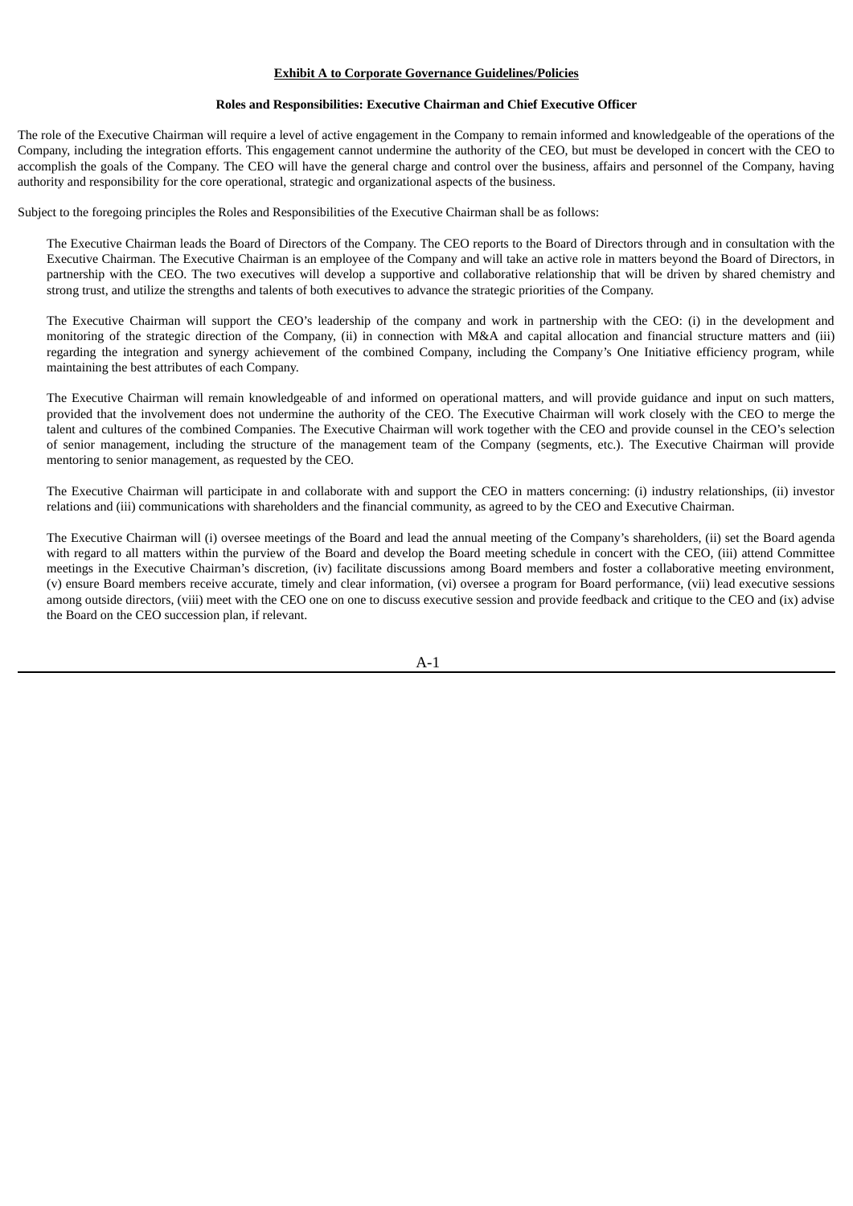**Exhibit A to Corporate Governance Guidelines/Policies**

**Roles and Responsibilities: Executive Chairman and Chief Executive Officer**

The role of the Executive Chairman will require a level of active engagement in the Company to remain informed and knowledgeable of the operations of the Company, including the integration efforts. This engagement cannot undermine the authority of the CEO, but must be developed in concert with the CEO to accomplish the goals of the Company. The CEO will have the general charge and control over the business, affairs and personnel of the Company, having authority and responsibility for the core operational, strategic and organizational aspects of the business.

Subject to the foregoing principles the Roles and Responsibilities of the Executive Chairman shall be as follows:

The Executive Chairman leads the Board of Directors of the Company. The CEO reports to the Board of Directors through and in consultation with the Executive Chairman. The Executive Chairman is an employee of the Company and will take an active role in matters beyond the Board of Directors, in partnership with the CEO. The two executives will develop a supportive and collaborative relationship that will be driven by shared chemistry and strong trust, and utilize the strengths and talents of both executives to advance the strategic priorities of the Company.

The Executive Chairman will support the CEO's leadership of the company and work in partnership with the CEO: (i) in the development and monitoring of the strategic direction of the Company, (ii) in connection with M&A and capital allocation and financial structure matters and (iii) regarding the integration and synergy achievement of the combined Company, including the Company's One Initiative efficiency program, while maintaining the best attributes of each Company.

The Executive Chairman will remain knowledgeable of and informed on operational matters, and will provide guidance and input on such matters, provided that the involvement does not undermine the authority of the CEO. The Executive Chairman will work closely with the CEO to merge the talent and cultures of the combined Companies. The Executive Chairman will work together with the CEO and provide counsel in the CEO's selection of senior management, including the structure of the management team of the Company (segments, etc.). The Executive Chairman will provide mentoring to senior management, as requested by the CEO.

The Executive Chairman will participate in and collaborate with and support the CEO in matters concerning: (i) industry relationships, (ii) investor relations and (iii) communications with shareholders and the financial community, as agreed to by the CEO and Executive Chairman.

The Executive Chairman will (i) oversee meetings of the Board and lead the annual meeting of the Company's shareholders, (ii) set the Board agenda with regard to all matters within the purview of the Board and develop the Board meeting schedule in concert with the CEO, (iii) attend Committee meetings in the Executive Chairman's discretion, (iv) facilitate discussions among Board members and foster a collaborative meeting environment, (v) ensure Board members receive accurate, timely and clear information, (vi) oversee a program for Board performance, (vii) lead executive sessions among outside directors, (viii) meet with the CEO one on one to discuss executive session and provide feedback and critique to the CEO and (ix) advise the Board on the CEO succession plan, if relevant.